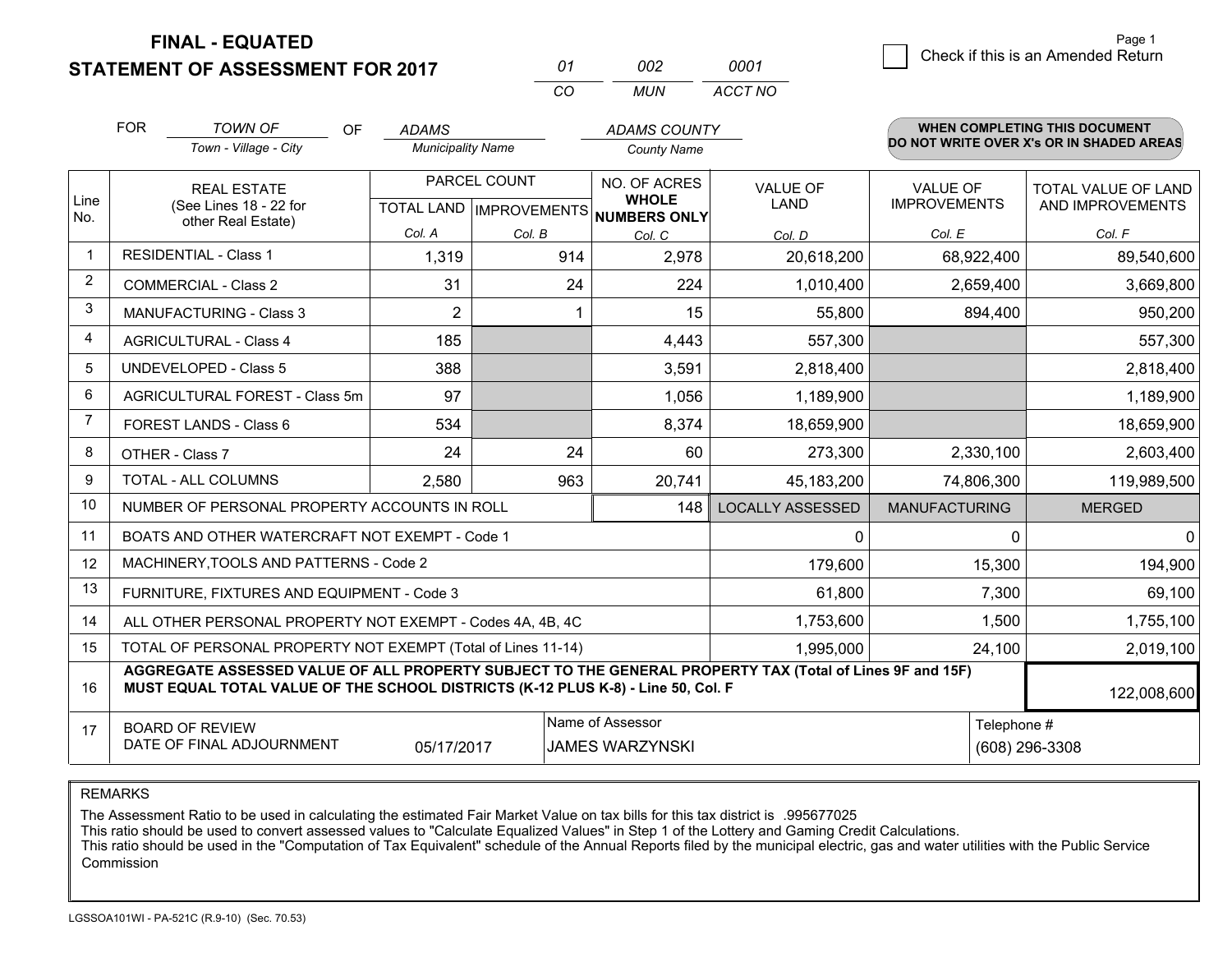# FINAL - EQUATED
## STATEMENT OF ASSESSMENT FOR 2017

| 01 | 002 | 0001 |
|---|---|---|
| CO | MUN | ACCT NO |

Check if this is an Amended Return

FOR *TOWN OF* (Town - Village - City) OF *ADAMS* (Municipality Name) *ADAMS COUNTY* (County Name)

**WHEN COMPLETING THIS DOCUMENT DO NOT WRITE OVER X's OR IN SHADED AREAS**

| Line No. | REAL ESTATE (See Lines 18 - 22 for other Real Estate) | PARCEL COUNT TOTAL LAND Col. A | PARCEL COUNT IMPROVEMENTS Col. B | NO. OF ACRES WHOLE NUMBERS ONLY Col. C | VALUE OF LAND Col. D | VALUE OF IMPROVEMENTS Col. E | TOTAL VALUE OF LAND AND IMPROVEMENTS Col. F |
|---|---|---|---|---|---|---|---|
| 1 | RESIDENTIAL - Class 1 | 1,319 | 914 | 2,978 | 20,618,200 | 68,922,400 | 89,540,600 |
| 2 | COMMERCIAL - Class 2 | 31 | 24 | 224 | 1,010,400 | 2,659,400 | 3,669,800 |
| 3 | MANUFACTURING - Class 3 | 2 | 1 | 15 | 55,800 | 894,400 | 950,200 |
| 4 | AGRICULTURAL - Class 4 | 185 | | 4,443 | 557,300 | | 557,300 |
| 5 | UNDEVELOPED - Class 5 | 388 | | 3,591 | 2,818,400 | | 2,818,400 |
| 6 | AGRICULTURAL FOREST - Class 5m | 97 | | 1,056 | 1,189,900 | | 1,189,900 |
| 7 | FOREST LANDS - Class 6 | 534 | | 8,374 | 18,659,900 | | 18,659,900 |
| 8 | OTHER - Class 7 | 24 | 24 | 60 | 273,300 | 2,330,100 | 2,603,400 |
| 9 | TOTAL - ALL COLUMNS | 2,580 | 963 | 20,741 | 45,183,200 | 74,806,300 | 119,989,500 |
| 10 | NUMBER OF PERSONAL PROPERTY ACCOUNTS IN ROLL | | | 148 | LOCALLY ASSESSED | MANUFACTURING | MERGED |
| 11 | BOATS AND OTHER WATERCRAFT NOT EXEMPT - Code 1 | | | | 0 | 0 | 0 |
| 12 | MACHINERY,TOOLS AND PATTERNS - Code 2 | | | | 179,600 | 15,300 | 194,900 |
| 13 | FURNITURE, FIXTURES AND EQUIPMENT - Code 3 | | | | 61,800 | 7,300 | 69,100 |
| 14 | ALL OTHER PERSONAL PROPERTY NOT EXEMPT - Codes 4A, 4B, 4C | | | | 1,753,600 | 1,500 | 1,755,100 |
| 15 | TOTAL OF PERSONAL PROPERTY NOT EXEMPT (Total of Lines 11-14) | | | | 1,995,000 | 24,100 | 2,019,100 |
| 16 | AGGREGATE ASSESSED VALUE OF ALL PROPERTY SUBJECT TO THE GENERAL PROPERTY TAX (Total of Lines 9F and 15F) MUST EQUAL TOTAL VALUE OF THE SCHOOL DISTRICTS (K-12 PLUS K-8) - Line 50, Col. F | | | | | | 122,008,600 |
| 17 | BOARD OF REVIEW DATE OF FINAL ADJOURNMENT | 05/17/2017 | | Name of Assessor: JAMES WARZYNSKI | | Telephone #: (608) 296-3308 | |

REMARKS

The Assessment Ratio to be used in calculating the estimated Fair Market Value on tax bills for this tax district is .995677025
This ratio should be used to convert assessed values to "Calculate Equalized Values" in Step 1 of the Lottery and Gaming Credit Calculations.
This ratio should be used in the "Computation of Tax Equivalent" schedule of the Annual Reports filed by the municipal electric, gas and water utilities with the Public Service Commission

LGSSOA101WI - PA-521C (R.9-10) (Sec. 70.53)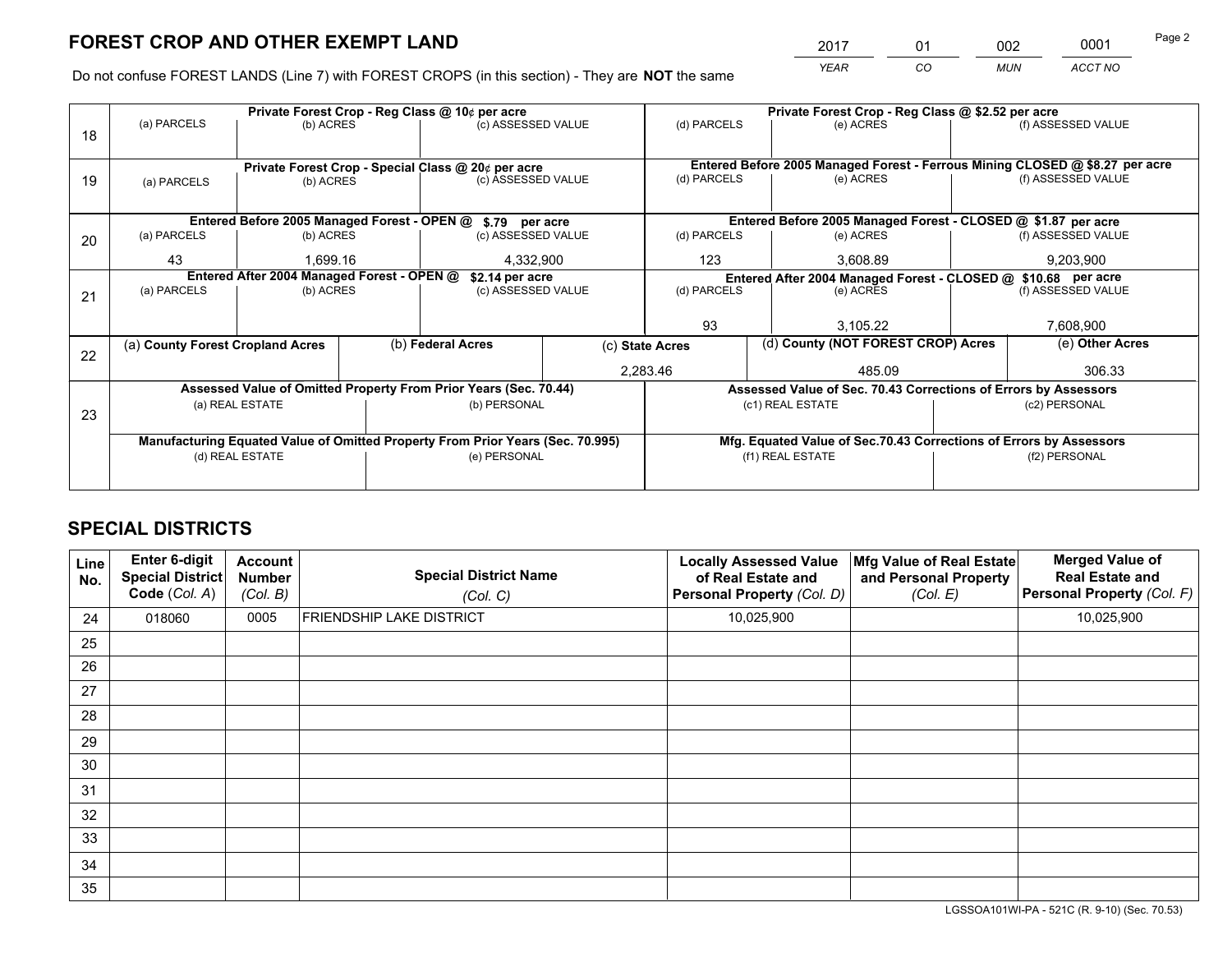# FOREST CROP AND OTHER EXEMPT LAND

| 2017 | 01 | 002 | 0001 |
|---|---|---|---|
| *YEAR* | *CO* | *MUN* | *ACCT NO* |

Do not confuse FOREST LANDS (Line 7) with FOREST CROPS (in this section) - They are **NOT** the same

| Line | Private Forest Crop - Reg Class @ 10¢ per acre | | | Private Forest Crop - Reg Class @ $2.52 per acre | | |
|---|---|---|---|---|---|---|
| 18 | (a) PARCELS | (b) ACRES | (c) ASSESSED VALUE | (d) PARCELS | (e) ACRES | (f) ASSESSED VALUE |
| | | | | | | |
| | **Private Forest Crop - Special Class @ 20¢ per acre** | | | **Entered Before 2005 Managed Forest - Ferrous Mining CLOSED @ $8.27 per acre** | | |
| 19 | (a) PARCELS | (b) ACRES | (c) ASSESSED VALUE | (d) PARCELS | (e) ACRES | (f) ASSESSED VALUE |
| | | | | | | |
| | **Entered Before 2005 Managed Forest - OPEN @ $.79 per acre** | | | **Entered Before 2005 Managed Forest - CLOSED @ $1.87 per acre** | | |
| 20 | (a) PARCELS | (b) ACRES | (c) ASSESSED VALUE | (d) PARCELS | (e) ACRES | (f) ASSESSED VALUE |
| | 43 | 1,699.16 | 4,332,900 | 123 | 3,608.89 | 9,203,900 |
| | **Entered After 2004 Managed Forest - OPEN @ $2.14 per acre** | | | **Entered After 2004 Managed Forest - CLOSED @ $10.68 per acre** | | |
| 21 | (a) PARCELS | (b) ACRES | (c) ASSESSED VALUE | (d) PARCELS | (e) ACRES | (f) ASSESSED VALUE |
| | | | | 93 | 3,105.22 | 7,608,900 |

| Line | (a) County Forest Cropland Acres | (b) Federal Acres | (c) State Acres | (d) County (NOT FOREST CROP) Acres | (e) Other Acres |
|---|---|---|---|---|---|
| 22 | | | 2,283.46 | 485.09 | 306.33 |

| Line | Assessed Value of Omitted Property From Prior Years (Sec. 70.44) | | Assessed Value of Sec. 70.43 Corrections of Errors by Assessors | |
|---|---|---|---|---|
| 23 | (a) REAL ESTATE | (b) PERSONAL | (c1) REAL ESTATE | (c2) PERSONAL |
| | | | | |
| | **Manufacturing Equated Value of Omitted Property From Prior Years (Sec. 70.995)** | | **Mfg. Equated Value of Sec.70.43 Corrections of Errors by Assessors** | |
| | (d) REAL ESTATE | (e) PERSONAL | (f1) REAL ESTATE | (f2) PERSONAL |
| | | | | |

# SPECIAL DISTRICTS

| Line No. | Enter 6-digit Special District Code (*Col. A*) | Account Number (*Col. B*) | Special District Name (*Col. C*) | Locally Assessed Value of Real Estate and Personal Property (*Col. D*) | Mfg Value of Real Estate and Personal Property (*Col. E*) | Merged Value of Real Estate and Personal Property (*Col. F*) |
|---|---|---|---|---|---|---|
| 24 | 018060 | 0005 | FRIENDSHIP LAKE DISTRICT | 10,025,900 | | 10,025,900 |
| 25 | | | | | | |
| 26 | | | | | | |
| 27 | | | | | | |
| 28 | | | | | | |
| 29 | | | | | | |
| 30 | | | | | | |
| 31 | | | | | | |
| 32 | | | | | | |
| 33 | | | | | | |
| 34 | | | | | | |
| 35 | | | | | | |

LGSSOA101WI-PA - 521C (R. 9-10) (Sec. 70.53)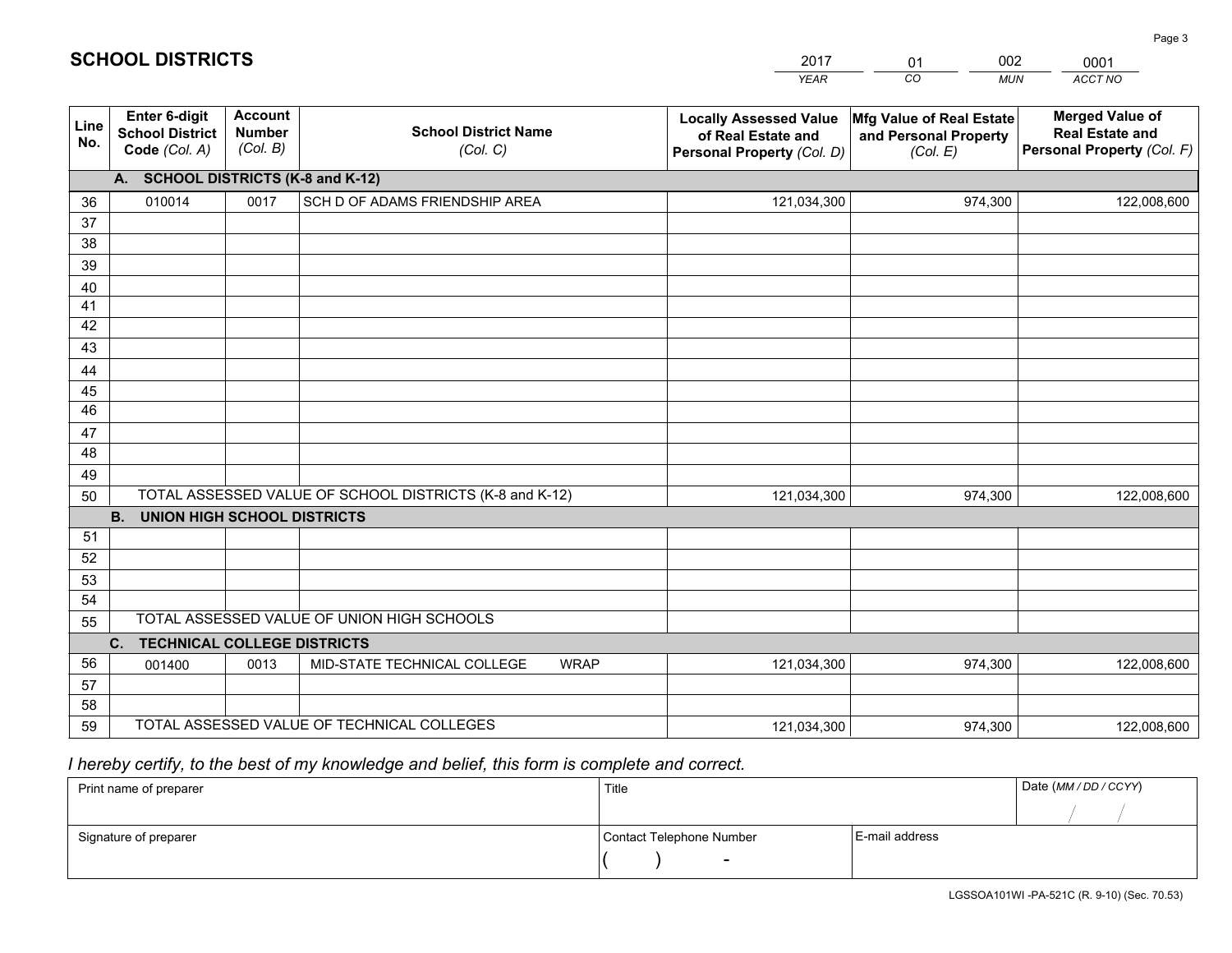# SCHOOL DISTRICTS

| 2017 | 01 | 002 | 0001 |
|---|---|---|---|
| *YEAR* | *CO* | *MUN* | *ACCT NO* |

| Line No. | Enter 6-digit School District Code *(Col. A)* | Account Number *(Col. B)* | School District Name *(Col. C)* | Locally Assessed Value of Real Estate and Personal Property *(Col. D)* | Mfg Value of Real Estate and Personal Property *(Col. E)* | Merged Value of Real Estate and Personal Property *(Col. F)* |
|---|---|---|---|---|---|---|
| | **A. SCHOOL DISTRICTS (K-8 and K-12)** | | | | | |
| 36 | 010014 | 0017 | SCH D OF ADAMS FRIENDSHIP AREA | 121,034,300 | 974,300 | 122,008,600 |
| 37 | | | | | | |
| 38 | | | | | | |
| 39 | | | | | | |
| 40 | | | | | | |
| 41 | | | | | | |
| 42 | | | | | | |
| 43 | | | | | | |
| 44 | | | | | | |
| 45 | | | | | | |
| 46 | | | | | | |
| 47 | | | | | | |
| 48 | | | | | | |
| 49 | | | | | | |
| 50 | TOTAL ASSESSED VALUE OF SCHOOL DISTRICTS (K-8 and K-12) | | | 121,034,300 | 974,300 | 122,008,600 |
| | **B. UNION HIGH SCHOOL DISTRICTS** | | | | | |
| 51 | | | | | | |
| 52 | | | | | | |
| 53 | | | | | | |
| 54 | | | | | | |
| 55 | TOTAL ASSESSED VALUE OF UNION HIGH SCHOOLS | | | | | |
| | **C. TECHNICAL COLLEGE DISTRICTS** | | | | | |
| 56 | 001400 | 0013 | MID-STATE TECHNICAL COLLEGE WRAP | 121,034,300 | 974,300 | 122,008,600 |
| 57 | | | | | | |
| 58 | | | | | | |
| 59 | TOTAL ASSESSED VALUE OF TECHNICAL COLLEGES | | | 121,034,300 | 974,300 | 122,008,600 |

*I hereby certify, to the best of my knowledge and belief, this form is complete and correct.*

| Print name of preparer | Title | | Date *(MM / DD / CCYY)* |
|---|---|---|---|
| | | | / / |
| Signature of preparer | Contact Telephone Number | E-mail address | |
| | ( ) - | | |

LGSSOA101WI -PA-521C (R. 9-10) (Sec. 70.53)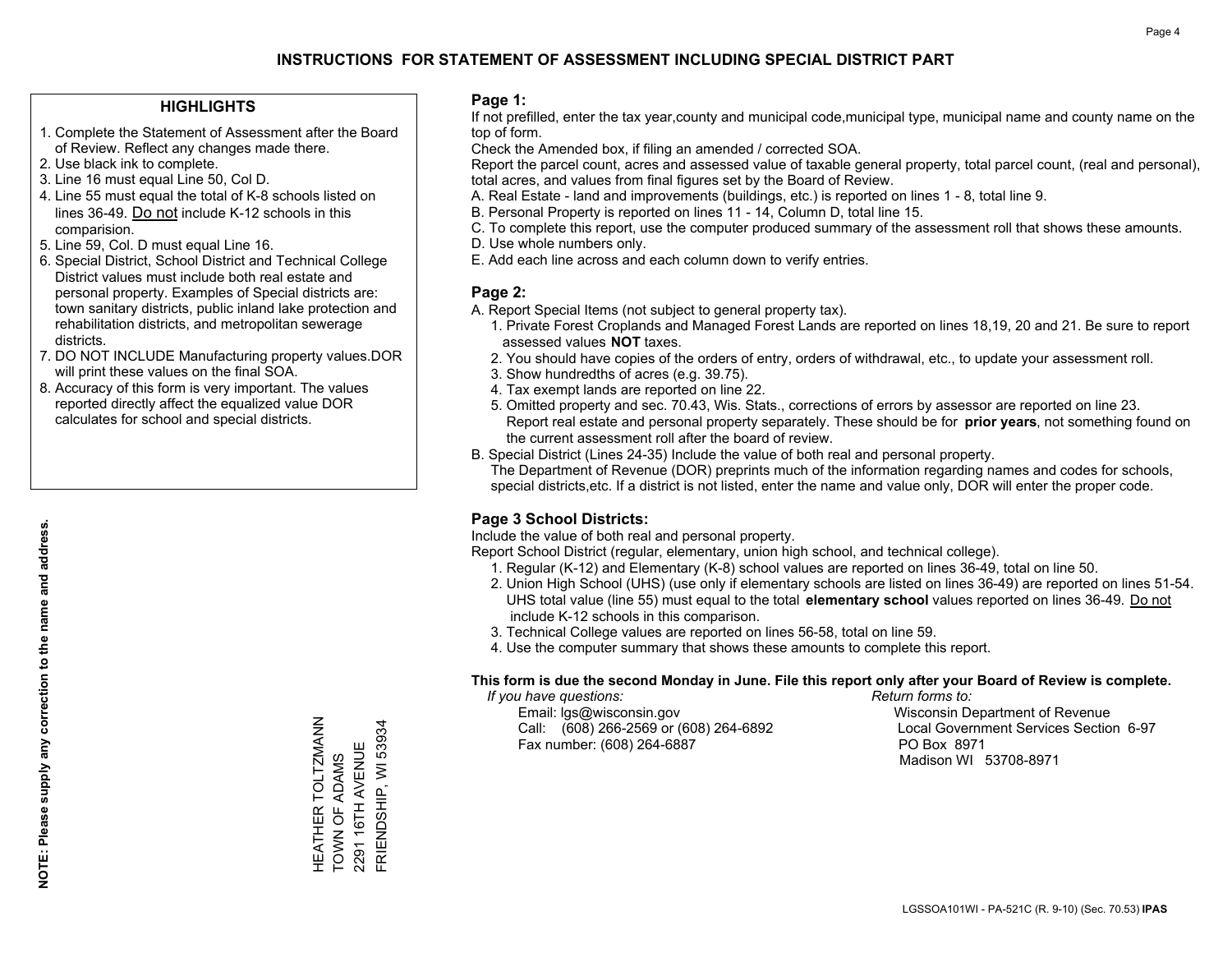# INSTRUCTIONS FOR STATEMENT OF ASSESSMENT INCLUDING SPECIAL DISTRICT PART

## HIGHLIGHTS

1. Complete the Statement of Assessment after the Board of Review. Reflect any changes made there.
2. Use black ink to complete.
3. Line 16 must equal Line 50, Col D.
4. Line 55 must equal the total of K-8 schools listed on lines 36-49. Do not include K-12 schools in this comparision.
5. Line 59, Col. D must equal Line 16.
6. Special District, School District and Technical College District values must include both real estate and personal property. Examples of Special districts are: town sanitary districts, public inland lake protection and rehabilitation districts, and metropolitan sewerage districts.
7. DO NOT INCLUDE Manufacturing property values.DOR will print these values on the final SOA.
8. Accuracy of this form is very important. The values reported directly affect the equalized value DOR calculates for school and special districts.

**NOTE: Please supply any correction to the name and address.**

HEATHER TOLTZMANN
TOWN OF ADAMS
2291 16TH AVENUE
FRIENDSHIP, WI 53934

## Page 1:

If not prefilled, enter the tax year,county and municipal code,municipal type, municipal name and county name on the top of form.

Check the Amended box, if filing an amended / corrected SOA.

Report the parcel count, acres and assessed value of taxable general property, total parcel count, (real and personal), total acres, and values from final figures set by the Board of Review.

A. Real Estate - land and improvements (buildings, etc.) is reported on lines 1 - 8, total line 9.
B. Personal Property is reported on lines 11 - 14, Column D, total line 15.
C. To complete this report, use the computer produced summary of the assessment roll that shows these amounts.
D. Use whole numbers only.
E. Add each line across and each column down to verify entries.

## Page 2:

A. Report Special Items (not subject to general property tax).
   1. Private Forest Croplands and Managed Forest Lands are reported on lines 18,19, 20 and 21. Be sure to report assessed values **NOT** taxes.
   2. You should have copies of the orders of entry, orders of withdrawal, etc., to update your assessment roll.
   3. Show hundredths of acres (e.g. 39.75).
   4. Tax exempt lands are reported on line 22.
   5. Omitted property and sec. 70.43, Wis. Stats., corrections of errors by assessor are reported on line 23. Report real estate and personal property separately. These should be for **prior years**, not something found on the current assessment roll after the board of review.
B. Special District (Lines 24-35) Include the value of both real and personal property.
   The Department of Revenue (DOR) preprints much of the information regarding names and codes for schools, special districts,etc. If a district is not listed, enter the name and value only, DOR will enter the proper code.

## Page 3 School Districts:

Include the value of both real and personal property.

Report School District (regular, elementary, union high school, and technical college).

1. Regular (K-12) and Elementary (K-8) school values are reported on lines 36-49, total on line 50.
2. Union High School (UHS) (use only if elementary schools are listed on lines 36-49) are reported on lines 51-54. UHS total value (line 55) must equal to the total **elementary school** values reported on lines 36-49. Do not include K-12 schools in this comparison.
3. Technical College values are reported on lines 56-58, total on line 59.
4. Use the computer summary that shows these amounts to complete this report.

**This form is due the second Monday in June. File this report only after your Board of Review is complete.**

*If you have questions:*
Email: lgs@wisconsin.gov
Call: (608) 266-2569 or (608) 264-6892
Fax number: (608) 264-6887

*Return forms to:*
Wisconsin Department of Revenue
Local Government Services Section 6-97
PO Box 8971
Madison WI 53708-8971

LGSSOA101WI - PA-521C (R. 9-10) (Sec. 70.53) **IPAS**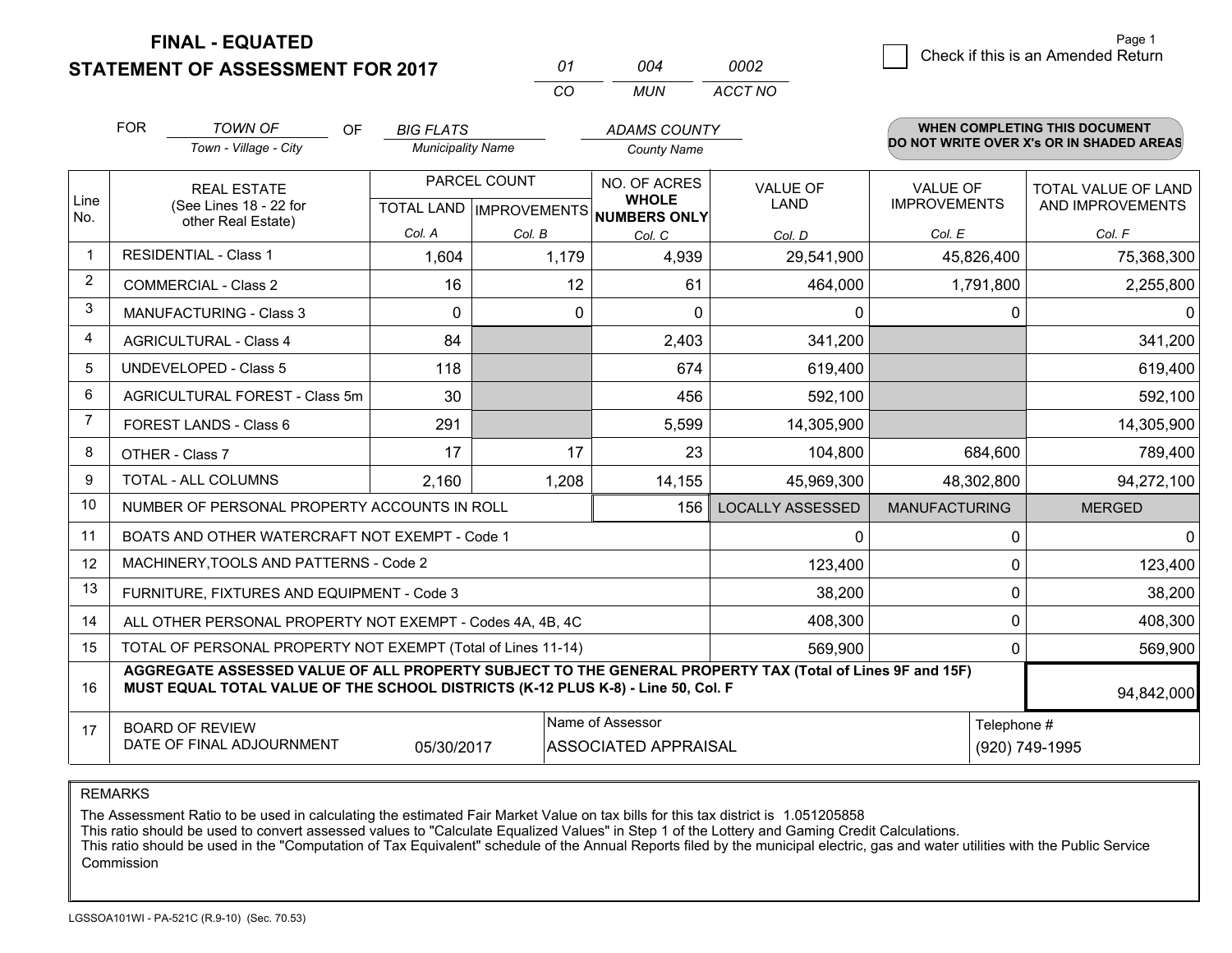# FINAL - EQUATED
## STATEMENT OF ASSESSMENT FOR 2017

| 01 | 004 | 0002 |
|---|---|---|
| CO | MUN | ACCT NO |

Check if this is an Amended Return

FOR *TOWN OF* (Town - Village - City) OF *BIG FLATS* (Municipality Name) *ADAMS COUNTY* (County Name)

**WHEN COMPLETING THIS DOCUMENT DO NOT WRITE OVER X's OR IN SHADED AREAS**

| Line No. | REAL ESTATE (See Lines 18 - 22 for other Real Estate) | PARCEL COUNT | | NO. OF ACRES WHOLE NUMBERS ONLY | VALUE OF LAND | VALUE OF IMPROVEMENTS | TOTAL VALUE OF LAND AND IMPROVEMENTS |
|---|---|---|---|---|---|---|---|
| | | TOTAL LAND | IMPROVEMENTS | | | | |
| | | Col. A | Col. B | Col. C | Col. D | Col. E | Col. F |
| 1 | RESIDENTIAL - Class 1 | 1,604 | 1,179 | 4,939 | 29,541,900 | 45,826,400 | 75,368,300 |
| 2 | COMMERCIAL - Class 2 | 16 | 12 | 61 | 464,000 | 1,791,800 | 2,255,800 |
| 3 | MANUFACTURING - Class 3 | 0 | 0 | 0 | 0 | 0 | 0 |
| 4 | AGRICULTURAL - Class 4 | 84 | | 2,403 | 341,200 | | 341,200 |
| 5 | UNDEVELOPED - Class 5 | 118 | | 674 | 619,400 | | 619,400 |
| 6 | AGRICULTURAL FOREST - Class 5m | 30 | | 456 | 592,100 | | 592,100 |
| 7 | FOREST LANDS - Class 6 | 291 | | 5,599 | 14,305,900 | | 14,305,900 |
| 8 | OTHER - Class 7 | 17 | 17 | 23 | 104,800 | 684,600 | 789,400 |
| 9 | TOTAL - ALL COLUMNS | 2,160 | 1,208 | 14,155 | 45,969,300 | 48,302,800 | 94,272,100 |
| 10 | NUMBER OF PERSONAL PROPERTY ACCOUNTS IN ROLL | | | 156 | LOCALLY ASSESSED | MANUFACTURING | MERGED |
| 11 | BOATS AND OTHER WATERCRAFT NOT EXEMPT - Code 1 | | | | 0 | 0 | 0 |
| 12 | MACHINERY,TOOLS AND PATTERNS - Code 2 | | | | 123,400 | 0 | 123,400 |
| 13 | FURNITURE, FIXTURES AND EQUIPMENT - Code 3 | | | | 38,200 | 0 | 38,200 |
| 14 | ALL OTHER PERSONAL PROPERTY NOT EXEMPT - Codes 4A, 4B, 4C | | | | 408,300 | 0 | 408,300 |
| 15 | TOTAL OF PERSONAL PROPERTY NOT EXEMPT (Total of Lines 11-14) | | | | 569,900 | 0 | 569,900 |
| 16 | **AGGREGATE ASSESSED VALUE OF ALL PROPERTY SUBJECT TO THE GENERAL PROPERTY TAX (Total of Lines 9F and 15F) MUST EQUAL TOTAL VALUE OF THE SCHOOL DISTRICTS (K-12 PLUS K-8) - Line 50, Col. F** | | | | | | 94,842,000 |
| 17 | BOARD OF REVIEW DATE OF FINAL ADJOURNMENT | 05/30/2017 | | Name of Assessor: ASSOCIATED APPRAISAL | | Telephone #: (920) 749-1995 | |

REMARKS

The Assessment Ratio to be used in calculating the estimated Fair Market Value on tax bills for this tax district is 1.051205858
This ratio should be used to convert assessed values to "Calculate Equalized Values" in Step 1 of the Lottery and Gaming Credit Calculations.
This ratio should be used in the "Computation of Tax Equivalent" schedule of the Annual Reports filed by the municipal electric, gas and water utilities with the Public Service Commission

LGSSOA101WI - PA-521C (R.9-10) (Sec. 70.53)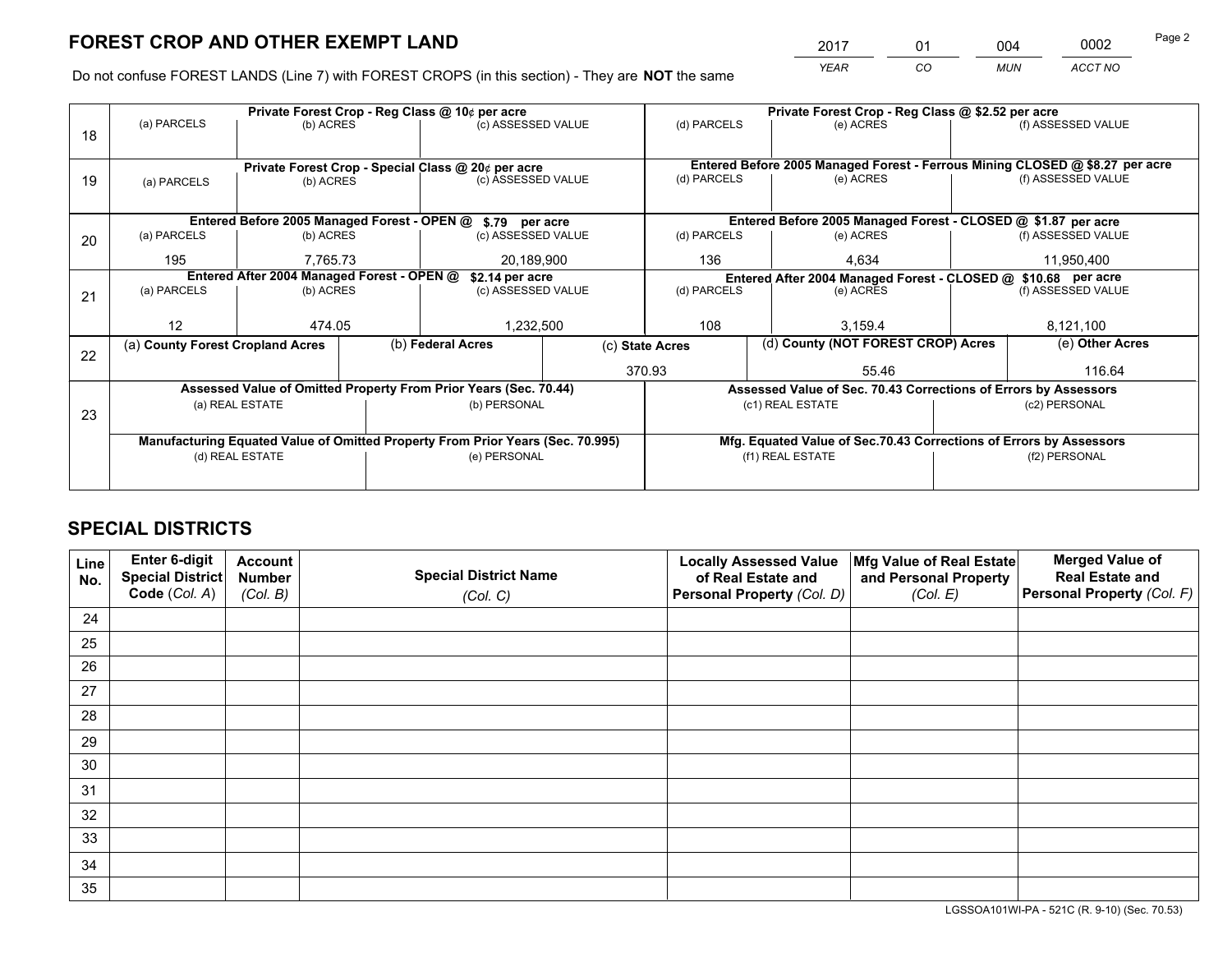# FOREST CROP AND OTHER EXEMPT LAND

| 2017 | 01 | 004 | 0002 |
|---|---|---|---|
| *YEAR* | *CO* | *MUN* | *ACCT NO* |

Do not confuse FOREST LANDS (Line 7) with FOREST CROPS (in this section) - They are **NOT** the same

| Line | Private Forest Crop - Reg Class @ 10¢ per acre | | | Private Forest Crop - Reg Class @ $2.52 per acre | | |
|---|---|---|---|---|---|---|
| 18 | (a) PARCELS | (b) ACRES | (c) ASSESSED VALUE | (d) PARCELS | (e) ACRES | (f) ASSESSED VALUE |
| | | | | | | |
| | **Private Forest Crop - Special Class @ 20¢ per acre** | | | **Entered Before 2005 Managed Forest - Ferrous Mining CLOSED @ $8.27 per acre** | | |
| 19 | (a) PARCELS | (b) ACRES | (c) ASSESSED VALUE | (d) PARCELS | (e) ACRES | (f) ASSESSED VALUE |
| | | | | | | |
| | **Entered Before 2005 Managed Forest - OPEN @ $.79 per acre** | | | **Entered Before 2005 Managed Forest - CLOSED @ $1.87 per acre** | | |
| 20 | (a) PARCELS | (b) ACRES | (c) ASSESSED VALUE | (d) PARCELS | (e) ACRES | (f) ASSESSED VALUE |
| | 195 | 7,765.73 | 20,189,900 | 136 | 4,634 | 11,950,400 |
| | **Entered After 2004 Managed Forest - OPEN @ $2.14 per acre** | | | **Entered After 2004 Managed Forest - CLOSED @ $10.68 per acre** | | |
| 21 | (a) PARCELS | (b) ACRES | (c) ASSESSED VALUE | (d) PARCELS | (e) ACRES | (f) ASSESSED VALUE |
| | 12 | 474.05 | 1,232,500 | 108 | 3,159.4 | 8,121,100 |

| Line | (a) County Forest Cropland Acres | (b) Federal Acres | (c) State Acres | (d) County (NOT FOREST CROP) Acres | (e) Other Acres |
|---|---|---|---|---|---|
| 22 | | | 370.93 | 55.46 | 116.64 |

| Line | Assessed Value of Omitted Property From Prior Years (Sec. 70.44) | | Assessed Value of Sec. 70.43 Corrections of Errors by Assessors | |
|---|---|---|---|---|
| 23 | (a) REAL ESTATE | (b) PERSONAL | (c1) REAL ESTATE | (c2) PERSONAL |
| | | | | |
| | **Manufacturing Equated Value of Omitted Property From Prior Years (Sec. 70.995)** | | **Mfg. Equated Value of Sec.70.43 Corrections of Errors by Assessors** | |
| | (d) REAL ESTATE | (e) PERSONAL | (f1) REAL ESTATE | (f2) PERSONAL |
| | | | | |

# SPECIAL DISTRICTS

| Line No. | Enter 6-digit Special District Code (*Col. A*) | Account Number (*Col. B*) | Special District Name (*Col. C*) | Locally Assessed Value of Real Estate and Personal Property (*Col. D*) | Mfg Value of Real Estate and Personal Property (*Col. E*) | Merged Value of Real Estate and Personal Property (*Col. F*) |
|---|---|---|---|---|---|---|
| 24 | | | | | | |
| 25 | | | | | | |
| 26 | | | | | | |
| 27 | | | | | | |
| 28 | | | | | | |
| 29 | | | | | | |
| 30 | | | | | | |
| 31 | | | | | | |
| 32 | | | | | | |
| 33 | | | | | | |
| 34 | | | | | | |
| 35 | | | | | | |

LGSSOA101WI-PA - 521C (R. 9-10) (Sec. 70.53)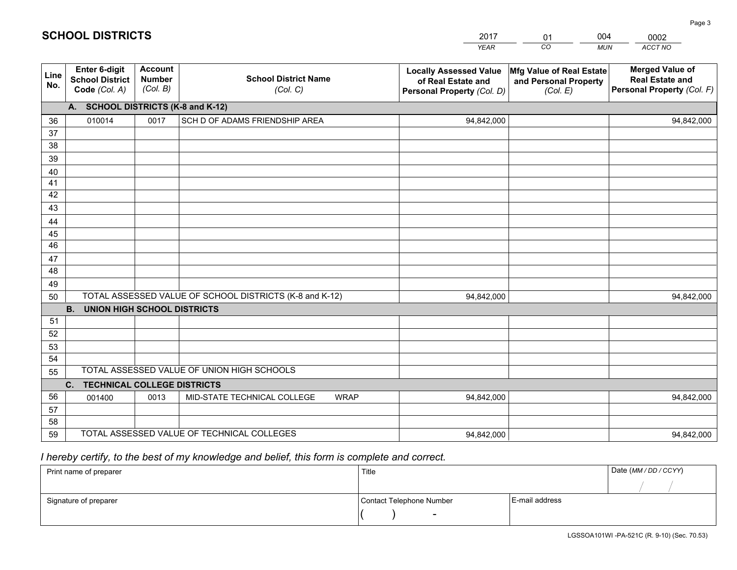## SCHOOL DISTRICTS

| 2017 | 01 | 004 | 0002 |
|---|---|---|---|
| YEAR | CO | MUN | ACCT NO |

| Line No. | Enter 6-digit School District Code (Col. A) | Account Number (Col. B) | School District Name (Col. C) | Locally Assessed Value of Real Estate and Personal Property (Col. D) | Mfg Value of Real Estate and Personal Property (Col. E) | Merged Value of Real Estate and Personal Property (Col. F) |
|---|---|---|---|---|---|---|
| | **A. SCHOOL DISTRICTS (K-8 and K-12)** | | | | | |
| 36 | 010014 | 0017 | SCH D OF ADAMS FRIENDSHIP AREA | 94,842,000 | | 94,842,000 |
| 37 | | | | | | |
| 38 | | | | | | |
| 39 | | | | | | |
| 40 | | | | | | |
| 41 | | | | | | |
| 42 | | | | | | |
| 43 | | | | | | |
| 44 | | | | | | |
| 45 | | | | | | |
| 46 | | | | | | |
| 47 | | | | | | |
| 48 | | | | | | |
| 49 | | | | | | |
| 50 | TOTAL ASSESSED VALUE OF SCHOOL DISTRICTS (K-8 and K-12) | | | 94,842,000 | | 94,842,000 |
| | **B. UNION HIGH SCHOOL DISTRICTS** | | | | | |
| 51 | | | | | | |
| 52 | | | | | | |
| 53 | | | | | | |
| 54 | | | | | | |
| 55 | TOTAL ASSESSED VALUE OF UNION HIGH SCHOOLS | | | | | |
| | **C. TECHNICAL COLLEGE DISTRICTS** | | | | | |
| 56 | 001400 | 0013 | MID-STATE TECHNICAL COLLEGE WRAP | 94,842,000 | | 94,842,000 |
| 57 | | | | | | |
| 58 | | | | | | |
| 59 | TOTAL ASSESSED VALUE OF TECHNICAL COLLEGES | | | 94,842,000 | | 94,842,000 |

*I hereby certify, to the best of my knowledge and belief, this form is complete and correct.*

| Print name of preparer | Title | | Date (MM / DD / CCYY) |
|---|---|---|---|
| | | | / / |
| Signature of preparer | Contact Telephone Number | E-mail address | |
| | ( ) - | | |

LGSSOA101WI -PA-521C (R. 9-10) (Sec. 70.53)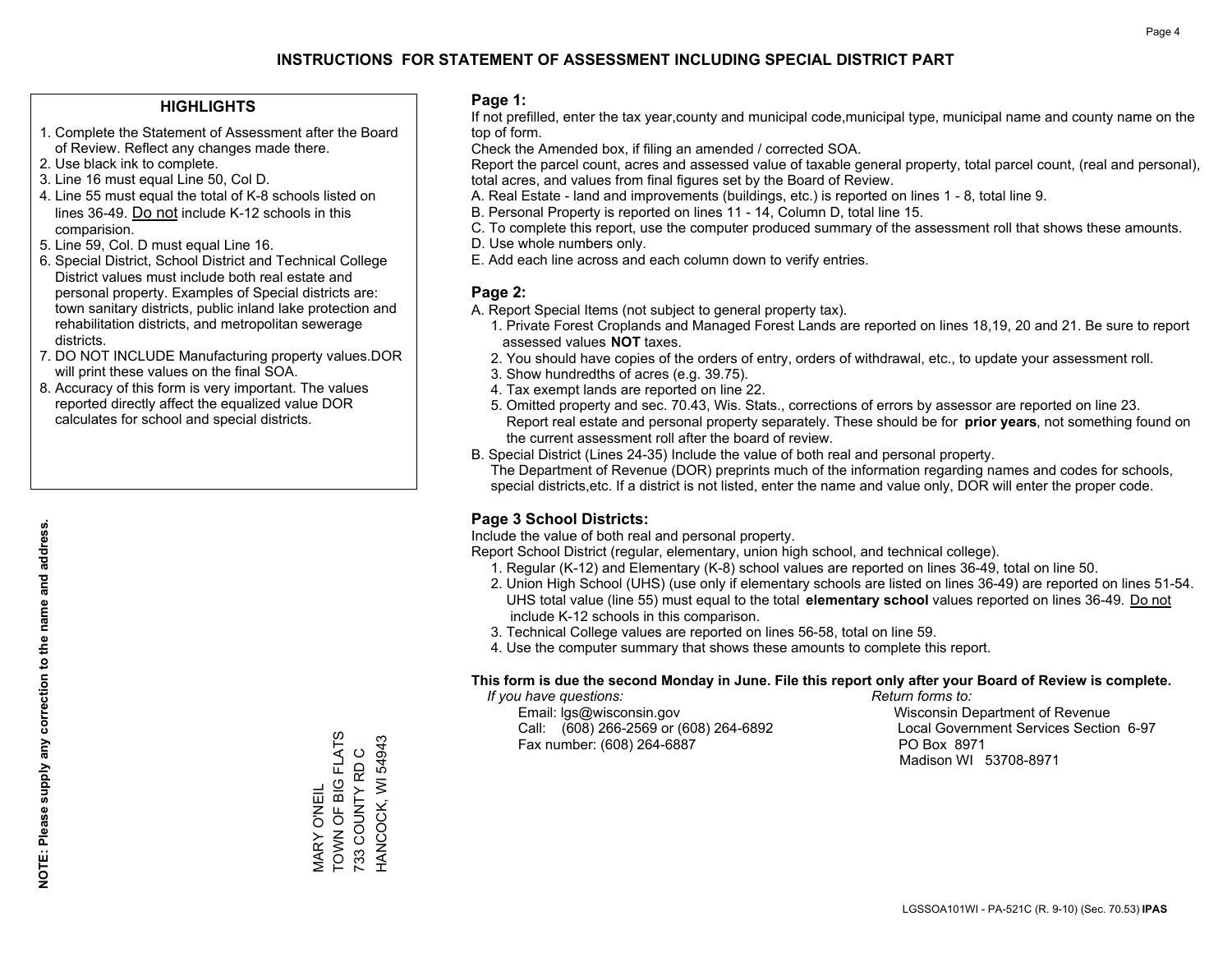# INSTRUCTIONS FOR STATEMENT OF ASSESSMENT INCLUDING SPECIAL DISTRICT PART

## HIGHLIGHTS

1. Complete the Statement of Assessment after the Board of Review. Reflect any changes made there.
2. Use black ink to complete.
3. Line 16 must equal Line 50, Col D.
4. Line 55 must equal the total of K-8 schools listed on lines 36-49. Do not include K-12 schools in this comparision.
5. Line 59, Col. D must equal Line 16.
6. Special District, School District and Technical College District values must include both real estate and personal property. Examples of Special districts are: town sanitary districts, public inland lake protection and rehabilitation districts, and metropolitan sewerage districts.
7. DO NOT INCLUDE Manufacturing property values.DOR will print these values on the final SOA.
8. Accuracy of this form is very important. The values reported directly affect the equalized value DOR calculates for school and special districts.

**NOTE: Please supply any correction to the name and address.**

MARY O'NEIL
TOWN OF BIG FLATS
733 COUNTY RD C
HANCOCK, WI 54943

## Page 1:

If not prefilled, enter the tax year,county and municipal code,municipal type, municipal name and county name on the top of form.

Check the Amended box, if filing an amended / corrected SOA.

Report the parcel count, acres and assessed value of taxable general property, total parcel count, (real and personal), total acres, and values from final figures set by the Board of Review.

A. Real Estate - land and improvements (buildings, etc.) is reported on lines 1 - 8, total line 9.
B. Personal Property is reported on lines 11 - 14, Column D, total line 15.
C. To complete this report, use the computer produced summary of the assessment roll that shows these amounts.
D. Use whole numbers only.
E. Add each line across and each column down to verify entries.

## Page 2:

A. Report Special Items (not subject to general property tax).
   1. Private Forest Croplands and Managed Forest Lands are reported on lines 18,19, 20 and 21. Be sure to report assessed values **NOT** taxes.
   2. You should have copies of the orders of entry, orders of withdrawal, etc., to update your assessment roll.
   3. Show hundredths of acres (e.g. 39.75).
   4. Tax exempt lands are reported on line 22.
   5. Omitted property and sec. 70.43, Wis. Stats., corrections of errors by assessor are reported on line 23. Report real estate and personal property separately. These should be for **prior years**, not something found on the current assessment roll after the board of review.
B. Special District (Lines 24-35) Include the value of both real and personal property.
   The Department of Revenue (DOR) preprints much of the information regarding names and codes for schools, special districts,etc. If a district is not listed, enter the name and value only, DOR will enter the proper code.

## Page 3 School Districts:

Include the value of both real and personal property.

Report School District (regular, elementary, union high school, and technical college).

1. Regular (K-12) and Elementary (K-8) school values are reported on lines 36-49, total on line 50.
2. Union High School (UHS) (use only if elementary schools are listed on lines 36-49) are reported on lines 51-54. UHS total value (line 55) must equal to the total **elementary school** values reported on lines 36-49. Do not include K-12 schools in this comparison.
3. Technical College values are reported on lines 56-58, total on line 59.
4. Use the computer summary that shows these amounts to complete this report.

**This form is due the second Monday in June. File this report only after your Board of Review is complete.**

*If you have questions:*
Email: lgs@wisconsin.gov
Call: (608) 266-2569 or (608) 264-6892
Fax number: (608) 264-6887

*Return forms to:*
Wisconsin Department of Revenue
Local Government Services Section 6-97
PO Box 8971
Madison WI 53708-8971

LGSSOA101WI - PA-521C (R. 9-10) (Sec. 70.53) **IPAS**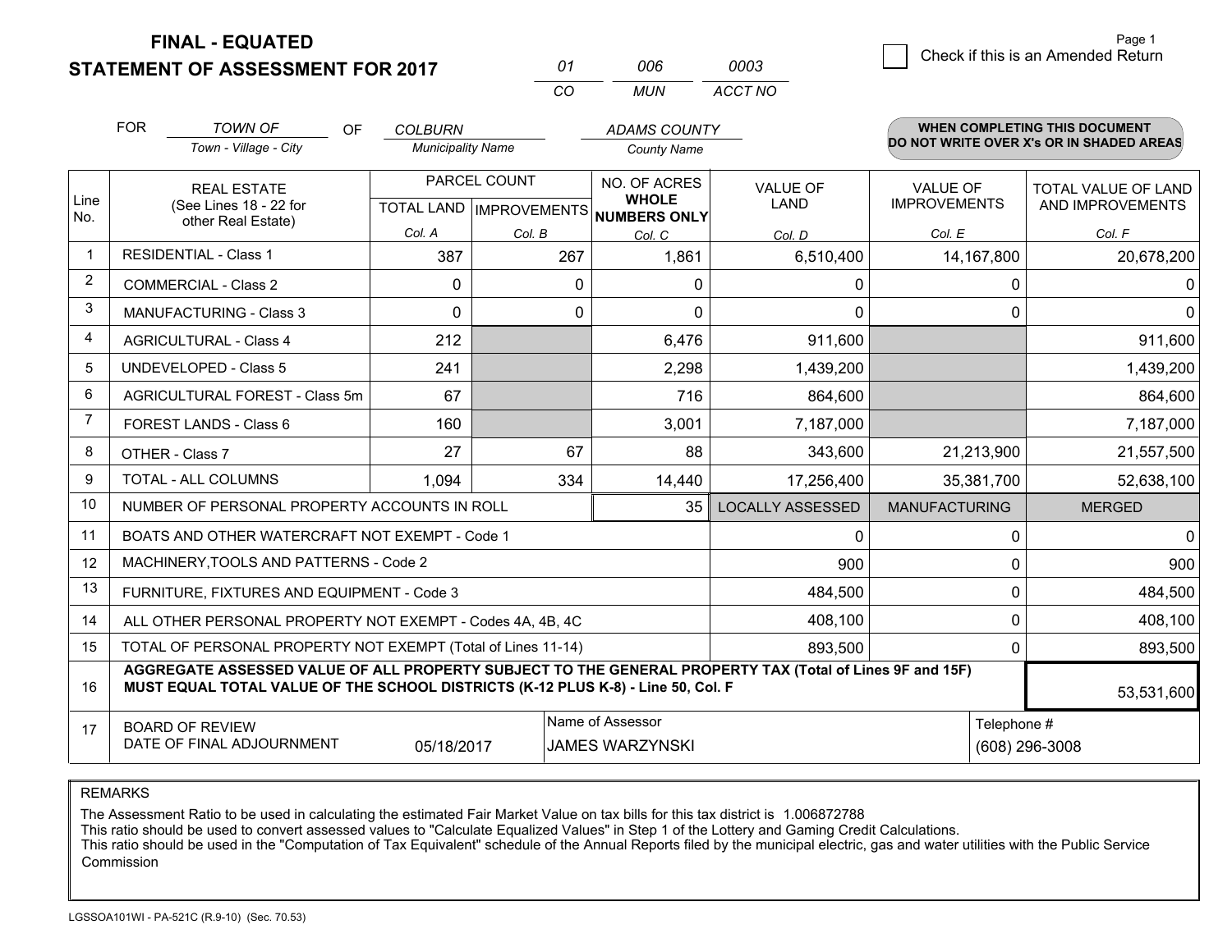**FINAL - EQUATED**
**STATEMENT OF ASSESSMENT FOR 2017**

| 01 | 006 | 0003 |
|---|---|---|
| CO | MUN | ACCT NO |

Page 1

☐ Check if this is an Amended Return

FOR *TOWN OF* (Town - Village - City) OF *COLBURN* (Municipality Name) *ADAMS COUNTY* (County Name)

**WHEN COMPLETING THIS DOCUMENT DO NOT WRITE OVER X's OR IN SHADED AREAS**

| Line No. | REAL ESTATE (See Lines 18 - 22 for other Real Estate) | PARCEL COUNT | | NO. OF ACRES WHOLE NUMBERS ONLY | VALUE OF LAND | VALUE OF IMPROVEMENTS | TOTAL VALUE OF LAND AND IMPROVEMENTS |
|---|---|---|---|---|---|---|---|
| | | TOTAL LAND | IMPROVEMENTS | | | | |
| | | Col. A | Col. B | Col. C | Col. D | Col. E | Col. F |
| 1 | RESIDENTIAL - Class 1 | 387 | 267 | 1,861 | 6,510,400 | 14,167,800 | 20,678,200 |
| 2 | COMMERCIAL - Class 2 | 0 | 0 | 0 | 0 | 0 | 0 |
| 3 | MANUFACTURING - Class 3 | 0 | 0 | 0 | 0 | 0 | 0 |
| 4 | AGRICULTURAL - Class 4 | 212 | | 6,476 | 911,600 | | 911,600 |
| 5 | UNDEVELOPED - Class 5 | 241 | | 2,298 | 1,439,200 | | 1,439,200 |
| 6 | AGRICULTURAL FOREST - Class 5m | 67 | | 716 | 864,600 | | 864,600 |
| 7 | FOREST LANDS - Class 6 | 160 | | 3,001 | 7,187,000 | | 7,187,000 |
| 8 | OTHER - Class 7 | 27 | 67 | 88 | 343,600 | 21,213,900 | 21,557,500 |
| 9 | TOTAL - ALL COLUMNS | 1,094 | 334 | 14,440 | 17,256,400 | 35,381,700 | 52,638,100 |
| 10 | NUMBER OF PERSONAL PROPERTY ACCOUNTS IN ROLL | | | 35 | LOCALLY ASSESSED | MANUFACTURING | MERGED |
| 11 | BOATS AND OTHER WATERCRAFT NOT EXEMPT - Code 1 | | | | 0 | 0 | 0 |
| 12 | MACHINERY,TOOLS AND PATTERNS - Code 2 | | | | 900 | 0 | 900 |
| 13 | FURNITURE, FIXTURES AND EQUIPMENT - Code 3 | | | | 484,500 | 0 | 484,500 |
| 14 | ALL OTHER PERSONAL PROPERTY NOT EXEMPT - Codes 4A, 4B, 4C | | | | 408,100 | 0 | 408,100 |
| 15 | TOTAL OF PERSONAL PROPERTY NOT EXEMPT (Total of Lines 11-14) | | | | 893,500 | 0 | 893,500 |
| 16 | **AGGREGATE ASSESSED VALUE OF ALL PROPERTY SUBJECT TO THE GENERAL PROPERTY TAX (Total of Lines 9F and 15F) MUST EQUAL TOTAL VALUE OF THE SCHOOL DISTRICTS (K-12 PLUS K-8) - Line 50, Col. F** | | | | | | 53,531,600 |
| 17 | BOARD OF REVIEW DATE OF FINAL ADJOURNMENT | 05/18/2017 | | Name of Assessor: JAMES WARZYNSKI | | | Telephone #: (608) 296-3008 |

REMARKS

The Assessment Ratio to be used in calculating the estimated Fair Market Value on tax bills for this tax district is 1.006872788
This ratio should be used to convert assessed values to "Calculate Equalized Values" in Step 1 of the Lottery and Gaming Credit Calculations.
This ratio should be used in the "Computation of Tax Equivalent" schedule of the Annual Reports filed by the municipal electric, gas and water utilities with the Public Service Commission

LGSSOA101WI - PA-521C (R.9-10) (Sec. 70.53)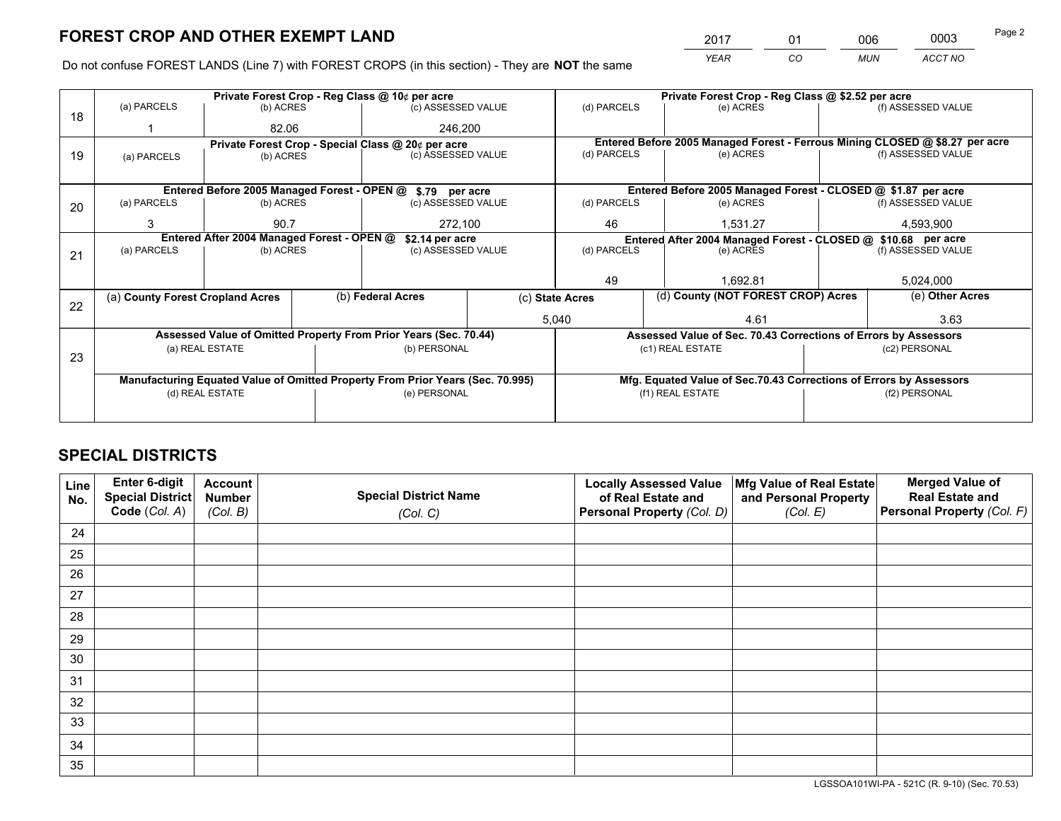# FOREST CROP AND OTHER EXEMPT LAND

| 2017 | 01 | 006 | 0003 |
|---|---|---|---|
| *YEAR* | *CO* | *MUN* | *ACCT NO* |

Do not confuse FOREST LANDS (Line 7) with FOREST CROPS (in this section) - They are **NOT** the same

| Line | Private Forest Crop - Reg Class @ 10¢ per acre | | | Private Forest Crop - Reg Class @ $2.52 per acre | | |
|---|---|---|---|---|---|---|
| 18 | (a) PARCELS | (b) ACRES | (c) ASSESSED VALUE | (d) PARCELS | (e) ACRES | (f) ASSESSED VALUE |
| | 1 | 82.06 | 246,200 | | | |
| | **Private Forest Crop - Special Class @ 20¢ per acre** | | | **Entered Before 2005 Managed Forest - Ferrous Mining CLOSED @ $8.27 per acre** | | |
| 19 | (a) PARCELS | (b) ACRES | (c) ASSESSED VALUE | (d) PARCELS | (e) ACRES | (f) ASSESSED VALUE |
| | | | | | | |
| | **Entered Before 2005 Managed Forest - OPEN @ $.79 per acre** | | | **Entered Before 2005 Managed Forest - CLOSED @ $1.87 per acre** | | |
| 20 | (a) PARCELS | (b) ACRES | (c) ASSESSED VALUE | (d) PARCELS | (e) ACRES | (f) ASSESSED VALUE |
| | 3 | 90.7 | 272,100 | 46 | 1,531.27 | 4,593,900 |
| | **Entered After 2004 Managed Forest - OPEN @ $2.14 per acre** | | | **Entered After 2004 Managed Forest - CLOSED @ $10.68 per acre** | | |
| 21 | (a) PARCELS | (b) ACRES | (c) ASSESSED VALUE | (d) PARCELS | (e) ACRES | (f) ASSESSED VALUE |
| | | | | 49 | 1,692.81 | 5,024,000 |

| Line | (a) County Forest Cropland Acres | (b) Federal Acres | (c) State Acres | (d) County (NOT FOREST CROP) Acres | (e) Other Acres |
|---|---|---|---|---|---|
| 22 | | | 5,040 | 4.61 | 3.63 |

| Line | Assessed Value of Omitted Property From Prior Years (Sec. 70.44) | | Assessed Value of Sec. 70.43 Corrections of Errors by Assessors | |
|---|---|---|---|---|
| 23 | (a) REAL ESTATE | (b) PERSONAL | (c1) REAL ESTATE | (c2) PERSONAL |
| | | | | |
| | **Manufacturing Equated Value of Omitted Property From Prior Years (Sec. 70.995)** | | **Mfg. Equated Value of Sec.70.43 Corrections of Errors by Assessors** | |
| | (d) REAL ESTATE | (e) PERSONAL | (f1) REAL ESTATE | (f2) PERSONAL |
| | | | | |

# SPECIAL DISTRICTS

| Line No. | Enter 6-digit Special District Code (Col. A) | Account Number (Col. B) | Special District Name (Col. C) | Locally Assessed Value of Real Estate and Personal Property (Col. D) | Mfg Value of Real Estate and Personal Property (Col. E) | Merged Value of Real Estate and Personal Property (Col. F) |
|---|---|---|---|---|---|---|
| 24 | | | | | | |
| 25 | | | | | | |
| 26 | | | | | | |
| 27 | | | | | | |
| 28 | | | | | | |
| 29 | | | | | | |
| 30 | | | | | | |
| 31 | | | | | | |
| 32 | | | | | | |
| 33 | | | | | | |
| 34 | | | | | | |
| 35 | | | | | | |

LGSSOA101WI-PA - 521C (R. 9-10) (Sec. 70.53)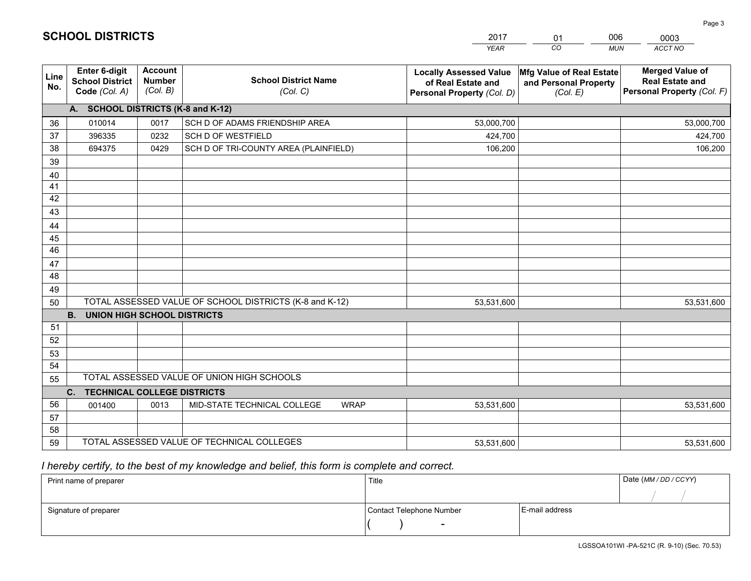# SCHOOL DISTRICTS

| 2017 | 01 | 006 | 0003 |
|---|---|---|---|
| *YEAR* | *CO* | *MUN* | *ACCT NO* |

| Line No. | Enter 6-digit School District Code *(Col. A)* | Account Number *(Col. B)* | School District Name *(Col. C)* | Locally Assessed Value of Real Estate and Personal Property *(Col. D)* | Mfg Value of Real Estate and Personal Property *(Col. E)* | Merged Value of Real Estate and Personal Property *(Col. F)* |
|---|---|---|---|---|---|---|
| | **A. SCHOOL DISTRICTS (K-8 and K-12)** | | | | | |
| 36 | 010014 | 0017 | SCH D OF ADAMS FRIENDSHIP AREA | 53,000,700 | | 53,000,700 |
| 37 | 396335 | 0232 | SCH D OF WESTFIELD | 424,700 | | 424,700 |
| 38 | 694375 | 0429 | SCH D OF TRI-COUNTY AREA (PLAINFIELD) | 106,200 | | 106,200 |
| 39 | | | | | | |
| 40 | | | | | | |
| 41 | | | | | | |
| 42 | | | | | | |
| 43 | | | | | | |
| 44 | | | | | | |
| 45 | | | | | | |
| 46 | | | | | | |
| 47 | | | | | | |
| 48 | | | | | | |
| 49 | | | | | | |
| 50 | TOTAL ASSESSED VALUE OF SCHOOL DISTRICTS (K-8 and K-12) | | | 53,531,600 | | 53,531,600 |
| | **B. UNION HIGH SCHOOL DISTRICTS** | | | | | |
| 51 | | | | | | |
| 52 | | | | | | |
| 53 | | | | | | |
| 54 | | | | | | |
| 55 | TOTAL ASSESSED VALUE OF UNION HIGH SCHOOLS | | | | | |
| | **C. TECHNICAL COLLEGE DISTRICTS** | | | | | |
| 56 | 001400 | 0013 | MID-STATE TECHNICAL COLLEGE WRAP | 53,531,600 | | 53,531,600 |
| 57 | | | | | | |
| 58 | | | | | | |
| 59 | TOTAL ASSESSED VALUE OF TECHNICAL COLLEGES | | | 53,531,600 | | 53,531,600 |

*I hereby certify, to the best of my knowledge and belief, this form is complete and correct.*

| Print name of preparer | Title | | Date *(MM / DD / CCYY)* |
|---|---|---|---|
| | | | / / |
| Signature of preparer | Contact Telephone Number | E-mail address | |
| | ( ) - | | |

LGSSOA101WI -PA-521C (R. 9-10) (Sec. 70.53)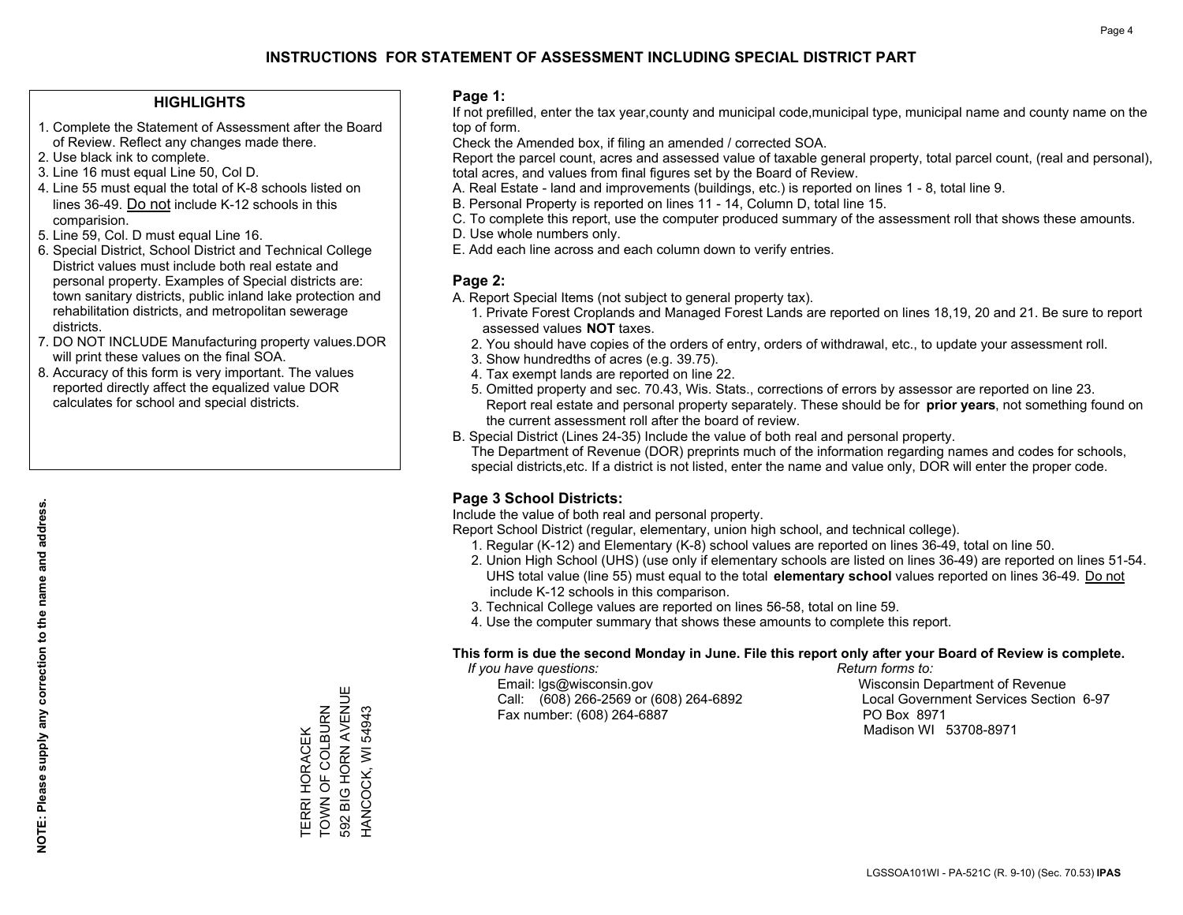# INSTRUCTIONS FOR STATEMENT OF ASSESSMENT INCLUDING SPECIAL DISTRICT PART

## HIGHLIGHTS

1. Complete the Statement of Assessment after the Board of Review. Reflect any changes made there.
2. Use black ink to complete.
3. Line 16 must equal Line 50, Col D.
4. Line 55 must equal the total of K-8 schools listed on lines 36-49. Do not include K-12 schools in this comparision.
5. Line 59, Col. D must equal Line 16.
6. Special District, School District and Technical College District values must include both real estate and personal property. Examples of Special districts are: town sanitary districts, public inland lake protection and rehabilitation districts, and metropolitan sewerage districts.
7. DO NOT INCLUDE Manufacturing property values.DOR will print these values on the final SOA.
8. Accuracy of this form is very important. The values reported directly affect the equalized value DOR calculates for school and special districts.

**NOTE: Please supply any correction to the name and address.**

TERRI HORACEK
TOWN OF COLBURN
592 BIG HORN AVENUE
HANCOCK, WI 54943

## Page 1:

If not prefilled, enter the tax year,county and municipal code,municipal type, municipal name and county name on the top of form.

Check the Amended box, if filing an amended / corrected SOA.

Report the parcel count, acres and assessed value of taxable general property, total parcel count, (real and personal), total acres, and values from final figures set by the Board of Review.

A. Real Estate - land and improvements (buildings, etc.) is reported on lines 1 - 8, total line 9.
B. Personal Property is reported on lines 11 - 14, Column D, total line 15.
C. To complete this report, use the computer produced summary of the assessment roll that shows these amounts.
D. Use whole numbers only.
E. Add each line across and each column down to verify entries.

## Page 2:

A. Report Special Items (not subject to general property tax).
   1. Private Forest Croplands and Managed Forest Lands are reported on lines 18,19, 20 and 21. Be sure to report assessed values **NOT** taxes.
   2. You should have copies of the orders of entry, orders of withdrawal, etc., to update your assessment roll.
   3. Show hundredths of acres (e.g. 39.75).
   4. Tax exempt lands are reported on line 22.
   5. Omitted property and sec. 70.43, Wis. Stats., corrections of errors by assessor are reported on line 23. Report real estate and personal property separately. These should be for **prior years**, not something found on the current assessment roll after the board of review.
B. Special District (Lines 24-35) Include the value of both real and personal property.
   The Department of Revenue (DOR) preprints much of the information regarding names and codes for schools, special districts,etc. If a district is not listed, enter the name and value only, DOR will enter the proper code.

## Page 3 School Districts:

Include the value of both real and personal property.

Report School District (regular, elementary, union high school, and technical college).

1. Regular (K-12) and Elementary (K-8) school values are reported on lines 36-49, total on line 50.
2. Union High School (UHS) (use only if elementary schools are listed on lines 36-49) are reported on lines 51-54. UHS total value (line 55) must equal to the total **elementary school** values reported on lines 36-49. Do not include K-12 schools in this comparison.
3. Technical College values are reported on lines 56-58, total on line 59.
4. Use the computer summary that shows these amounts to complete this report.

**This form is due the second Monday in June. File this report only after your Board of Review is complete.**

*If you have questions:*
Email: lgs@wisconsin.gov
Call: (608) 266-2569 or (608) 264-6892
Fax number: (608) 264-6887

*Return forms to:*
Wisconsin Department of Revenue
Local Government Services Section 6-97
PO Box 8971
Madison WI 53708-8971

LGSSOA101WI - PA-521C (R. 9-10) (Sec. 70.53) **IPAS**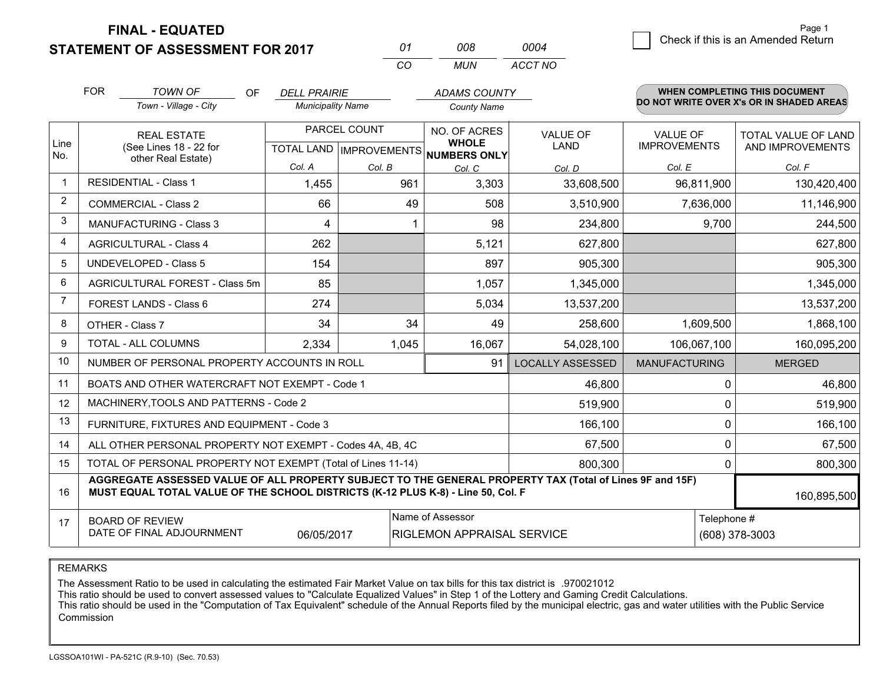# FINAL - EQUATED
# STATEMENT OF ASSESSMENT FOR 2017

| 01 | 008 | 0004 |
|---|---|---|
| CO | MUN | ACCT NO |

Page 1

☐ Check if this is an Amended Return

FOR *TOWN OF* (Town - Village - City) OF *DELL PRAIRIE* (Municipality Name) *ADAMS COUNTY* (County Name)

**WHEN COMPLETING THIS DOCUMENT DO NOT WRITE OVER X's OR IN SHADED AREAS**

| Line No. | REAL ESTATE (See Lines 18 - 22 for other Real Estate) | PARCEL COUNT TOTAL LAND Col. A | PARCEL COUNT IMPROVEMENTS Col. B | NO. OF ACRES WHOLE NUMBERS ONLY Col. C | VALUE OF LAND Col. D | VALUE OF IMPROVEMENTS Col. E | TOTAL VALUE OF LAND AND IMPROVEMENTS Col. F |
|---|---|---|---|---|---|---|---|
| 1 | RESIDENTIAL - Class 1 | 1,455 | 961 | 3,303 | 33,608,500 | 96,811,900 | 130,420,400 |
| 2 | COMMERCIAL - Class 2 | 66 | 49 | 508 | 3,510,900 | 7,636,000 | 11,146,900 |
| 3 | MANUFACTURING - Class 3 | 4 | 1 | 98 | 234,800 | 9,700 | 244,500 |
| 4 | AGRICULTURAL - Class 4 | 262 | | 5,121 | 627,800 | | 627,800 |
| 5 | UNDEVELOPED - Class 5 | 154 | | 897 | 905,300 | | 905,300 |
| 6 | AGRICULTURAL FOREST - Class 5m | 85 | | 1,057 | 1,345,000 | | 1,345,000 |
| 7 | FOREST LANDS - Class 6 | 274 | | 5,034 | 13,537,200 | | 13,537,200 |
| 8 | OTHER - Class 7 | 34 | 34 | 49 | 258,600 | 1,609,500 | 1,868,100 |
| 9 | TOTAL - ALL COLUMNS | 2,334 | 1,045 | 16,067 | 54,028,100 | 106,067,100 | 160,095,200 |
| 10 | NUMBER OF PERSONAL PROPERTY ACCOUNTS IN ROLL | | | 91 | LOCALLY ASSESSED | MANUFACTURING | MERGED |
| 11 | BOATS AND OTHER WATERCRAFT NOT EXEMPT - Code 1 | | | | 46,800 | 0 | 46,800 |
| 12 | MACHINERY,TOOLS AND PATTERNS - Code 2 | | | | 519,900 | 0 | 519,900 |
| 13 | FURNITURE, FIXTURES AND EQUIPMENT - Code 3 | | | | 166,100 | 0 | 166,100 |
| 14 | ALL OTHER PERSONAL PROPERTY NOT EXEMPT - Codes 4A, 4B, 4C | | | | 67,500 | 0 | 67,500 |
| 15 | TOTAL OF PERSONAL PROPERTY NOT EXEMPT (Total of Lines 11-14) | | | | 800,300 | 0 | 800,300 |
| 16 | **AGGREGATE ASSESSED VALUE OF ALL PROPERTY SUBJECT TO THE GENERAL PROPERTY TAX (Total of Lines 9F and 15F) MUST EQUAL TOTAL VALUE OF THE SCHOOL DISTRICTS (K-12 PLUS K-8) - Line 50, Col. F** | | | | | | 160,895,500 |
| 17 | BOARD OF REVIEW DATE OF FINAL ADJOURNMENT | 06/05/2017 | | Name of Assessor: RIGLEMON APPRAISAL SERVICE | | | Telephone #: (608) 378-3003 |

REMARKS

The Assessment Ratio to be used in calculating the estimated Fair Market Value on tax bills for this tax district is .970021012
This ratio should be used to convert assessed values to "Calculate Equalized Values" in Step 1 of the Lottery and Gaming Credit Calculations.
This ratio should be used in the "Computation of Tax Equivalent" schedule of the Annual Reports filed by the municipal electric, gas and water utilities with the Public Service Commission

LGSSOA101WI - PA-521C (R.9-10) (Sec. 70.53)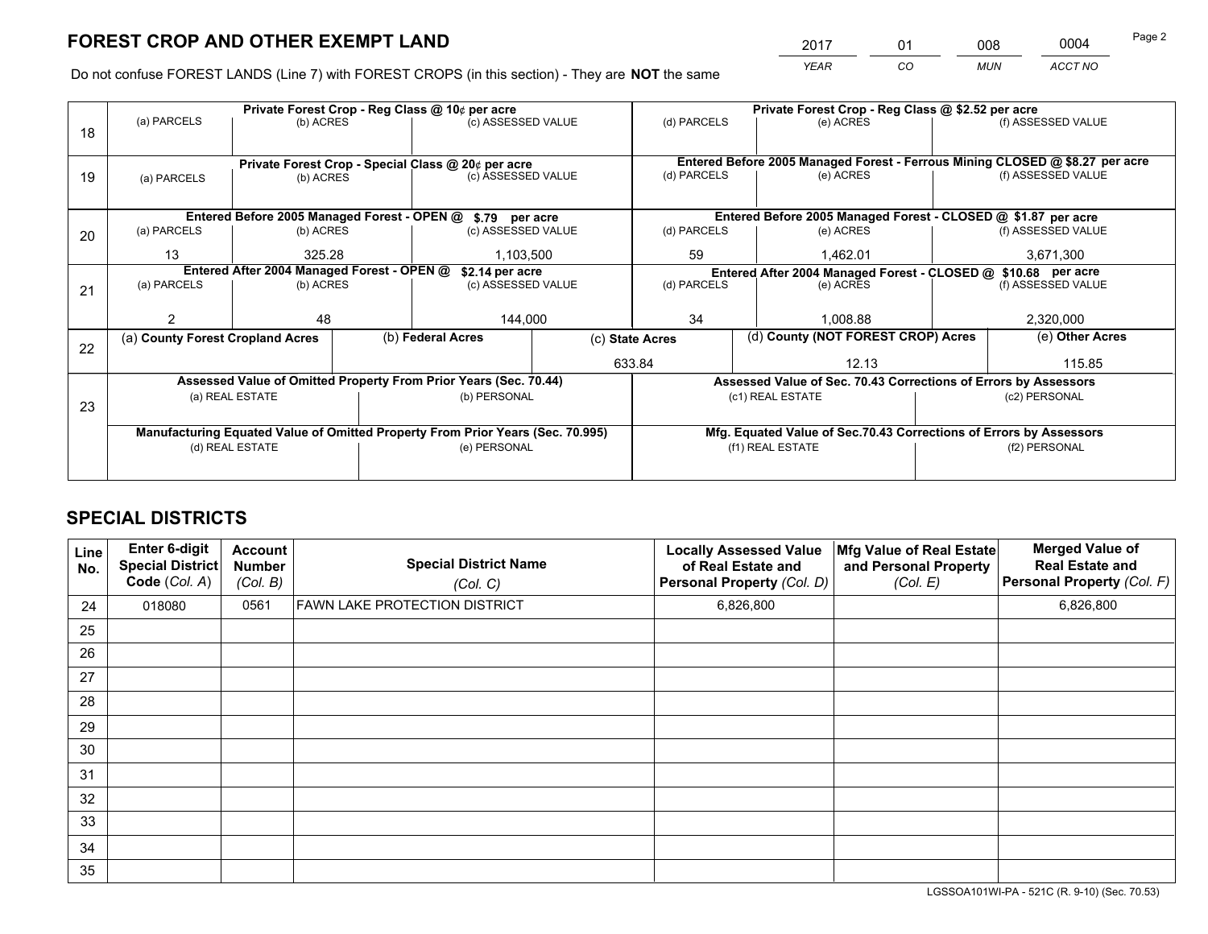# FOREST CROP AND OTHER EXEMPT LAND

| 2017 | 01 | 008 | 0004 |
|---|---|---|---|
| *YEAR* | *CO* | *MUN* | *ACCT NO* |

Do not confuse FOREST LANDS (Line 7) with FOREST CROPS (in this section) - They are **NOT** the same

| Line | Private Forest Crop - Reg Class @ 10¢ per acre | | | Private Forest Crop - Reg Class @ $2.52 per acre | | |
|---|---|---|---|---|---|---|
| | (a) PARCELS | (b) ACRES | (c) ASSESSED VALUE | (d) PARCELS | (e) ACRES | (f) ASSESSED VALUE |
| 18 | | | | | | |
| | **Private Forest Crop - Special Class @ 20¢ per acre** | | | **Entered Before 2005 Managed Forest - Ferrous Mining CLOSED @ $8.27 per acre** | | |
| | (a) PARCELS | (b) ACRES | (c) ASSESSED VALUE | (d) PARCELS | (e) ACRES | (f) ASSESSED VALUE |
| 19 | | | | | | |
| | **Entered Before 2005 Managed Forest - OPEN @ $.79 per acre** | | | **Entered Before 2005 Managed Forest - CLOSED @ $1.87 per acre** | | |
| | (a) PARCELS | (b) ACRES | (c) ASSESSED VALUE | (d) PARCELS | (e) ACRES | (f) ASSESSED VALUE |
| 20 | 13 | 325.28 | 1,103,500 | 59 | 1,462.01 | 3,671,300 |
| | **Entered After 2004 Managed Forest - OPEN @ $2.14 per acre** | | | **Entered After 2004 Managed Forest - CLOSED @ $10.68 per acre** | | |
| | (a) PARCELS | (b) ACRES | (c) ASSESSED VALUE | (d) PARCELS | (e) ACRES | (f) ASSESSED VALUE |
| 21 | 2 | 48 | 144,000 | 34 | 1,008.88 | 2,320,000 |

| Line | (a) County Forest Cropland Acres | (b) Federal Acres | (c) State Acres | (d) County (NOT FOREST CROP) Acres | (e) Other Acres |
|---|---|---|---|---|---|
| 22 | | | 633.84 | 12.13 | 115.85 |

| Line | Assessed Value of Omitted Property From Prior Years (Sec. 70.44) | | Assessed Value of Sec. 70.43 Corrections of Errors by Assessors | |
|---|---|---|---|---|
| | (a) REAL ESTATE | (b) PERSONAL | (c1) REAL ESTATE | (c2) PERSONAL |
| 23 | | | | |
| | **Manufacturing Equated Value of Omitted Property From Prior Years (Sec. 70.995)** | | **Mfg. Equated Value of Sec.70.43 Corrections of Errors by Assessors** | |
| | (d) REAL ESTATE | (e) PERSONAL | (f1) REAL ESTATE | (f2) PERSONAL |
| | | | | |

# SPECIAL DISTRICTS

| Line No. | Enter 6-digit Special District Code (*Col. A*) | Account Number (*Col. B*) | Special District Name (*Col. C*) | Locally Assessed Value of Real Estate and Personal Property (*Col. D*) | Mfg Value of Real Estate and Personal Property (*Col. E*) | Merged Value of Real Estate and Personal Property (*Col. F*) |
|---|---|---|---|---|---|---|
| 24 | 018080 | 0561 | FAWN LAKE PROTECTION DISTRICT | 6,826,800 | | 6,826,800 |
| 25 | | | | | | |
| 26 | | | | | | |
| 27 | | | | | | |
| 28 | | | | | | |
| 29 | | | | | | |
| 30 | | | | | | |
| 31 | | | | | | |
| 32 | | | | | | |
| 33 | | | | | | |
| 34 | | | | | | |
| 35 | | | | | | |

LGSSOA101WI-PA - 521C (R. 9-10) (Sec. 70.53)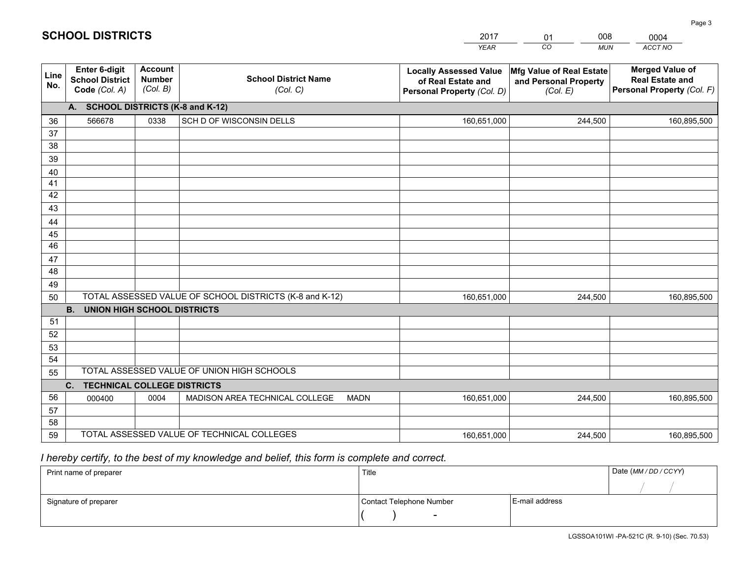# SCHOOL DISTRICTS

| 2017 | 01 | 008 | 0004 |
|---|---|---|---|
| *YEAR* | *CO* | *MUN* | *ACCT NO* |

| Line No. | Enter 6-digit School District Code *(Col. A)* | Account Number *(Col. B)* | School District Name *(Col. C)* | Locally Assessed Value of Real Estate and Personal Property *(Col. D)* | Mfg Value of Real Estate and Personal Property *(Col. E)* | Merged Value of Real Estate and Personal Property *(Col. F)* |
|---|---|---|---|---|---|---|
| **A. SCHOOL DISTRICTS (K-8 and K-12)** | | | | | | |
| 36 | 566678 | 0338 | SCH D OF WISCONSIN DELLS | 160,651,000 | 244,500 | 160,895,500 |
| 37 | | | | | | |
| 38 | | | | | | |
| 39 | | | | | | |
| 40 | | | | | | |
| 41 | | | | | | |
| 42 | | | | | | |
| 43 | | | | | | |
| 44 | | | | | | |
| 45 | | | | | | |
| 46 | | | | | | |
| 47 | | | | | | |
| 48 | | | | | | |
| 49 | | | | | | |
| 50 | TOTAL ASSESSED VALUE OF SCHOOL DISTRICTS (K-8 and K-12) | | | 160,651,000 | 244,500 | 160,895,500 |
| **B. UNION HIGH SCHOOL DISTRICTS** | | | | | | |
| 51 | | | | | | |
| 52 | | | | | | |
| 53 | | | | | | |
| 54 | | | | | | |
| 55 | TOTAL ASSESSED VALUE OF UNION HIGH SCHOOLS | | | | | |
| **C. TECHNICAL COLLEGE DISTRICTS** | | | | | | |
| 56 | 000400 | 0004 | MADISON AREA TECHNICAL COLLEGE MADN | 160,651,000 | 244,500 | 160,895,500 |
| 57 | | | | | | |
| 58 | | | | | | |
| 59 | TOTAL ASSESSED VALUE OF TECHNICAL COLLEGES | | | 160,651,000 | 244,500 | 160,895,500 |

*I hereby certify, to the best of my knowledge and belief, this form is complete and correct.*

| Print name of preparer | Title | | Date *(MM / DD / CCYY)* |
|---|---|---|---|
| | | | / / |
| Signature of preparer | Contact Telephone Number | E-mail address | |
| | ( ) - | | |

LGSSOA101WI -PA-521C (R. 9-10) (Sec. 70.53)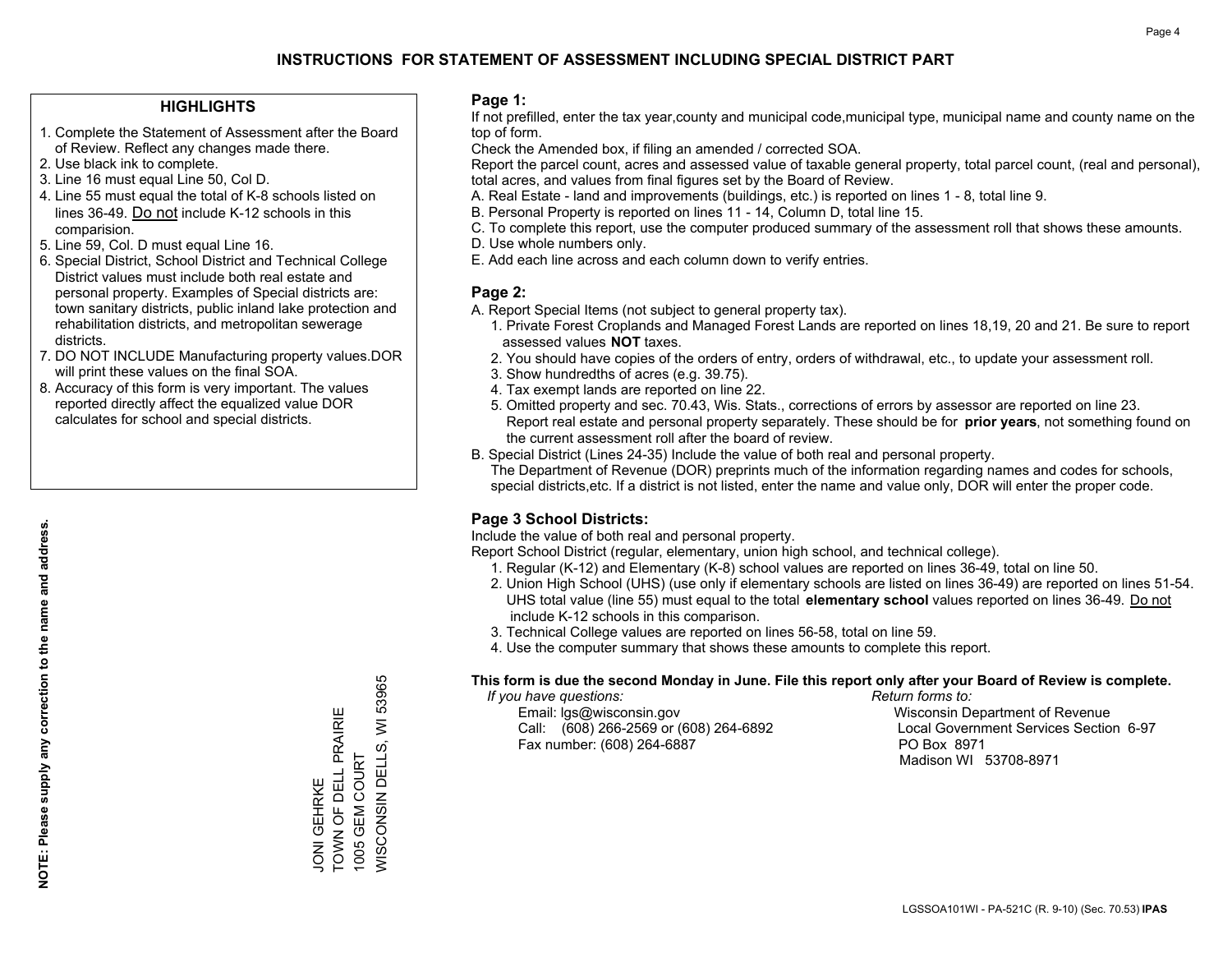# INSTRUCTIONS FOR STATEMENT OF ASSESSMENT INCLUDING SPECIAL DISTRICT PART

## HIGHLIGHTS

1. Complete the Statement of Assessment after the Board of Review. Reflect any changes made there.
2. Use black ink to complete.
3. Line 16 must equal Line 50, Col D.
4. Line 55 must equal the total of K-8 schools listed on lines 36-49. Do not include K-12 schools in this comparision.
5. Line 59, Col. D must equal Line 16.
6. Special District, School District and Technical College District values must include both real estate and personal property. Examples of Special districts are: town sanitary districts, public inland lake protection and rehabilitation districts, and metropolitan sewerage districts.
7. DO NOT INCLUDE Manufacturing property values.DOR will print these values on the final SOA.
8. Accuracy of this form is very important. The values reported directly affect the equalized value DOR calculates for school and special districts.

**NOTE: Please supply any correction to the name and address.**

JONI GEHRKE
TOWN OF DELL PRAIRIE
1005 GEM COURT
WISCONSIN DELLS, WI 53965

## Page 1:

If not prefilled, enter the tax year,county and municipal code,municipal type, municipal name and county name on the top of form.

Check the Amended box, if filing an amended / corrected SOA.

Report the parcel count, acres and assessed value of taxable general property, total parcel count, (real and personal), total acres, and values from final figures set by the Board of Review.

A. Real Estate - land and improvements (buildings, etc.) is reported on lines 1 - 8, total line 9.
B. Personal Property is reported on lines 11 - 14, Column D, total line 15.
C. To complete this report, use the computer produced summary of the assessment roll that shows these amounts.
D. Use whole numbers only.
E. Add each line across and each column down to verify entries.

## Page 2:

A. Report Special Items (not subject to general property tax).
   1. Private Forest Croplands and Managed Forest Lands are reported on lines 18,19, 20 and 21. Be sure to report assessed values **NOT** taxes.
   2. You should have copies of the orders of entry, orders of withdrawal, etc., to update your assessment roll.
   3. Show hundredths of acres (e.g. 39.75).
   4. Tax exempt lands are reported on line 22.
   5. Omitted property and sec. 70.43, Wis. Stats., corrections of errors by assessor are reported on line 23. Report real estate and personal property separately. These should be for **prior years**, not something found on the current assessment roll after the board of review.
B. Special District (Lines 24-35) Include the value of both real and personal property.
   The Department of Revenue (DOR) preprints much of the information regarding names and codes for schools, special districts,etc. If a district is not listed, enter the name and value only, DOR will enter the proper code.

## Page 3 School Districts:

Include the value of both real and personal property.

Report School District (regular, elementary, union high school, and technical college).

1. Regular (K-12) and Elementary (K-8) school values are reported on lines 36-49, total on line 50.
2. Union High School (UHS) (use only if elementary schools are listed on lines 36-49) are reported on lines 51-54. UHS total value (line 55) must equal to the total **elementary school** values reported on lines 36-49. Do not include K-12 schools in this comparison.
3. Technical College values are reported on lines 56-58, total on line 59.
4. Use the computer summary that shows these amounts to complete this report.

**This form is due the second Monday in June. File this report only after your Board of Review is complete.**

*If you have questions:*
Email: lgs@wisconsin.gov
Call: (608) 266-2569 or (608) 264-6892
Fax number: (608) 264-6887

*Return forms to:*
Wisconsin Department of Revenue
Local Government Services Section 6-97
PO Box 8971
Madison WI 53708-8971

LGSSOA101WI - PA-521C (R. 9-10) (Sec. 70.53) **IPAS**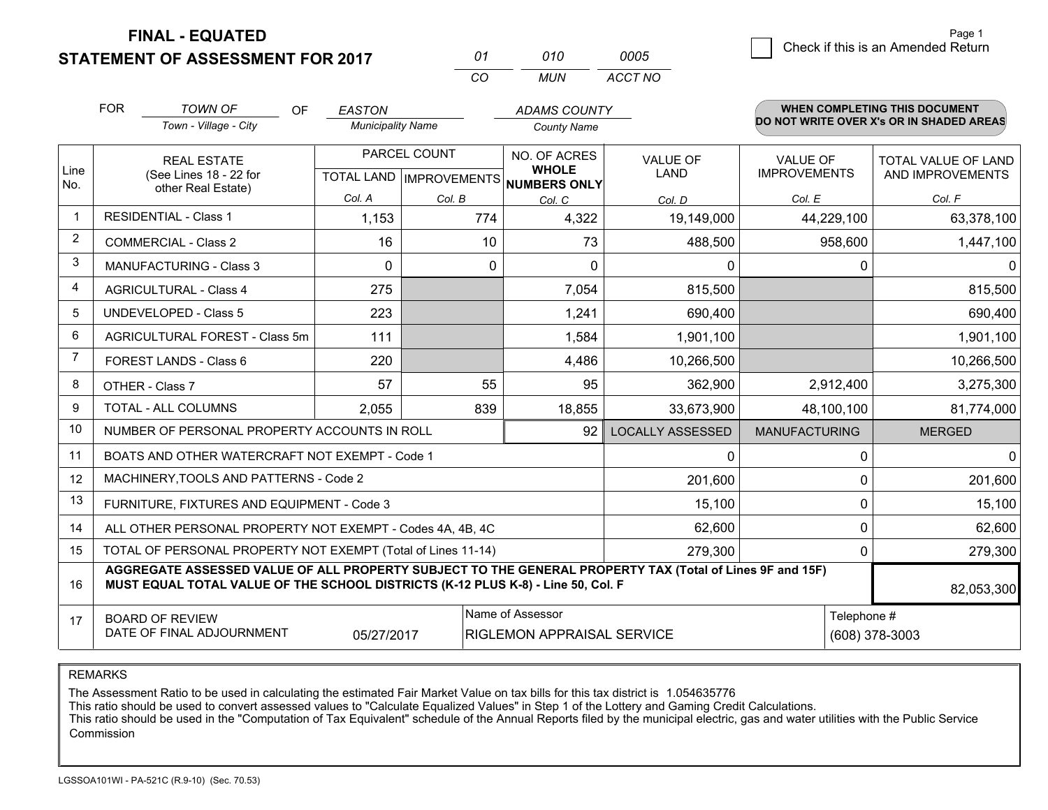# FINAL - EQUATED
## STATEMENT OF ASSESSMENT FOR 2017

| 01 | 010 | 0005 |
|---|---|---|
| CO | MUN | ACCT NO |

Page 1

☐ Check if this is an Amended Return

FOR *TOWN OF* (Town - Village - City) OF *EASTON* (Municipality Name) *ADAMS COUNTY* (County Name)

**WHEN COMPLETING THIS DOCUMENT DO NOT WRITE OVER X's OR IN SHADED AREAS**

| Line No. | REAL ESTATE (See Lines 18 - 22 for other Real Estate) | PARCEL COUNT TOTAL LAND Col. A | PARCEL COUNT IMPROVEMENTS Col. B | NO. OF ACRES WHOLE NUMBERS ONLY Col. C | VALUE OF LAND Col. D | VALUE OF IMPROVEMENTS Col. E | TOTAL VALUE OF LAND AND IMPROVEMENTS Col. F |
|---|---|---|---|---|---|---|---|
| 1 | RESIDENTIAL - Class 1 | 1,153 | 774 | 4,322 | 19,149,000 | 44,229,100 | 63,378,100 |
| 2 | COMMERCIAL - Class 2 | 16 | 10 | 73 | 488,500 | 958,600 | 1,447,100 |
| 3 | MANUFACTURING - Class 3 | 0 | 0 | 0 | 0 | 0 | 0 |
| 4 | AGRICULTURAL - Class 4 | 275 | | 7,054 | 815,500 | | 815,500 |
| 5 | UNDEVELOPED - Class 5 | 223 | | 1,241 | 690,400 | | 690,400 |
| 6 | AGRICULTURAL FOREST - Class 5m | 111 | | 1,584 | 1,901,100 | | 1,901,100 |
| 7 | FOREST LANDS - Class 6 | 220 | | 4,486 | 10,266,500 | | 10,266,500 |
| 8 | OTHER - Class 7 | 57 | 55 | 95 | 362,900 | 2,912,400 | 3,275,300 |
| 9 | TOTAL - ALL COLUMNS | 2,055 | 839 | 18,855 | 33,673,900 | 48,100,100 | 81,774,000 |
| 10 | NUMBER OF PERSONAL PROPERTY ACCOUNTS IN ROLL | | | 92 | LOCALLY ASSESSED | MANUFACTURING | MERGED |
| 11 | BOATS AND OTHER WATERCRAFT NOT EXEMPT - Code 1 | | | | 0 | 0 | 0 |
| 12 | MACHINERY,TOOLS AND PATTERNS - Code 2 | | | | 201,600 | 0 | 201,600 |
| 13 | FURNITURE, FIXTURES AND EQUIPMENT - Code 3 | | | | 15,100 | 0 | 15,100 |
| 14 | ALL OTHER PERSONAL PROPERTY NOT EXEMPT - Codes 4A, 4B, 4C | | | | 62,600 | 0 | 62,600 |
| 15 | TOTAL OF PERSONAL PROPERTY NOT EXEMPT (Total of Lines 11-14) | | | | 279,300 | 0 | 279,300 |
| 16 | **AGGREGATE ASSESSED VALUE OF ALL PROPERTY SUBJECT TO THE GENERAL PROPERTY TAX (Total of Lines 9F and 15F) MUST EQUAL TOTAL VALUE OF THE SCHOOL DISTRICTS (K-12 PLUS K-8) - Line 50, Col. F** | | | | | | 82,053,300 |
| 17 | BOARD OF REVIEW DATE OF FINAL ADJOURNMENT | 05/27/2017 | Name of Assessor | RIGLEMON APPRAISAL SERVICE | | Telephone # | (608) 378-3003 |

REMARKS

The Assessment Ratio to be used in calculating the estimated Fair Market Value on tax bills for this tax district is 1.054635776
This ratio should be used to convert assessed values to "Calculate Equalized Values" in Step 1 of the Lottery and Gaming Credit Calculations.
This ratio should be used in the "Computation of Tax Equivalent" schedule of the Annual Reports filed by the municipal electric, gas and water utilities with the Public Service Commission

LGSSOA101WI - PA-521C (R.9-10) (Sec. 70.53)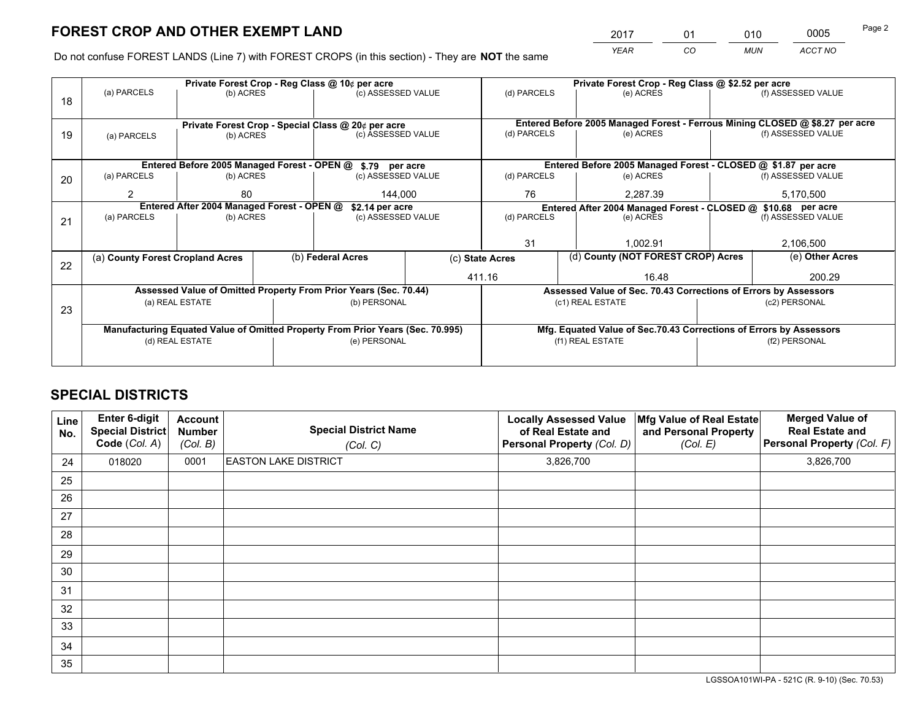# FOREST CROP AND OTHER EXEMPT LAND

| 2017 | 01 | 010 | 0005 |
|---|---|---|---|
| *YEAR* | *CO* | *MUN* | *ACCT NO* |

Do not confuse FOREST LANDS (Line 7) with FOREST CROPS (in this section) - They are **NOT** the same

| Line | Private Forest Crop - Reg Class @ 10¢ per acre | | | Private Forest Crop - Reg Class @ $2.52 per acre | | |
|---|---|---|---|---|---|---|
| 18 | (a) PARCELS | (b) ACRES | (c) ASSESSED VALUE | (d) PARCELS | (e) ACRES | (f) ASSESSED VALUE |
| | | | | | | |
| | **Private Forest Crop - Special Class @ 20¢ per acre** | | | **Entered Before 2005 Managed Forest - Ferrous Mining CLOSED @ $8.27 per acre** | | |
| 19 | (a) PARCELS | (b) ACRES | (c) ASSESSED VALUE | (d) PARCELS | (e) ACRES | (f) ASSESSED VALUE |
| | | | | | | |
| | **Entered Before 2005 Managed Forest - OPEN @ $.79 per acre** | | | **Entered Before 2005 Managed Forest - CLOSED @ $1.87 per acre** | | |
| 20 | (a) PARCELS | (b) ACRES | (c) ASSESSED VALUE | (d) PARCELS | (e) ACRES | (f) ASSESSED VALUE |
| | 2 | 80 | 144,000 | 76 | 2,287.39 | 5,170,500 |
| | **Entered After 2004 Managed Forest - OPEN @ $2.14 per acre** | | | **Entered After 2004 Managed Forest - CLOSED @ $10.68 per acre** | | |
| 21 | (a) PARCELS | (b) ACRES | (c) ASSESSED VALUE | (d) PARCELS | (e) ACRES | (f) ASSESSED VALUE |
| | | | | 31 | 1,002.91 | 2,106,500 |

| Line | (a) County Forest Cropland Acres | (b) Federal Acres | (c) State Acres | (d) County (NOT FOREST CROP) Acres | (e) Other Acres |
|---|---|---|---|---|---|
| 22 | | | 411.16 | 16.48 | 200.29 |

| Line | Assessed Value of Omitted Property From Prior Years (Sec. 70.44) | | Assessed Value of Sec. 70.43 Corrections of Errors by Assessors | |
|---|---|---|---|---|
| 23 | (a) REAL ESTATE | (b) PERSONAL | (c1) REAL ESTATE | (c2) PERSONAL |
| | | | | |
| | **Manufacturing Equated Value of Omitted Property From Prior Years (Sec. 70.995)** | | **Mfg. Equated Value of Sec.70.43 Corrections of Errors by Assessors** | |
| | (d) REAL ESTATE | (e) PERSONAL | (f1) REAL ESTATE | (f2) PERSONAL |
| | | | | |

# SPECIAL DISTRICTS

| Line No. | Enter 6-digit Special District Code (Col. A) | Account Number (Col. B) | Special District Name (Col. C) | Locally Assessed Value of Real Estate and Personal Property (Col. D) | Mfg Value of Real Estate and Personal Property (Col. E) | Merged Value of Real Estate and Personal Property (Col. F) |
|---|---|---|---|---|---|---|
| 24 | 018020 | 0001 | EASTON LAKE DISTRICT | 3,826,700 | | 3,826,700 |
| 25 | | | | | | |
| 26 | | | | | | |
| 27 | | | | | | |
| 28 | | | | | | |
| 29 | | | | | | |
| 30 | | | | | | |
| 31 | | | | | | |
| 32 | | | | | | |
| 33 | | | | | | |
| 34 | | | | | | |
| 35 | | | | | | |

LGSSOA101WI-PA - 521C (R. 9-10) (Sec. 70.53)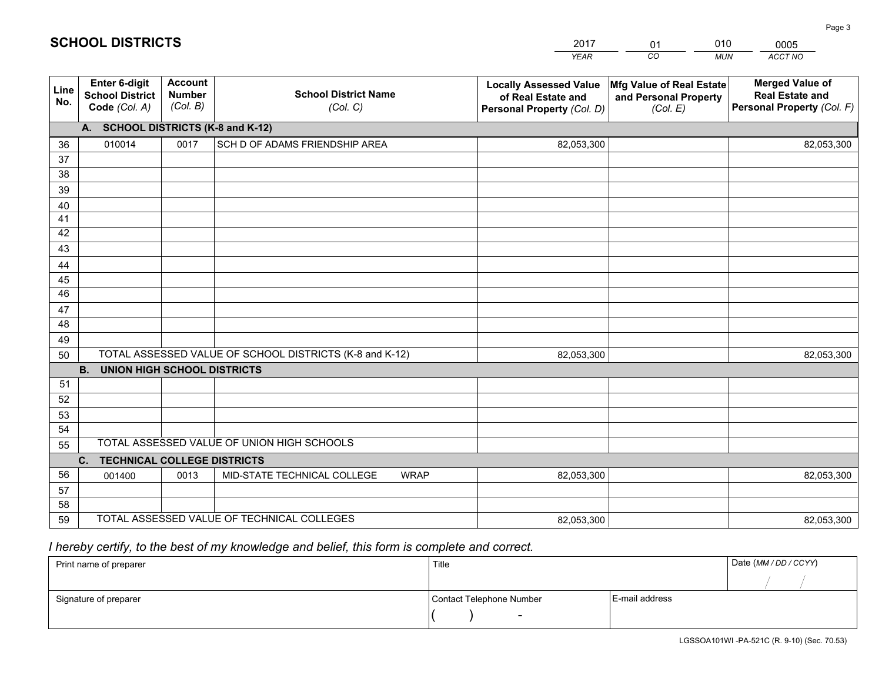# SCHOOL DISTRICTS

| 2017 | 01 | 010 | 0005 |
|---|---|---|---|
| YEAR | CO | MUN | ACCT NO |

| Line No. | Enter 6-digit School District Code (Col. A) | Account Number (Col. B) | School District Name (Col. C) | Locally Assessed Value of Real Estate and Personal Property (Col. D) | Mfg Value of Real Estate and Personal Property (Col. E) | Merged Value of Real Estate and Personal Property (Col. F) |
|---|---|---|---|---|---|---|
| | **A. SCHOOL DISTRICTS (K-8 and K-12)** | | | | | |
| 36 | 010014 | 0017 | SCH D OF ADAMS FRIENDSHIP AREA | 82,053,300 | | 82,053,300 |
| 37 | | | | | | |
| 38 | | | | | | |
| 39 | | | | | | |
| 40 | | | | | | |
| 41 | | | | | | |
| 42 | | | | | | |
| 43 | | | | | | |
| 44 | | | | | | |
| 45 | | | | | | |
| 46 | | | | | | |
| 47 | | | | | | |
| 48 | | | | | | |
| 49 | | | | | | |
| 50 | TOTAL ASSESSED VALUE OF SCHOOL DISTRICTS (K-8 and K-12) | | | 82,053,300 | | 82,053,300 |
| | **B. UNION HIGH SCHOOL DISTRICTS** | | | | | |
| 51 | | | | | | |
| 52 | | | | | | |
| 53 | | | | | | |
| 54 | | | | | | |
| 55 | TOTAL ASSESSED VALUE OF UNION HIGH SCHOOLS | | | | | |
| | **C. TECHNICAL COLLEGE DISTRICTS** | | | | | |
| 56 | 001400 | 0013 | MID-STATE TECHNICAL COLLEGE WRAP | 82,053,300 | | 82,053,300 |
| 57 | | | | | | |
| 58 | | | | | | |
| 59 | TOTAL ASSESSED VALUE OF TECHNICAL COLLEGES | | | 82,053,300 | | 82,053,300 |

*I hereby certify, to the best of my knowledge and belief, this form is complete and correct.*

| Print name of preparer | Title | | Date (MM / DD / CCYY) |
|---|---|---|---|
| | | | / / |
| Signature of preparer | Contact Telephone Number | E-mail address | |
| | ( ) - | | |

LGSSOA101WI -PA-521C (R. 9-10) (Sec. 70.53)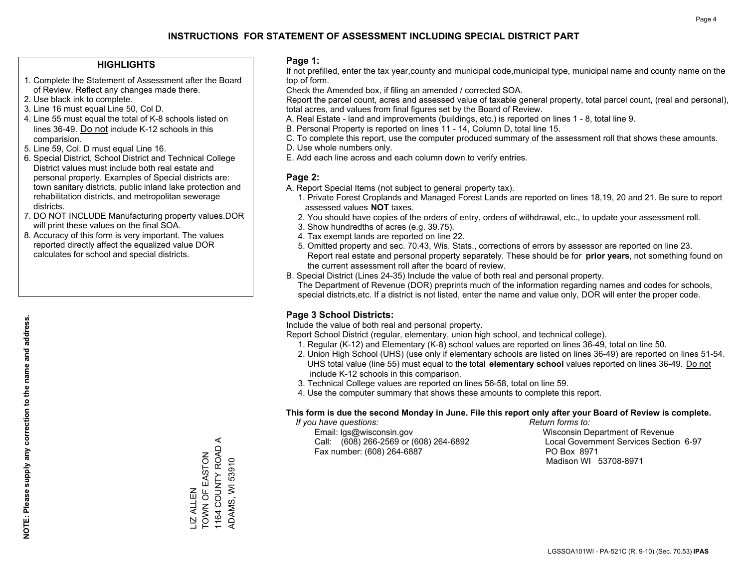# INSTRUCTIONS FOR STATEMENT OF ASSESSMENT INCLUDING SPECIAL DISTRICT PART

## HIGHLIGHTS

1. Complete the Statement of Assessment after the Board of Review. Reflect any changes made there.
2. Use black ink to complete.
3. Line 16 must equal Line 50, Col D.
4. Line 55 must equal the total of K-8 schools listed on lines 36-49. Do not include K-12 schools in this comparision.
5. Line 59, Col. D must equal Line 16.
6. Special District, School District and Technical College District values must include both real estate and personal property. Examples of Special districts are: town sanitary districts, public inland lake protection and rehabilitation districts, and metropolitan sewerage districts.
7. DO NOT INCLUDE Manufacturing property values.DOR will print these values on the final SOA.
8. Accuracy of this form is very important. The values reported directly affect the equalized value DOR calculates for school and special districts.

**NOTE: Please supply any correction to the name and address.**

LIZ ALLEN
TOWN OF EASTON
1164 COUNTY ROAD A
ADAMS, WI 53910

## Page 1:

If not prefilled, enter the tax year,county and municipal code,municipal type, municipal name and county name on the top of form.

Check the Amended box, if filing an amended / corrected SOA.

Report the parcel count, acres and assessed value of taxable general property, total parcel count, (real and personal), total acres, and values from final figures set by the Board of Review.

A. Real Estate - land and improvements (buildings, etc.) is reported on lines 1 - 8, total line 9.
B. Personal Property is reported on lines 11 - 14, Column D, total line 15.
C. To complete this report, use the computer produced summary of the assessment roll that shows these amounts.
D. Use whole numbers only.
E. Add each line across and each column down to verify entries.

## Page 2:

A. Report Special Items (not subject to general property tax).
   1. Private Forest Croplands and Managed Forest Lands are reported on lines 18,19, 20 and 21. Be sure to report assessed values **NOT** taxes.
   2. You should have copies of the orders of entry, orders of withdrawal, etc., to update your assessment roll.
   3. Show hundredths of acres (e.g. 39.75).
   4. Tax exempt lands are reported on line 22.
   5. Omitted property and sec. 70.43, Wis. Stats., corrections of errors by assessor are reported on line 23. Report real estate and personal property separately. These should be for **prior years**, not something found on the current assessment roll after the board of review.

B. Special District (Lines 24-35) Include the value of both real and personal property.
   The Department of Revenue (DOR) preprints much of the information regarding names and codes for schools, special districts,etc. If a district is not listed, enter the name and value only, DOR will enter the proper code.

## Page 3 School Districts:

Include the value of both real and personal property.

Report School District (regular, elementary, union high school, and technical college).

1. Regular (K-12) and Elementary (K-8) school values are reported on lines 36-49, total on line 50.
2. Union High School (UHS) (use only if elementary schools are listed on lines 36-49) are reported on lines 51-54. UHS total value (line 55) must equal to the total **elementary school** values reported on lines 36-49. Do not include K-12 schools in this comparison.
3. Technical College values are reported on lines 56-58, total on line 59.
4. Use the computer summary that shows these amounts to complete this report.

**This form is due the second Monday in June. File this report only after your Board of Review is complete.**

*If you have questions:*
Email: lgs@wisconsin.gov
Call: (608) 266-2569 or (608) 264-6892
Fax number: (608) 264-6887

*Return forms to:*
Wisconsin Department of Revenue
Local Government Services Section 6-97
PO Box 8971
Madison WI 53708-8971

LGSSOA101WI - PA-521C (R. 9-10) (Sec. 70.53) **IPAS**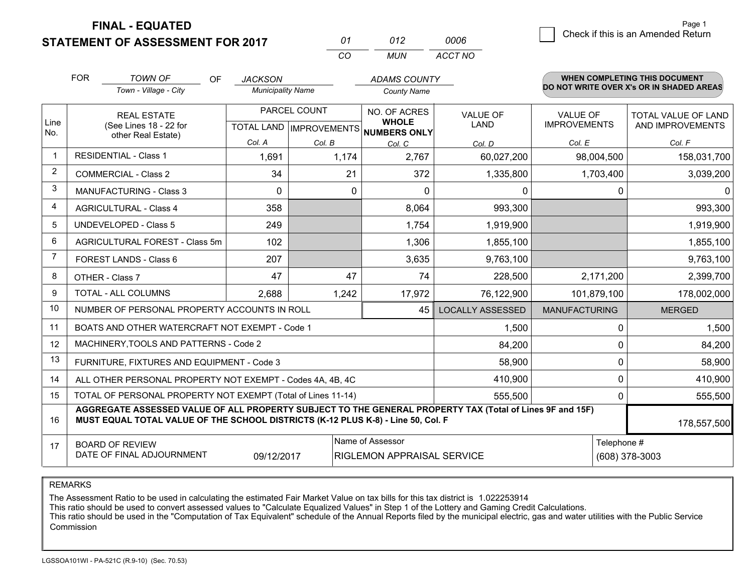# FINAL - EQUATED
## STATEMENT OF ASSESSMENT FOR 2017

| 01 | 012 | 0006 |
|---|---|---|
| CO | MUN | ACCT NO |

Page 1

☐ Check if this is an Amended Return

FOR *TOWN OF* (Town - Village - City) OF *JACKSON* (Municipality Name) *ADAMS COUNTY* (County Name)

**WHEN COMPLETING THIS DOCUMENT DO NOT WRITE OVER X's OR IN SHADED AREAS**

| Line No. | REAL ESTATE (See Lines 18 - 22 for other Real Estate) | PARCEL COUNT TOTAL LAND Col. A | PARCEL COUNT IMPROVEMENTS Col. B | NO. OF ACRES WHOLE NUMBERS ONLY Col. C | VALUE OF LAND Col. D | VALUE OF IMPROVEMENTS Col. E | TOTAL VALUE OF LAND AND IMPROVEMENTS Col. F |
|---|---|---|---|---|---|---|---|
| 1 | RESIDENTIAL - Class 1 | 1,691 | 1,174 | 2,767 | 60,027,200 | 98,004,500 | 158,031,700 |
| 2 | COMMERCIAL - Class 2 | 34 | 21 | 372 | 1,335,800 | 1,703,400 | 3,039,200 |
| 3 | MANUFACTURING - Class 3 | 0 | 0 | 0 | 0 | 0 | 0 |
| 4 | AGRICULTURAL - Class 4 | 358 | | 8,064 | 993,300 | | 993,300 |
| 5 | UNDEVELOPED - Class 5 | 249 | | 1,754 | 1,919,900 | | 1,919,900 |
| 6 | AGRICULTURAL FOREST - Class 5m | 102 | | 1,306 | 1,855,100 | | 1,855,100 |
| 7 | FOREST LANDS - Class 6 | 207 | | 3,635 | 9,763,100 | | 9,763,100 |
| 8 | OTHER - Class 7 | 47 | 47 | 74 | 228,500 | 2,171,200 | 2,399,700 |
| 9 | TOTAL - ALL COLUMNS | 2,688 | 1,242 | 17,972 | 76,122,900 | 101,879,100 | 178,002,000 |
| 10 | NUMBER OF PERSONAL PROPERTY ACCOUNTS IN ROLL | | | 45 | LOCALLY ASSESSED | MANUFACTURING | MERGED |
| 11 | BOATS AND OTHER WATERCRAFT NOT EXEMPT - Code 1 | | | | 1,500 | 0 | 1,500 |
| 12 | MACHINERY,TOOLS AND PATTERNS - Code 2 | | | | 84,200 | 0 | 84,200 |
| 13 | FURNITURE, FIXTURES AND EQUIPMENT - Code 3 | | | | 58,900 | 0 | 58,900 |
| 14 | ALL OTHER PERSONAL PROPERTY NOT EXEMPT - Codes 4A, 4B, 4C | | | | 410,900 | 0 | 410,900 |
| 15 | TOTAL OF PERSONAL PROPERTY NOT EXEMPT (Total of Lines 11-14) | | | | 555,500 | 0 | 555,500 |
| 16 | **AGGREGATE ASSESSED VALUE OF ALL PROPERTY SUBJECT TO THE GENERAL PROPERTY TAX (Total of Lines 9F and 15F) MUST EQUAL TOTAL VALUE OF THE SCHOOL DISTRICTS (K-12 PLUS K-8) - Line 50, Col. F** | | | | | | 178,557,500 |
| 17 | BOARD OF REVIEW DATE OF FINAL ADJOURNMENT | 09/12/2017 | | Name of Assessor: RIGLEMON APPRAISAL SERVICE | | | Telephone #: (608) 378-3003 |

REMARKS

The Assessment Ratio to be used in calculating the estimated Fair Market Value on tax bills for this tax district is 1.022253914
This ratio should be used to convert assessed values to "Calculate Equalized Values" in Step 1 of the Lottery and Gaming Credit Calculations.
This ratio should be used in the "Computation of Tax Equivalent" schedule of the Annual Reports filed by the municipal electric, gas and water utilities with the Public Service Commission

LGSSOA101WI - PA-521C (R.9-10) (Sec. 70.53)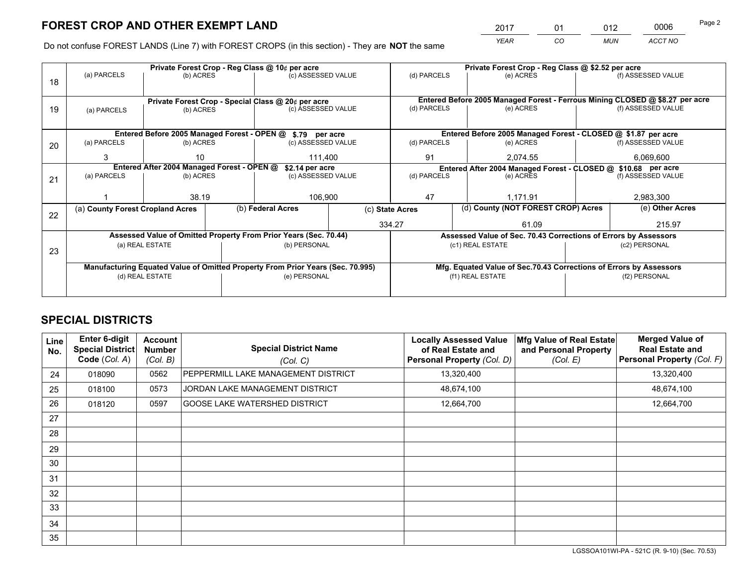# FOREST CROP AND OTHER EXEMPT LAND

| YEAR | CO | MUN | ACCT NO |
|---|---|---|---|
| 2017 | 01 | 012 | 0006 |

Do not confuse FOREST LANDS (Line 7) with FOREST CROPS (in this section) - They are **NOT** the same

| Line | (a) PARCELS | (b) ACRES | (c) ASSESSED VALUE | (d) PARCELS | (e) ACRES | (f) ASSESSED VALUE |
|---|---|---|---|---|---|---|
| 18 | Private Forest Crop - Reg Class @ 10¢ per acre | | | Private Forest Crop - Reg Class @ $2.52 per acre | | |
| | | | | | | |
| 19 | Private Forest Crop - Special Class @ 20¢ per acre | | | Entered Before 2005 Managed Forest - Ferrous Mining CLOSED @ $8.27 per acre | | |
| | | | | | | |
| 20 | Entered Before 2005 Managed Forest - OPEN @ $.79 per acre | | | Entered Before 2005 Managed Forest - CLOSED @ $1.87 per acre | | |
| | 3 | 10 | 111,400 | 91 | 2,074.55 | 6,069,600 |
| 21 | Entered After 2004 Managed Forest - OPEN @ $2.14 per acre | | | Entered After 2004 Managed Forest - CLOSED @ $10.68 per acre | | |
| | 1 | 38.19 | 106,900 | 47 | 1,171.91 | 2,983,300 |

| Line | (a) County Forest Cropland Acres | (b) Federal Acres | (c) State Acres | (d) County (NOT FOREST CROP) Acres | (e) Other Acres |
|---|---|---|---|---|---|
| 22 | | | 334.27 | 61.09 | 215.97 |

| Line | Assessed Value of Omitted Property From Prior Years (Sec. 70.44) | | Assessed Value of Sec. 70.43 Corrections of Errors by Assessors | |
|---|---|---|---|---|
| 23 | (a) REAL ESTATE | (b) PERSONAL | (c1) REAL ESTATE | (c2) PERSONAL |
| | | | | |
| | Manufacturing Equated Value of Omitted Property From Prior Years (Sec. 70.995) | | Mfg. Equated Value of Sec.70.43 Corrections of Errors by Assessors | |
| | (d) REAL ESTATE | (e) PERSONAL | (f1) REAL ESTATE | (f2) PERSONAL |
| | | | | |

# SPECIAL DISTRICTS

| Line No. | Enter 6-digit Special District Code (Col. A) | Account Number (Col. B) | Special District Name (Col. C) | Locally Assessed Value of Real Estate and Personal Property (Col. D) | Mfg Value of Real Estate and Personal Property (Col. E) | Merged Value of Real Estate and Personal Property (Col. F) |
|---|---|---|---|---|---|---|
| 24 | 018090 | 0562 | PEPPERMILL LAKE MANAGEMENT DISTRICT | 13,320,400 | | 13,320,400 |
| 25 | 018100 | 0573 | JORDAN LAKE MANAGEMENT DISTRICT | 48,674,100 | | 48,674,100 |
| 26 | 018120 | 0597 | GOOSE LAKE WATERSHED DISTRICT | 12,664,700 | | 12,664,700 |
| 27 | | | | | | |
| 28 | | | | | | |
| 29 | | | | | | |
| 30 | | | | | | |
| 31 | | | | | | |
| 32 | | | | | | |
| 33 | | | | | | |
| 34 | | | | | | |
| 35 | | | | | | |

LGSSOA101WI-PA - 521C (R. 9-10) (Sec. 70.53)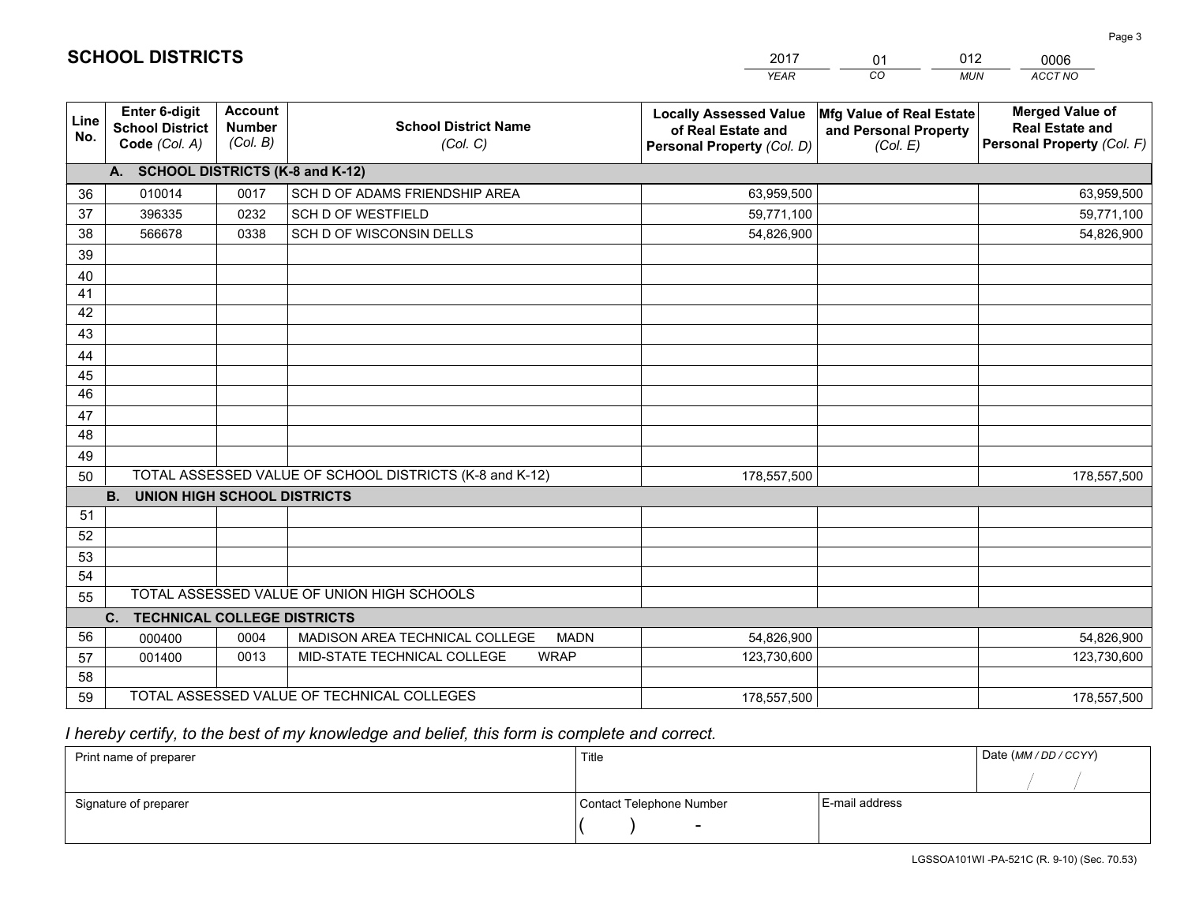# SCHOOL DISTRICTS

| 2017 | 01 | 012 | 0006 |
|---|---|---|---|
| *YEAR* | *CO* | *MUN* | *ACCT NO* |

| Line No. | Enter 6-digit School District Code *(Col. A)* | Account Number *(Col. B)* | School District Name *(Col. C)* | Locally Assessed Value of Real Estate and Personal Property *(Col. D)* | Mfg Value of Real Estate and Personal Property *(Col. E)* | Merged Value of Real Estate and Personal Property *(Col. F)* |
|---|---|---|---|---|---|---|
| | **A. SCHOOL DISTRICTS (K-8 and K-12)** | | | | | |
| 36 | 010014 | 0017 | SCH D OF ADAMS FRIENDSHIP AREA | 63,959,500 | | 63,959,500 |
| 37 | 396335 | 0232 | SCH D OF WESTFIELD | 59,771,100 | | 59,771,100 |
| 38 | 566678 | 0338 | SCH D OF WISCONSIN DELLS | 54,826,900 | | 54,826,900 |
| 39 | | | | | | |
| 40 | | | | | | |
| 41 | | | | | | |
| 42 | | | | | | |
| 43 | | | | | | |
| 44 | | | | | | |
| 45 | | | | | | |
| 46 | | | | | | |
| 47 | | | | | | |
| 48 | | | | | | |
| 49 | | | | | | |
| 50 | TOTAL ASSESSED VALUE OF SCHOOL DISTRICTS (K-8 and K-12) | | | 178,557,500 | | 178,557,500 |
| | **B. UNION HIGH SCHOOL DISTRICTS** | | | | | |
| 51 | | | | | | |
| 52 | | | | | | |
| 53 | | | | | | |
| 54 | | | | | | |
| 55 | TOTAL ASSESSED VALUE OF UNION HIGH SCHOOLS | | | | | |
| | **C. TECHNICAL COLLEGE DISTRICTS** | | | | | |
| 56 | 000400 | 0004 | MADISON AREA TECHNICAL COLLEGE MADN | 54,826,900 | | 54,826,900 |
| 57 | 001400 | 0013 | MID-STATE TECHNICAL COLLEGE WRAP | 123,730,600 | | 123,730,600 |
| 58 | | | | | | |
| 59 | TOTAL ASSESSED VALUE OF TECHNICAL COLLEGES | | | 178,557,500 | | 178,557,500 |

*I hereby certify, to the best of my knowledge and belief, this form is complete and correct.*

| Print name of preparer | Title | | Date *(MM / DD / CCYY)* |
|---|---|---|---|
| | | | / / |
| Signature of preparer | Contact Telephone Number | E-mail address | |
| | ( ) - | | |

LGSSOA101WI -PA-521C (R. 9-10) (Sec. 70.53)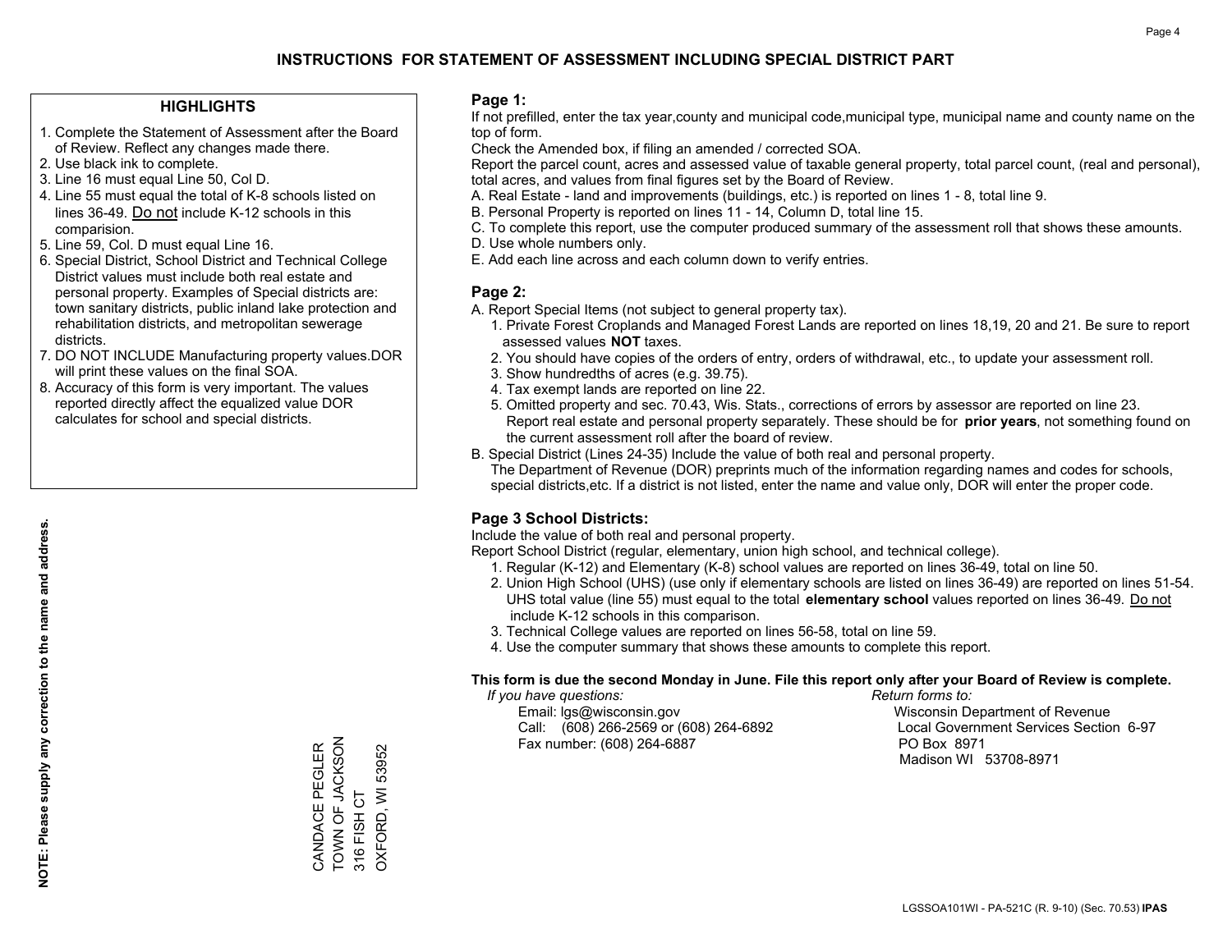# INSTRUCTIONS FOR STATEMENT OF ASSESSMENT INCLUDING SPECIAL DISTRICT PART

## HIGHLIGHTS

1. Complete the Statement of Assessment after the Board of Review. Reflect any changes made there.
2. Use black ink to complete.
3. Line 16 must equal Line 50, Col D.
4. Line 55 must equal the total of K-8 schools listed on lines 36-49. Do not include K-12 schools in this comparision.
5. Line 59, Col. D must equal Line 16.
6. Special District, School District and Technical College District values must include both real estate and personal property. Examples of Special districts are: town sanitary districts, public inland lake protection and rehabilitation districts, and metropolitan sewerage districts.
7. DO NOT INCLUDE Manufacturing property values.DOR will print these values on the final SOA.
8. Accuracy of this form is very important. The values reported directly affect the equalized value DOR calculates for school and special districts.

**NOTE: Please supply any correction to the name and address.**

CANDACE PEGLER
TOWN OF JACKSON
316 FISH CT
OXFORD, WI 53952

## Page 1:

If not prefilled, enter the tax year,county and municipal code,municipal type, municipal name and county name on the top of form.

Check the Amended box, if filing an amended / corrected SOA.

Report the parcel count, acres and assessed value of taxable general property, total parcel count, (real and personal), total acres, and values from final figures set by the Board of Review.

A. Real Estate - land and improvements (buildings, etc.) is reported on lines 1 - 8, total line 9.
B. Personal Property is reported on lines 11 - 14, Column D, total line 15.
C. To complete this report, use the computer produced summary of the assessment roll that shows these amounts.
D. Use whole numbers only.
E. Add each line across and each column down to verify entries.

## Page 2:

A. Report Special Items (not subject to general property tax).
   1. Private Forest Croplands and Managed Forest Lands are reported on lines 18,19, 20 and 21. Be sure to report assessed values **NOT** taxes.
   2. You should have copies of the orders of entry, orders of withdrawal, etc., to update your assessment roll.
   3. Show hundredths of acres (e.g. 39.75).
   4. Tax exempt lands are reported on line 22.
   5. Omitted property and sec. 70.43, Wis. Stats., corrections of errors by assessor are reported on line 23. Report real estate and personal property separately. These should be for **prior years**, not something found on the current assessment roll after the board of review.
B. Special District (Lines 24-35) Include the value of both real and personal property.
   The Department of Revenue (DOR) preprints much of the information regarding names and codes for schools, special districts,etc. If a district is not listed, enter the name and value only, DOR will enter the proper code.

## Page 3 School Districts:

Include the value of both real and personal property.

Report School District (regular, elementary, union high school, and technical college).

1. Regular (K-12) and Elementary (K-8) school values are reported on lines 36-49, total on line 50.
2. Union High School (UHS) (use only if elementary schools are listed on lines 36-49) are reported on lines 51-54. UHS total value (line 55) must equal to the total **elementary school** values reported on lines 36-49. Do not include K-12 schools in this comparison.
3. Technical College values are reported on lines 56-58, total on line 59.
4. Use the computer summary that shows these amounts to complete this report.

**This form is due the second Monday in June. File this report only after your Board of Review is complete.**

*If you have questions:*
Email: lgs@wisconsin.gov
Call: (608) 266-2569 or (608) 264-6892
Fax number: (608) 264-6887

*Return forms to:*
Wisconsin Department of Revenue
Local Government Services Section 6-97
PO Box 8971
Madison WI 53708-8971

LGSSOA101WI - PA-521C (R. 9-10) (Sec. 70.53) **IPAS**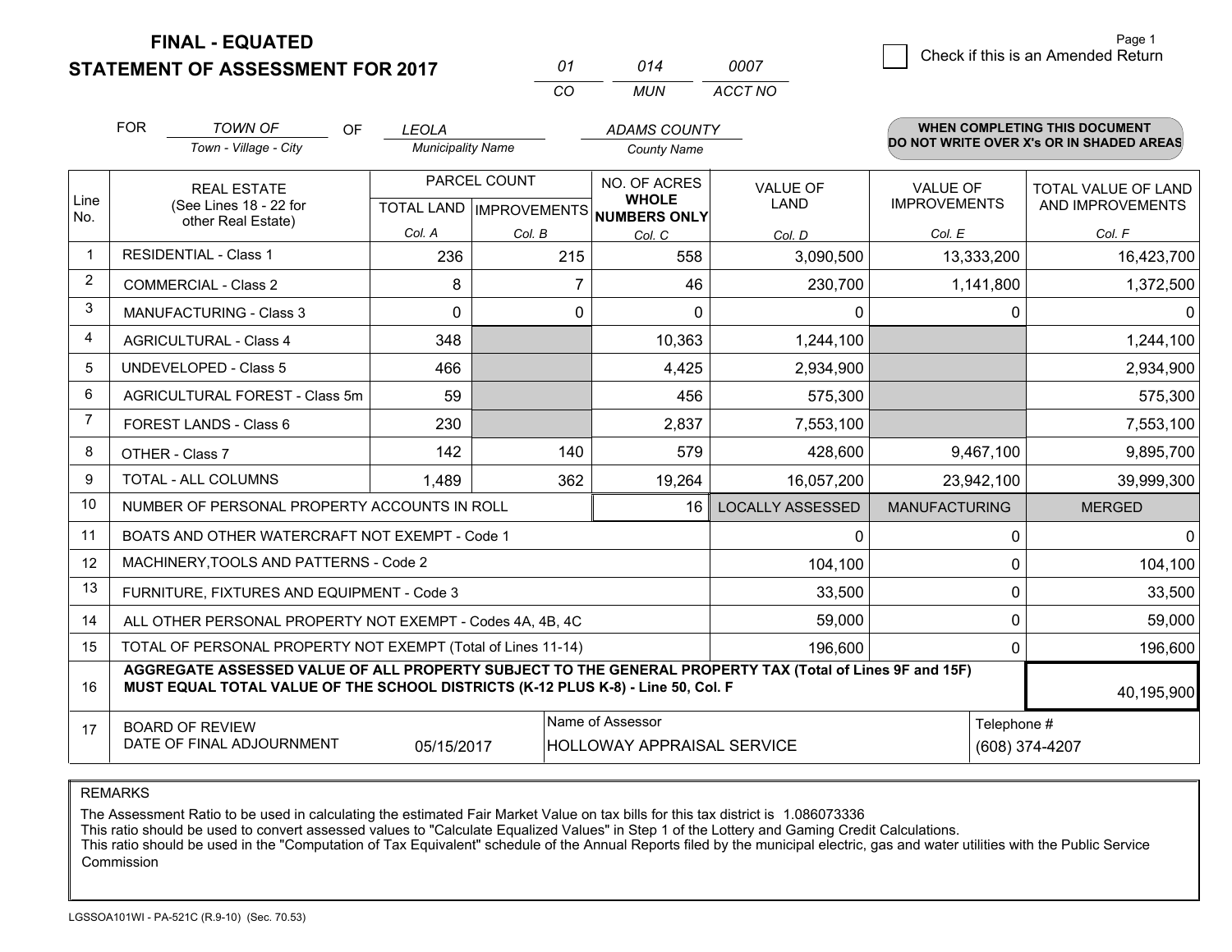**FINAL - EQUATED**
**STATEMENT OF ASSESSMENT FOR 2017**

| 01 | 014 | 0007 |
|---|---|---|
| CO | MUN | ACCT NO |

Page 1

☐ Check if this is an Amended Return

FOR *TOWN OF* (Town - Village - City) OF *LEOLA* (Municipality Name) *ADAMS COUNTY* (County Name)

**WHEN COMPLETING THIS DOCUMENT DO NOT WRITE OVER X's OR IN SHADED AREAS**

| Line No. | REAL ESTATE (See Lines 18 - 22 for other Real Estate) | PARCEL COUNT TOTAL LAND Col. A | PARCEL COUNT IMPROVEMENTS Col. B | NO. OF ACRES WHOLE NUMBERS ONLY Col. C | VALUE OF LAND Col. D | VALUE OF IMPROVEMENTS Col. E | TOTAL VALUE OF LAND AND IMPROVEMENTS Col. F |
|---|---|---|---|---|---|---|---|
| 1 | RESIDENTIAL - Class 1 | 236 | 215 | 558 | 3,090,500 | 13,333,200 | 16,423,700 |
| 2 | COMMERCIAL - Class 2 | 8 | 7 | 46 | 230,700 | 1,141,800 | 1,372,500 |
| 3 | MANUFACTURING - Class 3 | 0 | 0 | 0 | 0 | 0 | 0 |
| 4 | AGRICULTURAL - Class 4 | 348 | | 10,363 | 1,244,100 | | 1,244,100 |
| 5 | UNDEVELOPED - Class 5 | 466 | | 4,425 | 2,934,900 | | 2,934,900 |
| 6 | AGRICULTURAL FOREST - Class 5m | 59 | | 456 | 575,300 | | 575,300 |
| 7 | FOREST LANDS - Class 6 | 230 | | 2,837 | 7,553,100 | | 7,553,100 |
| 8 | OTHER - Class 7 | 142 | 140 | 579 | 428,600 | 9,467,100 | 9,895,700 |
| 9 | TOTAL - ALL COLUMNS | 1,489 | 362 | 19,264 | 16,057,200 | 23,942,100 | 39,999,300 |
| 10 | NUMBER OF PERSONAL PROPERTY ACCOUNTS IN ROLL | | | 16 | LOCALLY ASSESSED | MANUFACTURING | MERGED |
| 11 | BOATS AND OTHER WATERCRAFT NOT EXEMPT - Code 1 | | | | 0 | 0 | 0 |
| 12 | MACHINERY,TOOLS AND PATTERNS - Code 2 | | | | 104,100 | 0 | 104,100 |
| 13 | FURNITURE, FIXTURES AND EQUIPMENT - Code 3 | | | | 33,500 | 0 | 33,500 |
| 14 | ALL OTHER PERSONAL PROPERTY NOT EXEMPT - Codes 4A, 4B, 4C | | | | 59,000 | 0 | 59,000 |
| 15 | TOTAL OF PERSONAL PROPERTY NOT EXEMPT (Total of Lines 11-14) | | | | 196,600 | 0 | 196,600 |
| 16 | **AGGREGATE ASSESSED VALUE OF ALL PROPERTY SUBJECT TO THE GENERAL PROPERTY TAX (Total of Lines 9F and 15F) MUST EQUAL TOTAL VALUE OF THE SCHOOL DISTRICTS (K-12 PLUS K-8) - Line 50, Col. F** | | | | | | 40,195,900 |
| 17 | BOARD OF REVIEW DATE OF FINAL ADJOURNMENT | 05/15/2017 | | Name of Assessor: HOLLOWAY APPRAISAL SERVICE | | Telephone #: (608) 374-4207 | |

REMARKS

The Assessment Ratio to be used in calculating the estimated Fair Market Value on tax bills for this tax district is 1.086073336
This ratio should be used to convert assessed values to "Calculate Equalized Values" in Step 1 of the Lottery and Gaming Credit Calculations.
This ratio should be used in the "Computation of Tax Equivalent" schedule of the Annual Reports filed by the municipal electric, gas and water utilities with the Public Service Commission

LGSSOA101WI - PA-521C (R.9-10) (Sec. 70.53)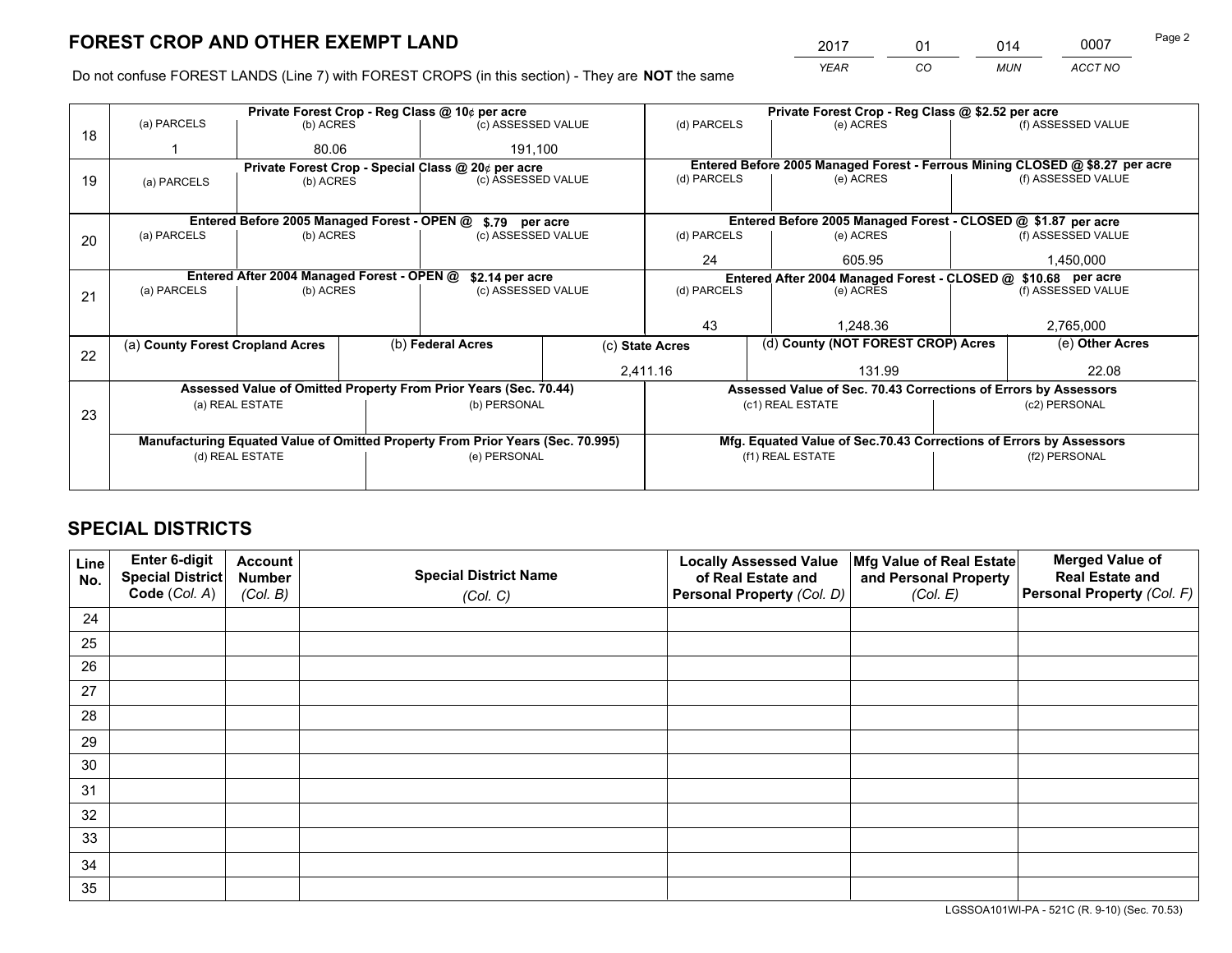# FOREST CROP AND OTHER EXEMPT LAND

| 2017 | 01 | 014 | 0007 |
|---|---|---|---|
| *YEAR* | *CO* | *MUN* | *ACCT NO* |

Do not confuse FOREST LANDS (Line 7) with FOREST CROPS (in this section) - They are **NOT** the same

| Line | | | | | | |
|---|---|---|---|---|---|---|
| 18 | Private Forest Crop - Reg Class @ 10¢ per acre | | | Private Forest Crop - Reg Class @ $2.52 per acre | | |
| | (a) PARCELS | (b) ACRES | (c) ASSESSED VALUE | (d) PARCELS | (e) ACRES | (f) ASSESSED VALUE |
| | 1 | 80.06 | 191,100 | | | |
| 19 | Private Forest Crop - Special Class @ 20¢ per acre | | | Entered Before 2005 Managed Forest - Ferrous Mining CLOSED @ $8.27 per acre | | |
| | (a) PARCELS | (b) ACRES | (c) ASSESSED VALUE | (d) PARCELS | (e) ACRES | (f) ASSESSED VALUE |
| | | | | | | |
| 20 | Entered Before 2005 Managed Forest - OPEN @ $.79 per acre | | | Entered Before 2005 Managed Forest - CLOSED @ $1.87 per acre | | |
| | (a) PARCELS | (b) ACRES | (c) ASSESSED VALUE | (d) PARCELS | (e) ACRES | (f) ASSESSED VALUE |
| | | | | 24 | 605.95 | 1,450,000 |
| 21 | Entered After 2004 Managed Forest - OPEN @ $2.14 per acre | | | Entered After 2004 Managed Forest - CLOSED @ $10.68 per acre | | |
| | (a) PARCELS | (b) ACRES | (c) ASSESSED VALUE | (d) PARCELS | (e) ACRES | (f) ASSESSED VALUE |
| | | | | 43 | 1,248.36 | 2,765,000 |

| Line | (a) County Forest Cropland Acres | (b) Federal Acres | (c) State Acres | (d) County (NOT FOREST CROP) Acres | (e) Other Acres |
|---|---|---|---|---|---|
| 22 | | | 2,411.16 | 131.99 | 22.08 |

| Line | Assessed Value of Omitted Property From Prior Years (Sec. 70.44) | | Assessed Value of Sec. 70.43 Corrections of Errors by Assessors | |
|---|---|---|---|---|
| 23 | (a) REAL ESTATE | (b) PERSONAL | (c1) REAL ESTATE | (c2) PERSONAL |
| | | | | |
| | **Manufacturing Equated Value of Omitted Property From Prior Years (Sec. 70.995)** | | **Mfg. Equated Value of Sec.70.43 Corrections of Errors by Assessors** | |
| | (d) REAL ESTATE | (e) PERSONAL | (f1) REAL ESTATE | (f2) PERSONAL |
| | | | | |

# SPECIAL DISTRICTS

| Line No. | Enter 6-digit Special District Code (*Col. A*) | Account Number (*Col. B*) | Special District Name (*Col. C*) | Locally Assessed Value of Real Estate and Personal Property (*Col. D*) | Mfg Value of Real Estate and Personal Property (*Col. E*) | Merged Value of Real Estate and Personal Property (*Col. F*) |
|---|---|---|---|---|---|---|
| 24 | | | | | | |
| 25 | | | | | | |
| 26 | | | | | | |
| 27 | | | | | | |
| 28 | | | | | | |
| 29 | | | | | | |
| 30 | | | | | | |
| 31 | | | | | | |
| 32 | | | | | | |
| 33 | | | | | | |
| 34 | | | | | | |
| 35 | | | | | | |

LGSSOA101WI-PA - 521C (R. 9-10) (Sec. 70.53)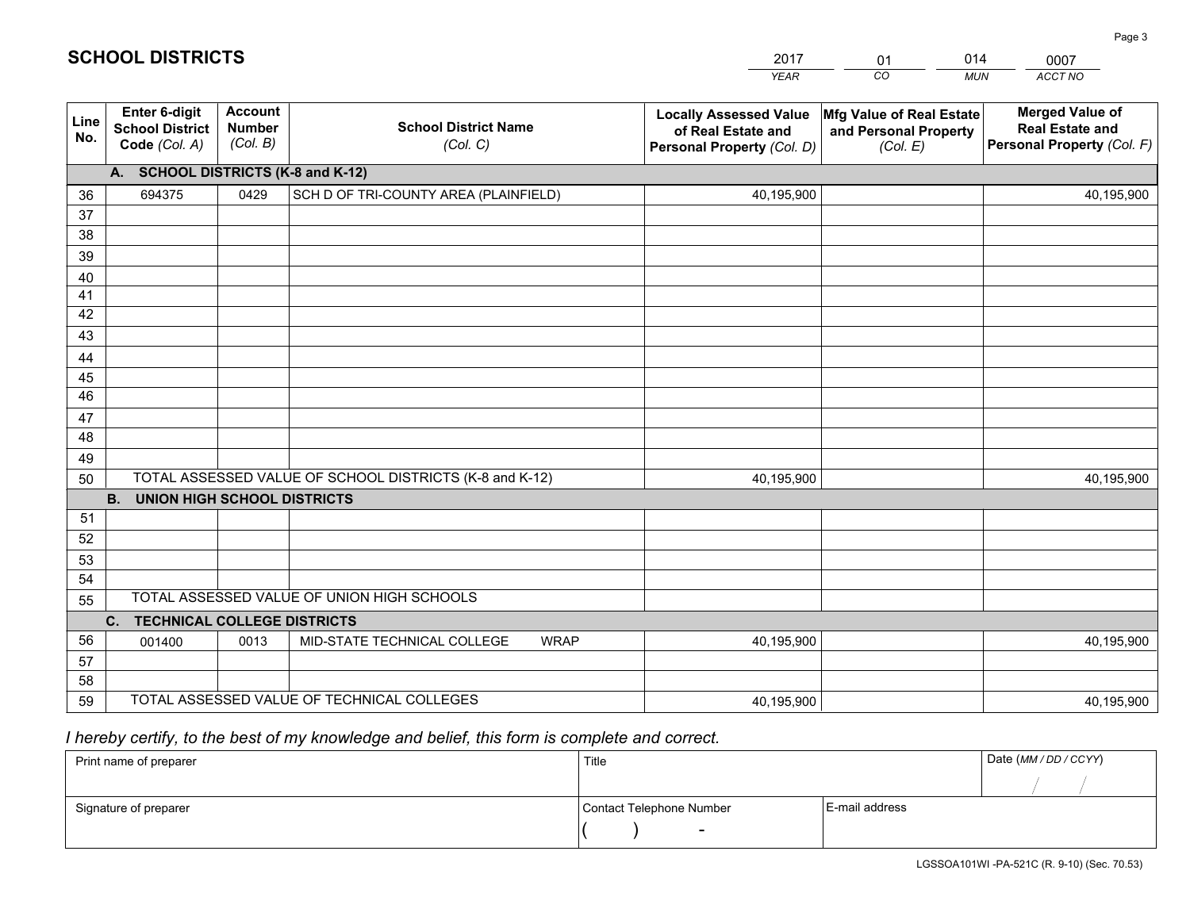# SCHOOL DISTRICTS

| 2017 | 01 | 014 | 0007 |
|---|---|---|---|
| *YEAR* | *CO* | *MUN* | *ACCT NO* |

| Line No. | Enter 6-digit School District Code *(Col. A)* | Account Number *(Col. B)* | School District Name *(Col. C)* | Locally Assessed Value of Real Estate and Personal Property *(Col. D)* | Mfg Value of Real Estate and Personal Property *(Col. E)* | Merged Value of Real Estate and Personal Property *(Col. F)* |
|---|---|---|---|---|---|---|
| | **A. SCHOOL DISTRICTS (K-8 and K-12)** | | | | | |
| 36 | 694375 | 0429 | SCH D OF TRI-COUNTY AREA (PLAINFIELD) | 40,195,900 | | 40,195,900 |
| 37 | | | | | | |
| 38 | | | | | | |
| 39 | | | | | | |
| 40 | | | | | | |
| 41 | | | | | | |
| 42 | | | | | | |
| 43 | | | | | | |
| 44 | | | | | | |
| 45 | | | | | | |
| 46 | | | | | | |
| 47 | | | | | | |
| 48 | | | | | | |
| 49 | | | | | | |
| 50 | TOTAL ASSESSED VALUE OF SCHOOL DISTRICTS (K-8 and K-12) | | | 40,195,900 | | 40,195,900 |
| | **B. UNION HIGH SCHOOL DISTRICTS** | | | | | |
| 51 | | | | | | |
| 52 | | | | | | |
| 53 | | | | | | |
| 54 | | | | | | |
| 55 | TOTAL ASSESSED VALUE OF UNION HIGH SCHOOLS | | | | | |
| | **C. TECHNICAL COLLEGE DISTRICTS** | | | | | |
| 56 | 001400 | 0013 | MID-STATE TECHNICAL COLLEGE WRAP | 40,195,900 | | 40,195,900 |
| 57 | | | | | | |
| 58 | | | | | | |
| 59 | TOTAL ASSESSED VALUE OF TECHNICAL COLLEGES | | | 40,195,900 | | 40,195,900 |

*I hereby certify, to the best of my knowledge and belief, this form is complete and correct.*

| Print name of preparer | Title | | Date *(MM / DD / CCYY)* |
|---|---|---|---|
| | | | / / |
| Signature of preparer | Contact Telephone Number | E-mail address | |
| | ( ) - | | |

LGSSOA101WI -PA-521C (R. 9-10) (Sec. 70.53)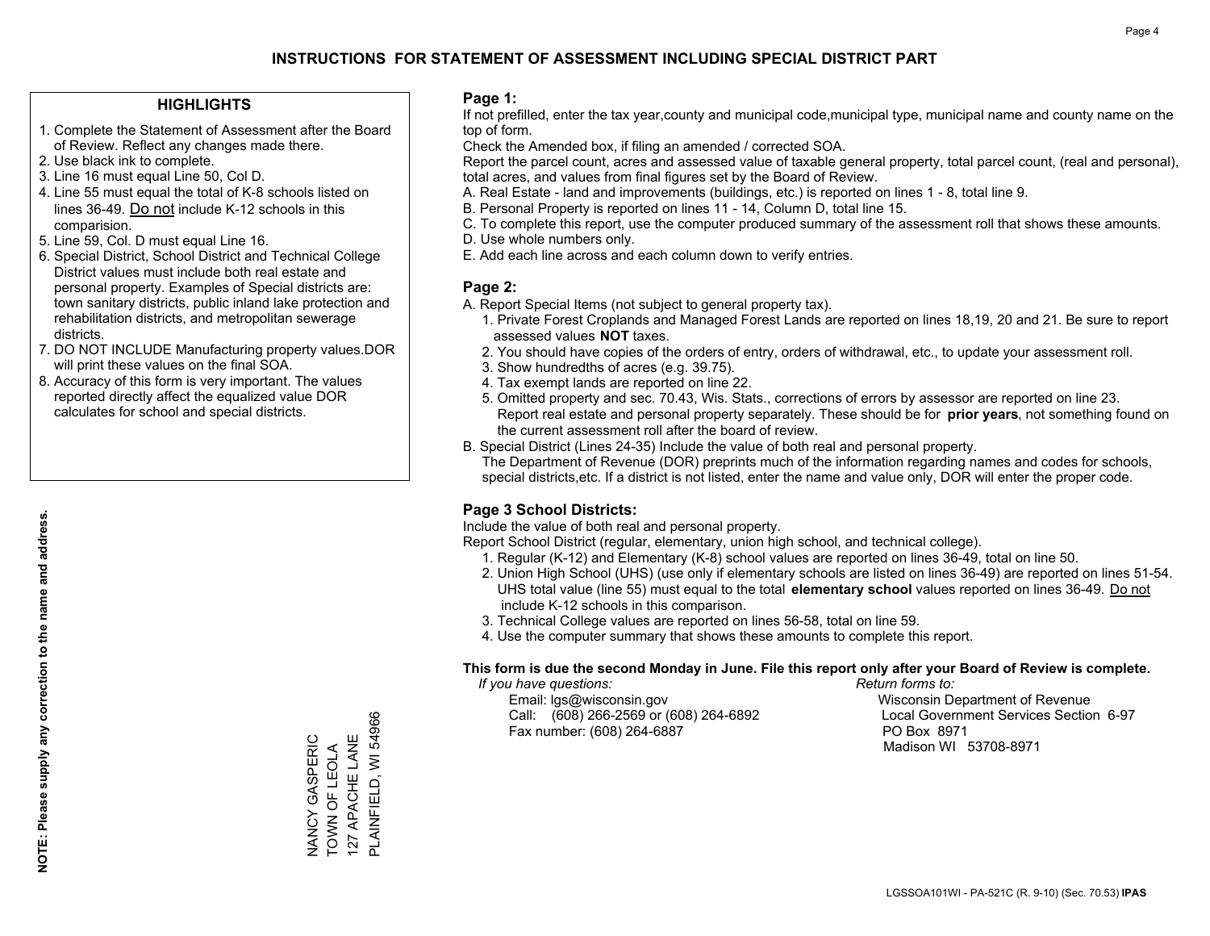# INSTRUCTIONS FOR STATEMENT OF ASSESSMENT INCLUDING SPECIAL DISTRICT PART

## HIGHLIGHTS

1. Complete the Statement of Assessment after the Board of Review. Reflect any changes made there.
2. Use black ink to complete.
3. Line 16 must equal Line 50, Col D.
4. Line 55 must equal the total of K-8 schools listed on lines 36-49. Do not include K-12 schools in this comparision.
5. Line 59, Col. D must equal Line 16.
6. Special District, School District and Technical College District values must include both real estate and personal property. Examples of Special districts are: town sanitary districts, public inland lake protection and rehabilitation districts, and metropolitan sewerage districts.
7. DO NOT INCLUDE Manufacturing property values.DOR will print these values on the final SOA.
8. Accuracy of this form is very important. The values reported directly affect the equalized value DOR calculates for school and special districts.

**NOTE: Please supply any correction to the name and address.**

NANCY GASPERIC
TOWN OF LEOLA
127 APACHE LANE
PLAINFIELD, WI 54966

## Page 1:

If not prefilled, enter the tax year,county and municipal code,municipal type, municipal name and county name on the top of form.

Check the Amended box, if filing an amended / corrected SOA.

Report the parcel count, acres and assessed value of taxable general property, total parcel count, (real and personal), total acres, and values from final figures set by the Board of Review.

A. Real Estate - land and improvements (buildings, etc.) is reported on lines 1 - 8, total line 9.
B. Personal Property is reported on lines 11 - 14, Column D, total line 15.
C. To complete this report, use the computer produced summary of the assessment roll that shows these amounts.
D. Use whole numbers only.
E. Add each line across and each column down to verify entries.

## Page 2:

A. Report Special Items (not subject to general property tax).
   1. Private Forest Croplands and Managed Forest Lands are reported on lines 18,19, 20 and 21. Be sure to report assessed values **NOT** taxes.
   2. You should have copies of the orders of entry, orders of withdrawal, etc., to update your assessment roll.
   3. Show hundredths of acres (e.g. 39.75).
   4. Tax exempt lands are reported on line 22.
   5. Omitted property and sec. 70.43, Wis. Stats., corrections of errors by assessor are reported on line 23. Report real estate and personal property separately. These should be for **prior years**, not something found on the current assessment roll after the board of review.
B. Special District (Lines 24-35) Include the value of both real and personal property.
   The Department of Revenue (DOR) preprints much of the information regarding names and codes for schools, special districts,etc. If a district is not listed, enter the name and value only, DOR will enter the proper code.

## Page 3 School Districts:

Include the value of both real and personal property.

Report School District (regular, elementary, union high school, and technical college).

1. Regular (K-12) and Elementary (K-8) school values are reported on lines 36-49, total on line 50.
2. Union High School (UHS) (use only if elementary schools are listed on lines 36-49) are reported on lines 51-54. UHS total value (line 55) must equal to the total **elementary school** values reported on lines 36-49. Do not include K-12 schools in this comparison.
3. Technical College values are reported on lines 56-58, total on line 59.
4. Use the computer summary that shows these amounts to complete this report.

**This form is due the second Monday in June. File this report only after your Board of Review is complete.**

*If you have questions:*
Email: lgs@wisconsin.gov
Call: (608) 266-2569 or (608) 264-6892
Fax number: (608) 264-6887

*Return forms to:*
Wisconsin Department of Revenue
Local Government Services Section 6-97
PO Box 8971
Madison WI 53708-8971

LGSSOA101WI - PA-521C (R. 9-10) (Sec. 70.53) **IPAS**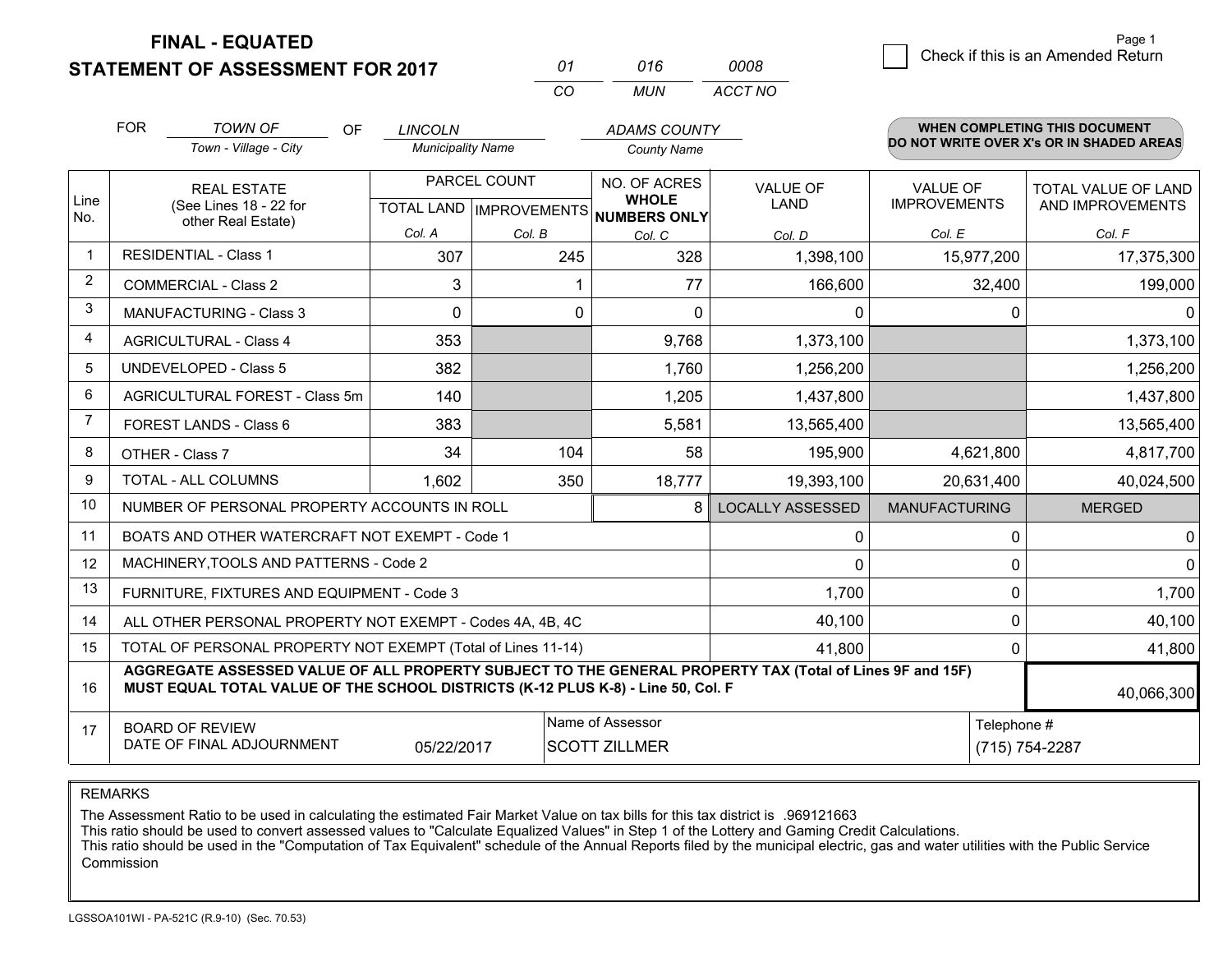# FINAL - EQUATED
# STATEMENT OF ASSESSMENT FOR 2017

| 01 | 016 | 0008 |
|---|---|---|
| CO | MUN | ACCT NO |

Page 1

☐ Check if this is an Amended Return

FOR *TOWN OF* (Town - Village - City) OF *LINCOLN* (Municipality Name) *ADAMS COUNTY* (County Name)

**WHEN COMPLETING THIS DOCUMENT DO NOT WRITE OVER X's OR IN SHADED AREAS**

| Line No. | REAL ESTATE (See Lines 18 - 22 for other Real Estate) | PARCEL COUNT | | NO. OF ACRES WHOLE NUMBERS ONLY | VALUE OF LAND | VALUE OF IMPROVEMENTS | TOTAL VALUE OF LAND AND IMPROVEMENTS |
|---|---|---|---|---|---|---|---|
| | | TOTAL LAND Col. A | IMPROVEMENTS Col. B | Col. C | Col. D | Col. E | Col. F |
| 1 | RESIDENTIAL - Class 1 | 307 | 245 | 328 | 1,398,100 | 15,977,200 | 17,375,300 |
| 2 | COMMERCIAL - Class 2 | 3 | 1 | 77 | 166,600 | 32,400 | 199,000 |
| 3 | MANUFACTURING - Class 3 | 0 | 0 | 0 | 0 | 0 | 0 |
| 4 | AGRICULTURAL - Class 4 | 353 | | 9,768 | 1,373,100 | | 1,373,100 |
| 5 | UNDEVELOPED - Class 5 | 382 | | 1,760 | 1,256,200 | | 1,256,200 |
| 6 | AGRICULTURAL FOREST - Class 5m | 140 | | 1,205 | 1,437,800 | | 1,437,800 |
| 7 | FOREST LANDS - Class 6 | 383 | | 5,581 | 13,565,400 | | 13,565,400 |
| 8 | OTHER - Class 7 | 34 | 104 | 58 | 195,900 | 4,621,800 | 4,817,700 |
| 9 | TOTAL - ALL COLUMNS | 1,602 | 350 | 18,777 | 19,393,100 | 20,631,400 | 40,024,500 |
| 10 | NUMBER OF PERSONAL PROPERTY ACCOUNTS IN ROLL | | | 8 | LOCALLY ASSESSED | MANUFACTURING | MERGED |
| 11 | BOATS AND OTHER WATERCRAFT NOT EXEMPT - Code 1 | | | | 0 | 0 | 0 |
| 12 | MACHINERY,TOOLS AND PATTERNS - Code 2 | | | | 0 | 0 | 0 |
| 13 | FURNITURE, FIXTURES AND EQUIPMENT - Code 3 | | | | 1,700 | 0 | 1,700 |
| 14 | ALL OTHER PERSONAL PROPERTY NOT EXEMPT - Codes 4A, 4B, 4C | | | | 40,100 | 0 | 40,100 |
| 15 | TOTAL OF PERSONAL PROPERTY NOT EXEMPT (Total of Lines 11-14) | | | | 41,800 | 0 | 41,800 |
| 16 | **AGGREGATE ASSESSED VALUE OF ALL PROPERTY SUBJECT TO THE GENERAL PROPERTY TAX (Total of Lines 9F and 15F) MUST EQUAL TOTAL VALUE OF THE SCHOOL DISTRICTS (K-12 PLUS K-8) - Line 50, Col. F** | | | | | | 40,066,300 |
| 17 | BOARD OF REVIEW DATE OF FINAL ADJOURNMENT | 05/22/2017 | Name of Assessor: SCOTT ZILLMER | | | Telephone #: (715) 754-2287 | |

REMARKS

The Assessment Ratio to be used in calculating the estimated Fair Market Value on tax bills for this tax district is .969121663
This ratio should be used to convert assessed values to "Calculate Equalized Values" in Step 1 of the Lottery and Gaming Credit Calculations.
This ratio should be used in the "Computation of Tax Equivalent" schedule of the Annual Reports filed by the municipal electric, gas and water utilities with the Public Service Commission

LGSSOA101WI - PA-521C (R.9-10) (Sec. 70.53)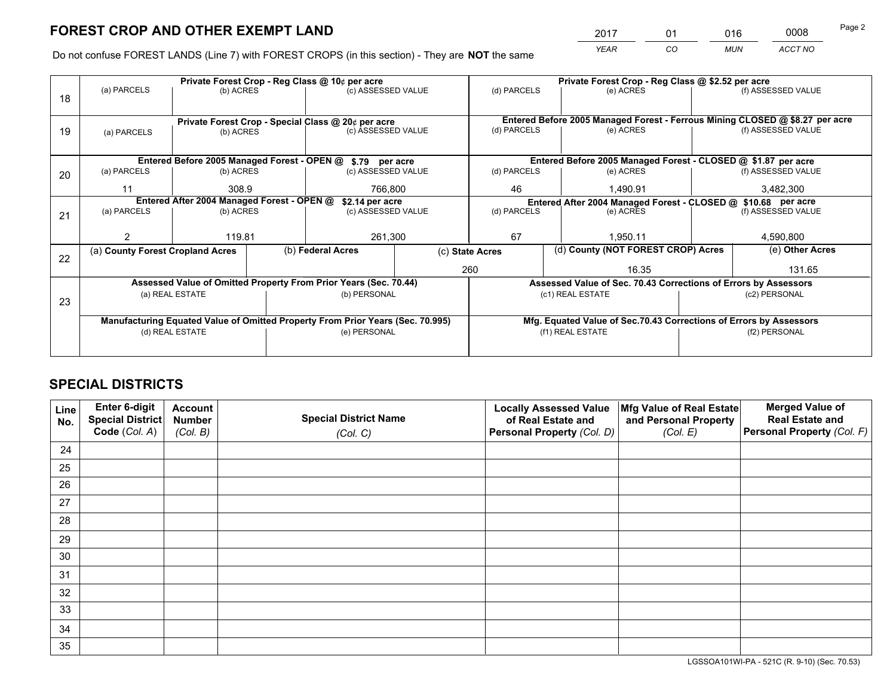# FOREST CROP AND OTHER EXEMPT LAND

| 2017 | 01 | 016 | 0008 |
|---|---|---|---|
| YEAR | CO | MUN | ACCT NO |

Do not confuse FOREST LANDS (Line 7) with FOREST CROPS (in this section) - They are **NOT** the same

| Line | Private Forest Crop - Reg Class @ 10¢ per acre | | | Private Forest Crop - Reg Class @ $2.52 per acre | | |
|---|---|---|---|---|---|---|
| 18 | (a) PARCELS | (b) ACRES | (c) ASSESSED VALUE | (d) PARCELS | (e) ACRES | (f) ASSESSED VALUE |
| | | | | | | |
| | **Private Forest Crop - Special Class @ 20¢ per acre** | | | **Entered Before 2005 Managed Forest - Ferrous Mining CLOSED @ $8.27 per acre** | | |
| 19 | (a) PARCELS | (b) ACRES | (c) ASSESSED VALUE | (d) PARCELS | (e) ACRES | (f) ASSESSED VALUE |
| | | | | | | |
| | **Entered Before 2005 Managed Forest - OPEN @ $.79 per acre** | | | **Entered Before 2005 Managed Forest - CLOSED @ $1.87 per acre** | | |
| 20 | (a) PARCELS | (b) ACRES | (c) ASSESSED VALUE | (d) PARCELS | (e) ACRES | (f) ASSESSED VALUE |
| | 11 | 308.9 | 766,800 | 46 | 1,490.91 | 3,482,300 |
| | **Entered After 2004 Managed Forest - OPEN @ $2.14 per acre** | | | **Entered After 2004 Managed Forest - CLOSED @ $10.68 per acre** | | |
| 21 | (a) PARCELS | (b) ACRES | (c) ASSESSED VALUE | (d) PARCELS | (e) ACRES | (f) ASSESSED VALUE |
| | 2 | 119.81 | 261,300 | 67 | 1,950.11 | 4,590,800 |

| Line | (a) County Forest Cropland Acres | (b) Federal Acres | (c) State Acres | (d) County (NOT FOREST CROP) Acres | (e) Other Acres |
|---|---|---|---|---|---|
| 22 | | | 260 | 16.35 | 131.65 |

| Line | Assessed Value of Omitted Property From Prior Years (Sec. 70.44) | | Assessed Value of Sec. 70.43 Corrections of Errors by Assessors | |
|---|---|---|---|---|
| 23 | (a) REAL ESTATE | (b) PERSONAL | (c1) REAL ESTATE | (c2) PERSONAL |
| | | | | |
| | **Manufacturing Equated Value of Omitted Property From Prior Years (Sec. 70.995)** | | **Mfg. Equated Value of Sec.70.43 Corrections of Errors by Assessors** | |
| | (d) REAL ESTATE | (e) PERSONAL | (f1) REAL ESTATE | (f2) PERSONAL |
| | | | | |

# SPECIAL DISTRICTS

| Line No. | Enter 6-digit Special District Code (Col. A) | Account Number (Col. B) | Special District Name (Col. C) | Locally Assessed Value of Real Estate and Personal Property (Col. D) | Mfg Value of Real Estate and Personal Property (Col. E) | Merged Value of Real Estate and Personal Property (Col. F) |
|---|---|---|---|---|---|---|
| 24 | | | | | | |
| 25 | | | | | | |
| 26 | | | | | | |
| 27 | | | | | | |
| 28 | | | | | | |
| 29 | | | | | | |
| 30 | | | | | | |
| 31 | | | | | | |
| 32 | | | | | | |
| 33 | | | | | | |
| 34 | | | | | | |
| 35 | | | | | | |

LGSSOA101WI-PA - 521C (R. 9-10) (Sec. 70.53)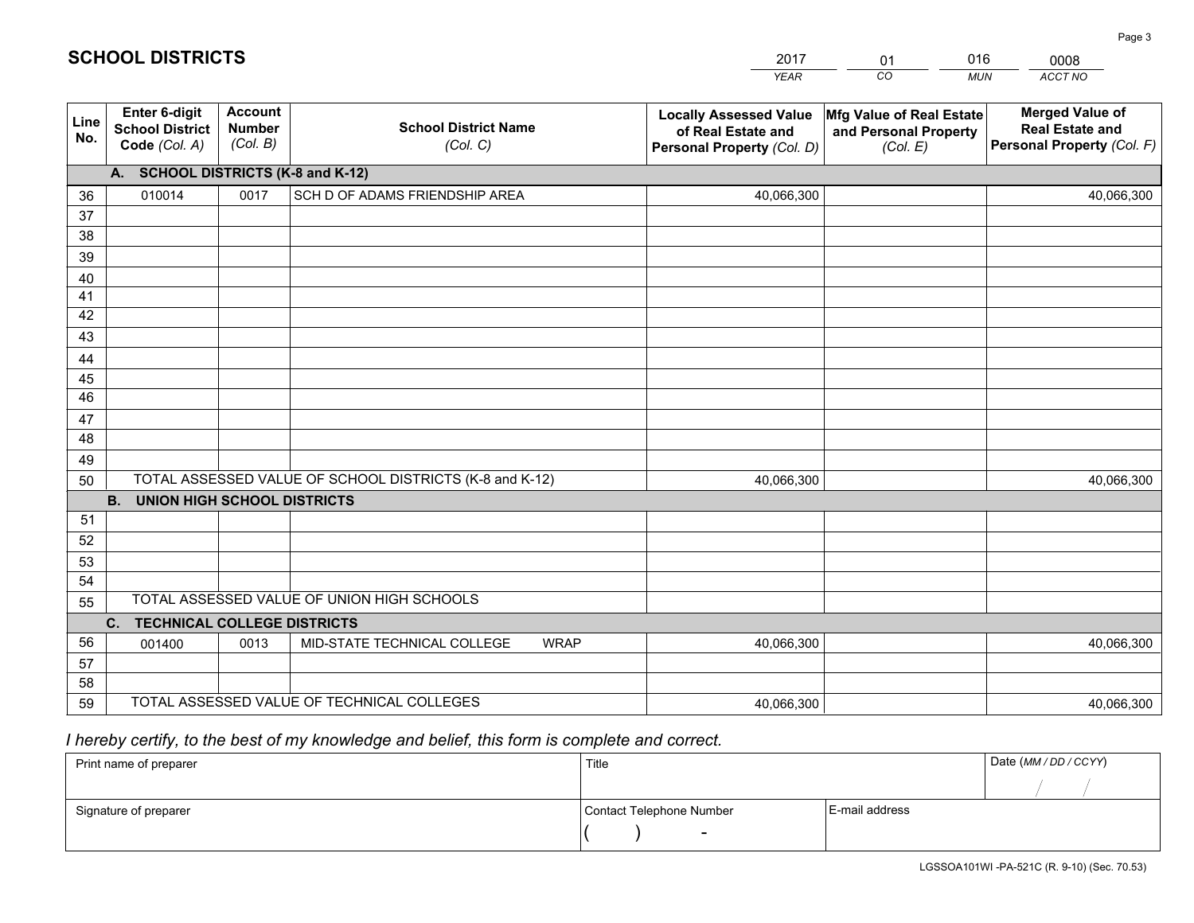# SCHOOL DISTRICTS

| 2017 | 01 | 016 | 0008 |
|---|---|---|---|
| *YEAR* | *CO* | *MUN* | *ACCT NO* |

| Line No. | Enter 6-digit School District Code *(Col. A)* | Account Number *(Col. B)* | School District Name *(Col. C)* | Locally Assessed Value of Real Estate and Personal Property *(Col. D)* | Mfg Value of Real Estate and Personal Property *(Col. E)* | Merged Value of Real Estate and Personal Property *(Col. F)* |
|---|---|---|---|---|---|---|
| **A.** | **SCHOOL DISTRICTS (K-8 and K-12)** | | | | | |
| 36 | 010014 | 0017 | SCH D OF ADAMS FRIENDSHIP AREA | 40,066,300 | | 40,066,300 |
| 37 | | | | | | |
| 38 | | | | | | |
| 39 | | | | | | |
| 40 | | | | | | |
| 41 | | | | | | |
| 42 | | | | | | |
| 43 | | | | | | |
| 44 | | | | | | |
| 45 | | | | | | |
| 46 | | | | | | |
| 47 | | | | | | |
| 48 | | | | | | |
| 49 | | | | | | |
| 50 | TOTAL ASSESSED VALUE OF SCHOOL DISTRICTS (K-8 and K-12) | | | 40,066,300 | | 40,066,300 |
| **B.** | **UNION HIGH SCHOOL DISTRICTS** | | | | | |
| 51 | | | | | | |
| 52 | | | | | | |
| 53 | | | | | | |
| 54 | | | | | | |
| 55 | TOTAL ASSESSED VALUE OF UNION HIGH SCHOOLS | | | | | |
| **C.** | **TECHNICAL COLLEGE DISTRICTS** | | | | | |
| 56 | 001400 | 0013 | MID-STATE TECHNICAL COLLEGE WRAP | 40,066,300 | | 40,066,300 |
| 57 | | | | | | |
| 58 | | | | | | |
| 59 | TOTAL ASSESSED VALUE OF TECHNICAL COLLEGES | | | 40,066,300 | | 40,066,300 |

*I hereby certify, to the best of my knowledge and belief, this form is complete and correct.*

| Print name of preparer | Title | | Date *(MM / DD / CCYY)* |
|---|---|---|---|
| | | | / / |
| Signature of preparer | Contact Telephone Number | E-mail address | |
| | ( ) - | | |

LGSSOA101WI -PA-521C (R. 9-10) (Sec. 70.53)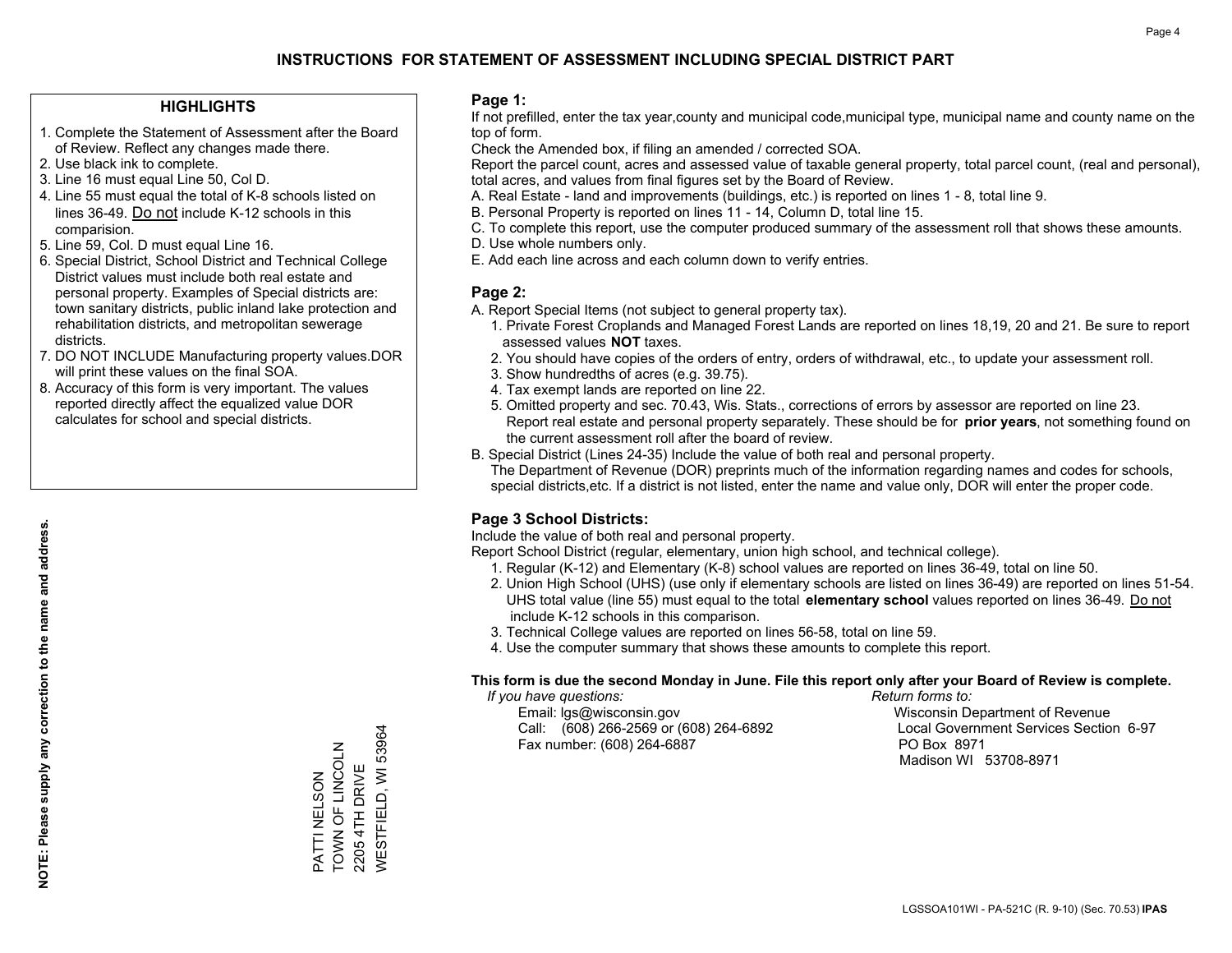# INSTRUCTIONS FOR STATEMENT OF ASSESSMENT INCLUDING SPECIAL DISTRICT PART

## HIGHLIGHTS

1. Complete the Statement of Assessment after the Board of Review. Reflect any changes made there.
2. Use black ink to complete.
3. Line 16 must equal Line 50, Col D.
4. Line 55 must equal the total of K-8 schools listed on lines 36-49. Do not include K-12 schools in this comparision.
5. Line 59, Col. D must equal Line 16.
6. Special District, School District and Technical College District values must include both real estate and personal property. Examples of Special districts are: town sanitary districts, public inland lake protection and rehabilitation districts, and metropolitan sewerage districts.
7. DO NOT INCLUDE Manufacturing property values.DOR will print these values on the final SOA.
8. Accuracy of this form is very important. The values reported directly affect the equalized value DOR calculates for school and special districts.

**NOTE: Please supply any correction to the name and address.**

PATTI NELSON
TOWN OF LINCOLN
2205 4TH DRIVE
WESTFIELD, WI 53964

## Page 1:

If not prefilled, enter the tax year,county and municipal code,municipal type, municipal name and county name on the top of form.

Check the Amended box, if filing an amended / corrected SOA.

Report the parcel count, acres and assessed value of taxable general property, total parcel count, (real and personal), total acres, and values from final figures set by the Board of Review.

A. Real Estate - land and improvements (buildings, etc.) is reported on lines 1 - 8, total line 9.
B. Personal Property is reported on lines 11 - 14, Column D, total line 15.
C. To complete this report, use the computer produced summary of the assessment roll that shows these amounts.
D. Use whole numbers only.
E. Add each line across and each column down to verify entries.

## Page 2:

A. Report Special Items (not subject to general property tax).
   1. Private Forest Croplands and Managed Forest Lands are reported on lines 18,19, 20 and 21. Be sure to report assessed values **NOT** taxes.
   2. You should have copies of the orders of entry, orders of withdrawal, etc., to update your assessment roll.
   3. Show hundredths of acres (e.g. 39.75).
   4. Tax exempt lands are reported on line 22.
   5. Omitted property and sec. 70.43, Wis. Stats., corrections of errors by assessor are reported on line 23. Report real estate and personal property separately. These should be for **prior years**, not something found on the current assessment roll after the board of review.
B. Special District (Lines 24-35) Include the value of both real and personal property.
   The Department of Revenue (DOR) preprints much of the information regarding names and codes for schools, special districts,etc. If a district is not listed, enter the name and value only, DOR will enter the proper code.

## Page 3 School Districts:

Include the value of both real and personal property.

Report School District (regular, elementary, union high school, and technical college).

1. Regular (K-12) and Elementary (K-8) school values are reported on lines 36-49, total on line 50.
2. Union High School (UHS) (use only if elementary schools are listed on lines 36-49) are reported on lines 51-54. UHS total value (line 55) must equal to the total **elementary school** values reported on lines 36-49. Do not include K-12 schools in this comparison.
3. Technical College values are reported on lines 56-58, total on line 59.
4. Use the computer summary that shows these amounts to complete this report.

**This form is due the second Monday in June. File this report only after your Board of Review is complete.**

*If you have questions:*
Email: lgs@wisconsin.gov
Call: (608) 266-2569 or (608) 264-6892
Fax number: (608) 264-6887

*Return forms to:*
Wisconsin Department of Revenue
Local Government Services Section 6-97
PO Box 8971
Madison WI 53708-8971

LGSSOA101WI - PA-521C (R. 9-10) (Sec. 70.53) **IPAS**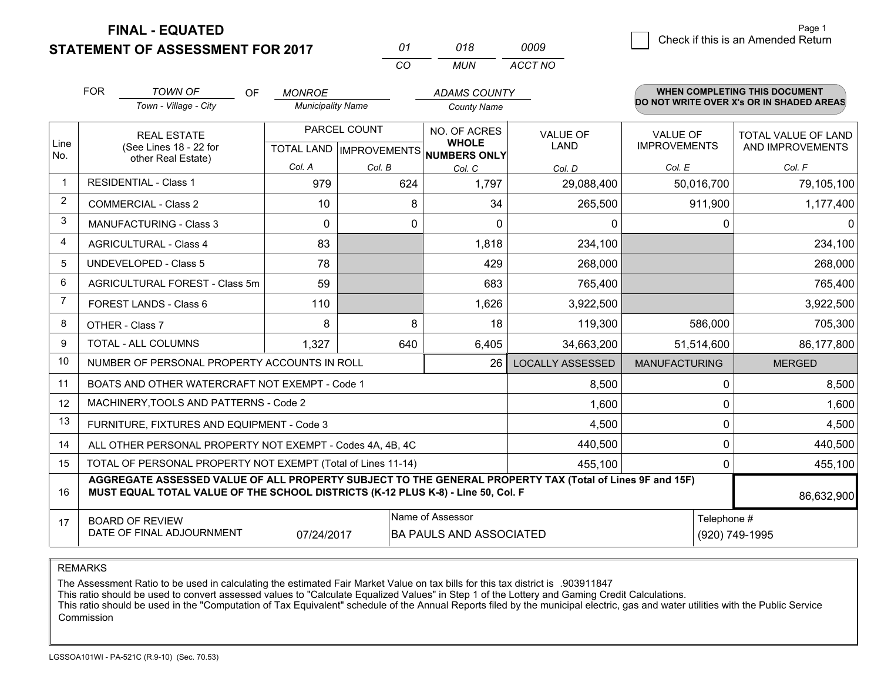**FINAL - EQUATED**
**STATEMENT OF ASSESSMENT FOR 2017**

| 01 | 018 | 0009 |
|---|---|---|
| CO | MUN | ACCT NO |

Page 1

☐ Check if this is an Amended Return

FOR *TOWN OF* (Town - Village - City) OF *MONROE* (Municipality Name) *ADAMS COUNTY* (County Name)

**WHEN COMPLETING THIS DOCUMENT DO NOT WRITE OVER X's OR IN SHADED AREAS**

| Line No. | REAL ESTATE (See Lines 18 - 22 for other Real Estate) | PARCEL COUNT TOTAL LAND Col. A | PARCEL COUNT IMPROVEMENTS Col. B | NO. OF ACRES WHOLE NUMBERS ONLY Col. C | VALUE OF LAND Col. D | VALUE OF IMPROVEMENTS Col. E | TOTAL VALUE OF LAND AND IMPROVEMENTS Col. F |
|---|---|---|---|---|---|---|---|
| 1 | RESIDENTIAL - Class 1 | 979 | 624 | 1,797 | 29,088,400 | 50,016,700 | 79,105,100 |
| 2 | COMMERCIAL - Class 2 | 10 | 8 | 34 | 265,500 | 911,900 | 1,177,400 |
| 3 | MANUFACTURING - Class 3 | 0 | 0 | 0 | 0 | 0 | 0 |
| 4 | AGRICULTURAL - Class 4 | 83 | | 1,818 | 234,100 | | 234,100 |
| 5 | UNDEVELOPED - Class 5 | 78 | | 429 | 268,000 | | 268,000 |
| 6 | AGRICULTURAL FOREST - Class 5m | 59 | | 683 | 765,400 | | 765,400 |
| 7 | FOREST LANDS - Class 6 | 110 | | 1,626 | 3,922,500 | | 3,922,500 |
| 8 | OTHER - Class 7 | 8 | 8 | 18 | 119,300 | 586,000 | 705,300 |
| 9 | TOTAL - ALL COLUMNS | 1,327 | 640 | 6,405 | 34,663,200 | 51,514,600 | 86,177,800 |
| 10 | NUMBER OF PERSONAL PROPERTY ACCOUNTS IN ROLL | | | 26 | LOCALLY ASSESSED | MANUFACTURING | MERGED |
| 11 | BOATS AND OTHER WATERCRAFT NOT EXEMPT - Code 1 | | | | 8,500 | 0 | 8,500 |
| 12 | MACHINERY,TOOLS AND PATTERNS - Code 2 | | | | 1,600 | 0 | 1,600 |
| 13 | FURNITURE, FIXTURES AND EQUIPMENT - Code 3 | | | | 4,500 | 0 | 4,500 |
| 14 | ALL OTHER PERSONAL PROPERTY NOT EXEMPT - Codes 4A, 4B, 4C | | | | 440,500 | 0 | 440,500 |
| 15 | TOTAL OF PERSONAL PROPERTY NOT EXEMPT (Total of Lines 11-14) | | | | 455,100 | 0 | 455,100 |
| 16 | **AGGREGATE ASSESSED VALUE OF ALL PROPERTY SUBJECT TO THE GENERAL PROPERTY TAX (Total of Lines 9F and 15F) MUST EQUAL TOTAL VALUE OF THE SCHOOL DISTRICTS (K-12 PLUS K-8) - Line 50, Col. F** | | | | | | 86,632,900 |
| 17 | BOARD OF REVIEW DATE OF FINAL ADJOURNMENT | 07/24/2017 | Name of Assessor: BA PAULS AND ASSOCIATED | | | Telephone #: (920) 749-1995 | |

REMARKS

The Assessment Ratio to be used in calculating the estimated Fair Market Value on tax bills for this tax district is .903911847
This ratio should be used to convert assessed values to "Calculate Equalized Values" in Step 1 of the Lottery and Gaming Credit Calculations.
This ratio should be used in the "Computation of Tax Equivalent" schedule of the Annual Reports filed by the municipal electric, gas and water utilities with the Public Service Commission

LGSSOA101WI - PA-521C (R.9-10) (Sec. 70.53)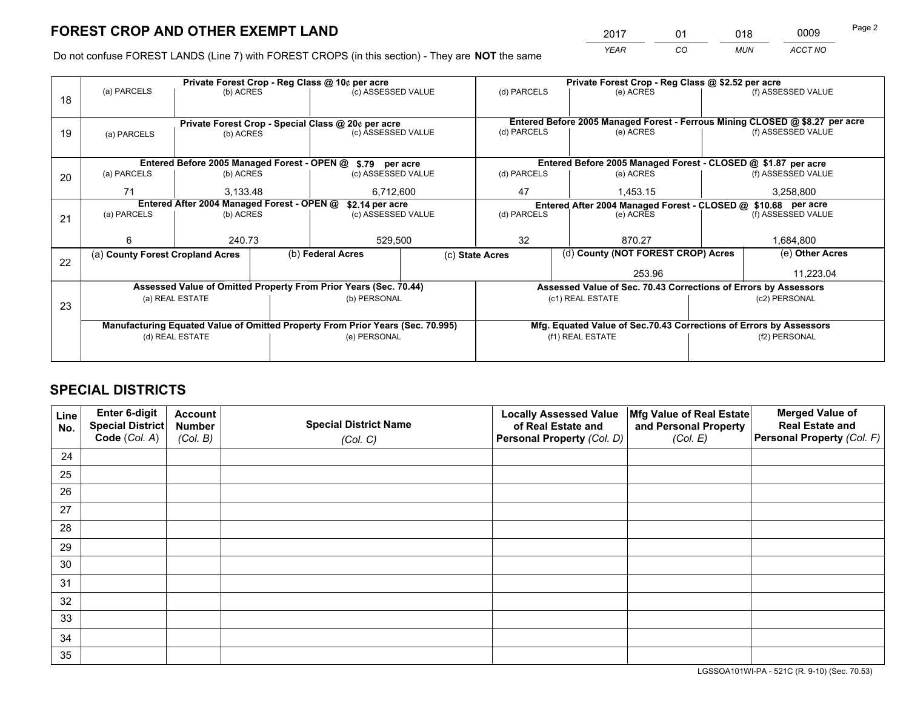# FOREST CROP AND OTHER EXEMPT LAND

| 2017 | 01 | 018 | 0009 |
|---|---|---|---|
| *YEAR* | *CO* | *MUN* | *ACCT NO* |

Do not confuse FOREST LANDS (Line 7) with FOREST CROPS (in this section) - They are **NOT** the same

| Line | Private Forest Crop - Reg Class @ 10¢ per acre | | | Private Forest Crop - Reg Class @ $2.52 per acre | | |
|---|---|---|---|---|---|---|
| 18 | (a) PARCELS | (b) ACRES | (c) ASSESSED VALUE | (d) PARCELS | (e) ACRES | (f) ASSESSED VALUE |
| | | | | | | |
| | **Private Forest Crop - Special Class @ 20¢ per acre** | | | **Entered Before 2005 Managed Forest - Ferrous Mining CLOSED @ $8.27 per acre** | | |
| 19 | (a) PARCELS | (b) ACRES | (c) ASSESSED VALUE | (d) PARCELS | (e) ACRES | (f) ASSESSED VALUE |
| | | | | | | |
| | **Entered Before 2005 Managed Forest - OPEN @ $.79 per acre** | | | **Entered Before 2005 Managed Forest - CLOSED @ $1.87 per acre** | | |
| 20 | (a) PARCELS | (b) ACRES | (c) ASSESSED VALUE | (d) PARCELS | (e) ACRES | (f) ASSESSED VALUE |
| | 71 | 3,133.48 | 6,712,600 | 47 | 1,453.15 | 3,258,800 |
| | **Entered After 2004 Managed Forest - OPEN @ $2.14 per acre** | | | **Entered After 2004 Managed Forest - CLOSED @ $10.68 per acre** | | |
| 21 | (a) PARCELS | (b) ACRES | (c) ASSESSED VALUE | (d) PARCELS | (e) ACRES | (f) ASSESSED VALUE |
| | 6 | 240.73 | 529,500 | 32 | 870.27 | 1,684,800 |

| Line | (a) County Forest Cropland Acres | (b) Federal Acres | (c) State Acres | (d) County (NOT FOREST CROP) Acres | (e) Other Acres |
|---|---|---|---|---|---|
| 22 | | | | 253.96 | 11,223.04 |

| Line | Assessed Value of Omitted Property From Prior Years (Sec. 70.44) | | Assessed Value of Sec. 70.43 Corrections of Errors by Assessors | |
|---|---|---|---|---|
| 23 | (a) REAL ESTATE | (b) PERSONAL | (c1) REAL ESTATE | (c2) PERSONAL |
| | | | | |
| | **Manufacturing Equated Value of Omitted Property From Prior Years (Sec. 70.995)** | | **Mfg. Equated Value of Sec.70.43 Corrections of Errors by Assessors** | |
| | (d) REAL ESTATE | (e) PERSONAL | (f1) REAL ESTATE | (f2) PERSONAL |
| | | | | |

# SPECIAL DISTRICTS

| Line No. | Enter 6-digit Special District Code (*Col. A*) | Account Number (*Col. B*) | Special District Name (*Col. C*) | Locally Assessed Value of Real Estate and Personal Property (*Col. D*) | Mfg Value of Real Estate and Personal Property (*Col. E*) | Merged Value of Real Estate and Personal Property (*Col. F*) |
|---|---|---|---|---|---|---|
| 24 | | | | | | |
| 25 | | | | | | |
| 26 | | | | | | |
| 27 | | | | | | |
| 28 | | | | | | |
| 29 | | | | | | |
| 30 | | | | | | |
| 31 | | | | | | |
| 32 | | | | | | |
| 33 | | | | | | |
| 34 | | | | | | |
| 35 | | | | | | |

LGSSOA101WI-PA - 521C (R. 9-10) (Sec. 70.53)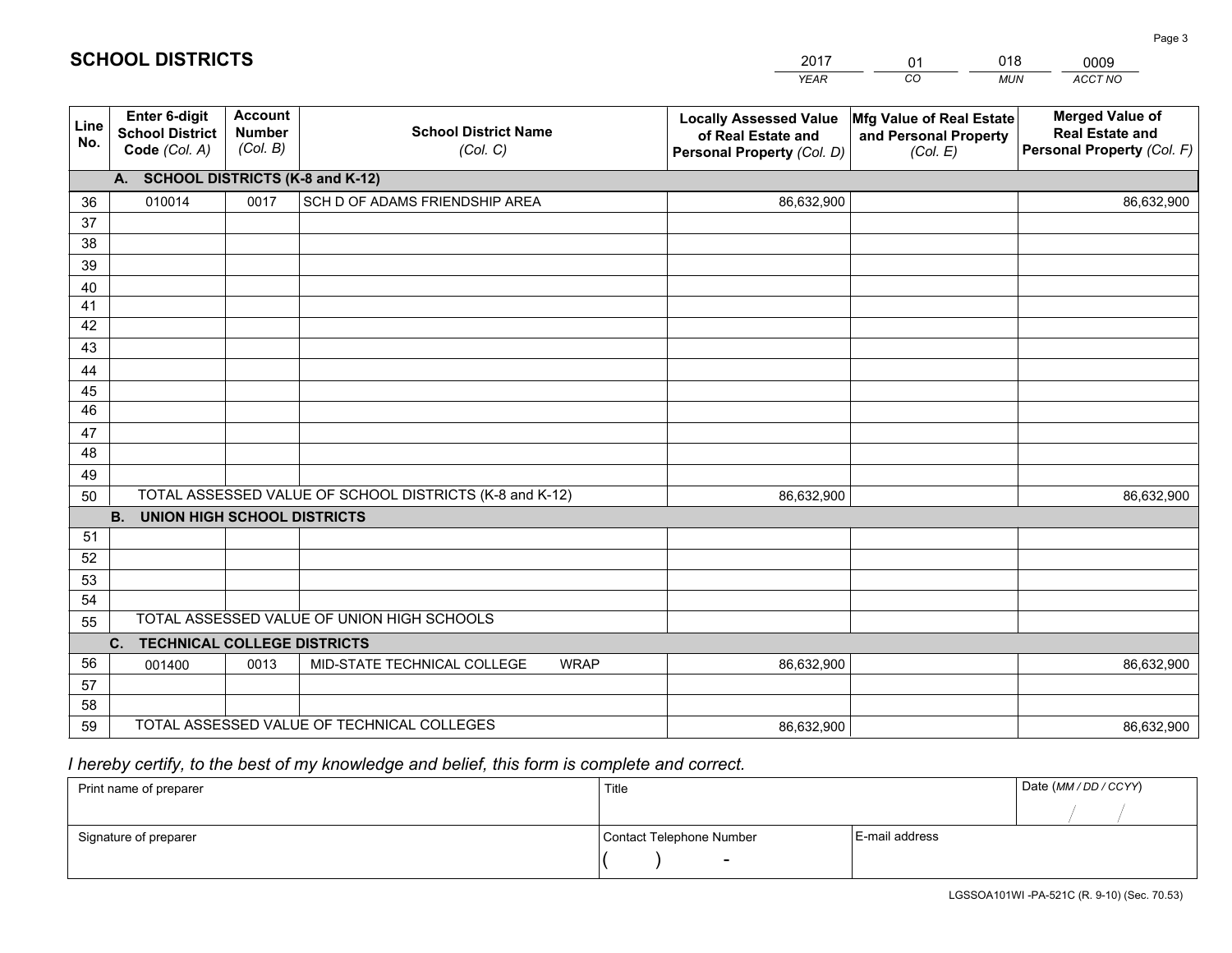# SCHOOL DISTRICTS

| 2017 | 01 | 018 | 0009 |
|---|---|---|---|
| *YEAR* | *CO* | *MUN* | *ACCT NO* |

| Line No. | Enter 6-digit School District Code *(Col. A)* | Account Number *(Col. B)* | School District Name *(Col. C)* | Locally Assessed Value of Real Estate and Personal Property *(Col. D)* | Mfg Value of Real Estate and Personal Property *(Col. E)* | Merged Value of Real Estate and Personal Property *(Col. F)* |
|---|---|---|---|---|---|---|
| **A. SCHOOL DISTRICTS (K-8 and K-12)** | | | | | | |
| 36 | 010014 | 0017 | SCH D OF ADAMS FRIENDSHIP AREA | 86,632,900 | | 86,632,900 |
| 37 | | | | | | |
| 38 | | | | | | |
| 39 | | | | | | |
| 40 | | | | | | |
| 41 | | | | | | |
| 42 | | | | | | |
| 43 | | | | | | |
| 44 | | | | | | |
| 45 | | | | | | |
| 46 | | | | | | |
| 47 | | | | | | |
| 48 | | | | | | |
| 49 | | | | | | |
| 50 | TOTAL ASSESSED VALUE OF SCHOOL DISTRICTS (K-8 and K-12) | | | 86,632,900 | | 86,632,900 |
| **B. UNION HIGH SCHOOL DISTRICTS** | | | | | | |
| 51 | | | | | | |
| 52 | | | | | | |
| 53 | | | | | | |
| 54 | | | | | | |
| 55 | TOTAL ASSESSED VALUE OF UNION HIGH SCHOOLS | | | | | |
| **C. TECHNICAL COLLEGE DISTRICTS** | | | | | | |
| 56 | 001400 | 0013 | MID-STATE TECHNICAL COLLEGE WRAP | 86,632,900 | | 86,632,900 |
| 57 | | | | | | |
| 58 | | | | | | |
| 59 | TOTAL ASSESSED VALUE OF TECHNICAL COLLEGES | | | 86,632,900 | | 86,632,900 |

*I hereby certify, to the best of my knowledge and belief, this form is complete and correct.*

| Print name of preparer | Title | | Date *(MM / DD / CCYY)* |
|---|---|---|---|
| | | | / / |
| Signature of preparer | Contact Telephone Number | E-mail address | |
| | ( ) - | | |

LGSSOA101WI -PA-521C (R. 9-10) (Sec. 70.53)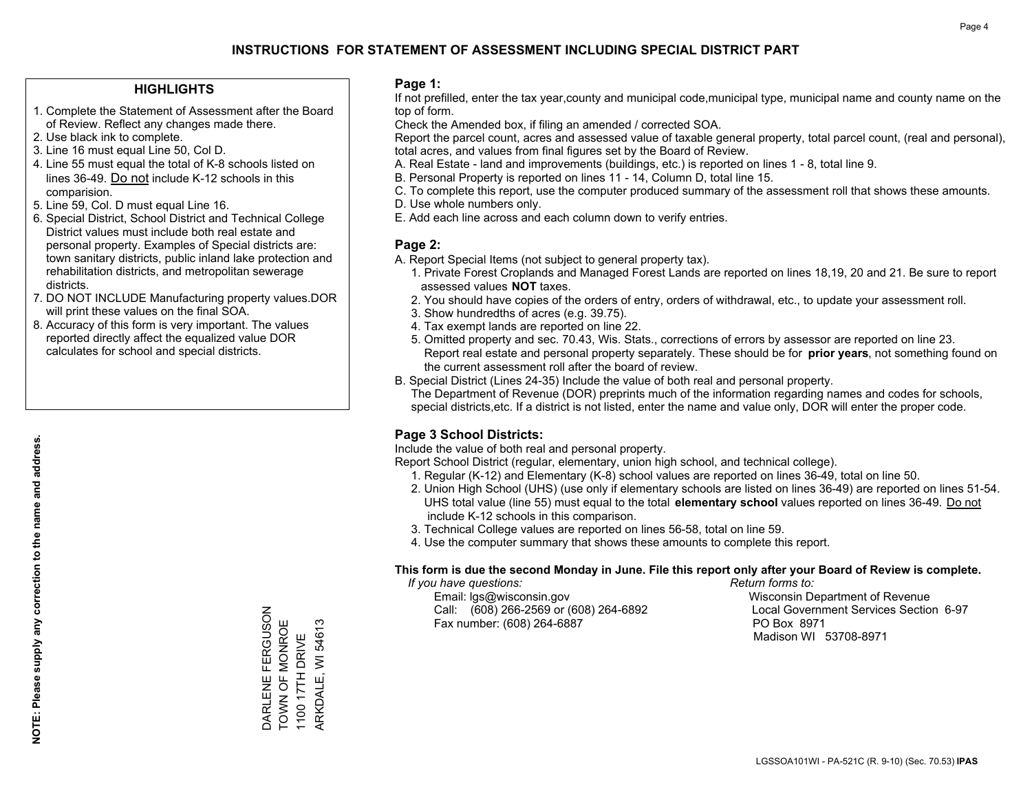# INSTRUCTIONS FOR STATEMENT OF ASSESSMENT INCLUDING SPECIAL DISTRICT PART

## HIGHLIGHTS

1. Complete the Statement of Assessment after the Board of Review. Reflect any changes made there.
2. Use black ink to complete.
3. Line 16 must equal Line 50, Col D.
4. Line 55 must equal the total of K-8 schools listed on lines 36-49. Do not include K-12 schools in this comparision.
5. Line 59, Col. D must equal Line 16.
6. Special District, School District and Technical College District values must include both real estate and personal property. Examples of Special districts are: town sanitary districts, public inland lake protection and rehabilitation districts, and metropolitan sewerage districts.
7. DO NOT INCLUDE Manufacturing property values.DOR will print these values on the final SOA.
8. Accuracy of this form is very important. The values reported directly affect the equalized value DOR calculates for school and special districts.

NOTE: Please supply any correction to the name and address.

DARLENE FERGUSON
TOWN OF MONROE
1100 17TH DRIVE
ARKDALE, WI 54613

## Page 1:

If not prefilled, enter the tax year,county and municipal code,municipal type, municipal name and county name on the top of form.

Check the Amended box, if filing an amended / corrected SOA.

Report the parcel count, acres and assessed value of taxable general property, total parcel count, (real and personal), total acres, and values from final figures set by the Board of Review.

A. Real Estate - land and improvements (buildings, etc.) is reported on lines 1 - 8, total line 9.
B. Personal Property is reported on lines 11 - 14, Column D, total line 15.
C. To complete this report, use the computer produced summary of the assessment roll that shows these amounts.
D. Use whole numbers only.
E. Add each line across and each column down to verify entries.

## Page 2:

A. Report Special Items (not subject to general property tax).
   1. Private Forest Croplands and Managed Forest Lands are reported on lines 18,19, 20 and 21. Be sure to report assessed values **NOT** taxes.
   2. You should have copies of the orders of entry, orders of withdrawal, etc., to update your assessment roll.
   3. Show hundredths of acres (e.g. 39.75).
   4. Tax exempt lands are reported on line 22.
   5. Omitted property and sec. 70.43, Wis. Stats., corrections of errors by assessor are reported on line 23. Report real estate and personal property separately. These should be for **prior years**, not something found on the current assessment roll after the board of review.

B. Special District (Lines 24-35) Include the value of both real and personal property.
   The Department of Revenue (DOR) preprints much of the information regarding names and codes for schools, special districts,etc. If a district is not listed, enter the name and value only, DOR will enter the proper code.

## Page 3 School Districts:

Include the value of both real and personal property.

Report School District (regular, elementary, union high school, and technical college).

1. Regular (K-12) and Elementary (K-8) school values are reported on lines 36-49, total on line 50.
2. Union High School (UHS) (use only if elementary schools are listed on lines 36-49) are reported on lines 51-54. UHS total value (line 55) must equal to the total **elementary school** values reported on lines 36-49. Do not include K-12 schools in this comparison.
3. Technical College values are reported on lines 56-58, total on line 59.
4. Use the computer summary that shows these amounts to complete this report.

**This form is due the second Monday in June. File this report only after your Board of Review is complete.**

*If you have questions:*
Email: lgs@wisconsin.gov
Call: (608) 266-2569 or (608) 264-6892
Fax number: (608) 264-6887

*Return forms to:*
Wisconsin Department of Revenue
Local Government Services Section 6-97
PO Box 8971
Madison WI 53708-8971

LGSSOA101WI - PA-521C (R. 9-10) (Sec. 70.53) **IPAS**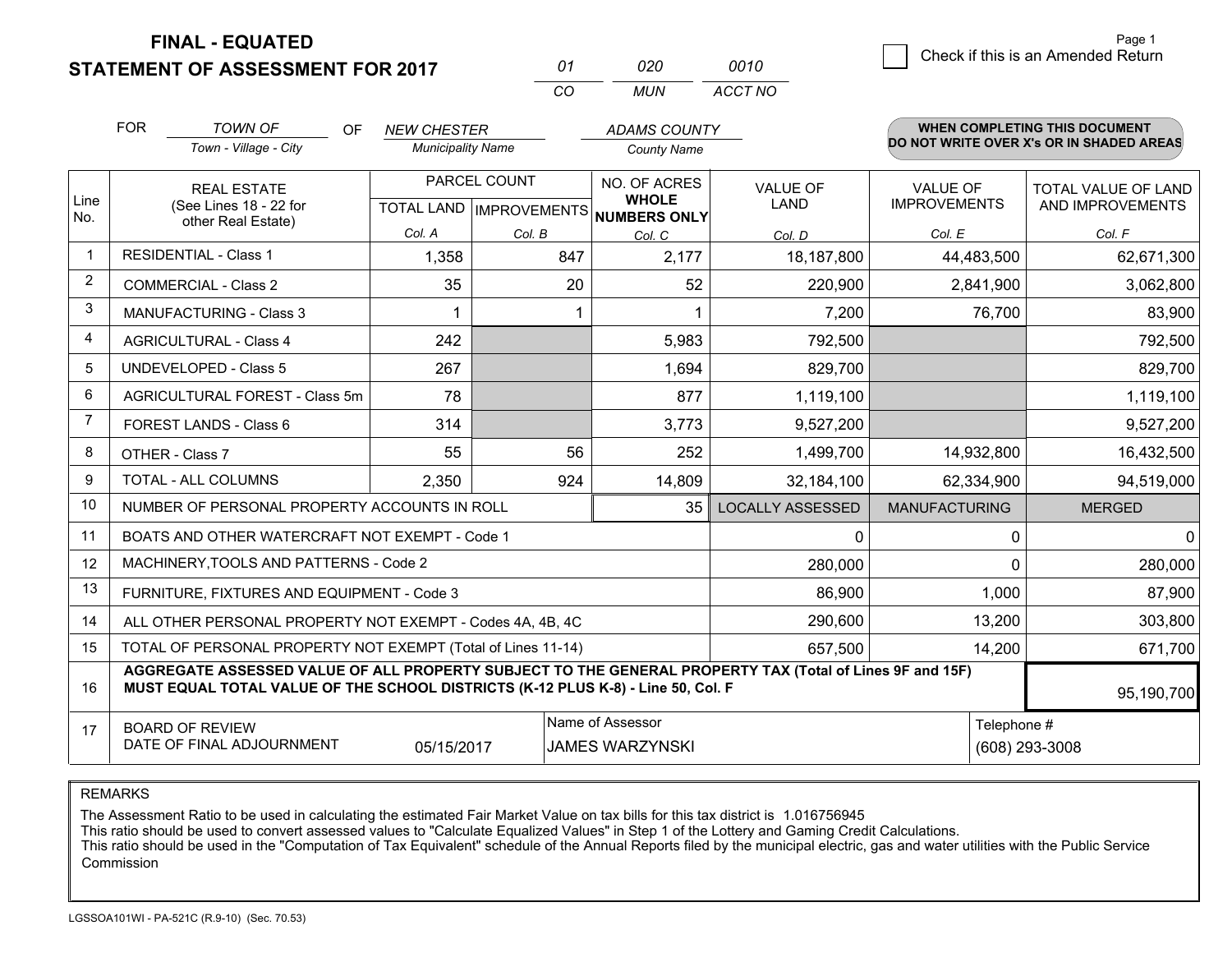**FINAL - EQUATED**
**STATEMENT OF ASSESSMENT FOR 2017**

| 01 | 020 | 0010 |
|---|---|---|
| CO | MUN | ACCT NO |

Page 1

☐ Check if this is an Amended Return

FOR *TOWN OF* (Town - Village - City) OF *NEW CHESTER* (Municipality Name) *ADAMS COUNTY* (County Name)

**WHEN COMPLETING THIS DOCUMENT DO NOT WRITE OVER X's OR IN SHADED AREAS**

| Line No. | REAL ESTATE (See Lines 18 - 22 for other Real Estate) | PARCEL COUNT TOTAL LAND Col. A | IMPROVEMENTS Col. B | NO. OF ACRES WHOLE NUMBERS ONLY Col. C | VALUE OF LAND Col. D | VALUE OF IMPROVEMENTS Col. E | TOTAL VALUE OF LAND AND IMPROVEMENTS Col. F |
|---|---|---|---|---|---|---|---|
| 1 | RESIDENTIAL - Class 1 | 1,358 | 847 | 2,177 | 18,187,800 | 44,483,500 | 62,671,300 |
| 2 | COMMERCIAL - Class 2 | 35 | 20 | 52 | 220,900 | 2,841,900 | 3,062,800 |
| 3 | MANUFACTURING - Class 3 | 1 | 1 | 1 | 7,200 | 76,700 | 83,900 |
| 4 | AGRICULTURAL - Class 4 | 242 | | 5,983 | 792,500 | | 792,500 |
| 5 | UNDEVELOPED - Class 5 | 267 | | 1,694 | 829,700 | | 829,700 |
| 6 | AGRICULTURAL FOREST - Class 5m | 78 | | 877 | 1,119,100 | | 1,119,100 |
| 7 | FOREST LANDS - Class 6 | 314 | | 3,773 | 9,527,200 | | 9,527,200 |
| 8 | OTHER - Class 7 | 55 | 56 | 252 | 1,499,700 | 14,932,800 | 16,432,500 |
| 9 | TOTAL - ALL COLUMNS | 2,350 | 924 | 14,809 | 32,184,100 | 62,334,900 | 94,519,000 |
| 10 | NUMBER OF PERSONAL PROPERTY ACCOUNTS IN ROLL | | | 35 | LOCALLY ASSESSED | MANUFACTURING | MERGED |
| 11 | BOATS AND OTHER WATERCRAFT NOT EXEMPT - Code 1 | | | | 0 | 0 | 0 |
| 12 | MACHINERY,TOOLS AND PATTERNS - Code 2 | | | | 280,000 | 0 | 280,000 |
| 13 | FURNITURE, FIXTURES AND EQUIPMENT - Code 3 | | | | 86,900 | 1,000 | 87,900 |
| 14 | ALL OTHER PERSONAL PROPERTY NOT EXEMPT - Codes 4A, 4B, 4C | | | | 290,600 | 13,200 | 303,800 |
| 15 | TOTAL OF PERSONAL PROPERTY NOT EXEMPT (Total of Lines 11-14) | | | | 657,500 | 14,200 | 671,700 |
| 16 | **AGGREGATE ASSESSED VALUE OF ALL PROPERTY SUBJECT TO THE GENERAL PROPERTY TAX (Total of Lines 9F and 15F) MUST EQUAL TOTAL VALUE OF THE SCHOOL DISTRICTS (K-12 PLUS K-8) - Line 50, Col. F** | | | | | | 95,190,700 |
| 17 | BOARD OF REVIEW DATE OF FINAL ADJOURNMENT | 05/15/2017 | | Name of Assessor: JAMES WARZYNSKI | | | Telephone #: (608) 293-3008 |

REMARKS

The Assessment Ratio to be used in calculating the estimated Fair Market Value on tax bills for this tax district is 1.016756945
This ratio should be used to convert assessed values to "Calculate Equalized Values" in Step 1 of the Lottery and Gaming Credit Calculations.
This ratio should be used in the "Computation of Tax Equivalent" schedule of the Annual Reports filed by the municipal electric, gas and water utilities with the Public Service Commission

LGSSOA101WI - PA-521C (R.9-10) (Sec. 70.53)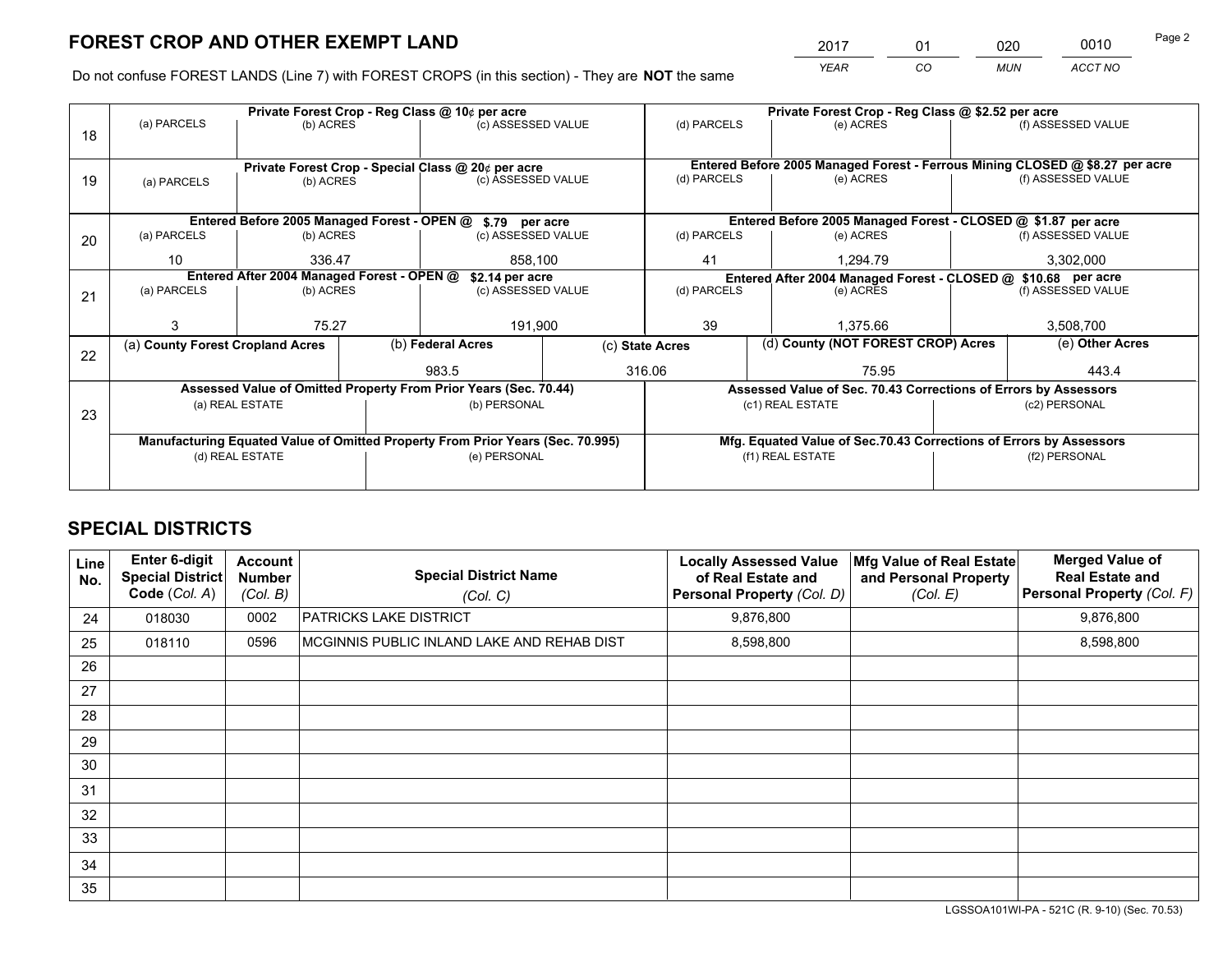# FOREST CROP AND OTHER EXEMPT LAND

| 2017 | 01 | 020 | 0010 |
|---|---|---|---|
| YEAR | CO | MUN | ACCT NO |

Do not confuse FOREST LANDS (Line 7) with FOREST CROPS (in this section) - They are **NOT** the same

| Line | Private Forest Crop - Reg Class @ 10¢ per acre | | | Private Forest Crop - Reg Class @ $2.52 per acre | | |
|---|---|---|---|---|---|---|
| 18 | (a) PARCELS | (b) ACRES | (c) ASSESSED VALUE | (d) PARCELS | (e) ACRES | (f) ASSESSED VALUE |
| | | | | | | |
| | **Private Forest Crop - Special Class @ 20¢ per acre** | | | **Entered Before 2005 Managed Forest - Ferrous Mining CLOSED @ $8.27 per acre** | | |
| 19 | (a) PARCELS | (b) ACRES | (c) ASSESSED VALUE | (d) PARCELS | (e) ACRES | (f) ASSESSED VALUE |
| | | | | | | |
| | **Entered Before 2005 Managed Forest - OPEN @ $.79 per acre** | | | **Entered Before 2005 Managed Forest - CLOSED @ $1.87 per acre** | | |
| 20 | (a) PARCELS | (b) ACRES | (c) ASSESSED VALUE | (d) PARCELS | (e) ACRES | (f) ASSESSED VALUE |
| | 10 | 336.47 | 858,100 | 41 | 1,294.79 | 3,302,000 |
| | **Entered After 2004 Managed Forest - OPEN @ $2.14 per acre** | | | **Entered After 2004 Managed Forest - CLOSED @ $10.68 per acre** | | |
| 21 | (a) PARCELS | (b) ACRES | (c) ASSESSED VALUE | (d) PARCELS | (e) ACRES | (f) ASSESSED VALUE |
| | 3 | 75.27 | 191,900 | 39 | 1,375.66 | 3,508,700 |

| Line | (a) County Forest Cropland Acres | (b) Federal Acres | (c) State Acres | (d) County (NOT FOREST CROP) Acres | (e) Other Acres |
|---|---|---|---|---|---|
| 22 | | 983.5 | 316.06 | 75.95 | 443.4 |

| Line | Assessed Value of Omitted Property From Prior Years (Sec. 70.44) | | Assessed Value of Sec. 70.43 Corrections of Errors by Assessors | |
|---|---|---|---|---|
| 23 | (a) REAL ESTATE | (b) PERSONAL | (c1) REAL ESTATE | (c2) PERSONAL |
| | | | | |
| | **Manufacturing Equated Value of Omitted Property From Prior Years (Sec. 70.995)** | | **Mfg. Equated Value of Sec.70.43 Corrections of Errors by Assessors** | |
| | (d) REAL ESTATE | (e) PERSONAL | (f1) REAL ESTATE | (f2) PERSONAL |
| | | | | |

# SPECIAL DISTRICTS

| Line No. | Enter 6-digit Special District Code (Col. A) | Account Number (Col. B) | Special District Name (Col. C) | Locally Assessed Value of Real Estate and Personal Property (Col. D) | Mfg Value of Real Estate and Personal Property (Col. E) | Merged Value of Real Estate and Personal Property (Col. F) |
|---|---|---|---|---|---|---|
| 24 | 018030 | 0002 | PATRICKS LAKE DISTRICT | 9,876,800 | | 9,876,800 |
| 25 | 018110 | 0596 | MCGINNIS PUBLIC INLAND LAKE AND REHAB DIST | 8,598,800 | | 8,598,800 |
| 26 | | | | | | |
| 27 | | | | | | |
| 28 | | | | | | |
| 29 | | | | | | |
| 30 | | | | | | |
| 31 | | | | | | |
| 32 | | | | | | |
| 33 | | | | | | |
| 34 | | | | | | |
| 35 | | | | | | |

LGSSOA101WI-PA - 521C (R. 9-10) (Sec. 70.53)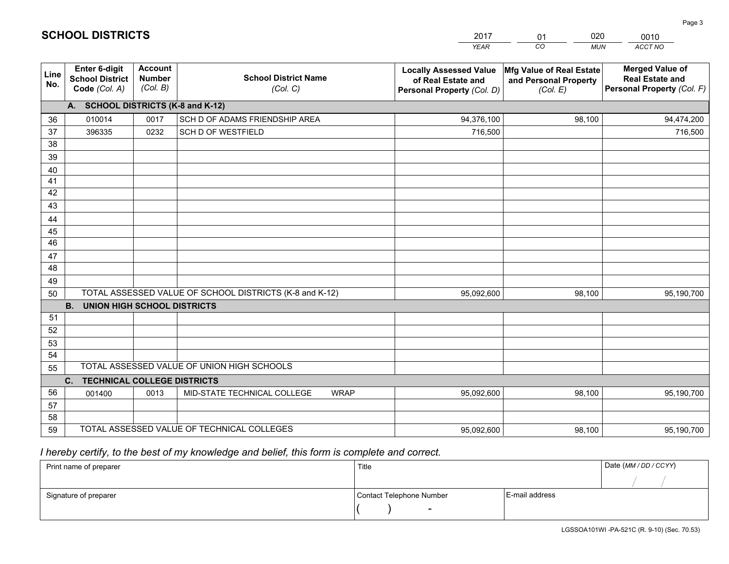## SCHOOL DISTRICTS

| 2017 | 01 | 020 | 0010 |
|---|---|---|---|
| *YEAR* | *CO* | *MUN* | *ACCT NO* |

| Line No. | Enter 6-digit School District Code *(Col. A)* | Account Number *(Col. B)* | School District Name *(Col. C)* | Locally Assessed Value of Real Estate and Personal Property *(Col. D)* | Mfg Value of Real Estate and Personal Property *(Col. E)* | Merged Value of Real Estate and Personal Property *(Col. F)* |
|---|---|---|---|---|---|---|
| | **A. SCHOOL DISTRICTS (K-8 and K-12)** | | | | | |
| 36 | 010014 | 0017 | SCH D OF ADAMS FRIENDSHIP AREA | 94,376,100 | 98,100 | 94,474,200 |
| 37 | 396335 | 0232 | SCH D OF WESTFIELD | 716,500 | | 716,500 |
| 38 | | | | | | |
| 39 | | | | | | |
| 40 | | | | | | |
| 41 | | | | | | |
| 42 | | | | | | |
| 43 | | | | | | |
| 44 | | | | | | |
| 45 | | | | | | |
| 46 | | | | | | |
| 47 | | | | | | |
| 48 | | | | | | |
| 49 | | | | | | |
| 50 | TOTAL ASSESSED VALUE OF SCHOOL DISTRICTS (K-8 and K-12) | | | 95,092,600 | 98,100 | 95,190,700 |
| | **B. UNION HIGH SCHOOL DISTRICTS** | | | | | |
| 51 | | | | | | |
| 52 | | | | | | |
| 53 | | | | | | |
| 54 | | | | | | |
| 55 | TOTAL ASSESSED VALUE OF UNION HIGH SCHOOLS | | | | | |
| | **C. TECHNICAL COLLEGE DISTRICTS** | | | | | |
| 56 | 001400 | 0013 | MID-STATE TECHNICAL COLLEGE WRAP | 95,092,600 | 98,100 | 95,190,700 |
| 57 | | | | | | |
| 58 | | | | | | |
| 59 | TOTAL ASSESSED VALUE OF TECHNICAL COLLEGES | | | 95,092,600 | 98,100 | 95,190,700 |

*I hereby certify, to the best of my knowledge and belief, this form is complete and correct.*

| Print name of preparer | Title | | Date *(MM / DD / CCYY)* |
|---|---|---|---|
| | | | / / |
| Signature of preparer | Contact Telephone Number | E-mail address | |
| | ( ) - | | |

LGSSOA101WI -PA-521C (R. 9-10) (Sec. 70.53)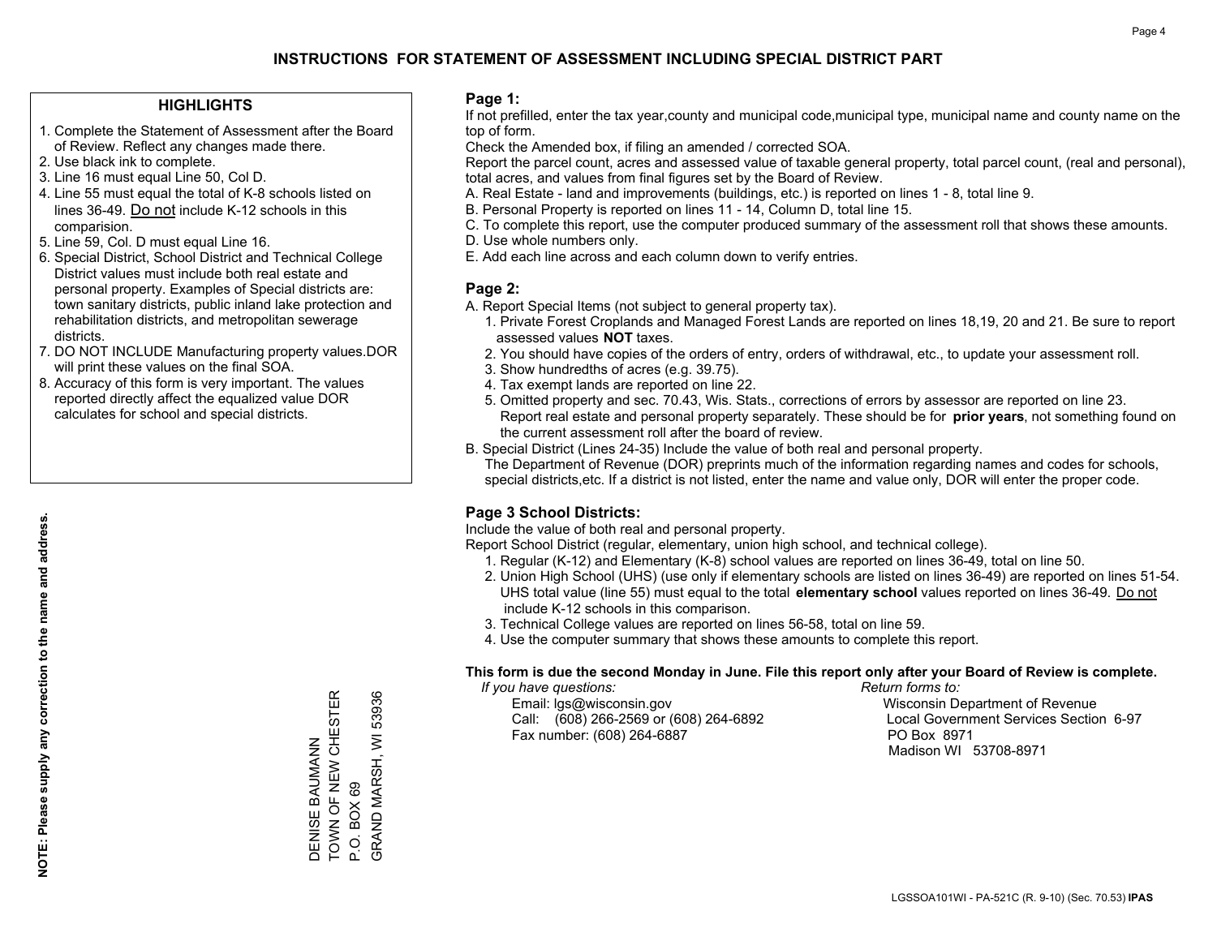# INSTRUCTIONS FOR STATEMENT OF ASSESSMENT INCLUDING SPECIAL DISTRICT PART

## HIGHLIGHTS

1. Complete the Statement of Assessment after the Board of Review. Reflect any changes made there.
2. Use black ink to complete.
3. Line 16 must equal Line 50, Col D.
4. Line 55 must equal the total of K-8 schools listed on lines 36-49. Do not include K-12 schools in this comparision.
5. Line 59, Col. D must equal Line 16.
6. Special District, School District and Technical College District values must include both real estate and personal property. Examples of Special districts are: town sanitary districts, public inland lake protection and rehabilitation districts, and metropolitan sewerage districts.
7. DO NOT INCLUDE Manufacturing property values.DOR will print these values on the final SOA.
8. Accuracy of this form is very important. The values reported directly affect the equalized value DOR calculates for school and special districts.

**NOTE: Please supply any correction to the name and address.**

DENISE BAUMANN
TOWN OF NEW CHESTER
P.O. BOX 69
GRAND MARSH, WI 53936

## Page 1:

If not prefilled, enter the tax year,county and municipal code,municipal type, municipal name and county name on the top of form.

Check the Amended box, if filing an amended / corrected SOA.

Report the parcel count, acres and assessed value of taxable general property, total parcel count, (real and personal), total acres, and values from final figures set by the Board of Review.

A. Real Estate - land and improvements (buildings, etc.) is reported on lines 1 - 8, total line 9.
B. Personal Property is reported on lines 11 - 14, Column D, total line 15.
C. To complete this report, use the computer produced summary of the assessment roll that shows these amounts.
D. Use whole numbers only.
E. Add each line across and each column down to verify entries.

## Page 2:

A. Report Special Items (not subject to general property tax).
   1. Private Forest Croplands and Managed Forest Lands are reported on lines 18,19, 20 and 21. Be sure to report assessed values **NOT** taxes.
   2. You should have copies of the orders of entry, orders of withdrawal, etc., to update your assessment roll.
   3. Show hundredths of acres (e.g. 39.75).
   4. Tax exempt lands are reported on line 22.
   5. Omitted property and sec. 70.43, Wis. Stats., corrections of errors by assessor are reported on line 23. Report real estate and personal property separately. These should be for **prior years**, not something found on the current assessment roll after the board of review.

B. Special District (Lines 24-35) Include the value of both real and personal property.
   The Department of Revenue (DOR) preprints much of the information regarding names and codes for schools, special districts,etc. If a district is not listed, enter the name and value only, DOR will enter the proper code.

## Page 3 School Districts:

Include the value of both real and personal property.

Report School District (regular, elementary, union high school, and technical college).

1. Regular (K-12) and Elementary (K-8) school values are reported on lines 36-49, total on line 50.
2. Union High School (UHS) (use only if elementary schools are listed on lines 36-49) are reported on lines 51-54. UHS total value (line 55) must equal to the total **elementary school** values reported on lines 36-49. Do not include K-12 schools in this comparison.
3. Technical College values are reported on lines 56-58, total on line 59.
4. Use the computer summary that shows these amounts to complete this report.

**This form is due the second Monday in June. File this report only after your Board of Review is complete.**

*If you have questions:*
Email: lgs@wisconsin.gov
Call: (608) 266-2569 or (608) 264-6892
Fax number: (608) 264-6887

*Return forms to:*
Wisconsin Department of Revenue
Local Government Services Section 6-97
PO Box 8971
Madison WI 53708-8971

LGSSOA101WI - PA-521C (R. 9-10) (Sec. 70.53) **IPAS**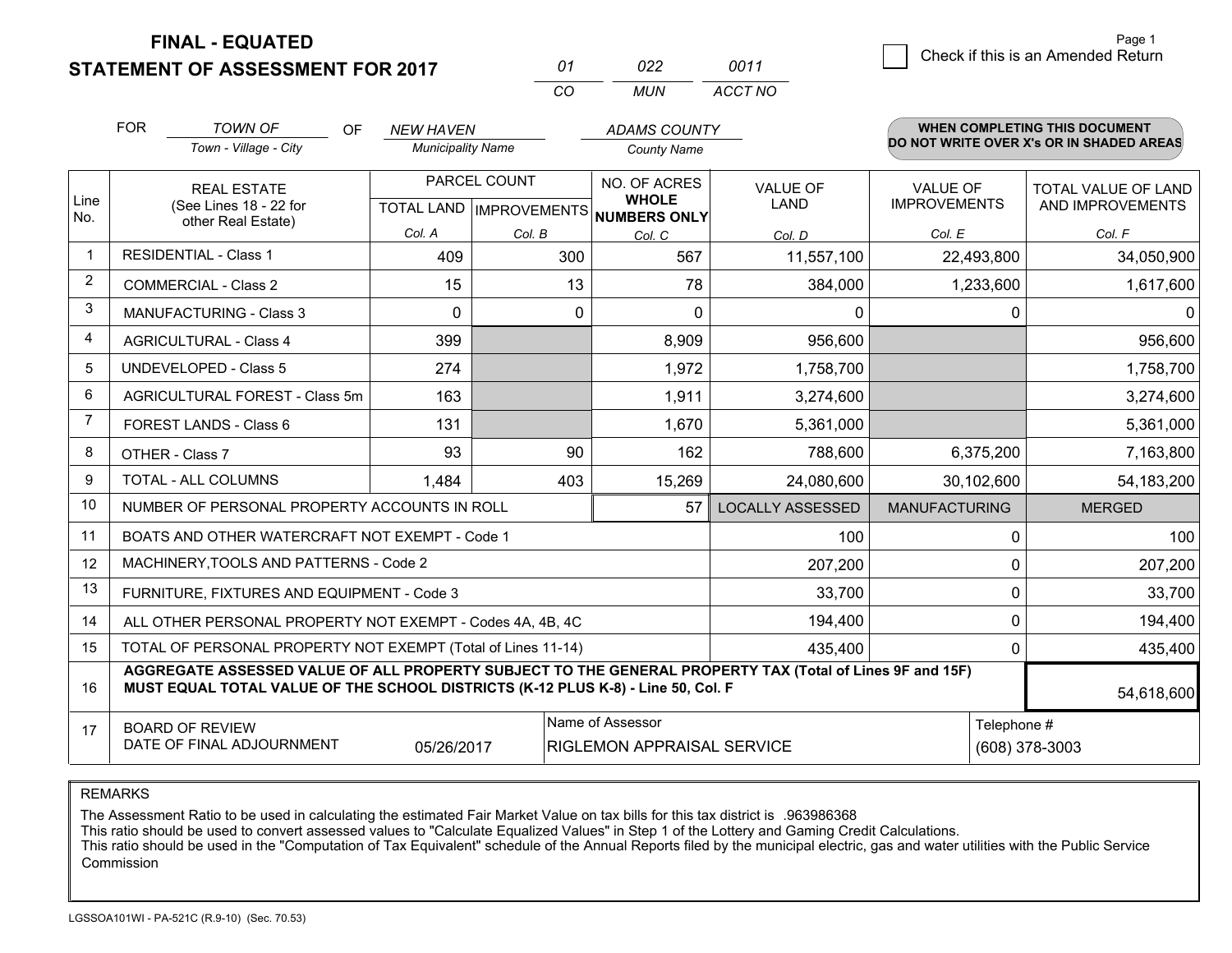**FINAL - EQUATED**

**STATEMENT OF ASSESSMENT FOR 2017**

| 01 | 022 | 0011 |
|---|---|---|
| CO | MUN | ACCT NO |

Page 1

☐ Check if this is an Amended Return

FOR *TOWN OF* (Town - Village - City) OF *NEW HAVEN* (Municipality Name) *ADAMS COUNTY* (County Name)

**WHEN COMPLETING THIS DOCUMENT DO NOT WRITE OVER X's OR IN SHADED AREAS**

| Line No. | REAL ESTATE (See Lines 18 - 22 for other Real Estate) | PARCEL COUNT TOTAL LAND Col. A | PARCEL COUNT IMPROVEMENTS Col. B | NO. OF ACRES WHOLE NUMBERS ONLY Col. C | VALUE OF LAND Col. D | VALUE OF IMPROVEMENTS Col. E | TOTAL VALUE OF LAND AND IMPROVEMENTS Col. F |
|---|---|---|---|---|---|---|---|
| 1 | RESIDENTIAL - Class 1 | 409 | 300 | 567 | 11,557,100 | 22,493,800 | 34,050,900 |
| 2 | COMMERCIAL - Class 2 | 15 | 13 | 78 | 384,000 | 1,233,600 | 1,617,600 |
| 3 | MANUFACTURING - Class 3 | 0 | 0 | 0 | 0 | 0 | 0 |
| 4 | AGRICULTURAL - Class 4 | 399 | | 8,909 | 956,600 | | 956,600 |
| 5 | UNDEVELOPED - Class 5 | 274 | | 1,972 | 1,758,700 | | 1,758,700 |
| 6 | AGRICULTURAL FOREST - Class 5m | 163 | | 1,911 | 3,274,600 | | 3,274,600 |
| 7 | FOREST LANDS - Class 6 | 131 | | 1,670 | 5,361,000 | | 5,361,000 |
| 8 | OTHER - Class 7 | 93 | 90 | 162 | 788,600 | 6,375,200 | 7,163,800 |
| 9 | TOTAL - ALL COLUMNS | 1,484 | 403 | 15,269 | 24,080,600 | 30,102,600 | 54,183,200 |
| 10 | NUMBER OF PERSONAL PROPERTY ACCOUNTS IN ROLL | | | 57 | LOCALLY ASSESSED | MANUFACTURING | MERGED |
| 11 | BOATS AND OTHER WATERCRAFT NOT EXEMPT - Code 1 | | | | 100 | 0 | 100 |
| 12 | MACHINERY,TOOLS AND PATTERNS - Code 2 | | | | 207,200 | 0 | 207,200 |
| 13 | FURNITURE, FIXTURES AND EQUIPMENT - Code 3 | | | | 33,700 | 0 | 33,700 |
| 14 | ALL OTHER PERSONAL PROPERTY NOT EXEMPT - Codes 4A, 4B, 4C | | | | 194,400 | 0 | 194,400 |
| 15 | TOTAL OF PERSONAL PROPERTY NOT EXEMPT (Total of Lines 11-14) | | | | 435,400 | 0 | 435,400 |
| 16 | **AGGREGATE ASSESSED VALUE OF ALL PROPERTY SUBJECT TO THE GENERAL PROPERTY TAX (Total of Lines 9F and 15F) MUST EQUAL TOTAL VALUE OF THE SCHOOL DISTRICTS (K-12 PLUS K-8) - Line 50, Col. F** | | | | | | 54,618,600 |
| 17 | BOARD OF REVIEW DATE OF FINAL ADJOURNMENT | 05/26/2017 | | Name of Assessor: RIGLEMON APPRAISAL SERVICE | | | Telephone #: (608) 378-3003 |

REMARKS

The Assessment Ratio to be used in calculating the estimated Fair Market Value on tax bills for this tax district is .963986368
This ratio should be used to convert assessed values to "Calculate Equalized Values" in Step 1 of the Lottery and Gaming Credit Calculations.
This ratio should be used in the "Computation of Tax Equivalent" schedule of the Annual Reports filed by the municipal electric, gas and water utilities with the Public Service Commission

LGSSOA101WI - PA-521C (R.9-10) (Sec. 70.53)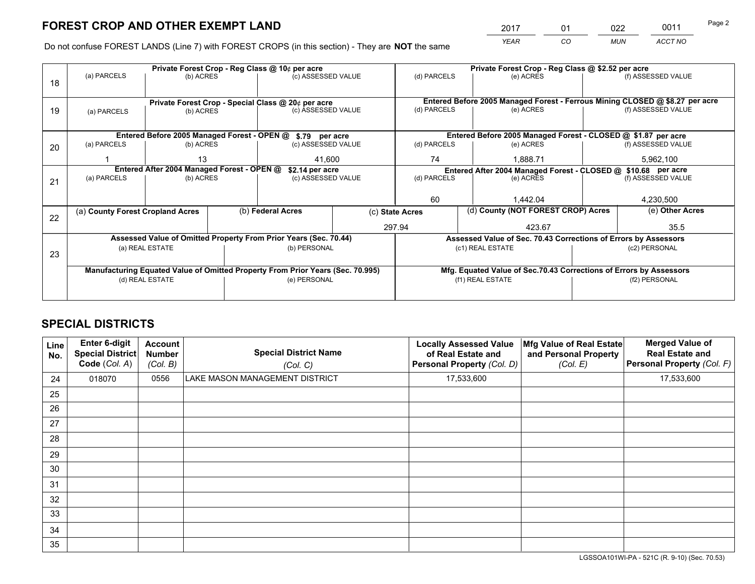# FOREST CROP AND OTHER EXEMPT LAND

| 2017 | 01 | 022 | 0011 |
|---|---|---|---|
| YEAR | CO | MUN | ACCT NO |

Do not confuse FOREST LANDS (Line 7) with FOREST CROPS (in this section) - They are **NOT** the same

| Line | | | | | | |
|---|---|---|---|---|---|---|
| 18 | Private Forest Crop - Reg Class @ 10¢ per acre | | | Private Forest Crop - Reg Class @ $2.52 per acre | | |
| | (a) PARCELS | (b) ACRES | (c) ASSESSED VALUE | (d) PARCELS | (e) ACRES | (f) ASSESSED VALUE |
| | | | | | | |
| 19 | Private Forest Crop - Special Class @ 20¢ per acre | | | Entered Before 2005 Managed Forest - Ferrous Mining CLOSED @ $8.27 per acre | | |
| | (a) PARCELS | (b) ACRES | (c) ASSESSED VALUE | (d) PARCELS | (e) ACRES | (f) ASSESSED VALUE |
| | | | | | | |
| 20 | Entered Before 2005 Managed Forest - OPEN @ $.79 per acre | | | Entered Before 2005 Managed Forest - CLOSED @ $1.87 per acre | | |
| | (a) PARCELS | (b) ACRES | (c) ASSESSED VALUE | (d) PARCELS | (e) ACRES | (f) ASSESSED VALUE |
| | 1 | 13 | 41,600 | 74 | 1,888.71 | 5,962,100 |
| 21 | Entered After 2004 Managed Forest - OPEN @ $2.14 per acre | | | Entered After 2004 Managed Forest - CLOSED @ $10.68 per acre | | |
| | (a) PARCELS | (b) ACRES | (c) ASSESSED VALUE | (d) PARCELS | (e) ACRES | (f) ASSESSED VALUE |
| | | | | 60 | 1,442.04 | 4,230,500 |

| Line | (a) County Forest Cropland Acres | (b) Federal Acres | (c) State Acres | (d) County (NOT FOREST CROP) Acres | (e) Other Acres |
|---|---|---|---|---|---|
| 22 | | | 297.94 | 423.67 | 35.5 |

| Line | Assessed Value of Omitted Property From Prior Years (Sec. 70.44) | | Assessed Value of Sec. 70.43 Corrections of Errors by Assessors | |
|---|---|---|---|---|
| 23 | (a) REAL ESTATE | (b) PERSONAL | (c1) REAL ESTATE | (c2) PERSONAL |
| | | | | |
| | Manufacturing Equated Value of Omitted Property From Prior Years (Sec. 70.995) | | Mfg. Equated Value of Sec.70.43 Corrections of Errors by Assessors | |
| | (d) REAL ESTATE | (e) PERSONAL | (f1) REAL ESTATE | (f2) PERSONAL |
| | | | | |

# SPECIAL DISTRICTS

| Line No. | Enter 6-digit Special District Code (Col. A) | Account Number (Col. B) | Special District Name (Col. C) | Locally Assessed Value of Real Estate and Personal Property (Col. D) | Mfg Value of Real Estate and Personal Property (Col. E) | Merged Value of Real Estate and Personal Property (Col. F) |
|---|---|---|---|---|---|---|
| 24 | 018070 | 0556 | LAKE MASON MANAGEMENT DISTRICT | 17,533,600 | | 17,533,600 |
| 25 | | | | | | |
| 26 | | | | | | |
| 27 | | | | | | |
| 28 | | | | | | |
| 29 | | | | | | |
| 30 | | | | | | |
| 31 | | | | | | |
| 32 | | | | | | |
| 33 | | | | | | |
| 34 | | | | | | |
| 35 | | | | | | |

LGSSOA101WI-PA - 521C (R. 9-10) (Sec. 70.53)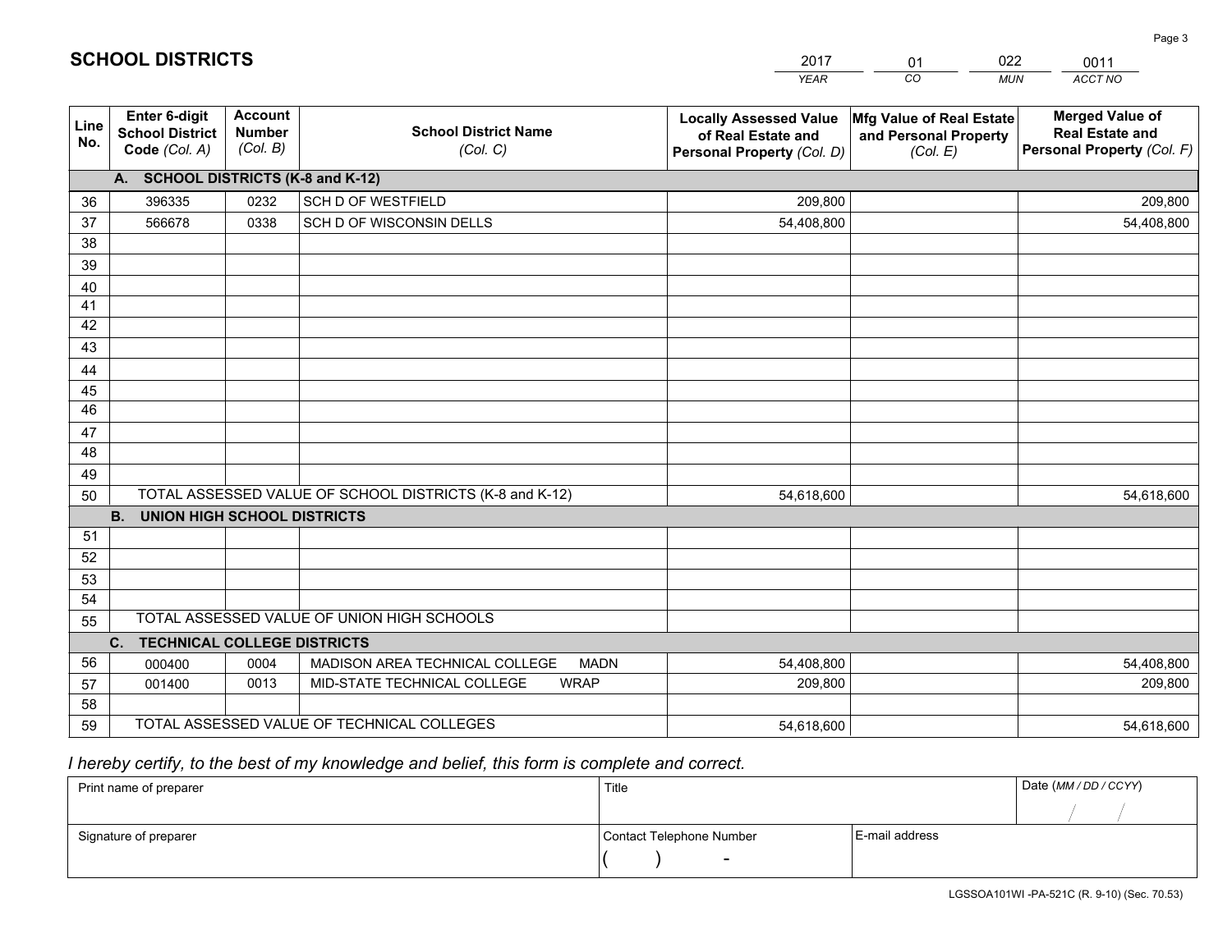# SCHOOL DISTRICTS

| 2017 | 01 | 022 | 0011 |
|---|---|---|---|
| *YEAR* | *CO* | *MUN* | *ACCT NO* |

| Line No. | Enter 6-digit School District Code *(Col. A)* | Account Number *(Col. B)* | School District Name *(Col. C)* | Locally Assessed Value of Real Estate and Personal Property *(Col. D)* | Mfg Value of Real Estate and Personal Property *(Col. E)* | Merged Value of Real Estate and Personal Property *(Col. F)* |
|---|---|---|---|---|---|---|
| | **A. SCHOOL DISTRICTS (K-8 and K-12)** | | | | | |
| 36 | 396335 | 0232 | SCH D OF WESTFIELD | 209,800 | | 209,800 |
| 37 | 566678 | 0338 | SCH D OF WISCONSIN DELLS | 54,408,800 | | 54,408,800 |
| 38 | | | | | | |
| 39 | | | | | | |
| 40 | | | | | | |
| 41 | | | | | | |
| 42 | | | | | | |
| 43 | | | | | | |
| 44 | | | | | | |
| 45 | | | | | | |
| 46 | | | | | | |
| 47 | | | | | | |
| 48 | | | | | | |
| 49 | | | | | | |
| 50 | TOTAL ASSESSED VALUE OF SCHOOL DISTRICTS (K-8 and K-12) | | | 54,618,600 | | 54,618,600 |
| | **B. UNION HIGH SCHOOL DISTRICTS** | | | | | |
| 51 | | | | | | |
| 52 | | | | | | |
| 53 | | | | | | |
| 54 | | | | | | |
| 55 | TOTAL ASSESSED VALUE OF UNION HIGH SCHOOLS | | | | | |
| | **C. TECHNICAL COLLEGE DISTRICTS** | | | | | |
| 56 | 000400 | 0004 | MADISON AREA TECHNICAL COLLEGE MADN | 54,408,800 | | 54,408,800 |
| 57 | 001400 | 0013 | MID-STATE TECHNICAL COLLEGE WRAP | 209,800 | | 209,800 |
| 58 | | | | | | |
| 59 | TOTAL ASSESSED VALUE OF TECHNICAL COLLEGES | | | 54,618,600 | | 54,618,600 |

*I hereby certify, to the best of my knowledge and belief, this form is complete and correct.*

| Print name of preparer | Title | | Date *(MM / DD / CCYY)* |
|---|---|---|---|
| | | | / / |
| Signature of preparer | Contact Telephone Number | E-mail address | |
| | ( ) - | | |

LGSSOA101WI -PA-521C (R. 9-10) (Sec. 70.53)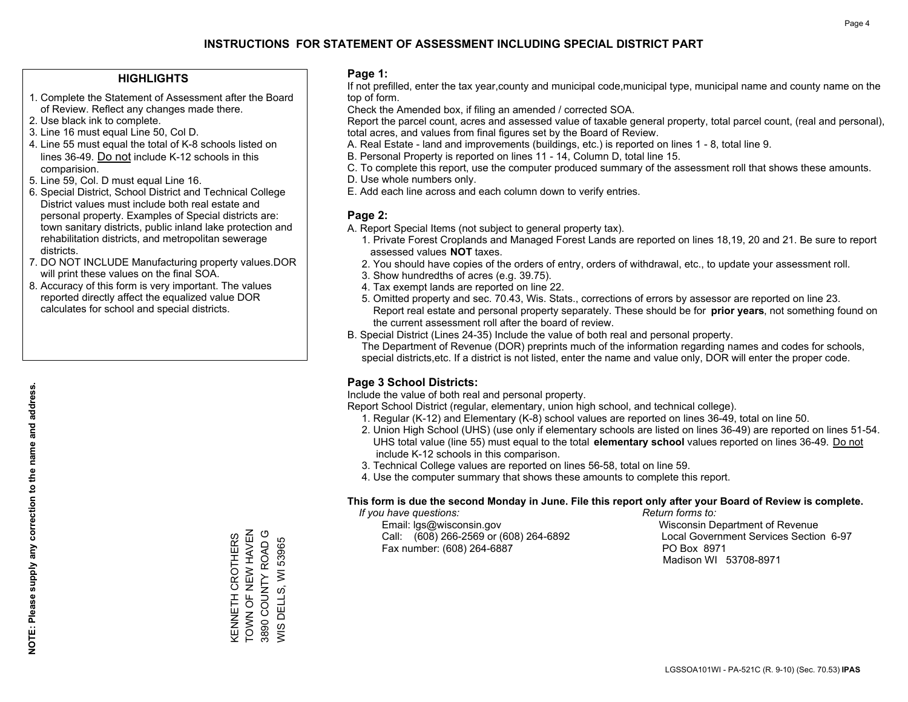# INSTRUCTIONS FOR STATEMENT OF ASSESSMENT INCLUDING SPECIAL DISTRICT PART

## HIGHLIGHTS

1. Complete the Statement of Assessment after the Board of Review. Reflect any changes made there.
2. Use black ink to complete.
3. Line 16 must equal Line 50, Col D.
4. Line 55 must equal the total of K-8 schools listed on lines 36-49. Do not include K-12 schools in this comparision.
5. Line 59, Col. D must equal Line 16.
6. Special District, School District and Technical College District values must include both real estate and personal property. Examples of Special districts are: town sanitary districts, public inland lake protection and rehabilitation districts, and metropolitan sewerage districts.
7. DO NOT INCLUDE Manufacturing property values.DOR will print these values on the final SOA.
8. Accuracy of this form is very important. The values reported directly affect the equalized value DOR calculates for school and special districts.

**NOTE: Please supply any correction to the name and address.**

KENNETH CROTHERS
TOWN OF NEW HAVEN
3890 COUNTY ROAD G
WIS DELLS, WI 53965

## Page 1:

If not prefilled, enter the tax year,county and municipal code,municipal type, municipal name and county name on the top of form.

Check the Amended box, if filing an amended / corrected SOA.

Report the parcel count, acres and assessed value of taxable general property, total parcel count, (real and personal), total acres, and values from final figures set by the Board of Review.

A. Real Estate - land and improvements (buildings, etc.) is reported on lines 1 - 8, total line 9.
B. Personal Property is reported on lines 11 - 14, Column D, total line 15.
C. To complete this report, use the computer produced summary of the assessment roll that shows these amounts.
D. Use whole numbers only.
E. Add each line across and each column down to verify entries.

## Page 2:

A. Report Special Items (not subject to general property tax).
  1. Private Forest Croplands and Managed Forest Lands are reported on lines 18,19, 20 and 21. Be sure to report assessed values **NOT** taxes.
  2. You should have copies of the orders of entry, orders of withdrawal, etc., to update your assessment roll.
  3. Show hundredths of acres (e.g. 39.75).
  4. Tax exempt lands are reported on line 22.
  5. Omitted property and sec. 70.43, Wis. Stats., corrections of errors by assessor are reported on line 23. Report real estate and personal property separately. These should be for **prior years**, not something found on the current assessment roll after the board of review.

B. Special District (Lines 24-35) Include the value of both real and personal property. The Department of Revenue (DOR) preprints much of the information regarding names and codes for schools, special districts,etc. If a district is not listed, enter the name and value only, DOR will enter the proper code.

## Page 3 School Districts:

Include the value of both real and personal property.

Report School District (regular, elementary, union high school, and technical college).

1. Regular (K-12) and Elementary (K-8) school values are reported on lines 36-49, total on line 50.
2. Union High School (UHS) (use only if elementary schools are listed on lines 36-49) are reported on lines 51-54. UHS total value (line 55) must equal to the total **elementary school** values reported on lines 36-49. Do not include K-12 schools in this comparison.
3. Technical College values are reported on lines 56-58, total on line 59.
4. Use the computer summary that shows these amounts to complete this report.

**This form is due the second Monday in June. File this report only after your Board of Review is complete.**

*If you have questions:*
Email: lgs@wisconsin.gov
Call: (608) 266-2569 or (608) 264-6892
Fax number: (608) 264-6887

*Return forms to:*
Wisconsin Department of Revenue
Local Government Services Section 6-97
PO Box 8971
Madison WI 53708-8971

LGSSOA101WI - PA-521C (R. 9-10) (Sec. 70.53) **IPAS**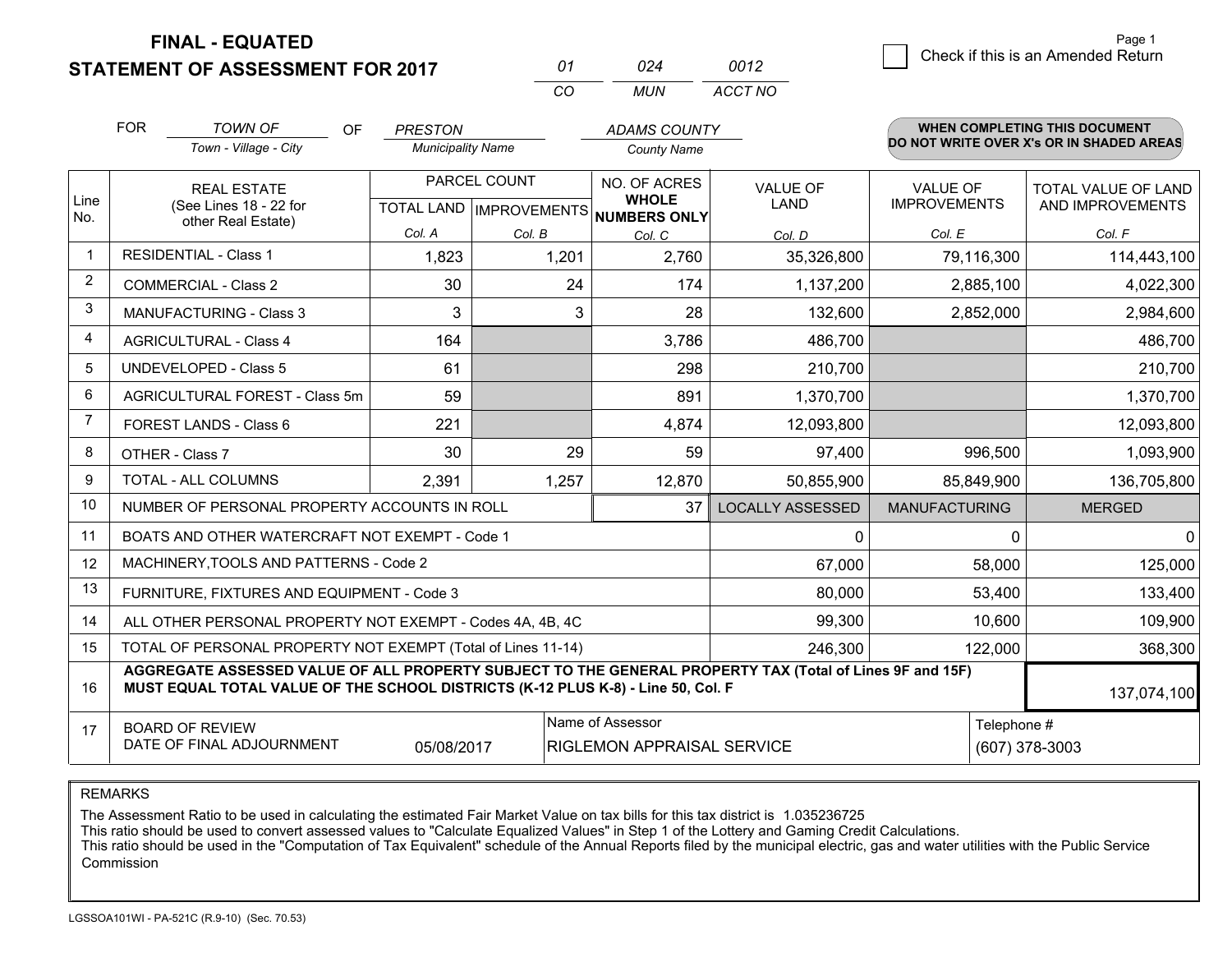**FINAL - EQUATED**
**STATEMENT OF ASSESSMENT FOR 2017**

| 01 | 024 | 0012 |
|---|---|---|
| CO | MUN | ACCT NO |

☐ Check if this is an Amended Return

Page 1

FOR *TOWN OF* (Town - Village - City) OF *PRESTON* (Municipality Name) *ADAMS COUNTY* (County Name)

**WHEN COMPLETING THIS DOCUMENT DO NOT WRITE OVER X's OR IN SHADED AREAS**

| Line No. | REAL ESTATE (See Lines 18 - 22 for other Real Estate) | PARCEL COUNT TOTAL LAND Col. A | PARCEL COUNT IMPROVEMENTS Col. B | NO. OF ACRES WHOLE NUMBERS ONLY Col. C | VALUE OF LAND Col. D | VALUE OF IMPROVEMENTS Col. E | TOTAL VALUE OF LAND AND IMPROVEMENTS Col. F |
|---|---|---|---|---|---|---|---|
| 1 | RESIDENTIAL - Class 1 | 1,823 | 1,201 | 2,760 | 35,326,800 | 79,116,300 | 114,443,100 |
| 2 | COMMERCIAL - Class 2 | 30 | 24 | 174 | 1,137,200 | 2,885,100 | 4,022,300 |
| 3 | MANUFACTURING - Class 3 | 3 | 3 | 28 | 132,600 | 2,852,000 | 2,984,600 |
| 4 | AGRICULTURAL - Class 4 | 164 | | 3,786 | 486,700 | | 486,700 |
| 5 | UNDEVELOPED - Class 5 | 61 | | 298 | 210,700 | | 210,700 |
| 6 | AGRICULTURAL FOREST - Class 5m | 59 | | 891 | 1,370,700 | | 1,370,700 |
| 7 | FOREST LANDS - Class 6 | 221 | | 4,874 | 12,093,800 | | 12,093,800 |
| 8 | OTHER - Class 7 | 30 | 29 | 59 | 97,400 | 996,500 | 1,093,900 |
| 9 | TOTAL - ALL COLUMNS | 2,391 | 1,257 | 12,870 | 50,855,900 | 85,849,900 | 136,705,800 |
| 10 | NUMBER OF PERSONAL PROPERTY ACCOUNTS IN ROLL | | | 37 | LOCALLY ASSESSED | MANUFACTURING | MERGED |
| 11 | BOATS AND OTHER WATERCRAFT NOT EXEMPT - Code 1 | | | | 0 | 0 | 0 |
| 12 | MACHINERY,TOOLS AND PATTERNS - Code 2 | | | | 67,000 | 58,000 | 125,000 |
| 13 | FURNITURE, FIXTURES AND EQUIPMENT - Code 3 | | | | 80,000 | 53,400 | 133,400 |
| 14 | ALL OTHER PERSONAL PROPERTY NOT EXEMPT - Codes 4A, 4B, 4C | | | | 99,300 | 10,600 | 109,900 |
| 15 | TOTAL OF PERSONAL PROPERTY NOT EXEMPT (Total of Lines 11-14) | | | | 246,300 | 122,000 | 368,300 |
| 16 | **AGGREGATE ASSESSED VALUE OF ALL PROPERTY SUBJECT TO THE GENERAL PROPERTY TAX (Total of Lines 9F and 15F) MUST EQUAL TOTAL VALUE OF THE SCHOOL DISTRICTS (K-12 PLUS K-8) - Line 50, Col. F** | | | | | | 137,074,100 |
| 17 | BOARD OF REVIEW DATE OF FINAL ADJOURNMENT | 05/08/2017 | | Name of Assessor: RIGLEMON APPRAISAL SERVICE | | Telephone #: (607) 378-3003 | |

REMARKS

The Assessment Ratio to be used in calculating the estimated Fair Market Value on tax bills for this tax district is 1.035236725
This ratio should be used to convert assessed values to "Calculate Equalized Values" in Step 1 of the Lottery and Gaming Credit Calculations.
This ratio should be used in the "Computation of Tax Equivalent" schedule of the Annual Reports filed by the municipal electric, gas and water utilities with the Public Service Commission

LGSSOA101WI - PA-521C (R.9-10) (Sec. 70.53)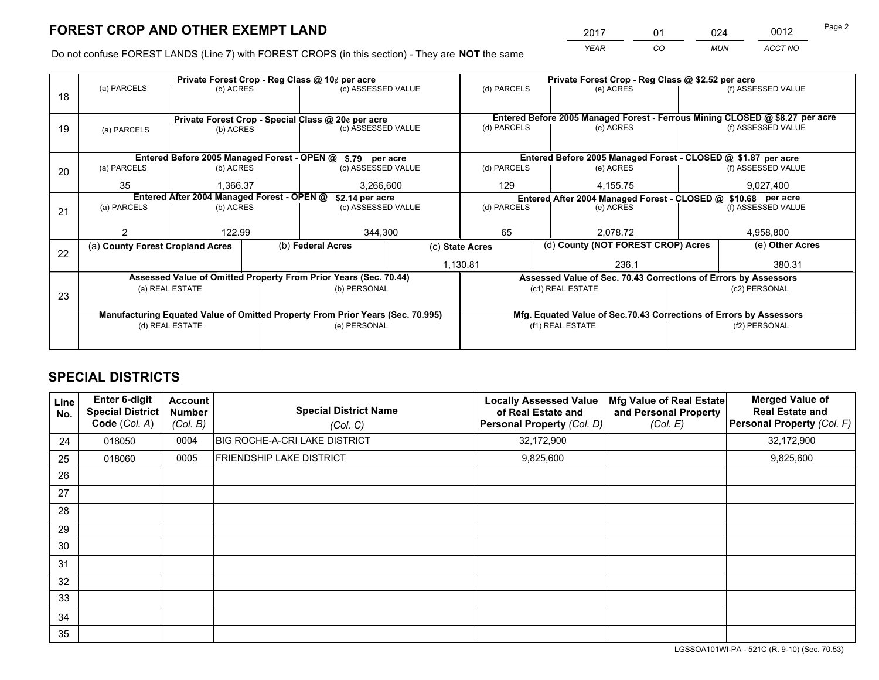# FOREST CROP AND OTHER EXEMPT LAND

| YEAR | CO | MUN | ACCT NO |
|---|---|---|---|
| 2017 | 01 | 024 | 0012 |

Do not confuse FOREST LANDS (Line 7) with FOREST CROPS (in this section) - They are **NOT** the same

| Line | (a) PARCELS | (b) ACRES | (c) ASSESSED VALUE | (d) PARCELS | (e) ACRES | (f) ASSESSED VALUE |
|---|---|---|---|---|---|---|
| 18 | Private Forest Crop - Reg Class @ 10¢ per acre | | | Private Forest Crop - Reg Class @ $2.52 per acre | | |
| | | | | | | |
| 19 | Private Forest Crop - Special Class @ 20¢ per acre | | | Entered Before 2005 Managed Forest - Ferrous Mining CLOSED @ $8.27 per acre | | |
| | | | | | | |
| 20 | Entered Before 2005 Managed Forest - OPEN @ $.79 per acre | | | Entered Before 2005 Managed Forest - CLOSED @ $1.87 per acre | | |
| | 35 | 1,366.37 | 3,266,600 | 129 | 4,155.75 | 9,027,400 |
| 21 | Entered After 2004 Managed Forest - OPEN @ $2.14 per acre | | | Entered After 2004 Managed Forest - CLOSED @ $10.68 per acre | | |
| | 2 | 122.99 | 344,300 | 65 | 2,078.72 | 4,958,800 |

| Line | (a) County Forest Cropland Acres | (b) Federal Acres | (c) State Acres | (d) County (NOT FOREST CROP) Acres | (e) Other Acres |
|---|---|---|---|---|---|
| 22 | | | 1,130.81 | 236.1 | 380.31 |

| Line | Assessed Value of Omitted Property From Prior Years (Sec. 70.44) | | Assessed Value of Sec. 70.43 Corrections of Errors by Assessors | |
|---|---|---|---|---|
| 23 | (a) REAL ESTATE | (b) PERSONAL | (c1) REAL ESTATE | (c2) PERSONAL |
| | | | | |
| | Manufacturing Equated Value of Omitted Property From Prior Years (Sec. 70.995) | | Mfg. Equated Value of Sec.70.43 Corrections of Errors by Assessors | |
| | (d) REAL ESTATE | (e) PERSONAL | (f1) REAL ESTATE | (f2) PERSONAL |
| | | | | |

# SPECIAL DISTRICTS

| Line No. | Enter 6-digit Special District Code (Col. A) | Account Number (Col. B) | Special District Name (Col. C) | Locally Assessed Value of Real Estate and Personal Property (Col. D) | Mfg Value of Real Estate and Personal Property (Col. E) | Merged Value of Real Estate and Personal Property (Col. F) |
|---|---|---|---|---|---|---|
| 24 | 018050 | 0004 | BIG ROCHE-A-CRI LAKE DISTRICT | 32,172,900 | | 32,172,900 |
| 25 | 018060 | 0005 | FRIENDSHIP LAKE DISTRICT | 9,825,600 | | 9,825,600 |
| 26 | | | | | | |
| 27 | | | | | | |
| 28 | | | | | | |
| 29 | | | | | | |
| 30 | | | | | | |
| 31 | | | | | | |
| 32 | | | | | | |
| 33 | | | | | | |
| 34 | | | | | | |
| 35 | | | | | | |

LGSSOA101WI-PA - 521C (R. 9-10) (Sec. 70.53)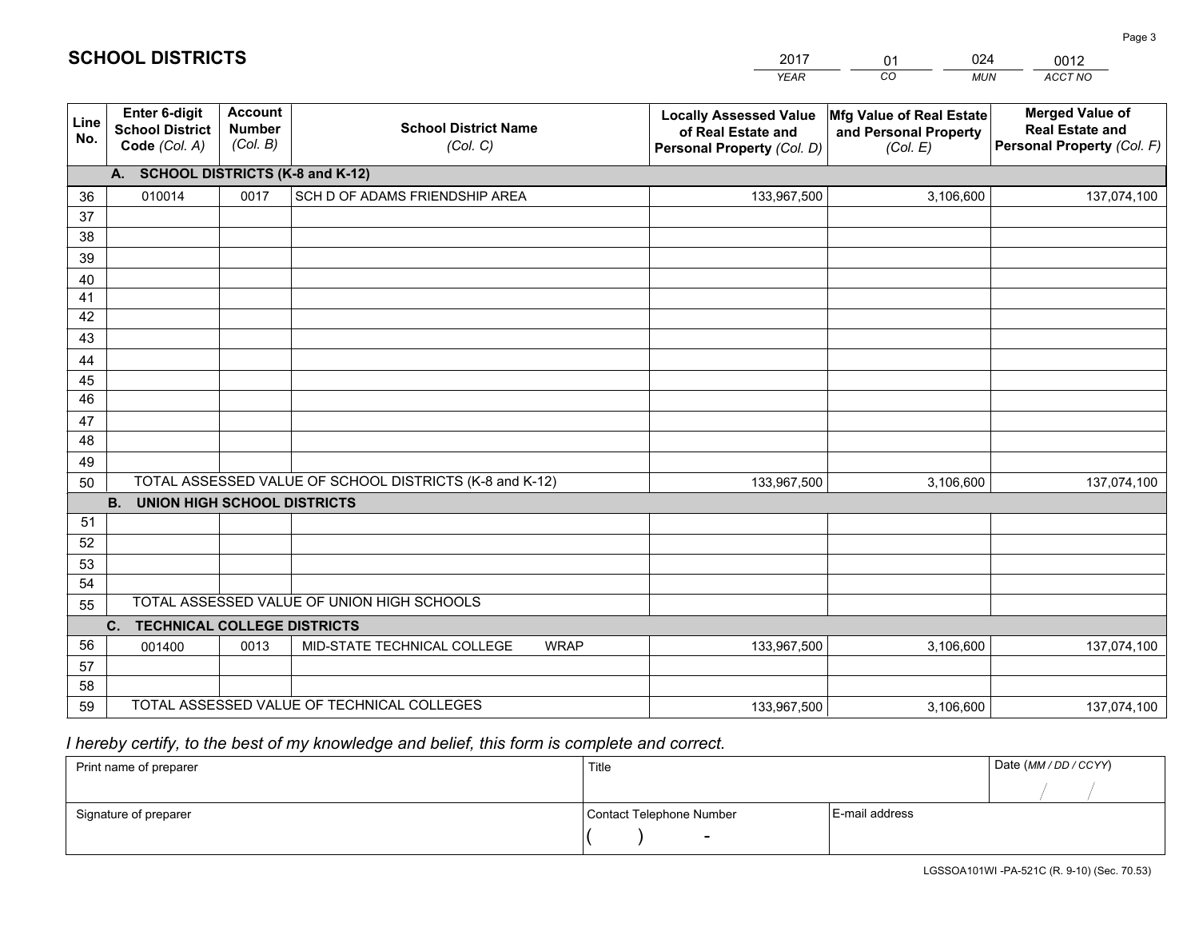# SCHOOL DISTRICTS

| 2017 | 01 | 024 | 0012 |
|---|---|---|---|
| *YEAR* | *CO* | *MUN* | *ACCT NO* |

| Line No. | Enter 6-digit School District Code *(Col. A)* | Account Number *(Col. B)* | School District Name *(Col. C)* | Locally Assessed Value of Real Estate and Personal Property *(Col. D)* | Mfg Value of Real Estate and Personal Property *(Col. E)* | Merged Value of Real Estate and Personal Property *(Col. F)* |
|---|---|---|---|---|---|---|
| **A. SCHOOL DISTRICTS (K-8 and K-12)** | | | | | | |
| 36 | 010014 | 0017 | SCH D OF ADAMS FRIENDSHIP AREA | 133,967,500 | 3,106,600 | 137,074,100 |
| 37 | | | | | | |
| 38 | | | | | | |
| 39 | | | | | | |
| 40 | | | | | | |
| 41 | | | | | | |
| 42 | | | | | | |
| 43 | | | | | | |
| 44 | | | | | | |
| 45 | | | | | | |
| 46 | | | | | | |
| 47 | | | | | | |
| 48 | | | | | | |
| 49 | | | | | | |
| 50 | TOTAL ASSESSED VALUE OF SCHOOL DISTRICTS (K-8 and K-12) | | | 133,967,500 | 3,106,600 | 137,074,100 |
| **B. UNION HIGH SCHOOL DISTRICTS** | | | | | | |
| 51 | | | | | | |
| 52 | | | | | | |
| 53 | | | | | | |
| 54 | | | | | | |
| 55 | TOTAL ASSESSED VALUE OF UNION HIGH SCHOOLS | | | | | |
| **C. TECHNICAL COLLEGE DISTRICTS** | | | | | | |
| 56 | 001400 | 0013 | MID-STATE TECHNICAL COLLEGE WRAP | 133,967,500 | 3,106,600 | 137,074,100 |
| 57 | | | | | | |
| 58 | | | | | | |
| 59 | TOTAL ASSESSED VALUE OF TECHNICAL COLLEGES | | | 133,967,500 | 3,106,600 | 137,074,100 |

*I hereby certify, to the best of my knowledge and belief, this form is complete and correct.*

| Print name of preparer | Title | | Date *(MM / DD / CCYY)* |
|---|---|---|---|
| | | | / / |
| Signature of preparer | Contact Telephone Number | E-mail address | |
| | ( ) - | | |

LGSSOA101WI -PA-521C (R. 9-10) (Sec. 70.53)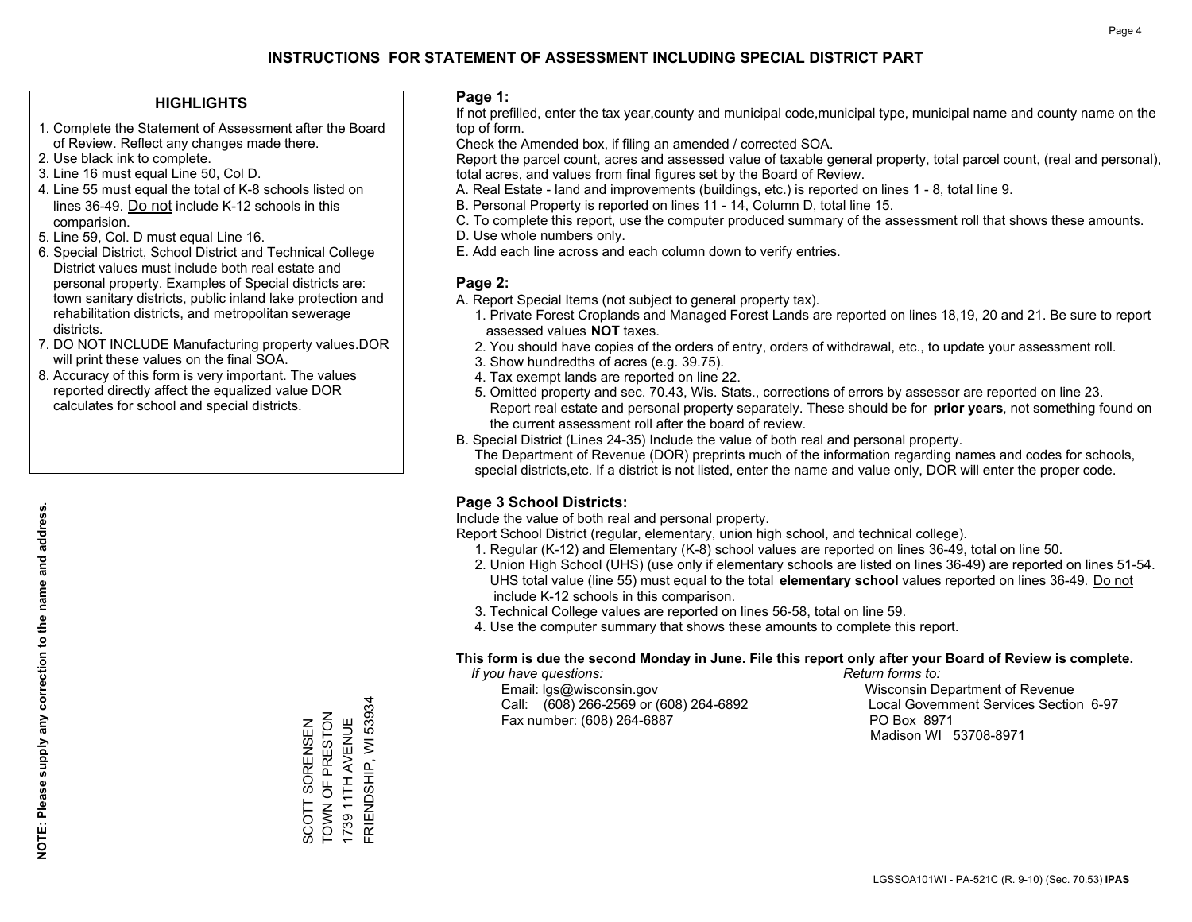# INSTRUCTIONS FOR STATEMENT OF ASSESSMENT INCLUDING SPECIAL DISTRICT PART

## HIGHLIGHTS

1. Complete the Statement of Assessment after the Board of Review. Reflect any changes made there.
2. Use black ink to complete.
3. Line 16 must equal Line 50, Col D.
4. Line 55 must equal the total of K-8 schools listed on lines 36-49. Do not include K-12 schools in this comparision.
5. Line 59, Col. D must equal Line 16.
6. Special District, School District and Technical College District values must include both real estate and personal property. Examples of Special districts are: town sanitary districts, public inland lake protection and rehabilitation districts, and metropolitan sewerage districts.
7. DO NOT INCLUDE Manufacturing property values.DOR will print these values on the final SOA.
8. Accuracy of this form is very important. The values reported directly affect the equalized value DOR calculates for school and special districts.

**NOTE: Please supply any correction to the name and address.**

SCOTT SORENSEN
TOWN OF PRESTON
1739 11TH AVENUE
FRIENDSHIP, WI 53934

## Page 1:

If not prefilled, enter the tax year,county and municipal code,municipal type, municipal name and county name on the top of form.

Check the Amended box, if filing an amended / corrected SOA.

Report the parcel count, acres and assessed value of taxable general property, total parcel count, (real and personal), total acres, and values from final figures set by the Board of Review.

A. Real Estate - land and improvements (buildings, etc.) is reported on lines 1 - 8, total line 9.
B. Personal Property is reported on lines 11 - 14, Column D, total line 15.
C. To complete this report, use the computer produced summary of the assessment roll that shows these amounts.
D. Use whole numbers only.
E. Add each line across and each column down to verify entries.

## Page 2:

A. Report Special Items (not subject to general property tax).
   1. Private Forest Croplands and Managed Forest Lands are reported on lines 18,19, 20 and 21. Be sure to report assessed values **NOT** taxes.
   2. You should have copies of the orders of entry, orders of withdrawal, etc., to update your assessment roll.
   3. Show hundredths of acres (e.g. 39.75).
   4. Tax exempt lands are reported on line 22.
   5. Omitted property and sec. 70.43, Wis. Stats., corrections of errors by assessor are reported on line 23. Report real estate and personal property separately. These should be for **prior years**, not something found on the current assessment roll after the board of review.
B. Special District (Lines 24-35) Include the value of both real and personal property.
   The Department of Revenue (DOR) preprints much of the information regarding names and codes for schools, special districts,etc. If a district is not listed, enter the name and value only, DOR will enter the proper code.

## Page 3 School Districts:

Include the value of both real and personal property.

Report School District (regular, elementary, union high school, and technical college).

1. Regular (K-12) and Elementary (K-8) school values are reported on lines 36-49, total on line 50.
2. Union High School (UHS) (use only if elementary schools are listed on lines 36-49) are reported on lines 51-54. UHS total value (line 55) must equal to the total **elementary school** values reported on lines 36-49. Do not include K-12 schools in this comparison.
3. Technical College values are reported on lines 56-58, total on line 59.
4. Use the computer summary that shows these amounts to complete this report.

**This form is due the second Monday in June. File this report only after your Board of Review is complete.**

*If you have questions:*
Email: lgs@wisconsin.gov
Call: (608) 266-2569 or (608) 264-6892
Fax number: (608) 264-6887

*Return forms to:*
Wisconsin Department of Revenue
Local Government Services Section 6-97
PO Box 8971
Madison WI 53708-8971

LGSSOA101WI - PA-521C (R. 9-10) (Sec. 70.53) **IPAS**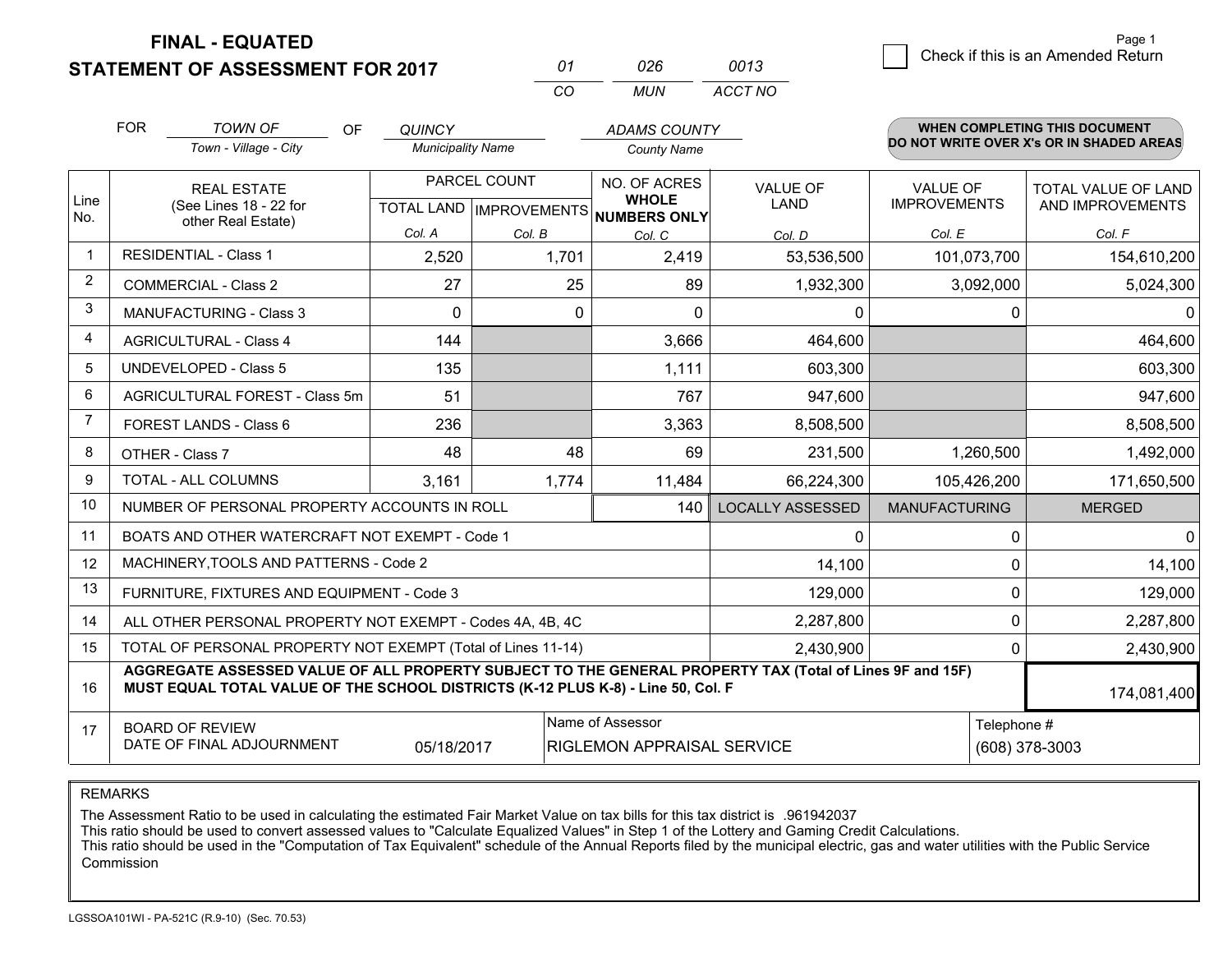**FINAL - EQUATED**
**STATEMENT OF ASSESSMENT FOR 2017**

| 01 | 026 | 0013 |
|---|---|---|
| CO | MUN | ACCT NO |

Page 1

☐ Check if this is an Amended Return

FOR *TOWN OF* (Town - Village - City) OF *QUINCY* (Municipality Name) *ADAMS COUNTY* (County Name)

**WHEN COMPLETING THIS DOCUMENT DO NOT WRITE OVER X's OR IN SHADED AREAS**

| Line No. | REAL ESTATE (See Lines 18 - 22 for other Real Estate) | PARCEL COUNT | | NO. OF ACRES **WHOLE NUMBERS ONLY** | VALUE OF LAND | VALUE OF IMPROVEMENTS | TOTAL VALUE OF LAND AND IMPROVEMENTS |
|---|---|---|---|---|---|---|---|
| | | TOTAL LAND | IMPROVEMENTS | | | | |
| | | Col. A | Col. B | Col. C | Col. D | Col. E | Col. F |
| 1 | RESIDENTIAL - Class 1 | 2,520 | 1,701 | 2,419 | 53,536,500 | 101,073,700 | 154,610,200 |
| 2 | COMMERCIAL - Class 2 | 27 | 25 | 89 | 1,932,300 | 3,092,000 | 5,024,300 |
| 3 | MANUFACTURING - Class 3 | 0 | 0 | 0 | 0 | 0 | 0 |
| 4 | AGRICULTURAL - Class 4 | 144 | | 3,666 | 464,600 | | 464,600 |
| 5 | UNDEVELOPED - Class 5 | 135 | | 1,111 | 603,300 | | 603,300 |
| 6 | AGRICULTURAL FOREST - Class 5m | 51 | | 767 | 947,600 | | 947,600 |
| 7 | FOREST LANDS - Class 6 | 236 | | 3,363 | 8,508,500 | | 8,508,500 |
| 8 | OTHER - Class 7 | 48 | 48 | 69 | 231,500 | 1,260,500 | 1,492,000 |
| 9 | TOTAL - ALL COLUMNS | 3,161 | 1,774 | 11,484 | 66,224,300 | 105,426,200 | 171,650,500 |
| 10 | NUMBER OF PERSONAL PROPERTY ACCOUNTS IN ROLL | | | 140 | LOCALLY ASSESSED | MANUFACTURING | MERGED |
| 11 | BOATS AND OTHER WATERCRAFT NOT EXEMPT - Code 1 | | | | 0 | 0 | 0 |
| 12 | MACHINERY,TOOLS AND PATTERNS - Code 2 | | | | 14,100 | 0 | 14,100 |
| 13 | FURNITURE, FIXTURES AND EQUIPMENT - Code 3 | | | | 129,000 | 0 | 129,000 |
| 14 | ALL OTHER PERSONAL PROPERTY NOT EXEMPT - Codes 4A, 4B, 4C | | | | 2,287,800 | 0 | 2,287,800 |
| 15 | TOTAL OF PERSONAL PROPERTY NOT EXEMPT (Total of Lines 11-14) | | | | 2,430,900 | 0 | 2,430,900 |
| 16 | **AGGREGATE ASSESSED VALUE OF ALL PROPERTY SUBJECT TO THE GENERAL PROPERTY TAX (Total of Lines 9F and 15F) MUST EQUAL TOTAL VALUE OF THE SCHOOL DISTRICTS (K-12 PLUS K-8) - Line 50, Col. F** | | | | | | 174,081,400 |
| 17 | BOARD OF REVIEW DATE OF FINAL ADJOURNMENT | 05/18/2017 | | Name of Assessor: RIGLEMON APPRAISAL SERVICE | | | Telephone #: (608) 378-3003 |

REMARKS

The Assessment Ratio to be used in calculating the estimated Fair Market Value on tax bills for this tax district is .961942037
This ratio should be used to convert assessed values to "Calculate Equalized Values" in Step 1 of the Lottery and Gaming Credit Calculations.
This ratio should be used in the "Computation of Tax Equivalent" schedule of the Annual Reports filed by the municipal electric, gas and water utilities with the Public Service Commission

LGSSOA101WI - PA-521C (R.9-10) (Sec. 70.53)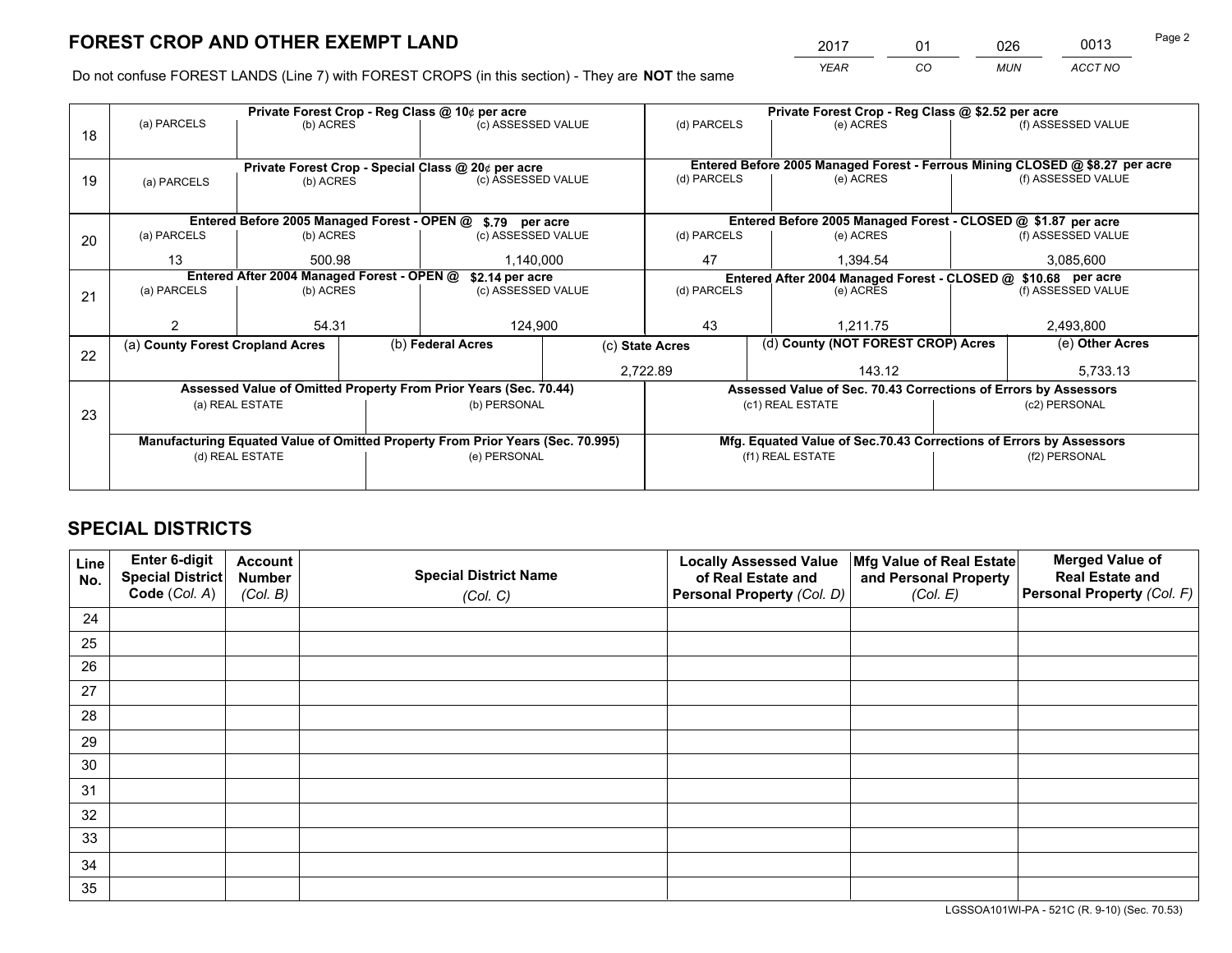# FOREST CROP AND OTHER EXEMPT LAND

| 2017 | 01 | 026 | 0013 |
|---|---|---|---|
| *YEAR* | *CO* | *MUN* | *ACCT NO* |

Do not confuse FOREST LANDS (Line 7) with FOREST CROPS (in this section) - They are **NOT** the same

| Line | Private Forest Crop - Reg Class @ 10¢ per acre | | | Private Forest Crop - Reg Class @ $2.52 per acre | | |
|---|---|---|---|---|---|---|
| | (a) PARCELS | (b) ACRES | (c) ASSESSED VALUE | (d) PARCELS | (e) ACRES | (f) ASSESSED VALUE |
| 18 | | | | | | |
| | **Private Forest Crop - Special Class @ 20¢ per acre** | | | **Entered Before 2005 Managed Forest - Ferrous Mining CLOSED @ $8.27 per acre** | | |
| | (a) PARCELS | (b) ACRES | (c) ASSESSED VALUE | (d) PARCELS | (e) ACRES | (f) ASSESSED VALUE |
| 19 | | | | | | |
| | **Entered Before 2005 Managed Forest - OPEN @ $.79 per acre** | | | **Entered Before 2005 Managed Forest - CLOSED @ $1.87 per acre** | | |
| | (a) PARCELS | (b) ACRES | (c) ASSESSED VALUE | (d) PARCELS | (e) ACRES | (f) ASSESSED VALUE |
| 20 | 13 | 500.98 | 1,140,000 | 47 | 1,394.54 | 3,085,600 |
| | **Entered After 2004 Managed Forest - OPEN @ $2.14 per acre** | | | **Entered After 2004 Managed Forest - CLOSED @ $10.68 per acre** | | |
| | (a) PARCELS | (b) ACRES | (c) ASSESSED VALUE | (d) PARCELS | (e) ACRES | (f) ASSESSED VALUE |
| 21 | 2 | 54.31 | 124,900 | 43 | 1,211.75 | 2,493,800 |

| Line | (a) County Forest Cropland Acres | (b) Federal Acres | (c) State Acres | (d) County (NOT FOREST CROP) Acres | (e) Other Acres |
|---|---|---|---|---|---|
| 22 | | | 2,722.89 | 143.12 | 5,733.13 |

| Line | Assessed Value of Omitted Property From Prior Years (Sec. 70.44) | | Assessed Value of Sec. 70.43 Corrections of Errors by Assessors | |
|---|---|---|---|---|
| | (a) REAL ESTATE | (b) PERSONAL | (c1) REAL ESTATE | (c2) PERSONAL |
| 23 | | | | |
| | **Manufacturing Equated Value of Omitted Property From Prior Years (Sec. 70.995)** | | **Mfg. Equated Value of Sec.70.43 Corrections of Errors by Assessors** | |
| | (d) REAL ESTATE | (e) PERSONAL | (f1) REAL ESTATE | (f2) PERSONAL |
| | | | | |

## SPECIAL DISTRICTS

| Line No. | Enter 6-digit Special District Code (*Col. A*) | Account Number (*Col. B*) | Special District Name (*Col. C*) | Locally Assessed Value of Real Estate and Personal Property (*Col. D*) | Mfg Value of Real Estate and Personal Property (*Col. E*) | Merged Value of Real Estate and Personal Property (*Col. F*) |
|---|---|---|---|---|---|---|
| 24 | | | | | | |
| 25 | | | | | | |
| 26 | | | | | | |
| 27 | | | | | | |
| 28 | | | | | | |
| 29 | | | | | | |
| 30 | | | | | | |
| 31 | | | | | | |
| 32 | | | | | | |
| 33 | | | | | | |
| 34 | | | | | | |
| 35 | | | | | | |

LGSSOA101WI-PA - 521C (R. 9-10) (Sec. 70.53)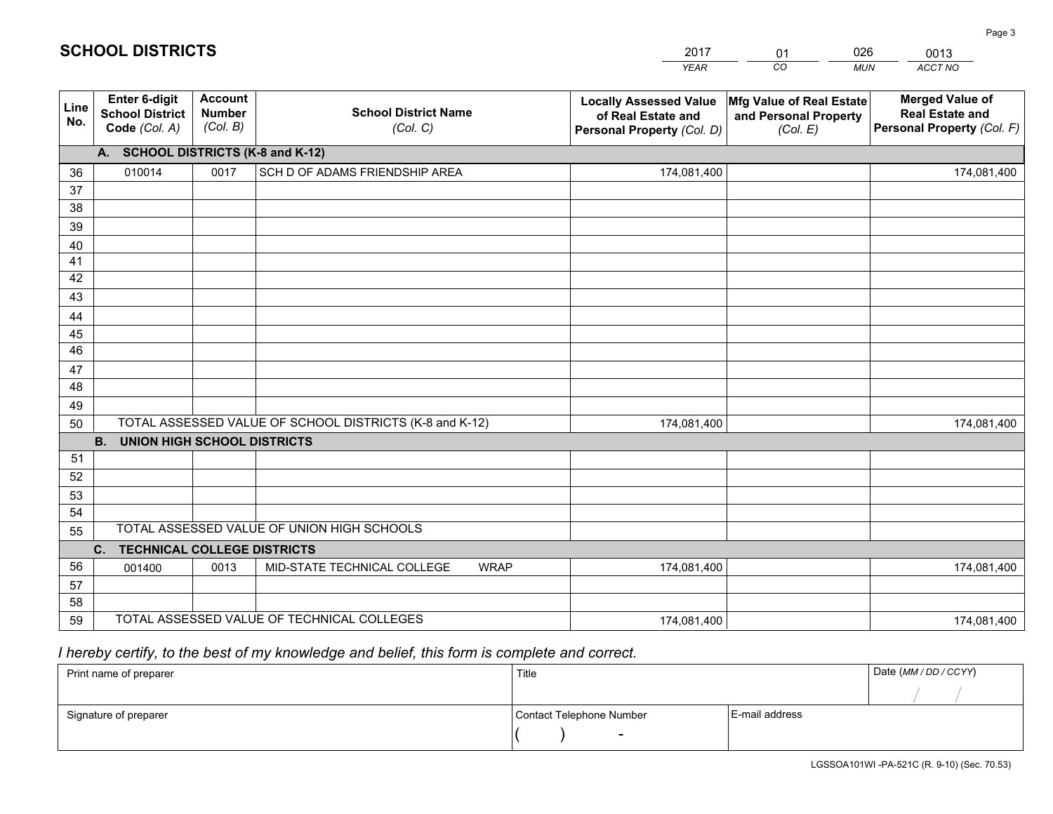# SCHOOL DISTRICTS

| 2017 | 01 | 026 | 0013 |
|---|---|---|---|
| *YEAR* | *CO* | *MUN* | *ACCT NO* |

| Line No. | Enter 6-digit School District Code *(Col. A)* | Account Number *(Col. B)* | School District Name *(Col. C)* | Locally Assessed Value of Real Estate and Personal Property *(Col. D)* | Mfg Value of Real Estate and Personal Property *(Col. E)* | Merged Value of Real Estate and Personal Property *(Col. F)* |
|---|---|---|---|---|---|---|
| | **A. SCHOOL DISTRICTS (K-8 and K-12)** | | | | | |
| 36 | 010014 | 0017 | SCH D OF ADAMS FRIENDSHIP AREA | 174,081,400 | | 174,081,400 |
| 37 | | | | | | |
| 38 | | | | | | |
| 39 | | | | | | |
| 40 | | | | | | |
| 41 | | | | | | |
| 42 | | | | | | |
| 43 | | | | | | |
| 44 | | | | | | |
| 45 | | | | | | |
| 46 | | | | | | |
| 47 | | | | | | |
| 48 | | | | | | |
| 49 | | | | | | |
| 50 | TOTAL ASSESSED VALUE OF SCHOOL DISTRICTS (K-8 and K-12) | | | 174,081,400 | | 174,081,400 |
| | **B. UNION HIGH SCHOOL DISTRICTS** | | | | | |
| 51 | | | | | | |
| 52 | | | | | | |
| 53 | | | | | | |
| 54 | | | | | | |
| 55 | TOTAL ASSESSED VALUE OF UNION HIGH SCHOOLS | | | | | |
| | **C. TECHNICAL COLLEGE DISTRICTS** | | | | | |
| 56 | 001400 | 0013 | MID-STATE TECHNICAL COLLEGE WRAP | 174,081,400 | | 174,081,400 |
| 57 | | | | | | |
| 58 | | | | | | |
| 59 | TOTAL ASSESSED VALUE OF TECHNICAL COLLEGES | | | 174,081,400 | | 174,081,400 |

*I hereby certify, to the best of my knowledge and belief, this form is complete and correct.*

| Print name of preparer | Title | | Date *(MM / DD / CCYY)* |
|---|---|---|---|
| | | | / / |
| Signature of preparer | Contact Telephone Number | E-mail address | |
| | ( ) - | | |

LGSSOA101WI -PA-521C (R. 9-10) (Sec. 70.53)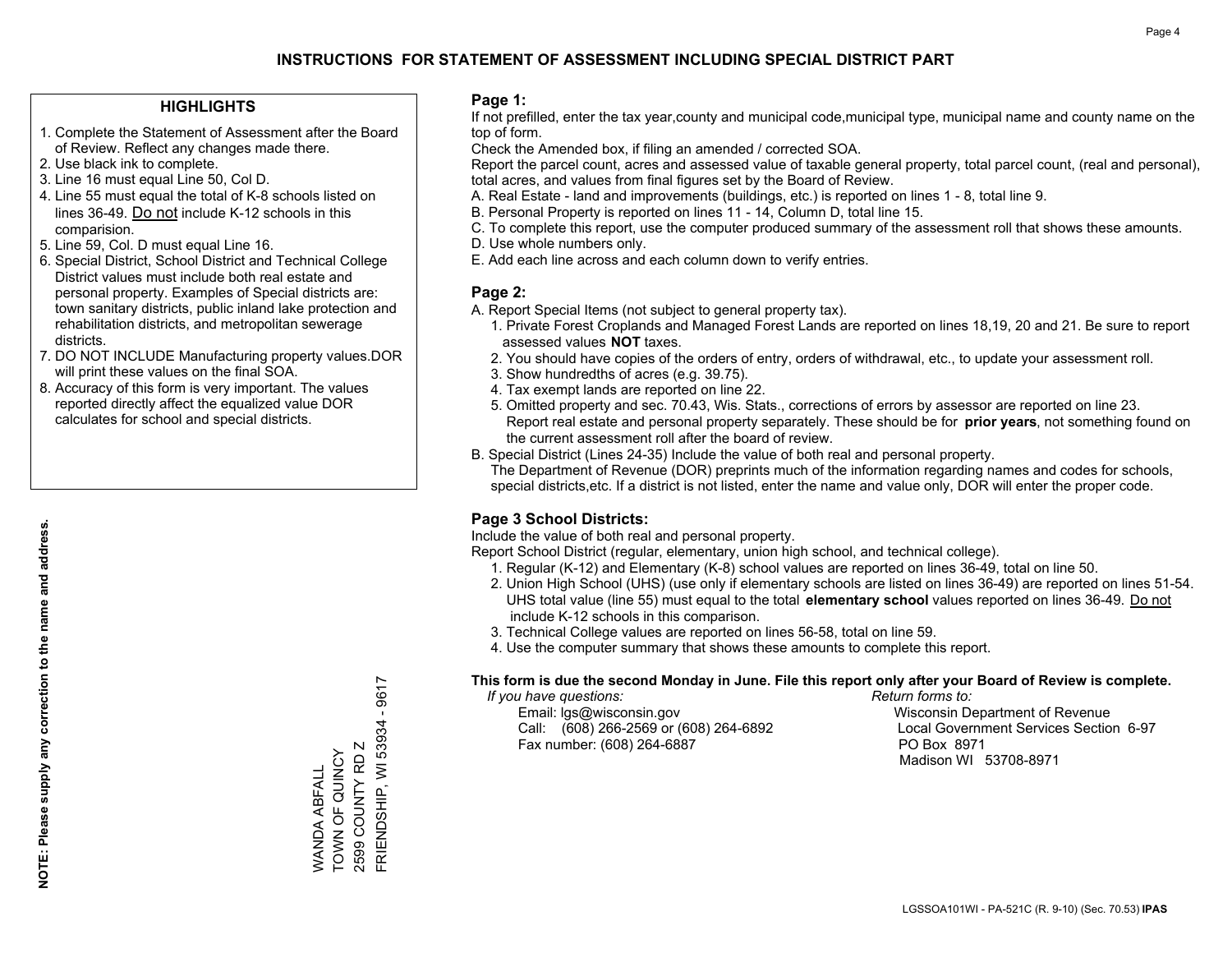# INSTRUCTIONS FOR STATEMENT OF ASSESSMENT INCLUDING SPECIAL DISTRICT PART

## HIGHLIGHTS

1. Complete the Statement of Assessment after the Board of Review. Reflect any changes made there.
2. Use black ink to complete.
3. Line 16 must equal Line 50, Col D.
4. Line 55 must equal the total of K-8 schools listed on lines 36-49. Do not include K-12 schools in this comparision.
5. Line 59, Col. D must equal Line 16.
6. Special District, School District and Technical College District values must include both real estate and personal property. Examples of Special districts are: town sanitary districts, public inland lake protection and rehabilitation districts, and metropolitan sewerage districts.
7. DO NOT INCLUDE Manufacturing property values.DOR will print these values on the final SOA.
8. Accuracy of this form is very important. The values reported directly affect the equalized value DOR calculates for school and special districts.

**NOTE: Please supply any correction to the name and address.**

WANDA ABFALL
TOWN OF QUINCY
2599 COUNTY RD Z
FRIENDSHIP, WI 53934 - 9617

## Page 1:

If not prefilled, enter the tax year,county and municipal code,municipal type, municipal name and county name on the top of form.

Check the Amended box, if filing an amended / corrected SOA.

Report the parcel count, acres and assessed value of taxable general property, total parcel count, (real and personal), total acres, and values from final figures set by the Board of Review.

A. Real Estate - land and improvements (buildings, etc.) is reported on lines 1 - 8, total line 9.
B. Personal Property is reported on lines 11 - 14, Column D, total line 15.
C. To complete this report, use the computer produced summary of the assessment roll that shows these amounts.
D. Use whole numbers only.
E. Add each line across and each column down to verify entries.

## Page 2:

A. Report Special Items (not subject to general property tax).
   1. Private Forest Croplands and Managed Forest Lands are reported on lines 18,19, 20 and 21. Be sure to report assessed values **NOT** taxes.
   2. You should have copies of the orders of entry, orders of withdrawal, etc., to update your assessment roll.
   3. Show hundredths of acres (e.g. 39.75).
   4. Tax exempt lands are reported on line 22.
   5. Omitted property and sec. 70.43, Wis. Stats., corrections of errors by assessor are reported on line 23. Report real estate and personal property separately. These should be for **prior years**, not something found on the current assessment roll after the board of review.
B. Special District (Lines 24-35) Include the value of both real and personal property. The Department of Revenue (DOR) preprints much of the information regarding names and codes for schools, special districts,etc. If a district is not listed, enter the name and value only, DOR will enter the proper code.

## Page 3 School Districts:

Include the value of both real and personal property.

Report School District (regular, elementary, union high school, and technical college).

1. Regular (K-12) and Elementary (K-8) school values are reported on lines 36-49, total on line 50.
2. Union High School (UHS) (use only if elementary schools are listed on lines 36-49) are reported on lines 51-54. UHS total value (line 55) must equal to the total **elementary school** values reported on lines 36-49. Do not include K-12 schools in this comparison.
3. Technical College values are reported on lines 56-58, total on line 59.
4. Use the computer summary that shows these amounts to complete this report.

**This form is due the second Monday in June. File this report only after your Board of Review is complete.**

*If you have questions:*
Email: lgs@wisconsin.gov
Call: (608) 266-2569 or (608) 264-6892
Fax number: (608) 264-6887

*Return forms to:*
Wisconsin Department of Revenue
Local Government Services Section 6-97
PO Box 8971
Madison WI 53708-8971

LGSSOA101WI - PA-521C (R. 9-10) (Sec. 70.53) **IPAS**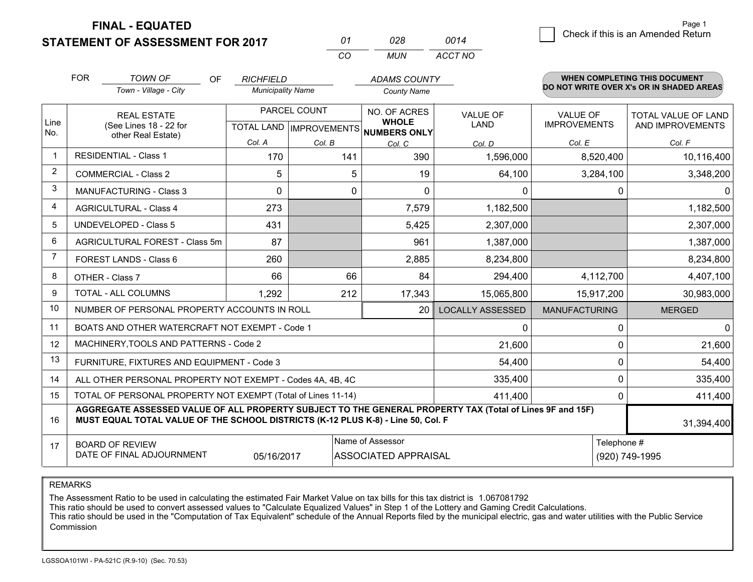**FINAL - EQUATED**

**STATEMENT OF ASSESSMENT FOR 2017**

| 01 | 028 | 0014 |
|---|---|---|
| CO | MUN | ACCT NO |

Page 1

☐ Check if this is an Amended Return

FOR *TOWN OF* (Town - Village - City) OF *RICHFIELD* (Municipality Name) *ADAMS COUNTY* (County Name)

**WHEN COMPLETING THIS DOCUMENT DO NOT WRITE OVER X's OR IN SHADED AREAS**

| Line No. | REAL ESTATE (See Lines 18 - 22 for other Real Estate) | PARCEL COUNT | | NO. OF ACRES WHOLE NUMBERS ONLY | VALUE OF LAND | VALUE OF IMPROVEMENTS | TOTAL VALUE OF LAND AND IMPROVEMENTS |
|---|---|---|---|---|---|---|---|
| | | TOTAL LAND | IMPROVEMENTS | | | | |
| | | Col. A | Col. B | Col. C | Col. D | Col. E | Col. F |
| 1 | RESIDENTIAL - Class 1 | 170 | 141 | 390 | 1,596,000 | 8,520,400 | 10,116,400 |
| 2 | COMMERCIAL - Class 2 | 5 | 5 | 19 | 64,100 | 3,284,100 | 3,348,200 |
| 3 | MANUFACTURING - Class 3 | 0 | 0 | 0 | 0 | 0 | 0 |
| 4 | AGRICULTURAL - Class 4 | 273 | | 7,579 | 1,182,500 | | 1,182,500 |
| 5 | UNDEVELOPED - Class 5 | 431 | | 5,425 | 2,307,000 | | 2,307,000 |
| 6 | AGRICULTURAL FOREST - Class 5m | 87 | | 961 | 1,387,000 | | 1,387,000 |
| 7 | FOREST LANDS - Class 6 | 260 | | 2,885 | 8,234,800 | | 8,234,800 |
| 8 | OTHER - Class 7 | 66 | 66 | 84 | 294,400 | 4,112,700 | 4,407,100 |
| 9 | TOTAL - ALL COLUMNS | 1,292 | 212 | 17,343 | 15,065,800 | 15,917,200 | 30,983,000 |
| 10 | NUMBER OF PERSONAL PROPERTY ACCOUNTS IN ROLL | | | 20 | LOCALLY ASSESSED | MANUFACTURING | MERGED |
| 11 | BOATS AND OTHER WATERCRAFT NOT EXEMPT - Code 1 | | | | 0 | 0 | 0 |
| 12 | MACHINERY,TOOLS AND PATTERNS - Code 2 | | | | 21,600 | 0 | 21,600 |
| 13 | FURNITURE, FIXTURES AND EQUIPMENT - Code 3 | | | | 54,400 | 0 | 54,400 |
| 14 | ALL OTHER PERSONAL PROPERTY NOT EXEMPT - Codes 4A, 4B, 4C | | | | 335,400 | 0 | 335,400 |
| 15 | TOTAL OF PERSONAL PROPERTY NOT EXEMPT (Total of Lines 11-14) | | | | 411,400 | 0 | 411,400 |
| 16 | **AGGREGATE ASSESSED VALUE OF ALL PROPERTY SUBJECT TO THE GENERAL PROPERTY TAX (Total of Lines 9F and 15F) MUST EQUAL TOTAL VALUE OF THE SCHOOL DISTRICTS (K-12 PLUS K-8) - Line 50, Col. F** | | | | | | 31,394,400 |
| 17 | BOARD OF REVIEW DATE OF FINAL ADJOURNMENT | 05/16/2017 | | Name of Assessor: ASSOCIATED APPRAISAL | | Telephone #: (920) 749-1995 | |

REMARKS

The Assessment Ratio to be used in calculating the estimated Fair Market Value on tax bills for this tax district is 1.067081792

This ratio should be used to convert assessed values to "Calculate Equalized Values" in Step 1 of the Lottery and Gaming Credit Calculations.

This ratio should be used in the "Computation of Tax Equivalent" schedule of the Annual Reports filed by the municipal electric, gas and water utilities with the Public Service Commission

LGSSOA101WI - PA-521C (R.9-10) (Sec. 70.53)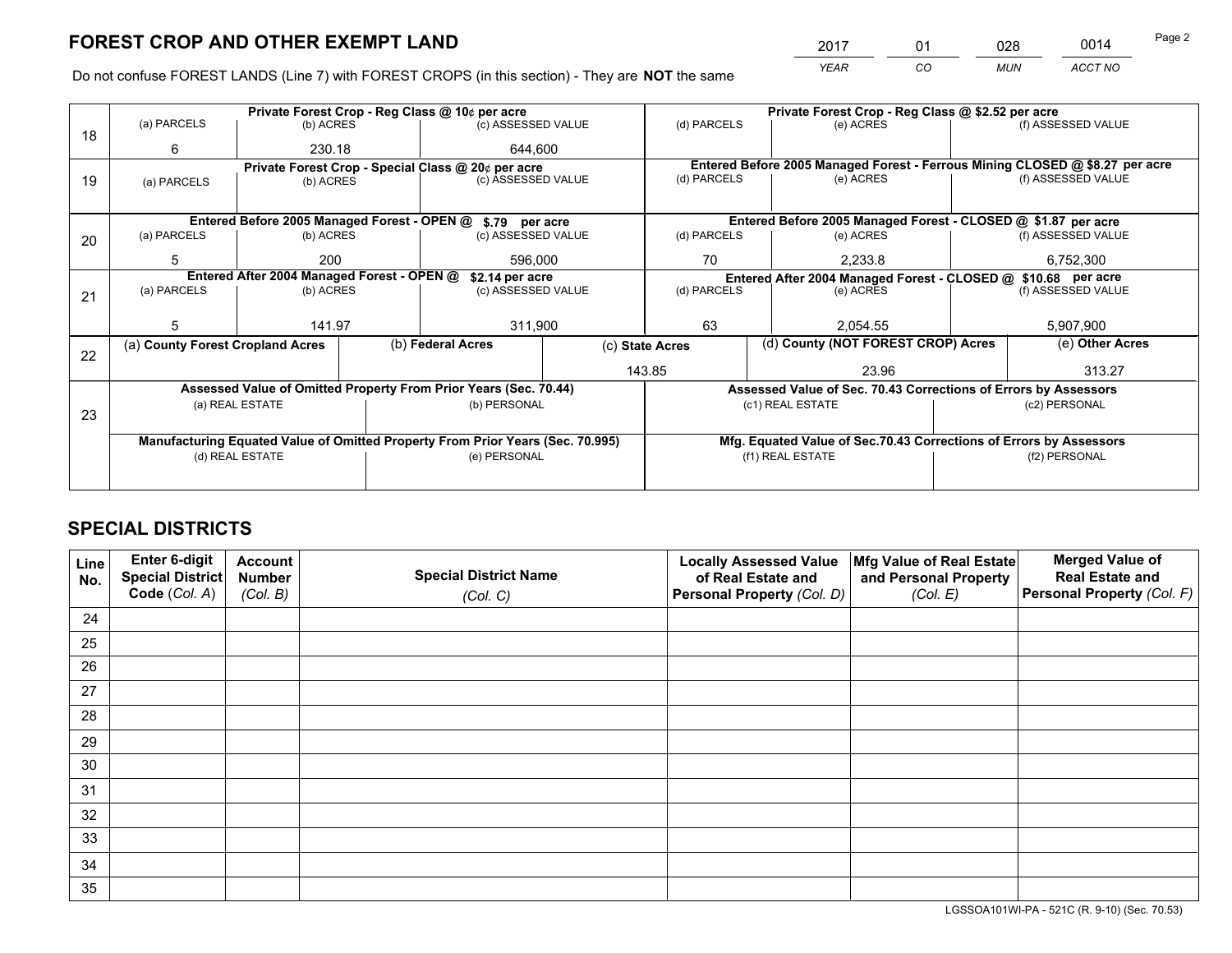# FOREST CROP AND OTHER EXEMPT LAND

| 2017 | 01 | 028 | 0014 |
|---|---|---|---|
| *YEAR* | *CO* | *MUN* | *ACCT NO* |

Do not confuse FOREST LANDS (Line 7) with FOREST CROPS (in this section) - They are **NOT** the same

| Line | Private Forest Crop - Reg Class @ 10¢ per acre | | | Private Forest Crop - Reg Class @ $2.52 per acre | | |
|---|---|---|---|---|---|---|
| 18 | (a) PARCELS | (b) ACRES | (c) ASSESSED VALUE | (d) PARCELS | (e) ACRES | (f) ASSESSED VALUE |
| | 6 | 230.18 | 644,600 | | | |
| | **Private Forest Crop - Special Class @ 20¢ per acre** | | | **Entered Before 2005 Managed Forest - Ferrous Mining CLOSED @ $8.27 per acre** | | |
| 19 | (a) PARCELS | (b) ACRES | (c) ASSESSED VALUE | (d) PARCELS | (e) ACRES | (f) ASSESSED VALUE |
| | | | | | | |
| | **Entered Before 2005 Managed Forest - OPEN @ $.79 per acre** | | | **Entered Before 2005 Managed Forest - CLOSED @ $1.87 per acre** | | |
| 20 | (a) PARCELS | (b) ACRES | (c) ASSESSED VALUE | (d) PARCELS | (e) ACRES | (f) ASSESSED VALUE |
| | 5 | 200 | 596,000 | 70 | 2,233.8 | 6,752,300 |
| | **Entered After 2004 Managed Forest - OPEN @ $2.14 per acre** | | | **Entered After 2004 Managed Forest - CLOSED @ $10.68 per acre** | | |
| 21 | (a) PARCELS | (b) ACRES | (c) ASSESSED VALUE | (d) PARCELS | (e) ACRES | (f) ASSESSED VALUE |
| | 5 | 141.97 | 311,900 | 63 | 2,054.55 | 5,907,900 |

| Line | (a) County Forest Cropland Acres | (b) Federal Acres | (c) State Acres | (d) County (NOT FOREST CROP) Acres | (e) Other Acres |
|---|---|---|---|---|---|
| 22 | | | 143.85 | 23.96 | 313.27 |

| Line | Assessed Value of Omitted Property From Prior Years (Sec. 70.44) | | Assessed Value of Sec. 70.43 Corrections of Errors by Assessors | |
|---|---|---|---|---|
| 23 | (a) REAL ESTATE | (b) PERSONAL | (c1) REAL ESTATE | (c2) PERSONAL |
| | | | | |
| | **Manufacturing Equated Value of Omitted Property From Prior Years (Sec. 70.995)** | | **Mfg. Equated Value of Sec.70.43 Corrections of Errors by Assessors** | |
| | (d) REAL ESTATE | (e) PERSONAL | (f1) REAL ESTATE | (f2) PERSONAL |
| | | | | |

# SPECIAL DISTRICTS

| Line No. | Enter 6-digit Special District Code (Col. A) | Account Number (Col. B) | Special District Name (Col. C) | Locally Assessed Value of Real Estate and Personal Property (Col. D) | Mfg Value of Real Estate and Personal Property (Col. E) | Merged Value of Real Estate and Personal Property (Col. F) |
|---|---|---|---|---|---|---|
| 24 | | | | | | |
| 25 | | | | | | |
| 26 | | | | | | |
| 27 | | | | | | |
| 28 | | | | | | |
| 29 | | | | | | |
| 30 | | | | | | |
| 31 | | | | | | |
| 32 | | | | | | |
| 33 | | | | | | |
| 34 | | | | | | |
| 35 | | | | | | |

LGSSOA101WI-PA - 521C (R. 9-10) (Sec. 70.53)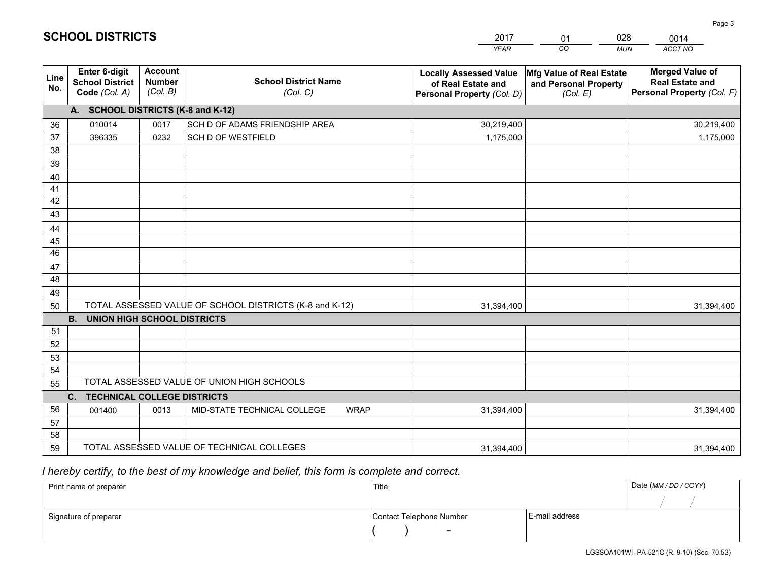# SCHOOL DISTRICTS

| 2017 | 01 | 028 | 0014 |
|---|---|---|---|
| *YEAR* | *CO* | *MUN* | *ACCT NO* |

| Line No. | Enter 6-digit School District Code *(Col. A)* | Account Number *(Col. B)* | School District Name *(Col. C)* | Locally Assessed Value of Real Estate and Personal Property *(Col. D)* | Mfg Value of Real Estate and Personal Property *(Col. E)* | Merged Value of Real Estate and Personal Property *(Col. F)* |
|---|---|---|---|---|---|---|
| | **A. SCHOOL DISTRICTS (K-8 and K-12)** | | | | | |
| 36 | 010014 | 0017 | SCH D OF ADAMS FRIENDSHIP AREA | 30,219,400 | | 30,219,400 |
| 37 | 396335 | 0232 | SCH D OF WESTFIELD | 1,175,000 | | 1,175,000 |
| 38 | | | | | | |
| 39 | | | | | | |
| 40 | | | | | | |
| 41 | | | | | | |
| 42 | | | | | | |
| 43 | | | | | | |
| 44 | | | | | | |
| 45 | | | | | | |
| 46 | | | | | | |
| 47 | | | | | | |
| 48 | | | | | | |
| 49 | | | | | | |
| 50 | TOTAL ASSESSED VALUE OF SCHOOL DISTRICTS (K-8 and K-12) | | | 31,394,400 | | 31,394,400 |
| | **B. UNION HIGH SCHOOL DISTRICTS** | | | | | |
| 51 | | | | | | |
| 52 | | | | | | |
| 53 | | | | | | |
| 54 | | | | | | |
| 55 | TOTAL ASSESSED VALUE OF UNION HIGH SCHOOLS | | | | | |
| | **C. TECHNICAL COLLEGE DISTRICTS** | | | | | |
| 56 | 001400 | 0013 | MID-STATE TECHNICAL COLLEGE WRAP | 31,394,400 | | 31,394,400 |
| 57 | | | | | | |
| 58 | | | | | | |
| 59 | TOTAL ASSESSED VALUE OF TECHNICAL COLLEGES | | | 31,394,400 | | 31,394,400 |

*I hereby certify, to the best of my knowledge and belief, this form is complete and correct.*

| Print name of preparer | Title | | Date *(MM / DD / CCYY)* |
|---|---|---|---|
| | | | / / |
| Signature of preparer | Contact Telephone Number | E-mail address | |
| | ( ) - | | |

LGSSOA101WI -PA-521C (R. 9-10) (Sec. 70.53)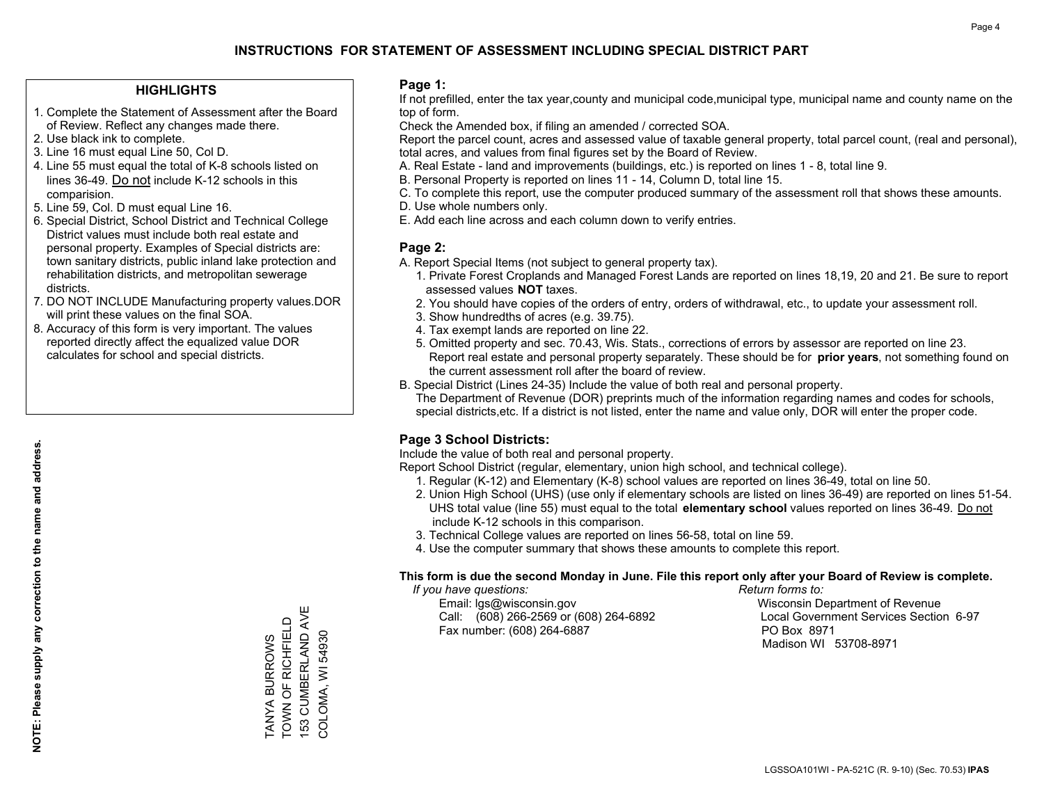# INSTRUCTIONS FOR STATEMENT OF ASSESSMENT INCLUDING SPECIAL DISTRICT PART

## HIGHLIGHTS

1. Complete the Statement of Assessment after the Board of Review. Reflect any changes made there.
2. Use black ink to complete.
3. Line 16 must equal Line 50, Col D.
4. Line 55 must equal the total of K-8 schools listed on lines 36-49. Do not include K-12 schools in this comparision.
5. Line 59, Col. D must equal Line 16.
6. Special District, School District and Technical College District values must include both real estate and personal property. Examples of Special districts are: town sanitary districts, public inland lake protection and rehabilitation districts, and metropolitan sewerage districts.
7. DO NOT INCLUDE Manufacturing property values.DOR will print these values on the final SOA.
8. Accuracy of this form is very important. The values reported directly affect the equalized value DOR calculates for school and special districts.

**NOTE: Please supply any correction to the name and address.**

TANYA BURROWS
TOWN OF RICHFIELD
153 CUMBERLAND AVE
COLOMA, WI 54930

## Page 1:

If not prefilled, enter the tax year,county and municipal code,municipal type, municipal name and county name on the top of form.

Check the Amended box, if filing an amended / corrected SOA.

Report the parcel count, acres and assessed value of taxable general property, total parcel count, (real and personal), total acres, and values from final figures set by the Board of Review.

A. Real Estate - land and improvements (buildings, etc.) is reported on lines 1 - 8, total line 9.
B. Personal Property is reported on lines 11 - 14, Column D, total line 15.
C. To complete this report, use the computer produced summary of the assessment roll that shows these amounts.
D. Use whole numbers only.
E. Add each line across and each column down to verify entries.

## Page 2:

A. Report Special Items (not subject to general property tax).
   1. Private Forest Croplands and Managed Forest Lands are reported on lines 18,19, 20 and 21. Be sure to report assessed values **NOT** taxes.
   2. You should have copies of the orders of entry, orders of withdrawal, etc., to update your assessment roll.
   3. Show hundredths of acres (e.g. 39.75).
   4. Tax exempt lands are reported on line 22.
   5. Omitted property and sec. 70.43, Wis. Stats., corrections of errors by assessor are reported on line 23. Report real estate and personal property separately. These should be for **prior years**, not something found on the current assessment roll after the board of review.
B. Special District (Lines 24-35) Include the value of both real and personal property.
   The Department of Revenue (DOR) preprints much of the information regarding names and codes for schools, special districts,etc. If a district is not listed, enter the name and value only, DOR will enter the proper code.

## Page 3 School Districts:

Include the value of both real and personal property.

Report School District (regular, elementary, union high school, and technical college).

1. Regular (K-12) and Elementary (K-8) school values are reported on lines 36-49, total on line 50.
2. Union High School (UHS) (use only if elementary schools are listed on lines 36-49) are reported on lines 51-54. UHS total value (line 55) must equal to the total **elementary school** values reported on lines 36-49. Do not include K-12 schools in this comparison.
3. Technical College values are reported on lines 56-58, total on line 59.
4. Use the computer summary that shows these amounts to complete this report.

**This form is due the second Monday in June. File this report only after your Board of Review is complete.**

*If you have questions:*
Email: lgs@wisconsin.gov
Call: (608) 266-2569 or (608) 264-6892
Fax number: (608) 264-6887

*Return forms to:*
Wisconsin Department of Revenue
Local Government Services Section 6-97
PO Box 8971
Madison WI 53708-8971

LGSSOA101WI - PA-521C (R. 9-10) (Sec. 70.53) **IPAS**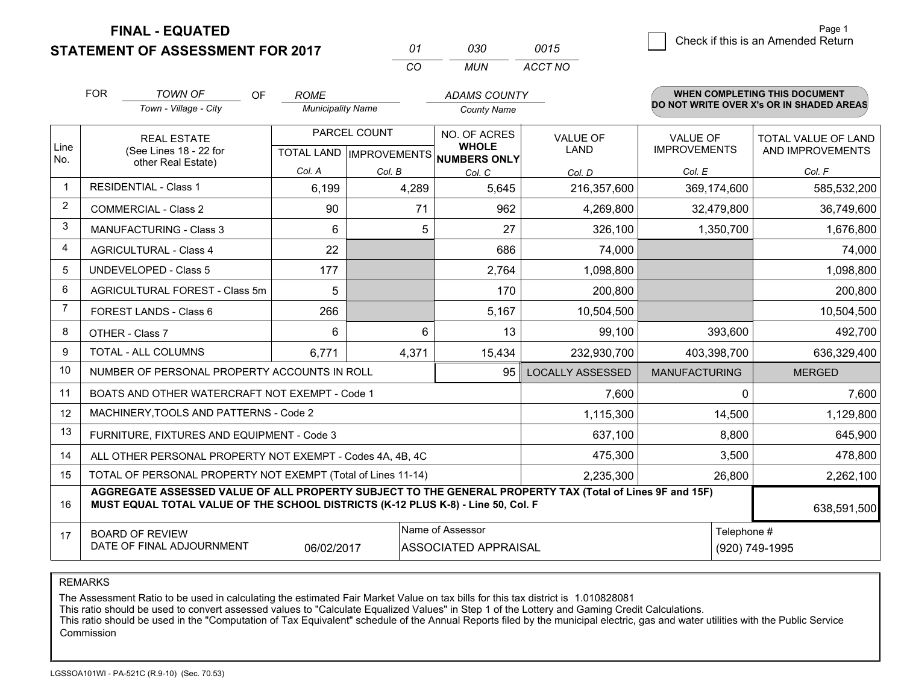**FINAL - EQUATED**
**STATEMENT OF ASSESSMENT FOR 2017**

| 01 | 030 | 0015 |
|---|---|---|
| CO | MUN | ACCT NO |

Page 1

☐ Check if this is an Amended Return

FOR *TOWN OF* (Town - Village - City) OF *ROME* (Municipality Name) *ADAMS COUNTY* (County Name)

**WHEN COMPLETING THIS DOCUMENT DO NOT WRITE OVER X's OR IN SHADED AREAS**

| Line No. | REAL ESTATE (See Lines 18 - 22 for other Real Estate) | PARCEL COUNT TOTAL LAND Col. A | PARCEL COUNT IMPROVEMENTS Col. B | NO. OF ACRES WHOLE NUMBERS ONLY Col. C | VALUE OF LAND Col. D | VALUE OF IMPROVEMENTS Col. E | TOTAL VALUE OF LAND AND IMPROVEMENTS Col. F |
|---|---|---|---|---|---|---|---|
| 1 | RESIDENTIAL - Class 1 | 6,199 | 4,289 | 5,645 | 216,357,600 | 369,174,600 | 585,532,200 |
| 2 | COMMERCIAL - Class 2 | 90 | 71 | 962 | 4,269,800 | 32,479,800 | 36,749,600 |
| 3 | MANUFACTURING - Class 3 | 6 | 5 | 27 | 326,100 | 1,350,700 | 1,676,800 |
| 4 | AGRICULTURAL - Class 4 | 22 | | 686 | 74,000 | | 74,000 |
| 5 | UNDEVELOPED - Class 5 | 177 | | 2,764 | 1,098,800 | | 1,098,800 |
| 6 | AGRICULTURAL FOREST - Class 5m | 5 | | 170 | 200,800 | | 200,800 |
| 7 | FOREST LANDS - Class 6 | 266 | | 5,167 | 10,504,500 | | 10,504,500 |
| 8 | OTHER - Class 7 | 6 | 6 | 13 | 99,100 | 393,600 | 492,700 |
| 9 | TOTAL - ALL COLUMNS | 6,771 | 4,371 | 15,434 | 232,930,700 | 403,398,700 | 636,329,400 |
| 10 | NUMBER OF PERSONAL PROPERTY ACCOUNTS IN ROLL | | | 95 | LOCALLY ASSESSED | MANUFACTURING | MERGED |
| 11 | BOATS AND OTHER WATERCRAFT NOT EXEMPT - Code 1 | | | | 7,600 | 0 | 7,600 |
| 12 | MACHINERY,TOOLS AND PATTERNS - Code 2 | | | | 1,115,300 | 14,500 | 1,129,800 |
| 13 | FURNITURE, FIXTURES AND EQUIPMENT - Code 3 | | | | 637,100 | 8,800 | 645,900 |
| 14 | ALL OTHER PERSONAL PROPERTY NOT EXEMPT - Codes 4A, 4B, 4C | | | | 475,300 | 3,500 | 478,800 |
| 15 | TOTAL OF PERSONAL PROPERTY NOT EXEMPT (Total of Lines 11-14) | | | | 2,235,300 | 26,800 | 2,262,100 |
| 16 | **AGGREGATE ASSESSED VALUE OF ALL PROPERTY SUBJECT TO THE GENERAL PROPERTY TAX (Total of Lines 9F and 15F) MUST EQUAL TOTAL VALUE OF THE SCHOOL DISTRICTS (K-12 PLUS K-8) - Line 50, Col. F** | | | | | | 638,591,500 |
| 17 | BOARD OF REVIEW DATE OF FINAL ADJOURNMENT | 06/02/2017 | Name of Assessor | ASSOCIATED APPRAISAL | | Telephone # | (920) 749-1995 |

REMARKS

The Assessment Ratio to be used in calculating the estimated Fair Market Value on tax bills for this tax district is 1.010828081
This ratio should be used to convert assessed values to "Calculate Equalized Values" in Step 1 of the Lottery and Gaming Credit Calculations.
This ratio should be used in the "Computation of Tax Equivalent" schedule of the Annual Reports filed by the municipal electric, gas and water utilities with the Public Service Commission

LGSSOA101WI - PA-521C (R.9-10) (Sec. 70.53)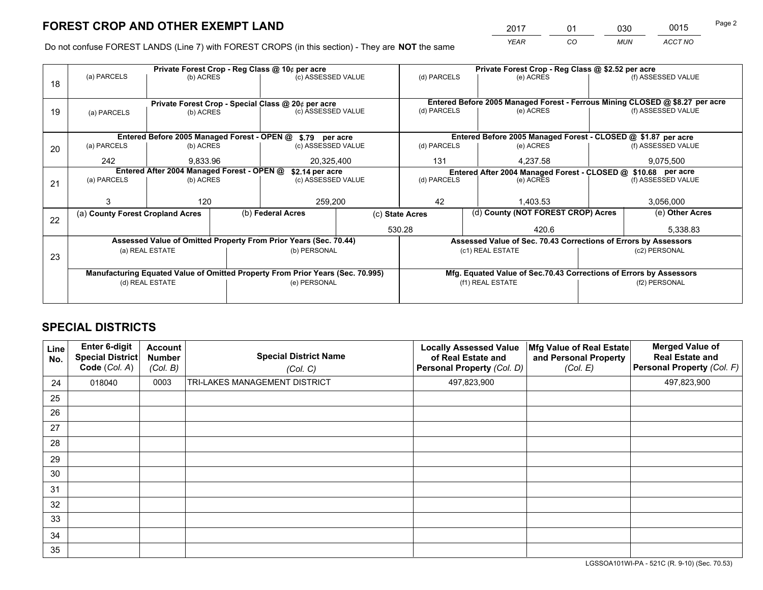# FOREST CROP AND OTHER EXEMPT LAND

| 2017 | 01 | 030 | 0015 |
|---|---|---|---|
| *YEAR* | *CO* | *MUN* | *ACCT NO* |

Do not confuse FOREST LANDS (Line 7) with FOREST CROPS (in this section) - They are **NOT** the same

| Line | Private Forest Crop - Reg Class @ 10¢ per acre | | | Private Forest Crop - Reg Class @ $2.52 per acre | | |
|---|---|---|---|---|---|---|
| 18 | (a) PARCELS | (b) ACRES | (c) ASSESSED VALUE | (d) PARCELS | (e) ACRES | (f) ASSESSED VALUE |
| | | | | | | |
| | **Private Forest Crop - Special Class @ 20¢ per acre** | | | **Entered Before 2005 Managed Forest - Ferrous Mining CLOSED @ $8.27 per acre** | | |
| 19 | (a) PARCELS | (b) ACRES | (c) ASSESSED VALUE | (d) PARCELS | (e) ACRES | (f) ASSESSED VALUE |
| | | | | | | |
| | **Entered Before 2005 Managed Forest - OPEN @ $.79 per acre** | | | **Entered Before 2005 Managed Forest - CLOSED @ $1.87 per acre** | | |
| 20 | (a) PARCELS | (b) ACRES | (c) ASSESSED VALUE | (d) PARCELS | (e) ACRES | (f) ASSESSED VALUE |
| | 242 | 9,833.96 | 20,325,400 | 131 | 4,237.58 | 9,075,500 |
| | **Entered After 2004 Managed Forest - OPEN @ $2.14 per acre** | | | **Entered After 2004 Managed Forest - CLOSED @ $10.68 per acre** | | |
| 21 | (a) PARCELS | (b) ACRES | (c) ASSESSED VALUE | (d) PARCELS | (e) ACRES | (f) ASSESSED VALUE |
| | 3 | 120 | 259,200 | 42 | 1,403.53 | 3,056,000 |

| Line | (a) County Forest Cropland Acres | (b) Federal Acres | (c) State Acres | (d) County (NOT FOREST CROP) Acres | (e) Other Acres |
|---|---|---|---|---|---|
| 22 | | | 530.28 | 420.6 | 5,338.83 |

| Line | Assessed Value of Omitted Property From Prior Years (Sec. 70.44) | | Assessed Value of Sec. 70.43 Corrections of Errors by Assessors | |
|---|---|---|---|---|
| 23 | (a) REAL ESTATE | (b) PERSONAL | (c1) REAL ESTATE | (c2) PERSONAL |
| | | | | |
| | **Manufacturing Equated Value of Omitted Property From Prior Years (Sec. 70.995)** | | **Mfg. Equated Value of Sec.70.43 Corrections of Errors by Assessors** | |
| | (d) REAL ESTATE | (e) PERSONAL | (f1) REAL ESTATE | (f2) PERSONAL |
| | | | | |

# SPECIAL DISTRICTS

| Line No. | Enter 6-digit Special District Code (*Col. A*) | Account Number (*Col. B*) | Special District Name (*Col. C*) | Locally Assessed Value of Real Estate and Personal Property (*Col. D*) | Mfg Value of Real Estate and Personal Property (*Col. E*) | Merged Value of Real Estate and Personal Property (*Col. F*) |
|---|---|---|---|---|---|---|
| 24 | 018040 | 0003 | TRI-LAKES MANAGEMENT DISTRICT | 497,823,900 | | 497,823,900 |
| 25 | | | | | | |
| 26 | | | | | | |
| 27 | | | | | | |
| 28 | | | | | | |
| 29 | | | | | | |
| 30 | | | | | | |
| 31 | | | | | | |
| 32 | | | | | | |
| 33 | | | | | | |
| 34 | | | | | | |
| 35 | | | | | | |

LGSSOA101WI-PA - 521C (R. 9-10) (Sec. 70.53)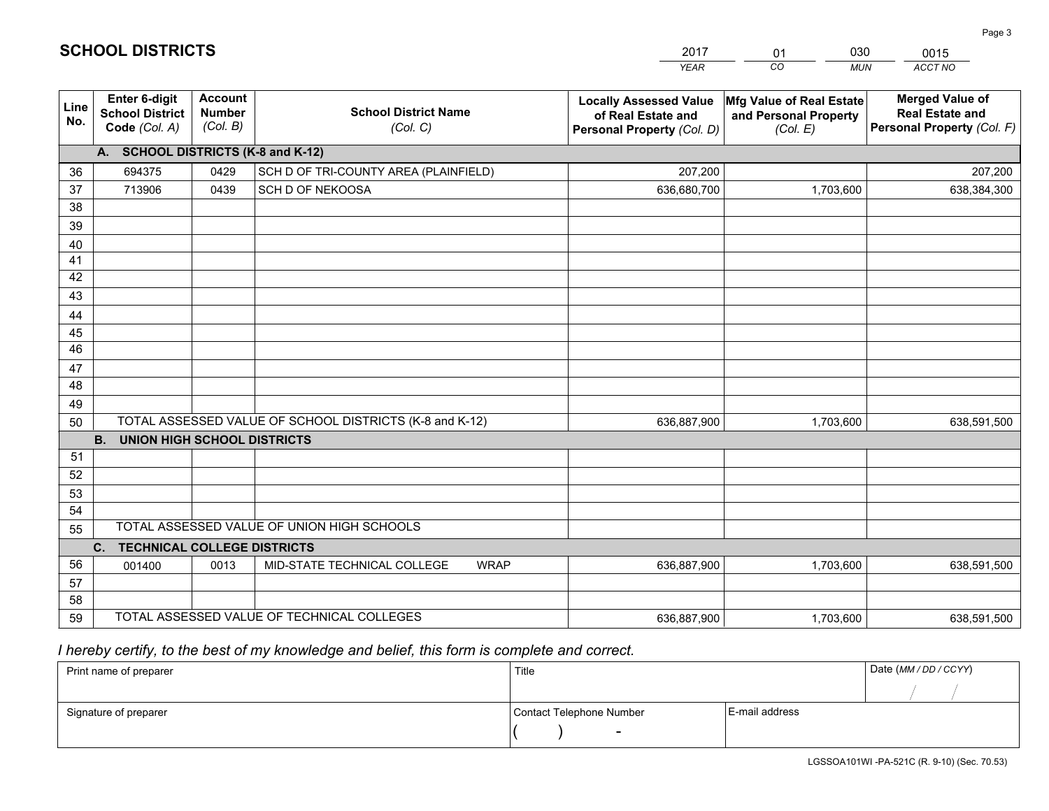# SCHOOL DISTRICTS

| 2017 | 01 | 030 | 0015 |
|---|---|---|---|
| *YEAR* | *CO* | *MUN* | *ACCT NO* |

| Line No. | Enter 6-digit School District Code *(Col. A)* | Account Number *(Col. B)* | School District Name *(Col. C)* | Locally Assessed Value of Real Estate and Personal Property *(Col. D)* | Mfg Value of Real Estate and Personal Property *(Col. E)* | Merged Value of Real Estate and Personal Property *(Col. F)* |
|---|---|---|---|---|---|---|
| | **A. SCHOOL DISTRICTS (K-8 and K-12)** | | | | | |
| 36 | 694375 | 0429 | SCH D OF TRI-COUNTY AREA (PLAINFIELD) | 207,200 | | 207,200 |
| 37 | 713906 | 0439 | SCH D OF NEKOOSA | 636,680,700 | 1,703,600 | 638,384,300 |
| 38 | | | | | | |
| 39 | | | | | | |
| 40 | | | | | | |
| 41 | | | | | | |
| 42 | | | | | | |
| 43 | | | | | | |
| 44 | | | | | | |
| 45 | | | | | | |
| 46 | | | | | | |
| 47 | | | | | | |
| 48 | | | | | | |
| 49 | | | | | | |
| 50 | TOTAL ASSESSED VALUE OF SCHOOL DISTRICTS (K-8 and K-12) | | | 636,887,900 | 1,703,600 | 638,591,500 |
| | **B. UNION HIGH SCHOOL DISTRICTS** | | | | | |
| 51 | | | | | | |
| 52 | | | | | | |
| 53 | | | | | | |
| 54 | | | | | | |
| 55 | TOTAL ASSESSED VALUE OF UNION HIGH SCHOOLS | | | | | |
| | **C. TECHNICAL COLLEGE DISTRICTS** | | | | | |
| 56 | 001400 | 0013 | MID-STATE TECHNICAL COLLEGE WRAP | 636,887,900 | 1,703,600 | 638,591,500 |
| 57 | | | | | | |
| 58 | | | | | | |
| 59 | TOTAL ASSESSED VALUE OF TECHNICAL COLLEGES | | | 636,887,900 | 1,703,600 | 638,591,500 |

*I hereby certify, to the best of my knowledge and belief, this form is complete and correct.*

| Print name of preparer | Title | | Date *(MM / DD / CCYY)* |
|---|---|---|---|
| | | | / / |
| Signature of preparer | Contact Telephone Number | E-mail address | |
| | ( ) - | | |

LGSSOA101WI -PA-521C (R. 9-10) (Sec. 70.53)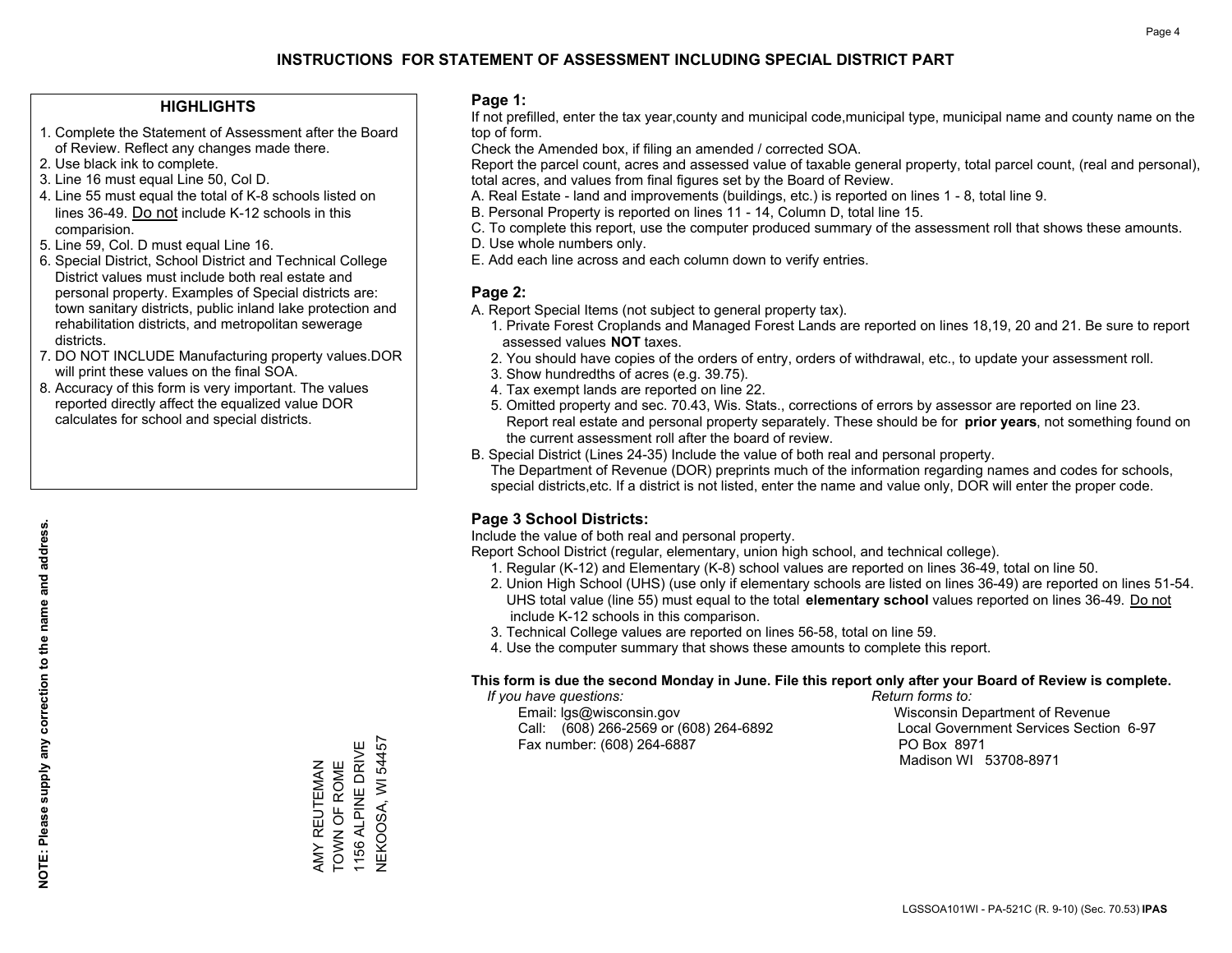# INSTRUCTIONS FOR STATEMENT OF ASSESSMENT INCLUDING SPECIAL DISTRICT PART

## HIGHLIGHTS

1. Complete the Statement of Assessment after the Board of Review. Reflect any changes made there.
2. Use black ink to complete.
3. Line 16 must equal Line 50, Col D.
4. Line 55 must equal the total of K-8 schools listed on lines 36-49. Do not include K-12 schools in this comparision.
5. Line 59, Col. D must equal Line 16.
6. Special District, School District and Technical College District values must include both real estate and personal property. Examples of Special districts are: town sanitary districts, public inland lake protection and rehabilitation districts, and metropolitan sewerage districts.
7. DO NOT INCLUDE Manufacturing property values.DOR will print these values on the final SOA.
8. Accuracy of this form is very important. The values reported directly affect the equalized value DOR calculates for school and special districts.

**NOTE: Please supply any correction to the name and address.**

AMY REUTEMAN
TOWN OF ROME
1156 ALPINE DRIVE
NEKOOSA, WI 54457

## Page 1:

If not prefilled, enter the tax year,county and municipal code,municipal type, municipal name and county name on the top of form.

Check the Amended box, if filing an amended / corrected SOA.

Report the parcel count, acres and assessed value of taxable general property, total parcel count, (real and personal), total acres, and values from final figures set by the Board of Review.

A. Real Estate - land and improvements (buildings, etc.) is reported on lines 1 - 8, total line 9.
B. Personal Property is reported on lines 11 - 14, Column D, total line 15.
C. To complete this report, use the computer produced summary of the assessment roll that shows these amounts.
D. Use whole numbers only.
E. Add each line across and each column down to verify entries.

## Page 2:

A. Report Special Items (not subject to general property tax).
   1. Private Forest Croplands and Managed Forest Lands are reported on lines 18,19, 20 and 21. Be sure to report assessed values **NOT** taxes.
   2. You should have copies of the orders of entry, orders of withdrawal, etc., to update your assessment roll.
   3. Show hundredths of acres (e.g. 39.75).
   4. Tax exempt lands are reported on line 22.
   5. Omitted property and sec. 70.43, Wis. Stats., corrections of errors by assessor are reported on line 23. Report real estate and personal property separately. These should be for **prior years**, not something found on the current assessment roll after the board of review.
B. Special District (Lines 24-35) Include the value of both real and personal property.
   The Department of Revenue (DOR) preprints much of the information regarding names and codes for schools, special districts,etc. If a district is not listed, enter the name and value only, DOR will enter the proper code.

## Page 3 School Districts:

Include the value of both real and personal property.

Report School District (regular, elementary, union high school, and technical college).

1. Regular (K-12) and Elementary (K-8) school values are reported on lines 36-49, total on line 50.
2. Union High School (UHS) (use only if elementary schools are listed on lines 36-49) are reported on lines 51-54. UHS total value (line 55) must equal to the total **elementary school** values reported on lines 36-49. Do not include K-12 schools in this comparison.
3. Technical College values are reported on lines 56-58, total on line 59.
4. Use the computer summary that shows these amounts to complete this report.

**This form is due the second Monday in June. File this report only after your Board of Review is complete.**

*If you have questions:*
Email: lgs@wisconsin.gov
Call: (608) 266-2569 or (608) 264-6892
Fax number: (608) 264-6887

*Return forms to:*
Wisconsin Department of Revenue
Local Government Services Section 6-97
PO Box 8971
Madison WI 53708-8971

LGSSOA101WI - PA-521C (R. 9-10) (Sec. 70.53) **IPAS**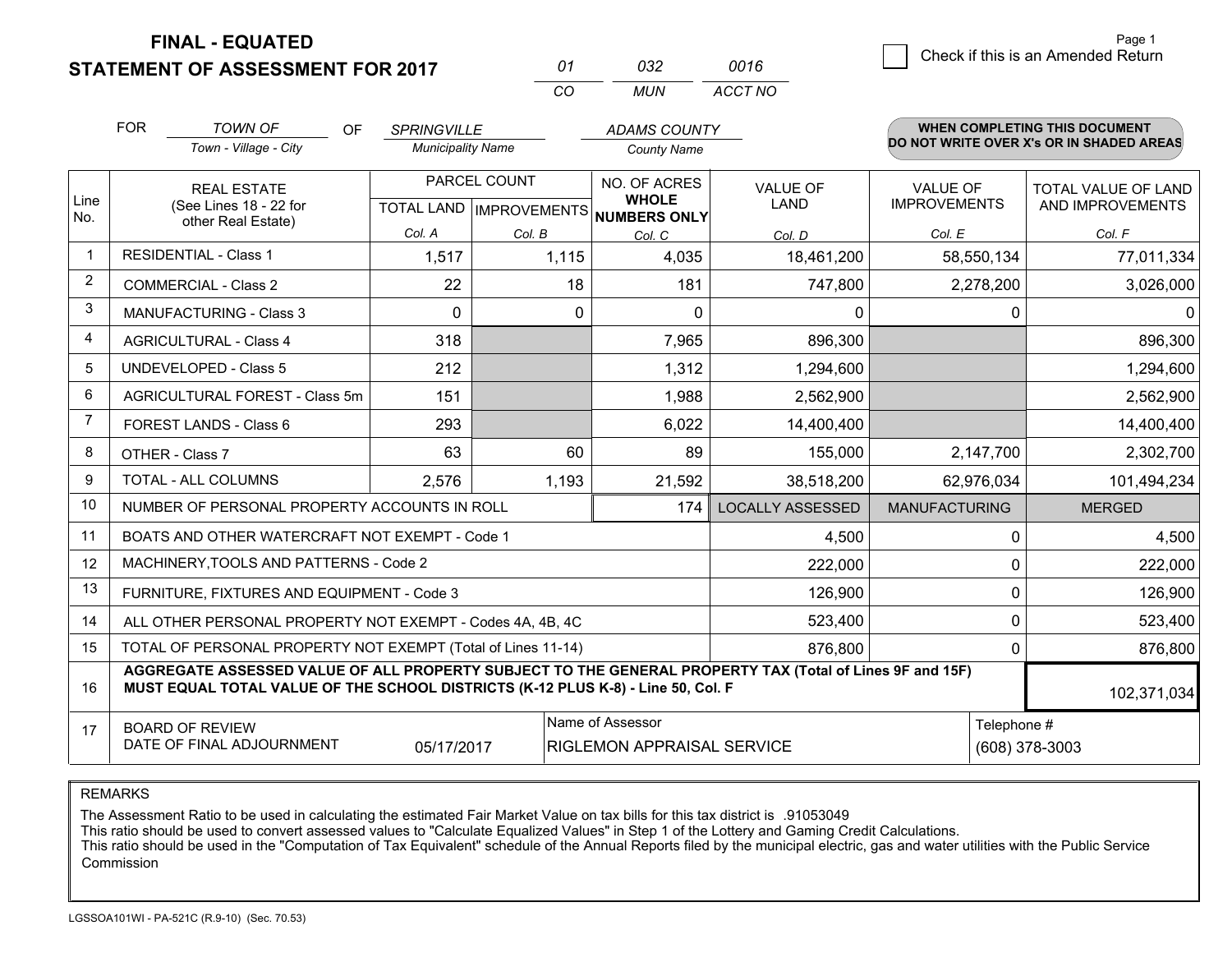**FINAL - EQUATED**
**STATEMENT OF ASSESSMENT FOR 2017**

| 01 | 032 | 0016 |
|---|---|---|
| CO | MUN | ACCT NO |

Page 1

☐ Check if this is an Amended Return

FOR *TOWN OF* (Town - Village - City) OF *SPRINGVILLE* (Municipality Name) *ADAMS COUNTY* (County Name)

**WHEN COMPLETING THIS DOCUMENT DO NOT WRITE OVER X's OR IN SHADED AREAS**

| Line No. | REAL ESTATE (See Lines 18 - 22 for other Real Estate) | PARCEL COUNT TOTAL LAND Col. A | PARCEL COUNT IMPROVEMENTS Col. B | NO. OF ACRES WHOLE NUMBERS ONLY Col. C | VALUE OF LAND Col. D | VALUE OF IMPROVEMENTS Col. E | TOTAL VALUE OF LAND AND IMPROVEMENTS Col. F |
|---|---|---|---|---|---|---|---|
| 1 | RESIDENTIAL - Class 1 | 1,517 | 1,115 | 4,035 | 18,461,200 | 58,550,134 | 77,011,334 |
| 2 | COMMERCIAL - Class 2 | 22 | 18 | 181 | 747,800 | 2,278,200 | 3,026,000 |
| 3 | MANUFACTURING - Class 3 | 0 | 0 | 0 | 0 | 0 | 0 |
| 4 | AGRICULTURAL - Class 4 | 318 | | 7,965 | 896,300 | | 896,300 |
| 5 | UNDEVELOPED - Class 5 | 212 | | 1,312 | 1,294,600 | | 1,294,600 |
| 6 | AGRICULTURAL FOREST - Class 5m | 151 | | 1,988 | 2,562,900 | | 2,562,900 |
| 7 | FOREST LANDS - Class 6 | 293 | | 6,022 | 14,400,400 | | 14,400,400 |
| 8 | OTHER - Class 7 | 63 | 60 | 89 | 155,000 | 2,147,700 | 2,302,700 |
| 9 | TOTAL - ALL COLUMNS | 2,576 | 1,193 | 21,592 | 38,518,200 | 62,976,034 | 101,494,234 |
| 10 | NUMBER OF PERSONAL PROPERTY ACCOUNTS IN ROLL | | | 174 | LOCALLY ASSESSED | MANUFACTURING | MERGED |
| 11 | BOATS AND OTHER WATERCRAFT NOT EXEMPT - Code 1 | | | | 4,500 | 0 | 4,500 |
| 12 | MACHINERY,TOOLS AND PATTERNS - Code 2 | | | | 222,000 | 0 | 222,000 |
| 13 | FURNITURE, FIXTURES AND EQUIPMENT - Code 3 | | | | 126,900 | 0 | 126,900 |
| 14 | ALL OTHER PERSONAL PROPERTY NOT EXEMPT - Codes 4A, 4B, 4C | | | | 523,400 | 0 | 523,400 |
| 15 | TOTAL OF PERSONAL PROPERTY NOT EXEMPT (Total of Lines 11-14) | | | | 876,800 | 0 | 876,800 |
| 16 | **AGGREGATE ASSESSED VALUE OF ALL PROPERTY SUBJECT TO THE GENERAL PROPERTY TAX (Total of Lines 9F and 15F) MUST EQUAL TOTAL VALUE OF THE SCHOOL DISTRICTS (K-12 PLUS K-8) - Line 50, Col. F** | | | | | | 102,371,034 |
| 17 | BOARD OF REVIEW DATE OF FINAL ADJOURNMENT | 05/17/2017 | | Name of Assessor: RIGLEMON APPRAISAL SERVICE | | | Telephone #: (608) 378-3003 |

REMARKS

The Assessment Ratio to be used in calculating the estimated Fair Market Value on tax bills for this tax district is .91053049
This ratio should be used to convert assessed values to "Calculate Equalized Values" in Step 1 of the Lottery and Gaming Credit Calculations.
This ratio should be used in the "Computation of Tax Equivalent" schedule of the Annual Reports filed by the municipal electric, gas and water utilities with the Public Service Commission

LGSSOA101WI - PA-521C (R.9-10) (Sec. 70.53)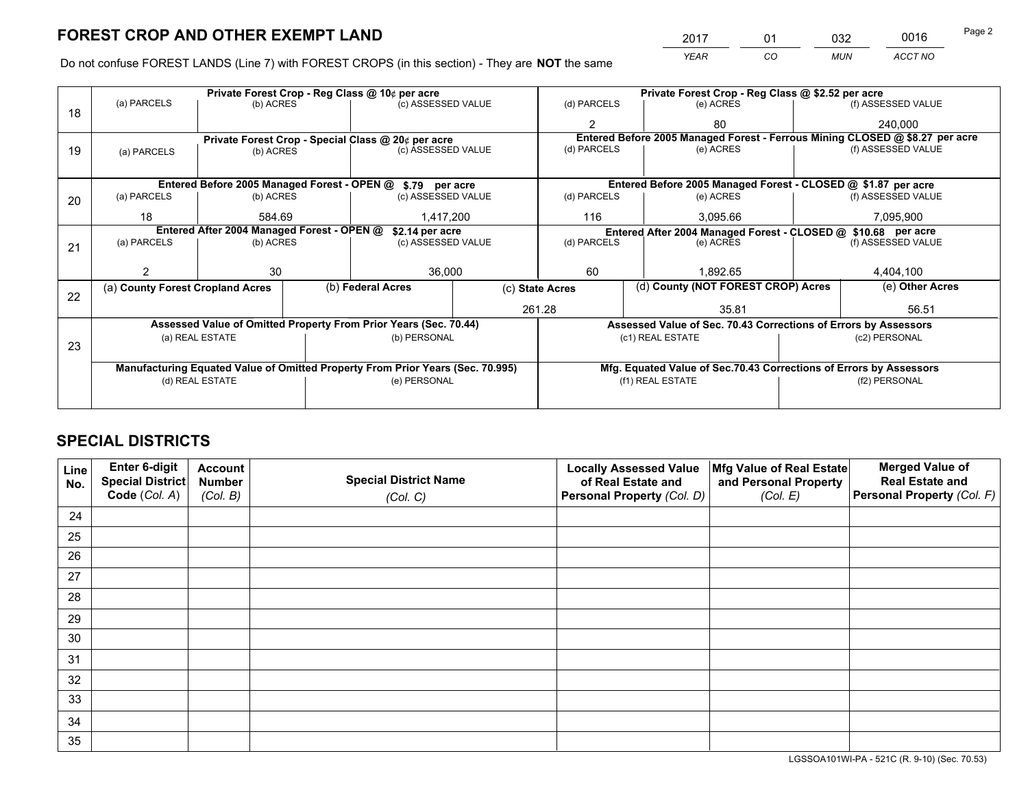# FOREST CROP AND OTHER EXEMPT LAND

| 2017 | 01 | 032 | 0016 |
|---|---|---|---|
| *YEAR* | *CO* | *MUN* | *ACCT NO* |

Do not confuse FOREST LANDS (Line 7) with FOREST CROPS (in this section) - They are **NOT** the same

| Line | Private Forest Crop - Reg Class @ 10¢ per acre | | | Private Forest Crop - Reg Class @ $2.52 per acre | | |
|---|---|---|---|---|---|---|
| 18 | (a) PARCELS | (b) ACRES | (c) ASSESSED VALUE | (d) PARCELS | (e) ACRES | (f) ASSESSED VALUE |
| | | | | 2 | 80 | 240,000 |
| | **Private Forest Crop - Special Class @ 20¢ per acre** | | | **Entered Before 2005 Managed Forest - Ferrous Mining CLOSED @ $8.27 per acre** | | |
| 19 | (a) PARCELS | (b) ACRES | (c) ASSESSED VALUE | (d) PARCELS | (e) ACRES | (f) ASSESSED VALUE |
| | | | | | | |
| | **Entered Before 2005 Managed Forest - OPEN @ $.79 per acre** | | | **Entered Before 2005 Managed Forest - CLOSED @ $1.87 per acre** | | |
| 20 | (a) PARCELS | (b) ACRES | (c) ASSESSED VALUE | (d) PARCELS | (e) ACRES | (f) ASSESSED VALUE |
| | 18 | 584.69 | 1,417,200 | 116 | 3,095.66 | 7,095,900 |
| | **Entered After 2004 Managed Forest - OPEN @ $2.14 per acre** | | | **Entered After 2004 Managed Forest - CLOSED @ $10.68 per acre** | | |
| 21 | (a) PARCELS | (b) ACRES | (c) ASSESSED VALUE | (d) PARCELS | (e) ACRES | (f) ASSESSED VALUE |
| | 2 | 30 | 36,000 | 60 | 1,892.65 | 4,404,100 |

| Line | (a) County Forest Cropland Acres | (b) Federal Acres | (c) State Acres | (d) County (NOT FOREST CROP) Acres | (e) Other Acres |
|---|---|---|---|---|---|
| 22 | | | 261.28 | 35.81 | 56.51 |

| Line | Assessed Value of Omitted Property From Prior Years (Sec. 70.44) | | Assessed Value of Sec. 70.43 Corrections of Errors by Assessors | |
|---|---|---|---|---|
| 23 | (a) REAL ESTATE | (b) PERSONAL | (c1) REAL ESTATE | (c2) PERSONAL |
| | | | | |
| | **Manufacturing Equated Value of Omitted Property From Prior Years (Sec. 70.995)** | | **Mfg. Equated Value of Sec.70.43 Corrections of Errors by Assessors** | |
| | (d) REAL ESTATE | (e) PERSONAL | (f1) REAL ESTATE | (f2) PERSONAL |
| | | | | |

# SPECIAL DISTRICTS

| Line No. | Enter 6-digit Special District Code (*Col. A*) | Account Number (*Col. B*) | Special District Name (*Col. C*) | Locally Assessed Value of Real Estate and Personal Property (*Col. D*) | Mfg Value of Real Estate and Personal Property (*Col. E*) | Merged Value of Real Estate and Personal Property (*Col. F*) |
|---|---|---|---|---|---|---|
| 24 | | | | | | |
| 25 | | | | | | |
| 26 | | | | | | |
| 27 | | | | | | |
| 28 | | | | | | |
| 29 | | | | | | |
| 30 | | | | | | |
| 31 | | | | | | |
| 32 | | | | | | |
| 33 | | | | | | |
| 34 | | | | | | |
| 35 | | | | | | |

LGSSOA101WI-PA - 521C (R. 9-10) (Sec. 70.53)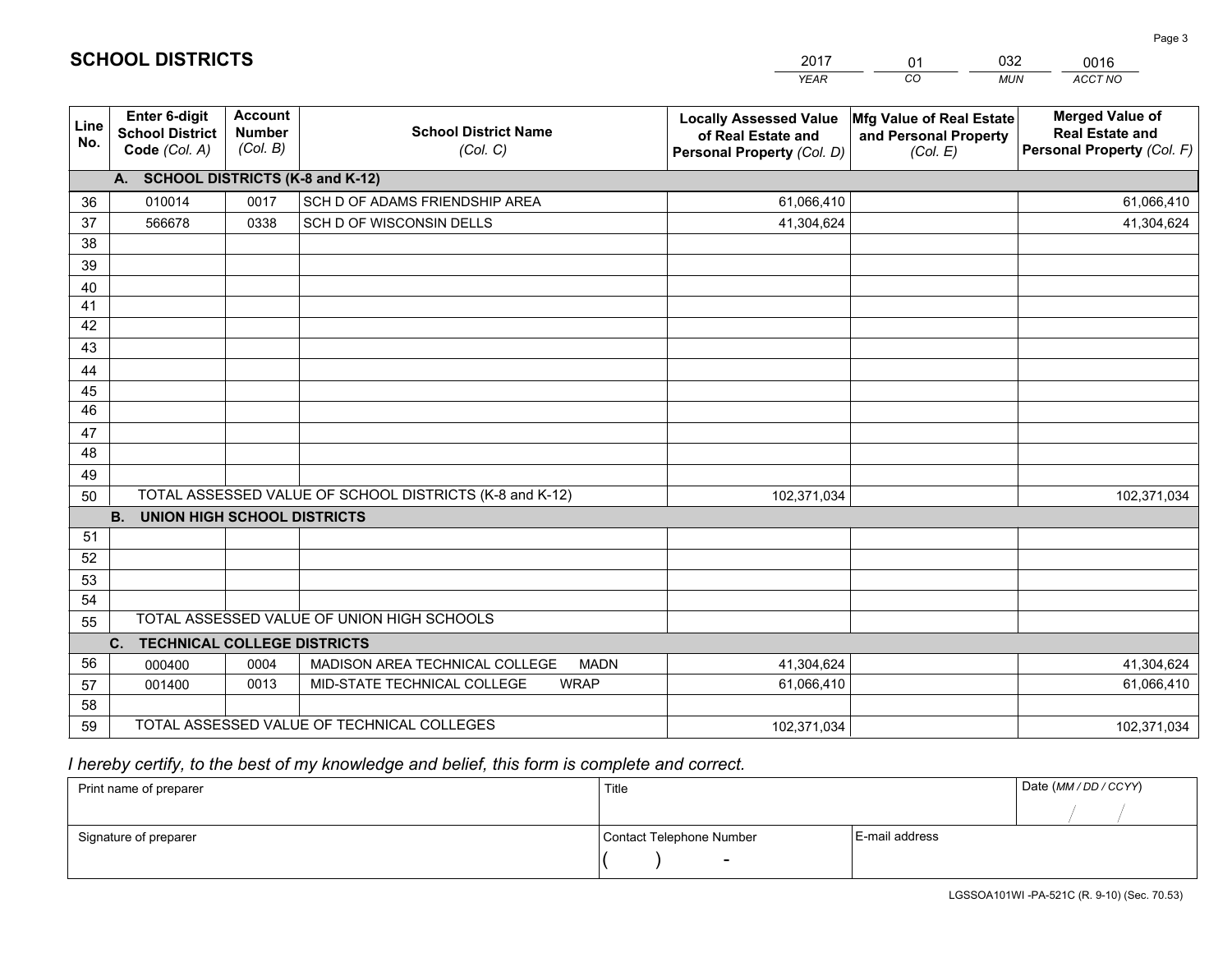# SCHOOL DISTRICTS

| 2017 | 01 | 032 | 0016 |
|---|---|---|---|
| *YEAR* | *CO* | *MUN* | *ACCT NO* |

| Line No. | Enter 6-digit School District Code *(Col. A)* | Account Number *(Col. B)* | School District Name *(Col. C)* | Locally Assessed Value of Real Estate and Personal Property *(Col. D)* | Mfg Value of Real Estate and Personal Property *(Col. E)* | Merged Value of Real Estate and Personal Property *(Col. F)* |
|---|---|---|---|---|---|---|
| | **A. SCHOOL DISTRICTS (K-8 and K-12)** | | | | | |
| 36 | 010014 | 0017 | SCH D OF ADAMS FRIENDSHIP AREA | 61,066,410 | | 61,066,410 |
| 37 | 566678 | 0338 | SCH D OF WISCONSIN DELLS | 41,304,624 | | 41,304,624 |
| 38 | | | | | | |
| 39 | | | | | | |
| 40 | | | | | | |
| 41 | | | | | | |
| 42 | | | | | | |
| 43 | | | | | | |
| 44 | | | | | | |
| 45 | | | | | | |
| 46 | | | | | | |
| 47 | | | | | | |
| 48 | | | | | | |
| 49 | | | | | | |
| 50 | TOTAL ASSESSED VALUE OF SCHOOL DISTRICTS (K-8 and K-12) | | | 102,371,034 | | 102,371,034 |
| | **B. UNION HIGH SCHOOL DISTRICTS** | | | | | |
| 51 | | | | | | |
| 52 | | | | | | |
| 53 | | | | | | |
| 54 | | | | | | |
| 55 | TOTAL ASSESSED VALUE OF UNION HIGH SCHOOLS | | | | | |
| | **C. TECHNICAL COLLEGE DISTRICTS** | | | | | |
| 56 | 000400 | 0004 | MADISON AREA TECHNICAL COLLEGE MADN | 41,304,624 | | 41,304,624 |
| 57 | 001400 | 0013 | MID-STATE TECHNICAL COLLEGE WRAP | 61,066,410 | | 61,066,410 |
| 58 | | | | | | |
| 59 | TOTAL ASSESSED VALUE OF TECHNICAL COLLEGES | | | 102,371,034 | | 102,371,034 |

*I hereby certify, to the best of my knowledge and belief, this form is complete and correct.*

| Print name of preparer | Title | | Date *(MM / DD / CCYY)* |
|---|---|---|---|
| | | | / / |
| Signature of preparer | Contact Telephone Number | E-mail address | |
| | ( ) - | | |

LGSSOA101WI -PA-521C (R. 9-10) (Sec. 70.53)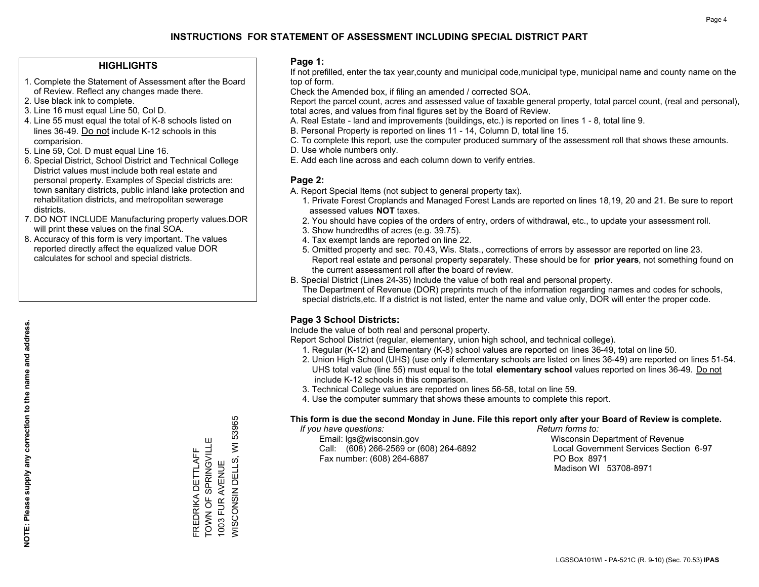# INSTRUCTIONS FOR STATEMENT OF ASSESSMENT INCLUDING SPECIAL DISTRICT PART

## HIGHLIGHTS

1. Complete the Statement of Assessment after the Board of Review. Reflect any changes made there.
2. Use black ink to complete.
3. Line 16 must equal Line 50, Col D.
4. Line 55 must equal the total of K-8 schools listed on lines 36-49. Do not include K-12 schools in this comparision.
5. Line 59, Col. D must equal Line 16.
6. Special District, School District and Technical College District values must include both real estate and personal property. Examples of Special districts are: town sanitary districts, public inland lake protection and rehabilitation districts, and metropolitan sewerage districts.
7. DO NOT INCLUDE Manufacturing property values.DOR will print these values on the final SOA.
8. Accuracy of this form is very important. The values reported directly affect the equalized value DOR calculates for school and special districts.

**NOTE: Please supply any correction to the name and address.**

FREDRIKA DETTLAFF
TOWN OF SPRINGVILLE
1003 FUR AVENUE
WISCONSIN DELLS, WI 53965

## Page 1:

If not prefilled, enter the tax year,county and municipal code,municipal type, municipal name and county name on the top of form.

Check the Amended box, if filing an amended / corrected SOA.

Report the parcel count, acres and assessed value of taxable general property, total parcel count, (real and personal), total acres, and values from final figures set by the Board of Review.

A. Real Estate - land and improvements (buildings, etc.) is reported on lines 1 - 8, total line 9.
B. Personal Property is reported on lines 11 - 14, Column D, total line 15.
C. To complete this report, use the computer produced summary of the assessment roll that shows these amounts.
D. Use whole numbers only.
E. Add each line across and each column down to verify entries.

## Page 2:

A. Report Special Items (not subject to general property tax).
   1. Private Forest Croplands and Managed Forest Lands are reported on lines 18,19, 20 and 21. Be sure to report assessed values **NOT** taxes.
   2. You should have copies of the orders of entry, orders of withdrawal, etc., to update your assessment roll.
   3. Show hundredths of acres (e.g. 39.75).
   4. Tax exempt lands are reported on line 22.
   5. Omitted property and sec. 70.43, Wis. Stats., corrections of errors by assessor are reported on line 23. Report real estate and personal property separately. These should be for **prior years**, not something found on the current assessment roll after the board of review.
B. Special District (Lines 24-35) Include the value of both real and personal property.
   The Department of Revenue (DOR) preprints much of the information regarding names and codes for schools, special districts,etc. If a district is not listed, enter the name and value only, DOR will enter the proper code.

## Page 3 School Districts:

Include the value of both real and personal property.

Report School District (regular, elementary, union high school, and technical college).

1. Regular (K-12) and Elementary (K-8) school values are reported on lines 36-49, total on line 50.
2. Union High School (UHS) (use only if elementary schools are listed on lines 36-49) are reported on lines 51-54. UHS total value (line 55) must equal to the total **elementary school** values reported on lines 36-49. Do not include K-12 schools in this comparison.
3. Technical College values are reported on lines 56-58, total on line 59.
4. Use the computer summary that shows these amounts to complete this report.

**This form is due the second Monday in June. File this report only after your Board of Review is complete.**

*If you have questions:*
Email: lgs@wisconsin.gov
Call: (608) 266-2569 or (608) 264-6892
Fax number: (608) 264-6887

*Return forms to:*
Wisconsin Department of Revenue
Local Government Services Section 6-97
PO Box 8971
Madison WI 53708-8971

LGSSOA101WI - PA-521C (R. 9-10) (Sec. 70.53) **IPAS**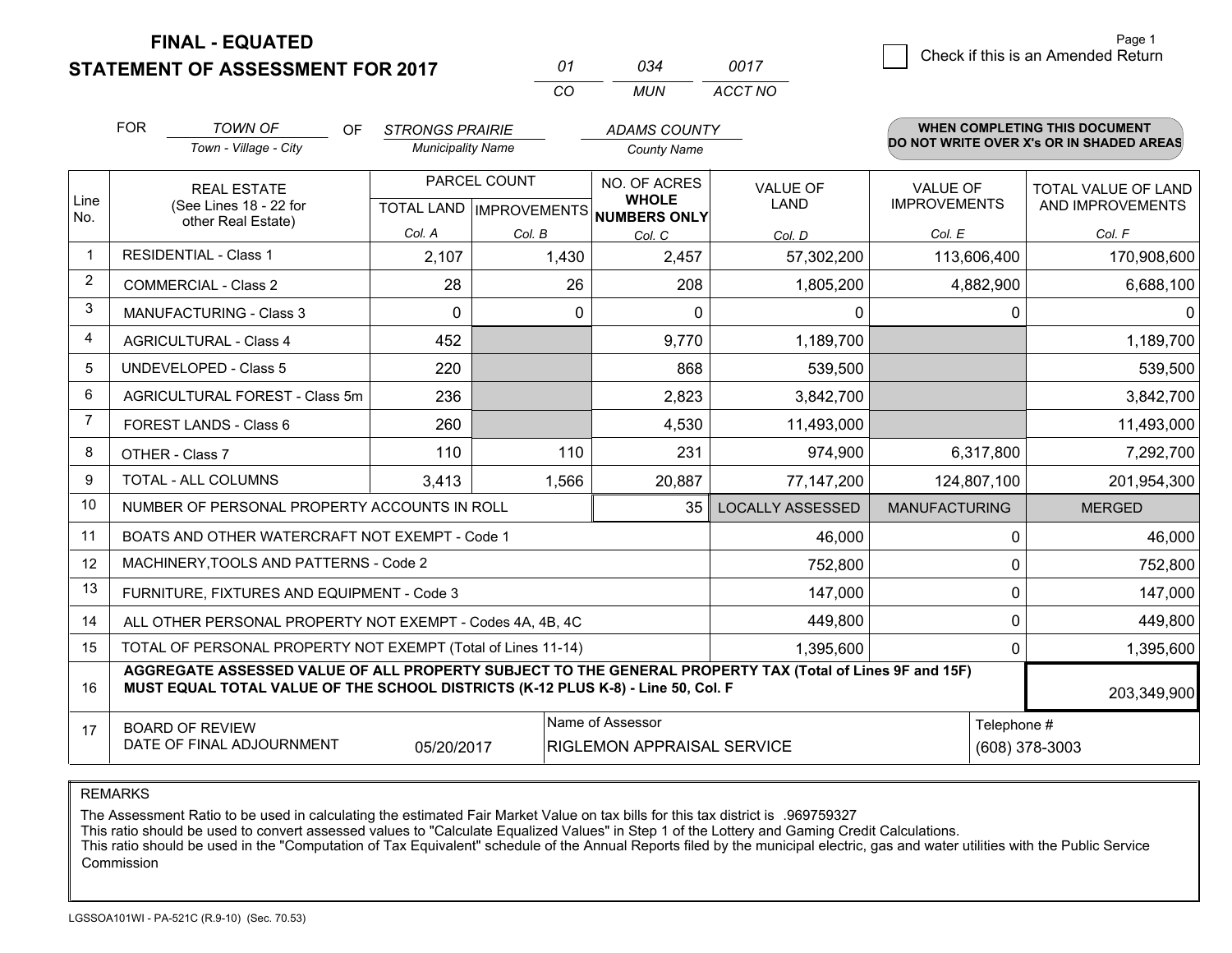**FINAL - EQUATED**
**STATEMENT OF ASSESSMENT FOR 2017**

| 01 | 034 | 0017 |
|---|---|---|
| CO | MUN | ACCT NO |

Page 1

☐ Check if this is an Amended Return

FOR *TOWN OF* (Town - Village - City) OF *STRONGS PRAIRIE* (Municipality Name) *ADAMS COUNTY* (County Name)

**WHEN COMPLETING THIS DOCUMENT DO NOT WRITE OVER X's OR IN SHADED AREAS**

| Line No. | REAL ESTATE (See Lines 18 - 22 for other Real Estate) | PARCEL COUNT TOTAL LAND Col. A | PARCEL COUNT IMPROVEMENTS Col. B | NO. OF ACRES WHOLE NUMBERS ONLY Col. C | VALUE OF LAND Col. D | VALUE OF IMPROVEMENTS Col. E | TOTAL VALUE OF LAND AND IMPROVEMENTS Col. F |
|---|---|---|---|---|---|---|---|
| 1 | RESIDENTIAL - Class 1 | 2,107 | 1,430 | 2,457 | 57,302,200 | 113,606,400 | 170,908,600 |
| 2 | COMMERCIAL - Class 2 | 28 | 26 | 208 | 1,805,200 | 4,882,900 | 6,688,100 |
| 3 | MANUFACTURING - Class 3 | 0 | 0 | 0 | 0 | 0 | 0 |
| 4 | AGRICULTURAL - Class 4 | 452 | | 9,770 | 1,189,700 | | 1,189,700 |
| 5 | UNDEVELOPED - Class 5 | 220 | | 868 | 539,500 | | 539,500 |
| 6 | AGRICULTURAL FOREST - Class 5m | 236 | | 2,823 | 3,842,700 | | 3,842,700 |
| 7 | FOREST LANDS - Class 6 | 260 | | 4,530 | 11,493,000 | | 11,493,000 |
| 8 | OTHER - Class 7 | 110 | 110 | 231 | 974,900 | 6,317,800 | 7,292,700 |
| 9 | TOTAL - ALL COLUMNS | 3,413 | 1,566 | 20,887 | 77,147,200 | 124,807,100 | 201,954,300 |
| 10 | NUMBER OF PERSONAL PROPERTY ACCOUNTS IN ROLL | | | 35 | LOCALLY ASSESSED | MANUFACTURING | MERGED |
| 11 | BOATS AND OTHER WATERCRAFT NOT EXEMPT - Code 1 | | | | 46,000 | 0 | 46,000 |
| 12 | MACHINERY,TOOLS AND PATTERNS - Code 2 | | | | 752,800 | 0 | 752,800 |
| 13 | FURNITURE, FIXTURES AND EQUIPMENT - Code 3 | | | | 147,000 | 0 | 147,000 |
| 14 | ALL OTHER PERSONAL PROPERTY NOT EXEMPT - Codes 4A, 4B, 4C | | | | 449,800 | 0 | 449,800 |
| 15 | TOTAL OF PERSONAL PROPERTY NOT EXEMPT (Total of Lines 11-14) | | | | 1,395,600 | 0 | 1,395,600 |
| 16 | **AGGREGATE ASSESSED VALUE OF ALL PROPERTY SUBJECT TO THE GENERAL PROPERTY TAX (Total of Lines 9F and 15F) MUST EQUAL TOTAL VALUE OF THE SCHOOL DISTRICTS (K-12 PLUS K-8) - Line 50, Col. F** | | | | | | 203,349,900 |
| 17 | BOARD OF REVIEW DATE OF FINAL ADJOURNMENT | 05/20/2017 | | Name of Assessor: RIGLEMON APPRAISAL SERVICE | | | Telephone #: (608) 378-3003 |

REMARKS

The Assessment Ratio to be used in calculating the estimated Fair Market Value on tax bills for this tax district is .969759327
This ratio should be used to convert assessed values to "Calculate Equalized Values" in Step 1 of the Lottery and Gaming Credit Calculations.
This ratio should be used in the "Computation of Tax Equivalent" schedule of the Annual Reports filed by the municipal electric, gas and water utilities with the Public Service Commission

LGSSOA101WI - PA-521C (R.9-10) (Sec. 70.53)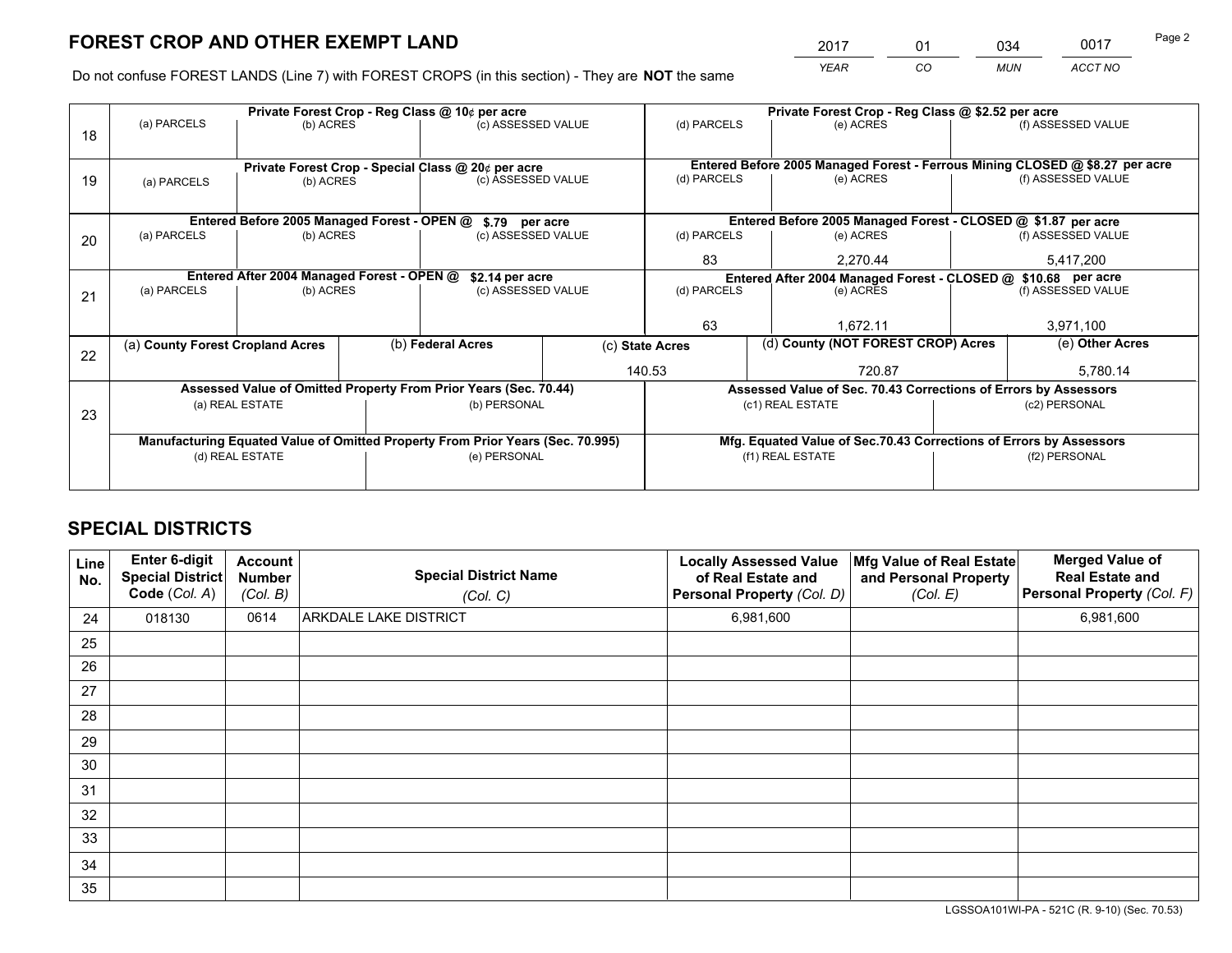# FOREST CROP AND OTHER EXEMPT LAND

| 2017 | 01 | 034 | 0017 |
|---|---|---|---|
| YEAR | CO | MUN | ACCT NO |

Do not confuse FOREST LANDS (Line 7) with FOREST CROPS (in this section) - They are **NOT** the same

| | Private Forest Crop - Reg Class @ 10¢ per acre | | | Private Forest Crop - Reg Class @ $2.52 per acre | | |
|---|---|---|---|---|---|---|
| 18 | (a) PARCELS | (b) ACRES | (c) ASSESSED VALUE | (d) PARCELS | (e) ACRES | (f) ASSESSED VALUE |
| | | | | | | |
| | **Private Forest Crop - Special Class @ 20¢ per acre** | | | **Entered Before 2005 Managed Forest - Ferrous Mining CLOSED @ $8.27 per acre** | | |
| 19 | (a) PARCELS | (b) ACRES | (c) ASSESSED VALUE | (d) PARCELS | (e) ACRES | (f) ASSESSED VALUE |
| | | | | | | |
| | **Entered Before 2005 Managed Forest - OPEN @ $.79 per acre** | | | **Entered Before 2005 Managed Forest - CLOSED @ $1.87 per acre** | | |
| 20 | (a) PARCELS | (b) ACRES | (c) ASSESSED VALUE | (d) PARCELS | (e) ACRES | (f) ASSESSED VALUE |
| | | | | 83 | 2,270.44 | 5,417,200 |
| | **Entered After 2004 Managed Forest - OPEN @ $2.14 per acre** | | | **Entered After 2004 Managed Forest - CLOSED @ $10.68 per acre** | | |
| 21 | (a) PARCELS | (b) ACRES | (c) ASSESSED VALUE | (d) PARCELS | (e) ACRES | (f) ASSESSED VALUE |
| | | | | 63 | 1,672.11 | 3,971,100 |

| | (a) County Forest Cropland Acres | (b) Federal Acres | (c) State Acres | (d) County (NOT FOREST CROP) Acres | (e) Other Acres |
|---|---|---|---|---|---|
| 22 | | | 140.53 | 720.87 | 5,780.14 |

| | Assessed Value of Omitted Property From Prior Years (Sec. 70.44) | | Assessed Value of Sec. 70.43 Corrections of Errors by Assessors | |
|---|---|---|---|---|
| 23 | (a) REAL ESTATE | (b) PERSONAL | (c1) REAL ESTATE | (c2) PERSONAL |
| | | | | |
| | **Manufacturing Equated Value of Omitted Property From Prior Years (Sec. 70.995)** | | **Mfg. Equated Value of Sec.70.43 Corrections of Errors by Assessors** | |
| | (d) REAL ESTATE | (e) PERSONAL | (f1) REAL ESTATE | (f2) PERSONAL |
| | | | | |

# SPECIAL DISTRICTS

| Line No. | Enter 6-digit Special District Code (Col. A) | Account Number (Col. B) | Special District Name (Col. C) | Locally Assessed Value of Real Estate and Personal Property (Col. D) | Mfg Value of Real Estate and Personal Property (Col. E) | Merged Value of Real Estate and Personal Property (Col. F) |
|---|---|---|---|---|---|---|
| 24 | 018130 | 0614 | ARKDALE LAKE DISTRICT | 6,981,600 | | 6,981,600 |
| 25 | | | | | | |
| 26 | | | | | | |
| 27 | | | | | | |
| 28 | | | | | | |
| 29 | | | | | | |
| 30 | | | | | | |
| 31 | | | | | | |
| 32 | | | | | | |
| 33 | | | | | | |
| 34 | | | | | | |
| 35 | | | | | | |

LGSSOA101WI-PA - 521C (R. 9-10) (Sec. 70.53)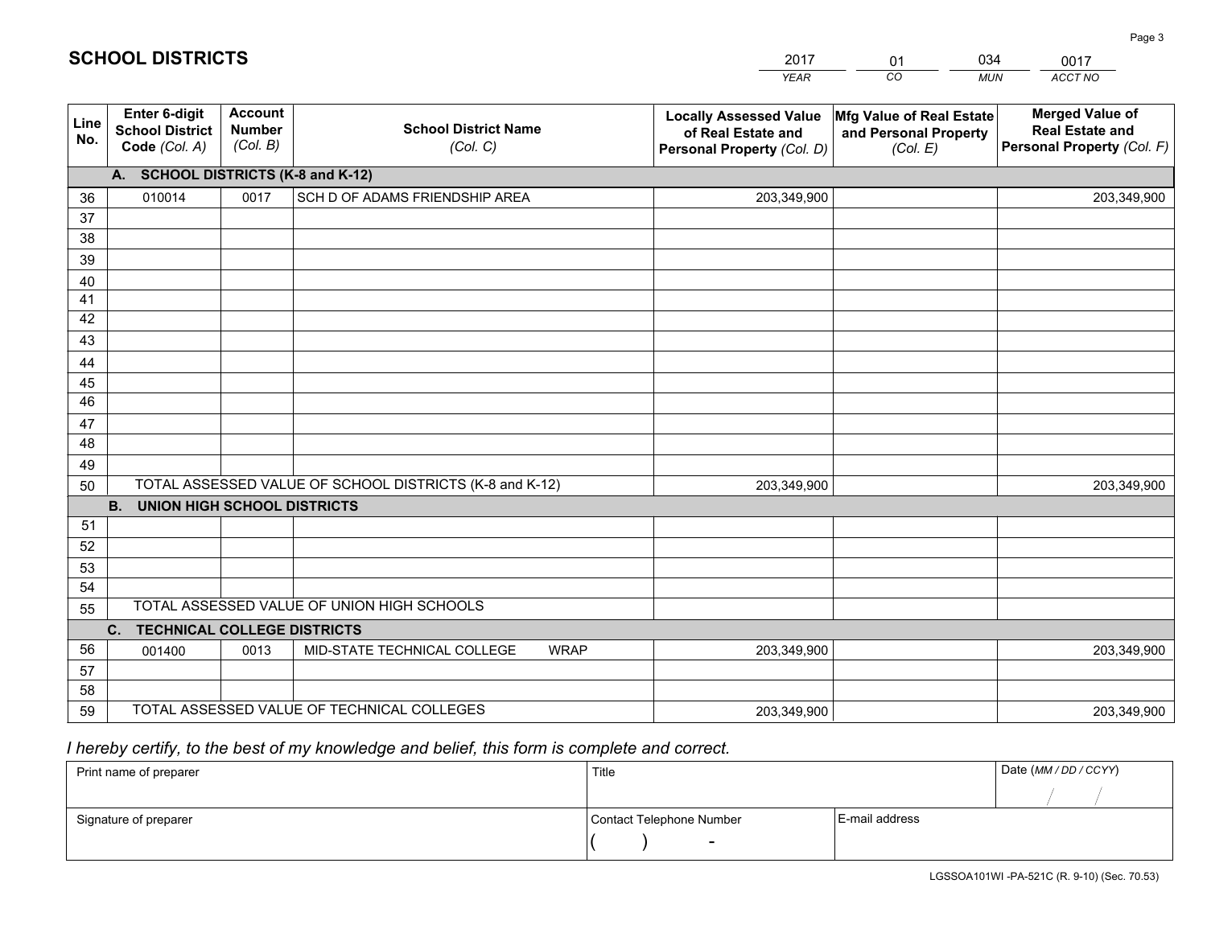# SCHOOL DISTRICTS

| 2017 | 01 | 034 | 0017 |
|---|---|---|---|
| *YEAR* | *CO* | *MUN* | *ACCT NO* |

| Line No. | Enter 6-digit School District Code *(Col. A)* | Account Number *(Col. B)* | School District Name *(Col. C)* | Locally Assessed Value of Real Estate and Personal Property *(Col. D)* | Mfg Value of Real Estate and Personal Property *(Col. E)* | Merged Value of Real Estate and Personal Property *(Col. F)* |
|---|---|---|---|---|---|---|
| | **A. SCHOOL DISTRICTS (K-8 and K-12)** | | | | | |
| 36 | 010014 | 0017 | SCH D OF ADAMS FRIENDSHIP AREA | 203,349,900 | | 203,349,900 |
| 37 | | | | | | |
| 38 | | | | | | |
| 39 | | | | | | |
| 40 | | | | | | |
| 41 | | | | | | |
| 42 | | | | | | |
| 43 | | | | | | |
| 44 | | | | | | |
| 45 | | | | | | |
| 46 | | | | | | |
| 47 | | | | | | |
| 48 | | | | | | |
| 49 | | | | | | |
| 50 | TOTAL ASSESSED VALUE OF SCHOOL DISTRICTS (K-8 and K-12) | | | 203,349,900 | | 203,349,900 |
| | **B. UNION HIGH SCHOOL DISTRICTS** | | | | | |
| 51 | | | | | | |
| 52 | | | | | | |
| 53 | | | | | | |
| 54 | | | | | | |
| 55 | TOTAL ASSESSED VALUE OF UNION HIGH SCHOOLS | | | | | |
| | **C. TECHNICAL COLLEGE DISTRICTS** | | | | | |
| 56 | 001400 | 0013 | MID-STATE TECHNICAL COLLEGE WRAP | 203,349,900 | | 203,349,900 |
| 57 | | | | | | |
| 58 | | | | | | |
| 59 | TOTAL ASSESSED VALUE OF TECHNICAL COLLEGES | | | 203,349,900 | | 203,349,900 |

*I hereby certify, to the best of my knowledge and belief, this form is complete and correct.*

| Print name of preparer | Title | | Date *(MM / DD / CCYY)* |
|---|---|---|---|
| | | | / / |
| Signature of preparer | Contact Telephone Number | E-mail address | |
| | ( ) - | | |

LGSSOA101WI -PA-521C (R. 9-10) (Sec. 70.53)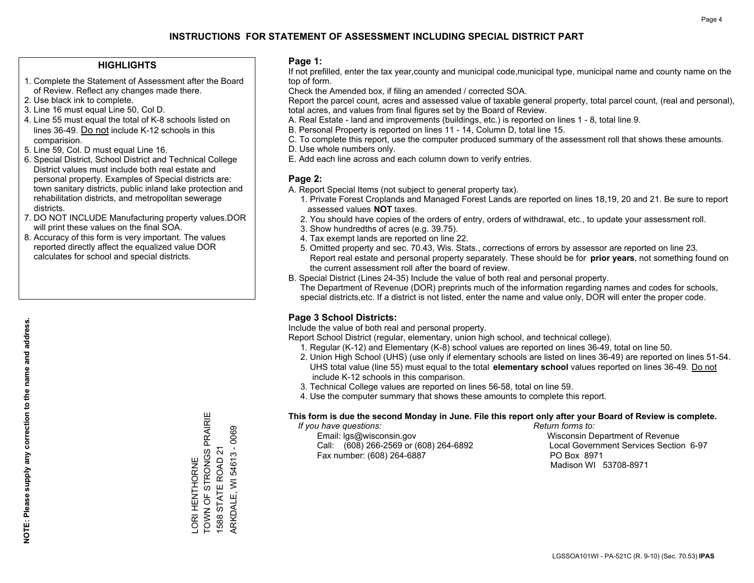# INSTRUCTIONS FOR STATEMENT OF ASSESSMENT INCLUDING SPECIAL DISTRICT PART

## HIGHLIGHTS

1. Complete the Statement of Assessment after the Board of Review. Reflect any changes made there.
2. Use black ink to complete.
3. Line 16 must equal Line 50, Col D.
4. Line 55 must equal the total of K-8 schools listed on lines 36-49. Do not include K-12 schools in this comparision.
5. Line 59, Col. D must equal Line 16.
6. Special District, School District and Technical College District values must include both real estate and personal property. Examples of Special districts are: town sanitary districts, public inland lake protection and rehabilitation districts, and metropolitan sewerage districts.
7. DO NOT INCLUDE Manufacturing property values.DOR will print these values on the final SOA.
8. Accuracy of this form is very important. The values reported directly affect the equalized value DOR calculates for school and special districts.

**NOTE: Please supply any correction to the name and address.**

LORI HENTHORNE
TOWN OF STRONGS PRAIRIE
1588 STATE ROAD 21
ARKDALE, WI 54613 - 0069

## Page 1:

If not prefilled, enter the tax year,county and municipal code,municipal type, municipal name and county name on the top of form.

Check the Amended box, if filing an amended / corrected SOA.

Report the parcel count, acres and assessed value of taxable general property, total parcel count, (real and personal), total acres, and values from final figures set by the Board of Review.

A. Real Estate - land and improvements (buildings, etc.) is reported on lines 1 - 8, total line 9.
B. Personal Property is reported on lines 11 - 14, Column D, total line 15.
C. To complete this report, use the computer produced summary of the assessment roll that shows these amounts.
D. Use whole numbers only.
E. Add each line across and each column down to verify entries.

## Page 2:

A. Report Special Items (not subject to general property tax).
  1. Private Forest Croplands and Managed Forest Lands are reported on lines 18,19, 20 and 21. Be sure to report assessed values **NOT** taxes.
  2. You should have copies of the orders of entry, orders of withdrawal, etc., to update your assessment roll.
  3. Show hundredths of acres (e.g. 39.75).
  4. Tax exempt lands are reported on line 22.
  5. Omitted property and sec. 70.43, Wis. Stats., corrections of errors by assessor are reported on line 23. Report real estate and personal property separately. These should be for **prior years**, not something found on the current assessment roll after the board of review.

B. Special District (Lines 24-35) Include the value of both real and personal property.
The Department of Revenue (DOR) preprints much of the information regarding names and codes for schools, special districts,etc. If a district is not listed, enter the name and value only, DOR will enter the proper code.

## Page 3 School Districts:

Include the value of both real and personal property.

Report School District (regular, elementary, union high school, and technical college).

1. Regular (K-12) and Elementary (K-8) school values are reported on lines 36-49, total on line 50.
2. Union High School (UHS) (use only if elementary schools are listed on lines 36-49) are reported on lines 51-54. UHS total value (line 55) must equal to the total **elementary school** values reported on lines 36-49. Do not include K-12 schools in this comparison.
3. Technical College values are reported on lines 56-58, total on line 59.
4. Use the computer summary that shows these amounts to complete this report.

**This form is due the second Monday in June. File this report only after your Board of Review is complete.**

*If you have questions:*
Email: lgs@wisconsin.gov
Call: (608) 266-2569 or (608) 264-6892
Fax number: (608) 264-6887

*Return forms to:*
Wisconsin Department of Revenue
Local Government Services Section 6-97
PO Box 8971
Madison WI 53708-8971

LGSSOA101WI - PA-521C (R. 9-10) (Sec. 70.53) **IPAS**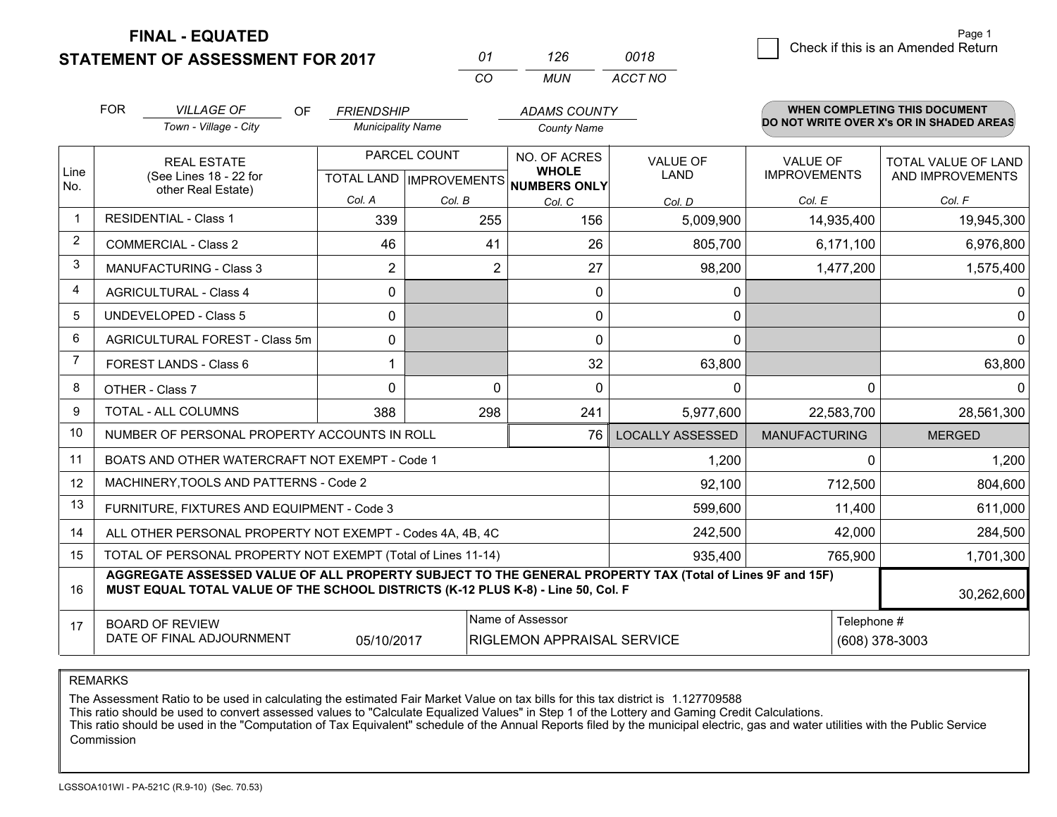# FINAL - EQUATED
## STATEMENT OF ASSESSMENT FOR 2017

| 01 | 126 | 0018 |
|---|---|---|
| CO | MUN | ACCT NO |

☐ Check if this is an Amended Return

Page 1

FOR *VILLAGE OF* (Town - Village - City) OF *FRIENDSHIP* (Municipality Name) *ADAMS COUNTY* (County Name)

**WHEN COMPLETING THIS DOCUMENT DO NOT WRITE OVER X's OR IN SHADED AREAS**

| Line No. | REAL ESTATE (See Lines 18 - 22 for other Real Estate) | PARCEL COUNT | | NO. OF ACRES WHOLE NUMBERS ONLY | VALUE OF LAND | VALUE OF IMPROVEMENTS | TOTAL VALUE OF LAND AND IMPROVEMENTS |
|---|---|---|---|---|---|---|---|
| | | TOTAL LAND Col. A | IMPROVEMENTS Col. B | Col. C | Col. D | Col. E | Col. F |
| 1 | RESIDENTIAL - Class 1 | 339 | 255 | 156 | 5,009,900 | 14,935,400 | 19,945,300 |
| 2 | COMMERCIAL - Class 2 | 46 | 41 | 26 | 805,700 | 6,171,100 | 6,976,800 |
| 3 | MANUFACTURING - Class 3 | 2 | 2 | 27 | 98,200 | 1,477,200 | 1,575,400 |
| 4 | AGRICULTURAL - Class 4 | 0 | | 0 | 0 | | 0 |
| 5 | UNDEVELOPED - Class 5 | 0 | | 0 | 0 | | 0 |
| 6 | AGRICULTURAL FOREST - Class 5m | 0 | | 0 | 0 | | 0 |
| 7 | FOREST LANDS - Class 6 | 1 | | 32 | 63,800 | | 63,800 |
| 8 | OTHER - Class 7 | 0 | 0 | 0 | 0 | 0 | 0 |
| 9 | TOTAL - ALL COLUMNS | 388 | 298 | 241 | 5,977,600 | 22,583,700 | 28,561,300 |
| 10 | NUMBER OF PERSONAL PROPERTY ACCOUNTS IN ROLL | | | 76 | LOCALLY ASSESSED | MANUFACTURING | MERGED |
| 11 | BOATS AND OTHER WATERCRAFT NOT EXEMPT - Code 1 | | | | 1,200 | 0 | 1,200 |
| 12 | MACHINERY,TOOLS AND PATTERNS - Code 2 | | | | 92,100 | 712,500 | 804,600 |
| 13 | FURNITURE, FIXTURES AND EQUIPMENT - Code 3 | | | | 599,600 | 11,400 | 611,000 |
| 14 | ALL OTHER PERSONAL PROPERTY NOT EXEMPT - Codes 4A, 4B, 4C | | | | 242,500 | 42,000 | 284,500 |
| 15 | TOTAL OF PERSONAL PROPERTY NOT EXEMPT (Total of Lines 11-14) | | | | 935,400 | 765,900 | 1,701,300 |
| 16 | **AGGREGATE ASSESSED VALUE OF ALL PROPERTY SUBJECT TO THE GENERAL PROPERTY TAX (Total of Lines 9F and 15F) MUST EQUAL TOTAL VALUE OF THE SCHOOL DISTRICTS (K-12 PLUS K-8) - Line 50, Col. F** | | | | | | 30,262,600 |
| 17 | BOARD OF REVIEW DATE OF FINAL ADJOURNMENT | 05/10/2017 | | Name of Assessor: RIGLEMON APPRAISAL SERVICE | | | Telephone #: (608) 378-3003 |

REMARKS

The Assessment Ratio to be used in calculating the estimated Fair Market Value on tax bills for this tax district is 1.127709588
This ratio should be used to convert assessed values to "Calculate Equalized Values" in Step 1 of the Lottery and Gaming Credit Calculations.
This ratio should be used in the "Computation of Tax Equivalent" schedule of the Annual Reports filed by the municipal electric, gas and water utilities with the Public Service Commission

LGSSOA101WI - PA-521C (R.9-10) (Sec. 70.53)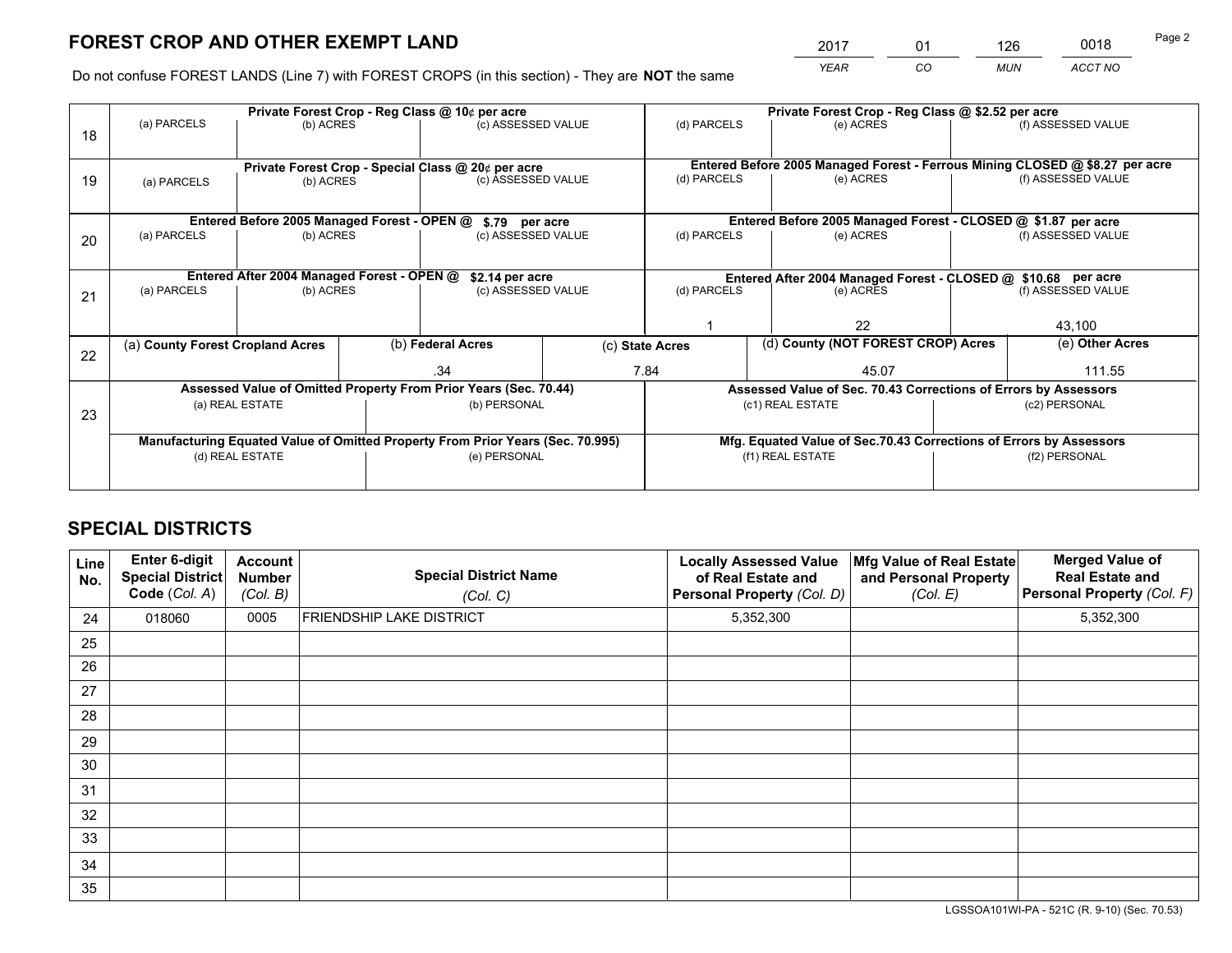# FOREST CROP AND OTHER EXEMPT LAND

| 2017 | 01 | 126 | 0018 |
|---|---|---|---|
| *YEAR* | *CO* | *MUN* | *ACCT NO* |

Do not confuse FOREST LANDS (Line 7) with FOREST CROPS (in this section) - They are **NOT** the same

| Line | Private Forest Crop - Reg Class @ 10¢ per acre | | | Private Forest Crop - Reg Class @ $2.52 per acre | | |
|---|---|---|---|---|---|---|
| 18 | (a) PARCELS | (b) ACRES | (c) ASSESSED VALUE | (d) PARCELS | (e) ACRES | (f) ASSESSED VALUE |
| | | | | | | |
| | **Private Forest Crop - Special Class @ 20¢ per acre** | | | **Entered Before 2005 Managed Forest - Ferrous Mining CLOSED @ $8.27 per acre** | | |
| 19 | (a) PARCELS | (b) ACRES | (c) ASSESSED VALUE | (d) PARCELS | (e) ACRES | (f) ASSESSED VALUE |
| | | | | | | |
| | **Entered Before 2005 Managed Forest - OPEN @ $.79 per acre** | | | **Entered Before 2005 Managed Forest - CLOSED @ $1.87 per acre** | | |
| 20 | (a) PARCELS | (b) ACRES | (c) ASSESSED VALUE | (d) PARCELS | (e) ACRES | (f) ASSESSED VALUE |
| | | | | | | |
| | **Entered After 2004 Managed Forest - OPEN @ $2.14 per acre** | | | **Entered After 2004 Managed Forest - CLOSED @ $10.68 per acre** | | |
| 21 | (a) PARCELS | (b) ACRES | (c) ASSESSED VALUE | (d) PARCELS | (e) ACRES | (f) ASSESSED VALUE |
| | | | | 1 | 22 | 43,100 |

| Line | (a) County Forest Cropland Acres | (b) Federal Acres | (c) State Acres | (d) County (NOT FOREST CROP) Acres | (e) Other Acres |
|---|---|---|---|---|---|
| 22 | | .34 | 7.84 | 45.07 | 111.55 |

| Line | Assessed Value of Omitted Property From Prior Years (Sec. 70.44) | | Assessed Value of Sec. 70.43 Corrections of Errors by Assessors | |
|---|---|---|---|---|
| 23 | (a) REAL ESTATE | (b) PERSONAL | (c1) REAL ESTATE | (c2) PERSONAL |
| | | | | |
| | **Manufacturing Equated Value of Omitted Property From Prior Years (Sec. 70.995)** | | **Mfg. Equated Value of Sec.70.43 Corrections of Errors by Assessors** | |
| | (d) REAL ESTATE | (e) PERSONAL | (f1) REAL ESTATE | (f2) PERSONAL |
| | | | | |

# SPECIAL DISTRICTS

| Line No. | Enter 6-digit Special District Code (*Col. A*) | Account Number (*Col. B*) | Special District Name (*Col. C*) | Locally Assessed Value of Real Estate and Personal Property (*Col. D*) | Mfg Value of Real Estate and Personal Property (*Col. E*) | Merged Value of Real Estate and Personal Property (*Col. F*) |
|---|---|---|---|---|---|---|
| 24 | 018060 | 0005 | FRIENDSHIP LAKE DISTRICT | 5,352,300 | | 5,352,300 |
| 25 | | | | | | |
| 26 | | | | | | |
| 27 | | | | | | |
| 28 | | | | | | |
| 29 | | | | | | |
| 30 | | | | | | |
| 31 | | | | | | |
| 32 | | | | | | |
| 33 | | | | | | |
| 34 | | | | | | |
| 35 | | | | | | |

LGSSOA101WI-PA - 521C (R. 9-10) (Sec. 70.53)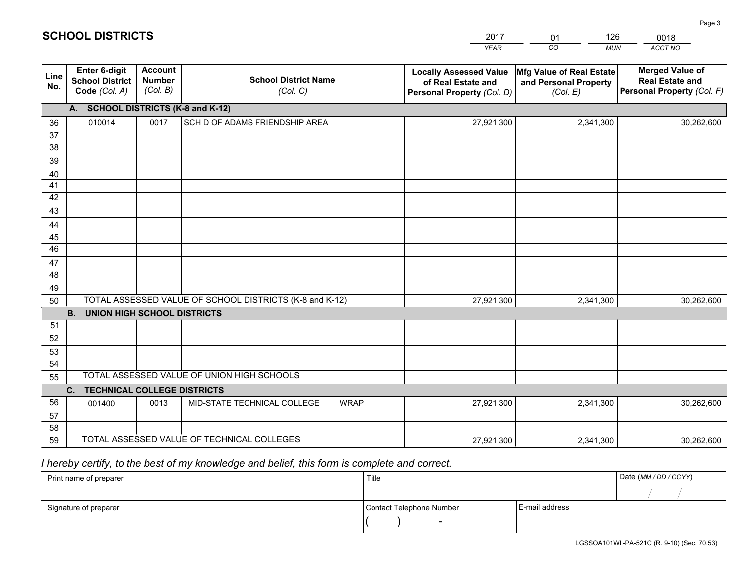# SCHOOL DISTRICTS

| 2017 | 01 | 126 | 0018 |
|---|---|---|---|
| *YEAR* | *CO* | *MUN* | *ACCT NO* |

| Line No. | Enter 6-digit School District Code *(Col. A)* | Account Number *(Col. B)* | School District Name *(Col. C)* | Locally Assessed Value of Real Estate and Personal Property *(Col. D)* | Mfg Value of Real Estate and Personal Property *(Col. E)* | Merged Value of Real Estate and Personal Property *(Col. F)* |
|---|---|---|---|---|---|---|
| | **A. SCHOOL DISTRICTS (K-8 and K-12)** | | | | | |
| 36 | 010014 | 0017 | SCH D OF ADAMS FRIENDSHIP AREA | 27,921,300 | 2,341,300 | 30,262,600 |
| 37 | | | | | | |
| 38 | | | | | | |
| 39 | | | | | | |
| 40 | | | | | | |
| 41 | | | | | | |
| 42 | | | | | | |
| 43 | | | | | | |
| 44 | | | | | | |
| 45 | | | | | | |
| 46 | | | | | | |
| 47 | | | | | | |
| 48 | | | | | | |
| 49 | | | | | | |
| 50 | TOTAL ASSESSED VALUE OF SCHOOL DISTRICTS (K-8 and K-12) | | | 27,921,300 | 2,341,300 | 30,262,600 |
| | **B. UNION HIGH SCHOOL DISTRICTS** | | | | | |
| 51 | | | | | | |
| 52 | | | | | | |
| 53 | | | | | | |
| 54 | | | | | | |
| 55 | TOTAL ASSESSED VALUE OF UNION HIGH SCHOOLS | | | | | |
| | **C. TECHNICAL COLLEGE DISTRICTS** | | | | | |
| 56 | 001400 | 0013 | MID-STATE TECHNICAL COLLEGE WRAP | 27,921,300 | 2,341,300 | 30,262,600 |
| 57 | | | | | | |
| 58 | | | | | | |
| 59 | TOTAL ASSESSED VALUE OF TECHNICAL COLLEGES | | | 27,921,300 | 2,341,300 | 30,262,600 |

*I hereby certify, to the best of my knowledge and belief, this form is complete and correct.*

| Print name of preparer | Title | | Date *(MM / DD / CCYY)* |
|---|---|---|---|
| | | | / / |
| Signature of preparer | Contact Telephone Number | E-mail address | |
| | ( ) - | | |

LGSSOA101WI -PA-521C (R. 9-10) (Sec. 70.53)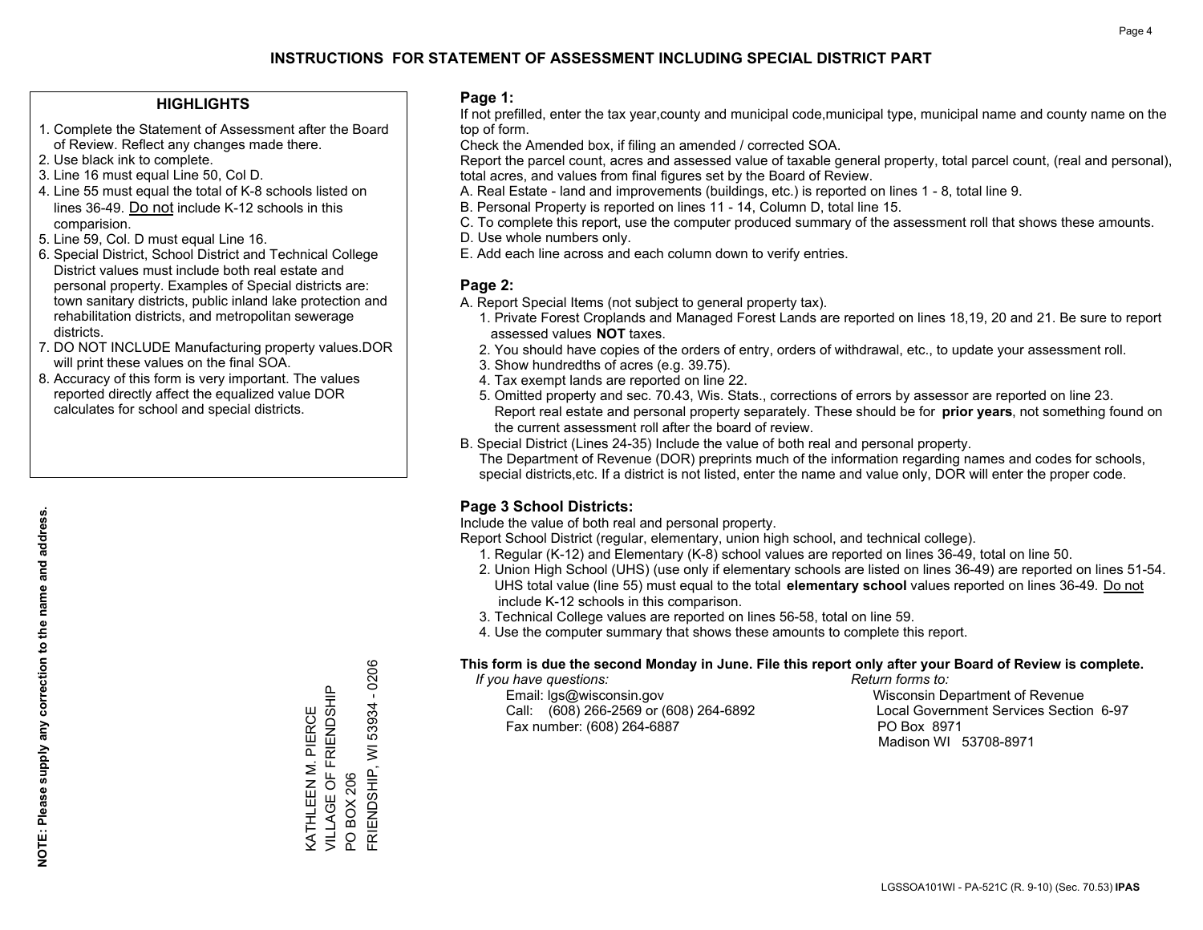# INSTRUCTIONS FOR STATEMENT OF ASSESSMENT INCLUDING SPECIAL DISTRICT PART

## HIGHLIGHTS

1. Complete the Statement of Assessment after the Board of Review. Reflect any changes made there.
2. Use black ink to complete.
3. Line 16 must equal Line 50, Col D.
4. Line 55 must equal the total of K-8 schools listed on lines 36-49. Do not include K-12 schools in this comparision.
5. Line 59, Col. D must equal Line 16.
6. Special District, School District and Technical College District values must include both real estate and personal property. Examples of Special districts are: town sanitary districts, public inland lake protection and rehabilitation districts, and metropolitan sewerage districts.
7. DO NOT INCLUDE Manufacturing property values.DOR will print these values on the final SOA.
8. Accuracy of this form is very important. The values reported directly affect the equalized value DOR calculates for school and special districts.

**NOTE: Please supply any correction to the name and address.**

KATHLEEN M. PIERCE
VILLAGE OF FRIENDSHIP
PO BOX 206
FRIENDSHIP, WI 53934 - 0206

**Page 1:**

If not prefilled, enter the tax year,county and municipal code,municipal type, municipal name and county name on the top of form.

Check the Amended box, if filing an amended / corrected SOA.

Report the parcel count, acres and assessed value of taxable general property, total parcel count, (real and personal), total acres, and values from final figures set by the Board of Review.

A. Real Estate - land and improvements (buildings, etc.) is reported on lines 1 - 8, total line 9.
B. Personal Property is reported on lines 11 - 14, Column D, total line 15.
C. To complete this report, use the computer produced summary of the assessment roll that shows these amounts.
D. Use whole numbers only.
E. Add each line across and each column down to verify entries.

**Page 2:**

A. Report Special Items (not subject to general property tax).
   1. Private Forest Croplands and Managed Forest Lands are reported on lines 18,19, 20 and 21. Be sure to report assessed values **NOT** taxes.
   2. You should have copies of the orders of entry, orders of withdrawal, etc., to update your assessment roll.
   3. Show hundredths of acres (e.g. 39.75).
   4. Tax exempt lands are reported on line 22.
   5. Omitted property and sec. 70.43, Wis. Stats., corrections of errors by assessor are reported on line 23. Report real estate and personal property separately. These should be for **prior years**, not something found on the current assessment roll after the board of review.

B. Special District (Lines 24-35) Include the value of both real and personal property.
   The Department of Revenue (DOR) preprints much of the information regarding names and codes for schools, special districts,etc. If a district is not listed, enter the name and value only, DOR will enter the proper code.

**Page 3 School Districts:**

Include the value of both real and personal property.

Report School District (regular, elementary, union high school, and technical college).

1. Regular (K-12) and Elementary (K-8) school values are reported on lines 36-49, total on line 50.
2. Union High School (UHS) (use only if elementary schools are listed on lines 36-49) are reported on lines 51-54. UHS total value (line 55) must equal to the total **elementary school** values reported on lines 36-49. Do not include K-12 schools in this comparison.
3. Technical College values are reported on lines 56-58, total on line 59.
4. Use the computer summary that shows these amounts to complete this report.

**This form is due the second Monday in June. File this report only after your Board of Review is complete.**

*If you have questions:*
Email: lgs@wisconsin.gov
Call: (608) 266-2569 or (608) 264-6892
Fax number: (608) 264-6887

*Return forms to:*
Wisconsin Department of Revenue
Local Government Services Section 6-97
PO Box 8971
Madison WI 53708-8971

LGSSOA101WI - PA-521C (R. 9-10) (Sec. 70.53) **IPAS**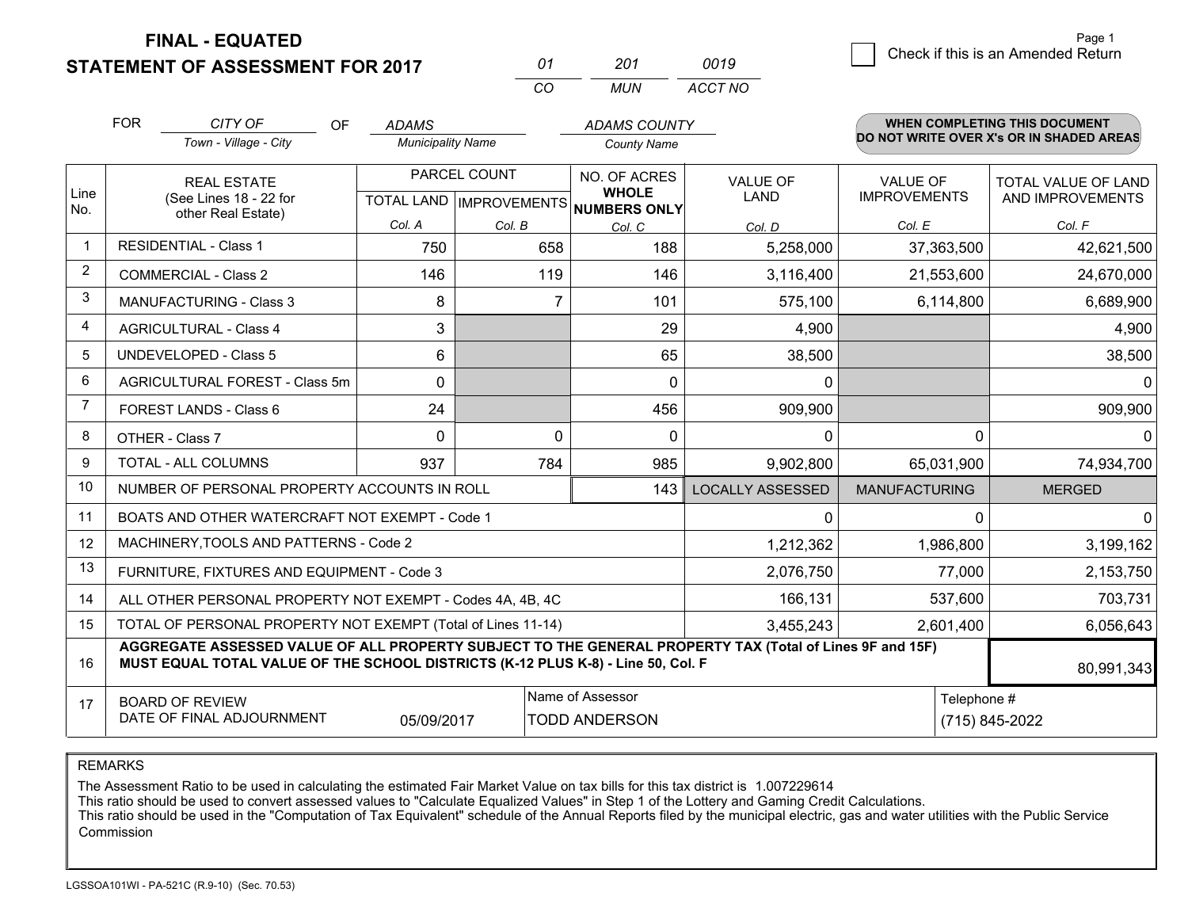**FINAL - EQUATED**
**STATEMENT OF ASSESSMENT FOR 2017**

| 01 | 201 | 0019 |
|---|---|---|
| CO | MUN | ACCT NO |

Page 1

☐ Check if this is an Amended Return

FOR CITY OF (Town - Village - City) OF ADAMS (Municipality Name) ADAMS COUNTY (County Name)

**WHEN COMPLETING THIS DOCUMENT DO NOT WRITE OVER X's OR IN SHADED AREAS**

| Line No. | REAL ESTATE (See Lines 18 - 22 for other Real Estate) | PARCEL COUNT TOTAL LAND Col. A | IMPROVEMENTS Col. B | NO. OF ACRES WHOLE NUMBERS ONLY Col. C | VALUE OF LAND Col. D | VALUE OF IMPROVEMENTS Col. E | TOTAL VALUE OF LAND AND IMPROVEMENTS Col. F |
|---|---|---|---|---|---|---|---|
| 1 | RESIDENTIAL - Class 1 | 750 | 658 | 188 | 5,258,000 | 37,363,500 | 42,621,500 |
| 2 | COMMERCIAL - Class 2 | 146 | 119 | 146 | 3,116,400 | 21,553,600 | 24,670,000 |
| 3 | MANUFACTURING - Class 3 | 8 | 7 | 101 | 575,100 | 6,114,800 | 6,689,900 |
| 4 | AGRICULTURAL - Class 4 | 3 | | 29 | 4,900 | | 4,900 |
| 5 | UNDEVELOPED - Class 5 | 6 | | 65 | 38,500 | | 38,500 |
| 6 | AGRICULTURAL FOREST - Class 5m | 0 | | 0 | 0 | | 0 |
| 7 | FOREST LANDS - Class 6 | 24 | | 456 | 909,900 | | 909,900 |
| 8 | OTHER - Class 7 | 0 | 0 | 0 | 0 | 0 | 0 |
| 9 | TOTAL - ALL COLUMNS | 937 | 784 | 985 | 9,902,800 | 65,031,900 | 74,934,700 |
| 10 | NUMBER OF PERSONAL PROPERTY ACCOUNTS IN ROLL | | | 143 | LOCALLY ASSESSED | MANUFACTURING | MERGED |
| 11 | BOATS AND OTHER WATERCRAFT NOT EXEMPT - Code 1 | | | | 0 | 0 | 0 |
| 12 | MACHINERY,TOOLS AND PATTERNS - Code 2 | | | | 1,212,362 | 1,986,800 | 3,199,162 |
| 13 | FURNITURE, FIXTURES AND EQUIPMENT - Code 3 | | | | 2,076,750 | 77,000 | 2,153,750 |
| 14 | ALL OTHER PERSONAL PROPERTY NOT EXEMPT - Codes 4A, 4B, 4C | | | | 166,131 | 537,600 | 703,731 |
| 15 | TOTAL OF PERSONAL PROPERTY NOT EXEMPT (Total of Lines 11-14) | | | | 3,455,243 | 2,601,400 | 6,056,643 |
| 16 | **AGGREGATE ASSESSED VALUE OF ALL PROPERTY SUBJECT TO THE GENERAL PROPERTY TAX (Total of Lines 9F and 15F) MUST EQUAL TOTAL VALUE OF THE SCHOOL DISTRICTS (K-12 PLUS K-8) - Line 50, Col. F** | | | | | | 80,991,343 |
| 17 | BOARD OF REVIEW DATE OF FINAL ADJOURNMENT | 05/09/2017 | Name of Assessor: TODD ANDERSON | | | Telephone #: (715) 845-2022 | |

REMARKS

The Assessment Ratio to be used in calculating the estimated Fair Market Value on tax bills for this tax district is 1.007229614
This ratio should be used to convert assessed values to "Calculate Equalized Values" in Step 1 of the Lottery and Gaming Credit Calculations.
This ratio should be used in the "Computation of Tax Equivalent" schedule of the Annual Reports filed by the municipal electric, gas and water utilities with the Public Service Commission

LGSSOA101WI - PA-521C (R.9-10) (Sec. 70.53)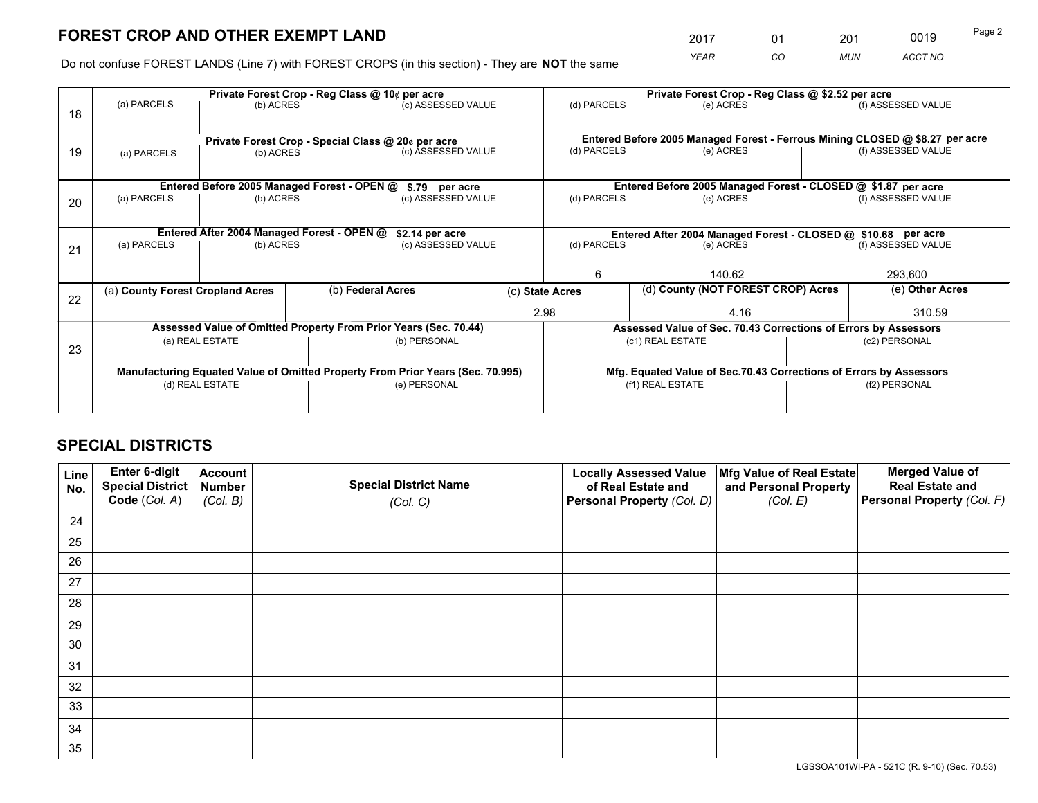# FOREST CROP AND OTHER EXEMPT LAND

| 2017 | 01 | 201 | 0019 |
|---|---|---|---|
| *YEAR* | *CO* | *MUN* | *ACCT NO* |

Do not confuse FOREST LANDS (Line 7) with FOREST CROPS (in this section) - They are **NOT** the same

| Line | Private Forest Crop - Reg Class @ 10¢ per acre | | | Private Forest Crop - Reg Class @ $2.52 per acre | | |
|---|---|---|---|---|---|---|
| 18 | (a) PARCELS | (b) ACRES | (c) ASSESSED VALUE | (d) PARCELS | (e) ACRES | (f) ASSESSED VALUE |
| | **Private Forest Crop - Special Class @ 20¢ per acre** | | | **Entered Before 2005 Managed Forest - Ferrous Mining CLOSED @ $8.27 per acre** | | |
| 19 | (a) PARCELS | (b) ACRES | (c) ASSESSED VALUE | (d) PARCELS | (e) ACRES | (f) ASSESSED VALUE |
| | **Entered Before 2005 Managed Forest - OPEN @ $.79 per acre** | | | **Entered Before 2005 Managed Forest - CLOSED @ $1.87 per acre** | | |
| 20 | (a) PARCELS | (b) ACRES | (c) ASSESSED VALUE | (d) PARCELS | (e) ACRES | (f) ASSESSED VALUE |
| | **Entered After 2004 Managed Forest - OPEN @ $2.14 per acre** | | | **Entered After 2004 Managed Forest - CLOSED @ $10.68 per acre** | | |
| 21 | (a) PARCELS | (b) ACRES | (c) ASSESSED VALUE | (d) PARCELS | (e) ACRES | (f) ASSESSED VALUE |
| | | | | 6 | 140.62 | 293,600 |

| Line | (a) County Forest Cropland Acres | (b) Federal Acres | (c) State Acres | (d) County (NOT FOREST CROP) Acres | (e) Other Acres |
|---|---|---|---|---|---|
| 22 | | | 2.98 | 4.16 | 310.59 |

| Line | Assessed Value of Omitted Property From Prior Years (Sec. 70.44) | | Assessed Value of Sec. 70.43 Corrections of Errors by Assessors | |
|---|---|---|---|---|
| 23 | (a) REAL ESTATE | (b) PERSONAL | (c1) REAL ESTATE | (c2) PERSONAL |
| | **Manufacturing Equated Value of Omitted Property From Prior Years (Sec. 70.995)** | | **Mfg. Equated Value of Sec.70.43 Corrections of Errors by Assessors** | |
| | (d) REAL ESTATE | (e) PERSONAL | (f1) REAL ESTATE | (f2) PERSONAL |

# SPECIAL DISTRICTS

| Line No. | Enter 6-digit Special District Code (*Col. A*) | Account Number (*Col. B*) | Special District Name (*Col. C*) | Locally Assessed Value of Real Estate and Personal Property (*Col. D*) | Mfg Value of Real Estate and Personal Property (*Col. E*) | Merged Value of Real Estate and Personal Property (*Col. F*) |
|---|---|---|---|---|---|---|
| 24 | | | | | | |
| 25 | | | | | | |
| 26 | | | | | | |
| 27 | | | | | | |
| 28 | | | | | | |
| 29 | | | | | | |
| 30 | | | | | | |
| 31 | | | | | | |
| 32 | | | | | | |
| 33 | | | | | | |
| 34 | | | | | | |
| 35 | | | | | | |

LGSSOA101WI-PA - 521C (R. 9-10) (Sec. 70.53)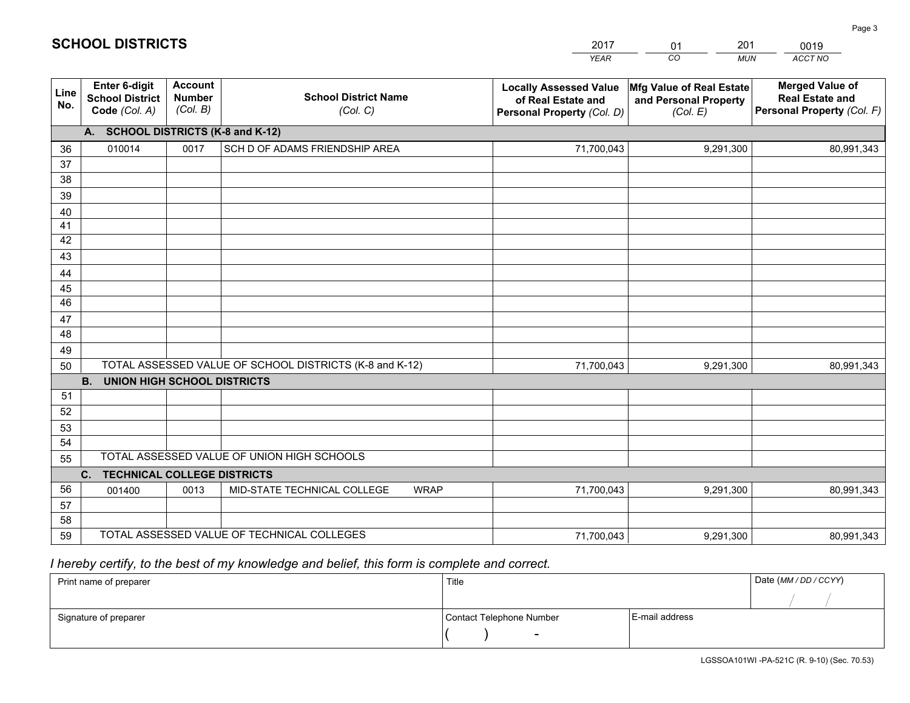## SCHOOL DISTRICTS

| 2017 | 01 | 201 | 0019 |
|---|---|---|---|
| *YEAR* | *CO* | *MUN* | *ACCT NO* |

| Line No. | Enter 6-digit School District Code *(Col. A)* | Account Number *(Col. B)* | School District Name *(Col. C)* | Locally Assessed Value of Real Estate and Personal Property *(Col. D)* | Mfg Value of Real Estate and Personal Property *(Col. E)* | Merged Value of Real Estate and Personal Property *(Col. F)* |
|---|---|---|---|---|---|---|
| | **A. SCHOOL DISTRICTS (K-8 and K-12)** | | | | | |
| 36 | 010014 | 0017 | SCH D OF ADAMS FRIENDSHIP AREA | 71,700,043 | 9,291,300 | 80,991,343 |
| 37 | | | | | | |
| 38 | | | | | | |
| 39 | | | | | | |
| 40 | | | | | | |
| 41 | | | | | | |
| 42 | | | | | | |
| 43 | | | | | | |
| 44 | | | | | | |
| 45 | | | | | | |
| 46 | | | | | | |
| 47 | | | | | | |
| 48 | | | | | | |
| 49 | | | | | | |
| 50 | TOTAL ASSESSED VALUE OF SCHOOL DISTRICTS (K-8 and K-12) | | | 71,700,043 | 9,291,300 | 80,991,343 |
| | **B. UNION HIGH SCHOOL DISTRICTS** | | | | | |
| 51 | | | | | | |
| 52 | | | | | | |
| 53 | | | | | | |
| 54 | | | | | | |
| 55 | TOTAL ASSESSED VALUE OF UNION HIGH SCHOOLS | | | | | |
| | **C. TECHNICAL COLLEGE DISTRICTS** | | | | | |
| 56 | 001400 | 0013 | MID-STATE TECHNICAL COLLEGE WRAP | 71,700,043 | 9,291,300 | 80,991,343 |
| 57 | | | | | | |
| 58 | | | | | | |
| 59 | TOTAL ASSESSED VALUE OF TECHNICAL COLLEGES | | | 71,700,043 | 9,291,300 | 80,991,343 |

*I hereby certify, to the best of my knowledge and belief, this form is complete and correct.*

| Print name of preparer | Title | | Date *(MM / DD / CCYY)* |
|---|---|---|---|
| | | | / / |
| Signature of preparer | Contact Telephone Number | E-mail address | |
| | ( ) - | | |

LGSSOA101WI -PA-521C (R. 9-10) (Sec. 70.53)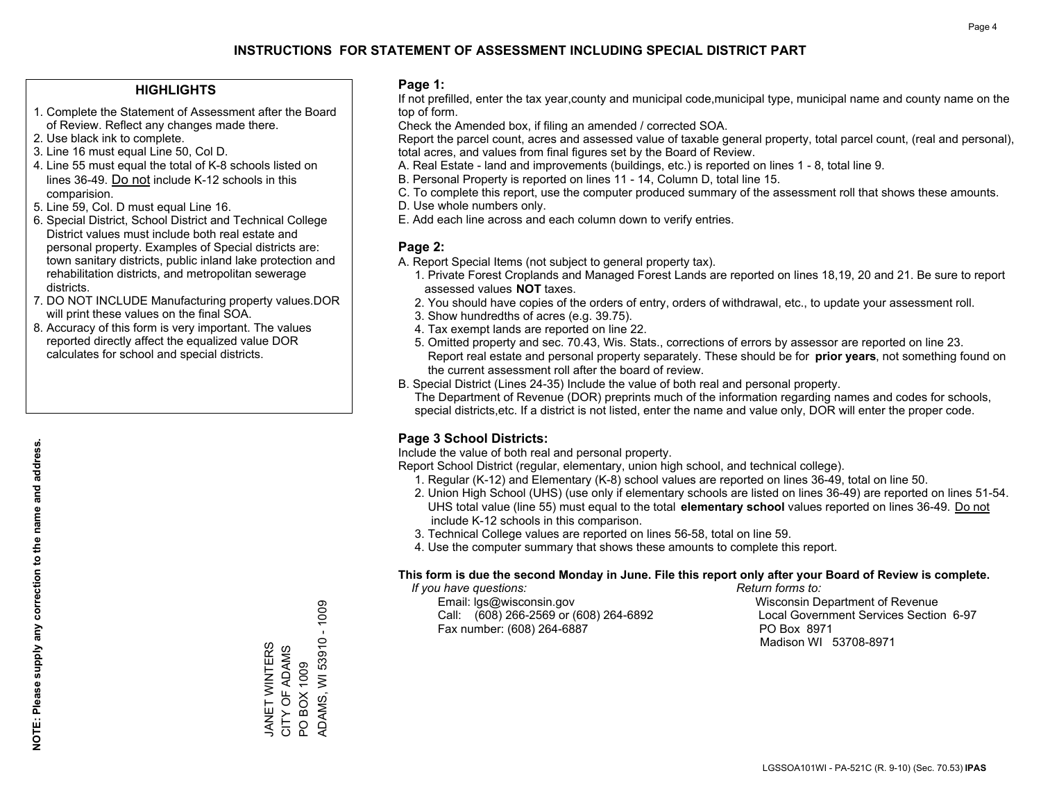# INSTRUCTIONS FOR STATEMENT OF ASSESSMENT INCLUDING SPECIAL DISTRICT PART

## HIGHLIGHTS

1. Complete the Statement of Assessment after the Board of Review. Reflect any changes made there.
2. Use black ink to complete.
3. Line 16 must equal Line 50, Col D.
4. Line 55 must equal the total of K-8 schools listed on lines 36-49. Do not include K-12 schools in this comparision.
5. Line 59, Col. D must equal Line 16.
6. Special District, School District and Technical College District values must include both real estate and personal property. Examples of Special districts are: town sanitary districts, public inland lake protection and rehabilitation districts, and metropolitan sewerage districts.
7. DO NOT INCLUDE Manufacturing property values.DOR will print these values on the final SOA.
8. Accuracy of this form is very important. The values reported directly affect the equalized value DOR calculates for school and special districts.

**NOTE: Please supply any correction to the name and address.**

JANET WINTERS
CITY OF ADAMS
PO BOX 1009
ADAMS, WI 53910 - 1009

## Page 1:

If not prefilled, enter the tax year,county and municipal code,municipal type, municipal name and county name on the top of form.

Check the Amended box, if filing an amended / corrected SOA.

Report the parcel count, acres and assessed value of taxable general property, total parcel count, (real and personal), total acres, and values from final figures set by the Board of Review.

A. Real Estate - land and improvements (buildings, etc.) is reported on lines 1 - 8, total line 9.
B. Personal Property is reported on lines 11 - 14, Column D, total line 15.
C. To complete this report, use the computer produced summary of the assessment roll that shows these amounts.
D. Use whole numbers only.
E. Add each line across and each column down to verify entries.

## Page 2:

A. Report Special Items (not subject to general property tax).
   1. Private Forest Croplands and Managed Forest Lands are reported on lines 18,19, 20 and 21. Be sure to report assessed values **NOT** taxes.
   2. You should have copies of the orders of entry, orders of withdrawal, etc., to update your assessment roll.
   3. Show hundredths of acres (e.g. 39.75).
   4. Tax exempt lands are reported on line 22.
   5. Omitted property and sec. 70.43, Wis. Stats., corrections of errors by assessor are reported on line 23. Report real estate and personal property separately. These should be for **prior years**, not something found on the current assessment roll after the board of review.
B. Special District (Lines 24-35) Include the value of both real and personal property.
   The Department of Revenue (DOR) preprints much of the information regarding names and codes for schools, special districts,etc. If a district is not listed, enter the name and value only, DOR will enter the proper code.

## Page 3 School Districts:

Include the value of both real and personal property.

Report School District (regular, elementary, union high school, and technical college).

1. Regular (K-12) and Elementary (K-8) school values are reported on lines 36-49, total on line 50.
2. Union High School (UHS) (use only if elementary schools are listed on lines 36-49) are reported on lines 51-54. UHS total value (line 55) must equal to the total **elementary school** values reported on lines 36-49. Do not include K-12 schools in this comparison.
3. Technical College values are reported on lines 56-58, total on line 59.
4. Use the computer summary that shows these amounts to complete this report.

**This form is due the second Monday in June. File this report only after your Board of Review is complete.**

*If you have questions:*
Email: lgs@wisconsin.gov
Call: (608) 266-2569 or (608) 264-6892
Fax number: (608) 264-6887

*Return forms to:*
Wisconsin Department of Revenue
Local Government Services Section 6-97
PO Box 8971
Madison WI 53708-8971

LGSSOA101WI - PA-521C (R. 9-10) (Sec. 70.53) **IPAS**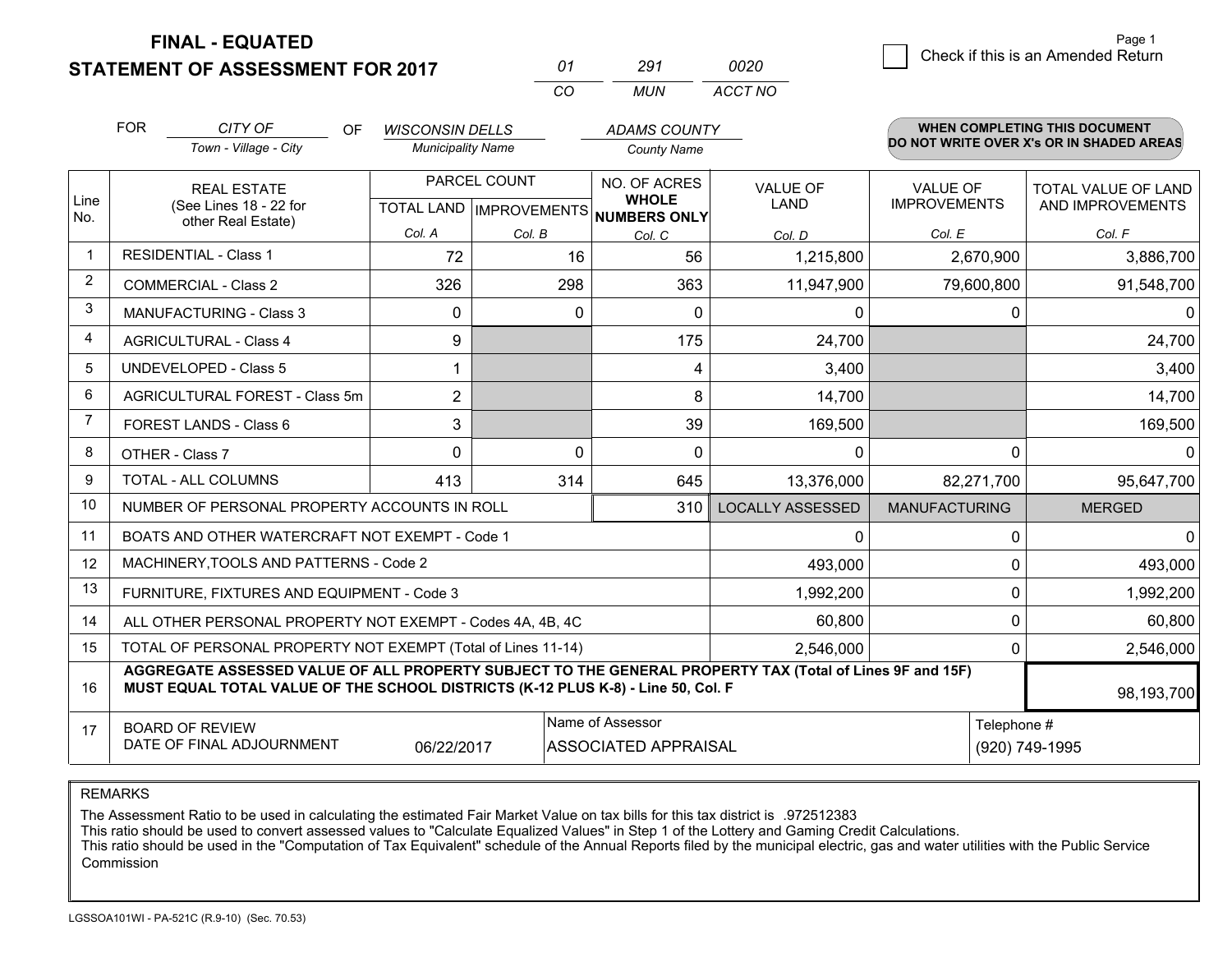**FINAL - EQUATED**
**STATEMENT OF ASSESSMENT FOR 2017**

| 01 | 291 | 0020 |
|---|---|---|
| CO | MUN | ACCT NO |

Page 1

☐ Check if this is an Amended Return

FOR *CITY OF* (Town - Village - City) OF *WISCONSIN DELLS* (Municipality Name) *ADAMS COUNTY* (County Name)

**WHEN COMPLETING THIS DOCUMENT DO NOT WRITE OVER X's OR IN SHADED AREAS**

| Line No. | REAL ESTATE (See Lines 18 - 22 for other Real Estate) | PARCEL COUNT TOTAL LAND Col. A | PARCEL COUNT IMPROVEMENTS Col. B | NO. OF ACRES WHOLE NUMBERS ONLY Col. C | VALUE OF LAND Col. D | VALUE OF IMPROVEMENTS Col. E | TOTAL VALUE OF LAND AND IMPROVEMENTS Col. F |
|---|---|---|---|---|---|---|---|
| 1 | RESIDENTIAL - Class 1 | 72 | 16 | 56 | 1,215,800 | 2,670,900 | 3,886,700 |
| 2 | COMMERCIAL - Class 2 | 326 | 298 | 363 | 11,947,900 | 79,600,800 | 91,548,700 |
| 3 | MANUFACTURING - Class 3 | 0 | 0 | 0 | 0 | 0 | 0 |
| 4 | AGRICULTURAL - Class 4 | 9 | | 175 | 24,700 | | 24,700 |
| 5 | UNDEVELOPED - Class 5 | 1 | | 4 | 3,400 | | 3,400 |
| 6 | AGRICULTURAL FOREST - Class 5m | 2 | | 8 | 14,700 | | 14,700 |
| 7 | FOREST LANDS - Class 6 | 3 | | 39 | 169,500 | | 169,500 |
| 8 | OTHER - Class 7 | 0 | 0 | 0 | 0 | 0 | 0 |
| 9 | TOTAL - ALL COLUMNS | 413 | 314 | 645 | 13,376,000 | 82,271,700 | 95,647,700 |
| 10 | NUMBER OF PERSONAL PROPERTY ACCOUNTS IN ROLL | | | 310 | LOCALLY ASSESSED | MANUFACTURING | MERGED |
| 11 | BOATS AND OTHER WATERCRAFT NOT EXEMPT - Code 1 | | | | 0 | 0 | 0 |
| 12 | MACHINERY,TOOLS AND PATTERNS - Code 2 | | | | 493,000 | 0 | 493,000 |
| 13 | FURNITURE, FIXTURES AND EQUIPMENT - Code 3 | | | | 1,992,200 | 0 | 1,992,200 |
| 14 | ALL OTHER PERSONAL PROPERTY NOT EXEMPT - Codes 4A, 4B, 4C | | | | 60,800 | 0 | 60,800 |
| 15 | TOTAL OF PERSONAL PROPERTY NOT EXEMPT (Total of Lines 11-14) | | | | 2,546,000 | 0 | 2,546,000 |
| 16 | **AGGREGATE ASSESSED VALUE OF ALL PROPERTY SUBJECT TO THE GENERAL PROPERTY TAX (Total of Lines 9F and 15F) MUST EQUAL TOTAL VALUE OF THE SCHOOL DISTRICTS (K-12 PLUS K-8) - Line 50, Col. F** | | | | | | 98,193,700 |
| 17 | BOARD OF REVIEW DATE OF FINAL ADJOURNMENT | 06/22/2017 | Name of Assessor | ASSOCIATED APPRAISAL | | Telephone # | (920) 749-1995 |

REMARKS

The Assessment Ratio to be used in calculating the estimated Fair Market Value on tax bills for this tax district is .972512383
This ratio should be used to convert assessed values to "Calculate Equalized Values" in Step 1 of the Lottery and Gaming Credit Calculations.
This ratio should be used in the "Computation of Tax Equivalent" schedule of the Annual Reports filed by the municipal electric, gas and water utilities with the Public Service Commission

LGSSOA101WI - PA-521C (R.9-10) (Sec. 70.53)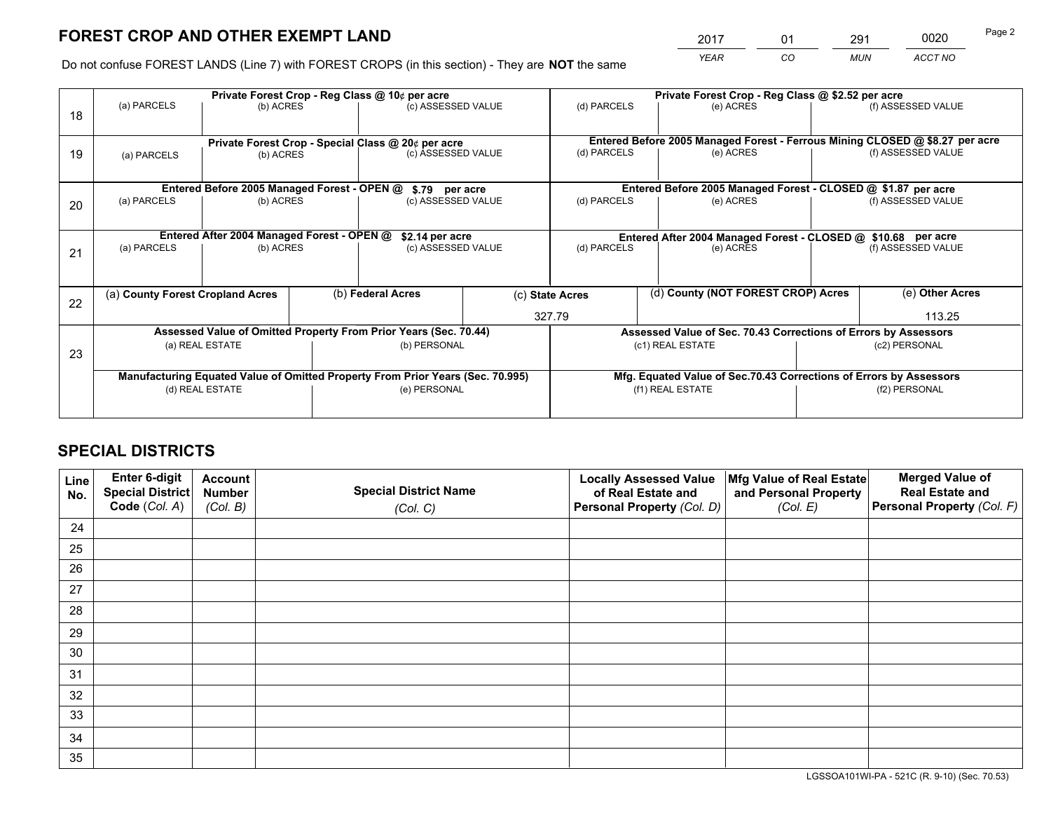# FOREST CROP AND OTHER EXEMPT LAND

| 2017 | 01 | 291 | 0020 |
|---|---|---|---|
| *YEAR* | *CO* | *MUN* | *ACCT NO* |

Do not confuse FOREST LANDS (Line 7) with FOREST CROPS (in this section) - They are **NOT** the same

| Line | Private Forest Crop - Reg Class @ 10¢ per acre | | | Private Forest Crop - Reg Class @ $2.52 per acre | | |
|---|---|---|---|---|---|---|
| 18 | (a) PARCELS | (b) ACRES | (c) ASSESSED VALUE | (d) PARCELS | (e) ACRES | (f) ASSESSED VALUE |
| | | | | | | |
| | **Private Forest Crop - Special Class @ 20¢ per acre** | | | **Entered Before 2005 Managed Forest - Ferrous Mining CLOSED @ $8.27 per acre** | | |
| 19 | (a) PARCELS | (b) ACRES | (c) ASSESSED VALUE | (d) PARCELS | (e) ACRES | (f) ASSESSED VALUE |
| | | | | | | |
| | **Entered Before 2005 Managed Forest - OPEN @ $.79 per acre** | | | **Entered Before 2005 Managed Forest - CLOSED @ $1.87 per acre** | | |
| 20 | (a) PARCELS | (b) ACRES | (c) ASSESSED VALUE | (d) PARCELS | (e) ACRES | (f) ASSESSED VALUE |
| | | | | | | |
| | **Entered After 2004 Managed Forest - OPEN @ $2.14 per acre** | | | **Entered After 2004 Managed Forest - CLOSED @ $10.68 per acre** | | |
| 21 | (a) PARCELS | (b) ACRES | (c) ASSESSED VALUE | (d) PARCELS | (e) ACRES | (f) ASSESSED VALUE |
| | | | | | | |

| Line | (a) County Forest Cropland Acres | (b) Federal Acres | (c) State Acres | (d) County (NOT FOREST CROP) Acres | (e) Other Acres |
|---|---|---|---|---|---|
| 22 | | | 327.79 | | 113.25 |

| Line | Assessed Value of Omitted Property From Prior Years (Sec. 70.44) | | Assessed Value of Sec. 70.43 Corrections of Errors by Assessors | |
|---|---|---|---|---|
| 23 | (a) REAL ESTATE | (b) PERSONAL | (c1) REAL ESTATE | (c2) PERSONAL |
| | | | | |
| | **Manufacturing Equated Value of Omitted Property From Prior Years (Sec. 70.995)** | | **Mfg. Equated Value of Sec.70.43 Corrections of Errors by Assessors** | |
| | (d) REAL ESTATE | (e) PERSONAL | (f1) REAL ESTATE | (f2) PERSONAL |
| | | | | |

## SPECIAL DISTRICTS

| Line No. | Enter 6-digit Special District Code (*Col. A*) | Account Number (*Col. B*) | Special District Name (*Col. C*) | Locally Assessed Value of Real Estate and Personal Property (*Col. D*) | Mfg Value of Real Estate and Personal Property (*Col. E*) | Merged Value of Real Estate and Personal Property (*Col. F*) |
|---|---|---|---|---|---|---|
| 24 | | | | | | |
| 25 | | | | | | |
| 26 | | | | | | |
| 27 | | | | | | |
| 28 | | | | | | |
| 29 | | | | | | |
| 30 | | | | | | |
| 31 | | | | | | |
| 32 | | | | | | |
| 33 | | | | | | |
| 34 | | | | | | |
| 35 | | | | | | |

LGSSOA101WI-PA - 521C (R. 9-10) (Sec. 70.53)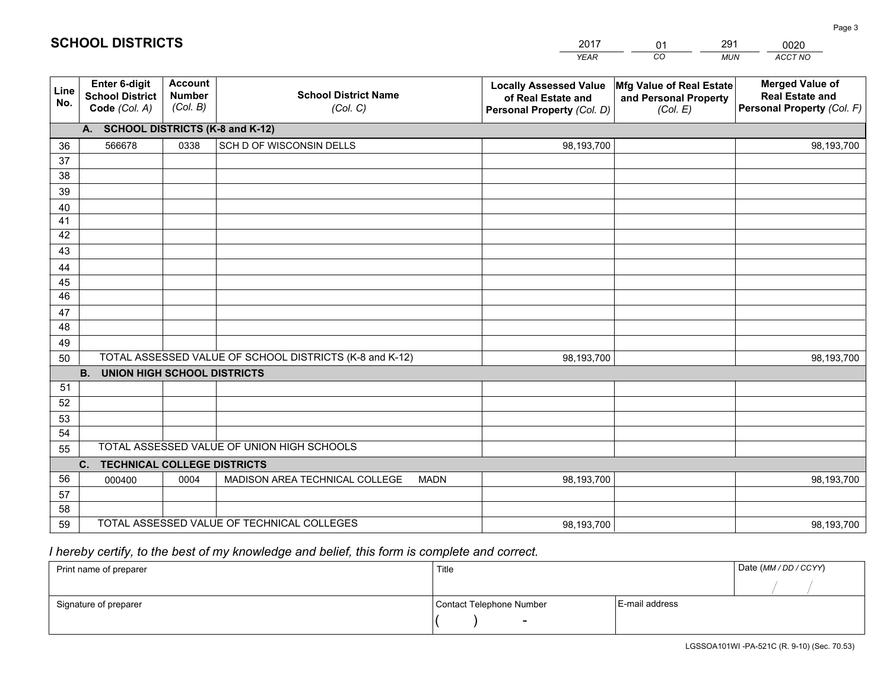# SCHOOL DISTRICTS

| 2017 | 01 | 291 | 0020 |
|---|---|---|---|
| *YEAR* | *CO* | *MUN* | *ACCT NO* |

| Line No. | Enter 6-digit School District Code *(Col. A)* | Account Number *(Col. B)* | School District Name *(Col. C)* | Locally Assessed Value of Real Estate and Personal Property *(Col. D)* | Mfg Value of Real Estate and Personal Property *(Col. E)* | Merged Value of Real Estate and Personal Property *(Col. F)* |
|---|---|---|---|---|---|---|
| | **A. SCHOOL DISTRICTS (K-8 and K-12)** | | | | | |
| 36 | 566678 | 0338 | SCH D OF WISCONSIN DELLS | 98,193,700 | | 98,193,700 |
| 37 | | | | | | |
| 38 | | | | | | |
| 39 | | | | | | |
| 40 | | | | | | |
| 41 | | | | | | |
| 42 | | | | | | |
| 43 | | | | | | |
| 44 | | | | | | |
| 45 | | | | | | |
| 46 | | | | | | |
| 47 | | | | | | |
| 48 | | | | | | |
| 49 | | | | | | |
| 50 | TOTAL ASSESSED VALUE OF SCHOOL DISTRICTS (K-8 and K-12) | | | 98,193,700 | | 98,193,700 |
| | **B. UNION HIGH SCHOOL DISTRICTS** | | | | | |
| 51 | | | | | | |
| 52 | | | | | | |
| 53 | | | | | | |
| 54 | | | | | | |
| 55 | TOTAL ASSESSED VALUE OF UNION HIGH SCHOOLS | | | | | |
| | **C. TECHNICAL COLLEGE DISTRICTS** | | | | | |
| 56 | 000400 | 0004 | MADISON AREA TECHNICAL COLLEGE MADN | 98,193,700 | | 98,193,700 |
| 57 | | | | | | |
| 58 | | | | | | |
| 59 | TOTAL ASSESSED VALUE OF TECHNICAL COLLEGES | | | 98,193,700 | | 98,193,700 |

*I hereby certify, to the best of my knowledge and belief, this form is complete and correct.*

| Print name of preparer | Title | | Date *(MM / DD / CCYY)* |
|---|---|---|---|
| | | | / / |
| Signature of preparer | Contact Telephone Number | E-mail address | |
| | ( ) - | | |

LGSSOA101WI -PA-521C (R. 9-10) (Sec. 70.53)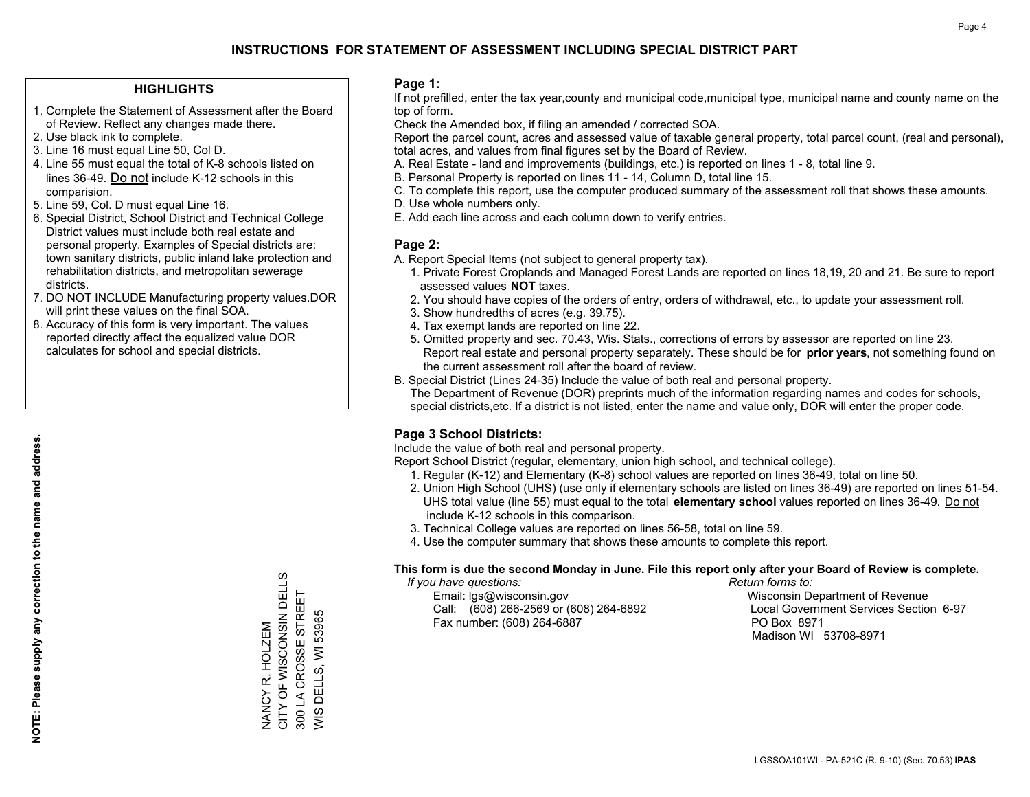# INSTRUCTIONS FOR STATEMENT OF ASSESSMENT INCLUDING SPECIAL DISTRICT PART

## HIGHLIGHTS

1. Complete the Statement of Assessment after the Board of Review. Reflect any changes made there.
2. Use black ink to complete.
3. Line 16 must equal Line 50, Col D.
4. Line 55 must equal the total of K-8 schools listed on lines 36-49. Do not include K-12 schools in this comparision.
5. Line 59, Col. D must equal Line 16.
6. Special District, School District and Technical College District values must include both real estate and personal property. Examples of Special districts are: town sanitary districts, public inland lake protection and rehabilitation districts, and metropolitan sewerage districts.
7. DO NOT INCLUDE Manufacturing property values.DOR will print these values on the final SOA.
8. Accuracy of this form is very important. The values reported directly affect the equalized value DOR calculates for school and special districts.

**NOTE: Please supply any correction to the name and address.**

NANCY R. HOLZEM
CITY OF WISCONSIN DELLS
300 LA CROSSE STREET
WIS DELLS, WI 53965

## Page 1:

If not prefilled, enter the tax year,county and municipal code,municipal type, municipal name and county name on the top of form.

Check the Amended box, if filing an amended / corrected SOA.

Report the parcel count, acres and assessed value of taxable general property, total parcel count, (real and personal), total acres, and values from final figures set by the Board of Review.

A. Real Estate - land and improvements (buildings, etc.) is reported on lines 1 - 8, total line 9.
B. Personal Property is reported on lines 11 - 14, Column D, total line 15.
C. To complete this report, use the computer produced summary of the assessment roll that shows these amounts.
D. Use whole numbers only.
E. Add each line across and each column down to verify entries.

## Page 2:

A. Report Special Items (not subject to general property tax).
   1. Private Forest Croplands and Managed Forest Lands are reported on lines 18,19, 20 and 21. Be sure to report assessed values **NOT** taxes.
   2. You should have copies of the orders of entry, orders of withdrawal, etc., to update your assessment roll.
   3. Show hundredths of acres (e.g. 39.75).
   4. Tax exempt lands are reported on line 22.
   5. Omitted property and sec. 70.43, Wis. Stats., corrections of errors by assessor are reported on line 23. Report real estate and personal property separately. These should be for **prior years**, not something found on the current assessment roll after the board of review.

B. Special District (Lines 24-35) Include the value of both real and personal property.
   The Department of Revenue (DOR) preprints much of the information regarding names and codes for schools, special districts,etc. If a district is not listed, enter the name and value only, DOR will enter the proper code.

## Page 3 School Districts:

Include the value of both real and personal property.

Report School District (regular, elementary, union high school, and technical college).

1. Regular (K-12) and Elementary (K-8) school values are reported on lines 36-49, total on line 50.
2. Union High School (UHS) (use only if elementary schools are listed on lines 36-49) are reported on lines 51-54. UHS total value (line 55) must equal to the total **elementary school** values reported on lines 36-49. Do not include K-12 schools in this comparison.
3. Technical College values are reported on lines 56-58, total on line 59.
4. Use the computer summary that shows these amounts to complete this report.

**This form is due the second Monday in June. File this report only after your Board of Review is complete.**

*If you have questions:*
Email: lgs@wisconsin.gov
Call: (608) 266-2569 or (608) 264-6892
Fax number: (608) 264-6887

*Return forms to:*
Wisconsin Department of Revenue
Local Government Services Section 6-97
PO Box 8971
Madison WI 53708-8971

LGSSOA101WI - PA-521C (R. 9-10) (Sec. 70.53) **IPAS**